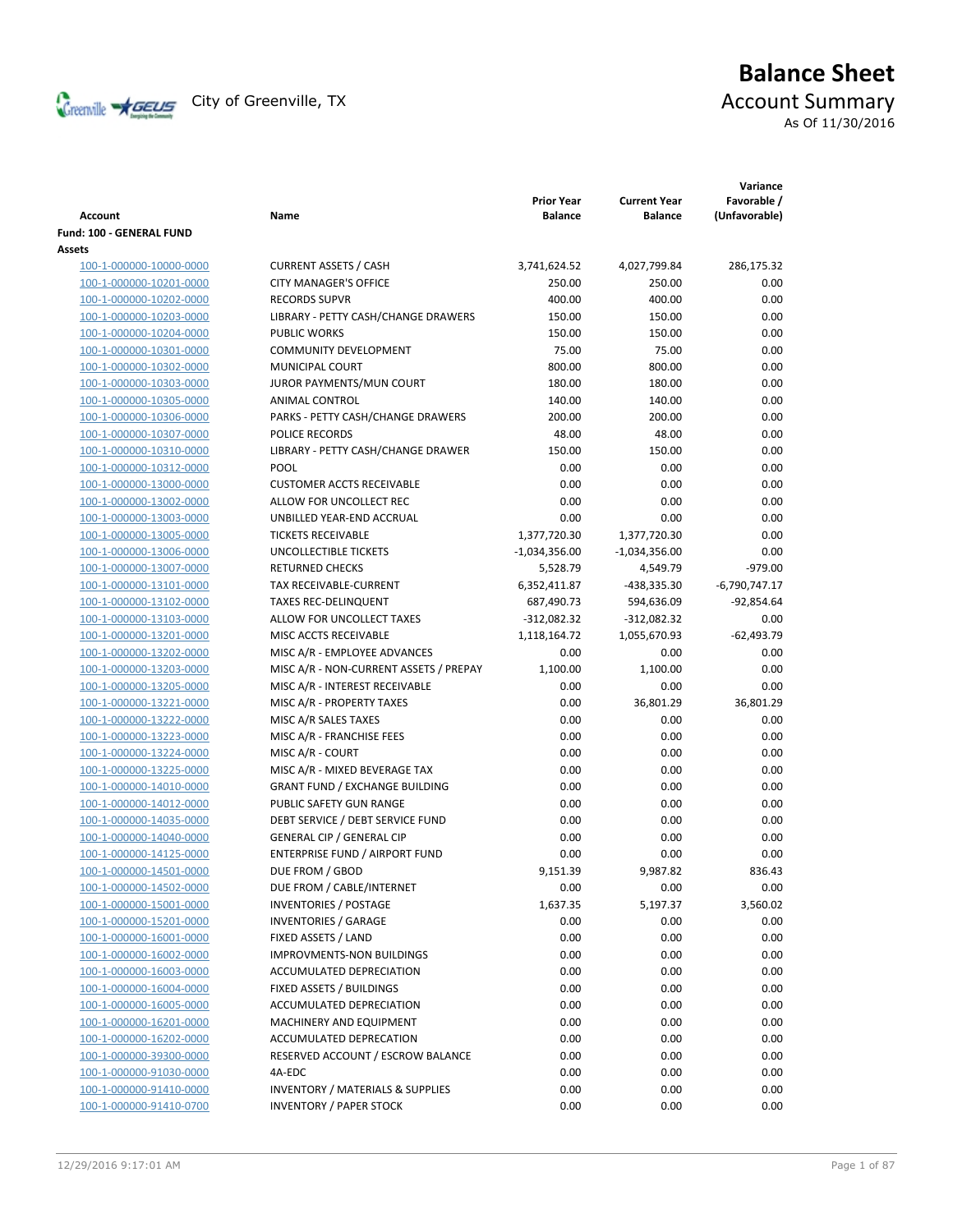City of Greenville, TX

# Balance Sheet

## Account Summary

As Of 11/30/2016

| Account | Name | Prior Year Balance | Current Year Balance | Variance Favorable / (Unfavorable) |
|---|---|---|---|---|
| **Fund: 100 - GENERAL FUND** | | | | |
| **Assets** | | | | |
| 100-1-000000-10000-0000 | CURRENT ASSETS / CASH | 3,741,624.52 | 4,027,799.84 | 286,175.32 |
| 100-1-000000-10201-0000 | CITY MANAGER'S OFFICE | 250.00 | 250.00 | 0.00 |
| 100-1-000000-10202-0000 | RECORDS SUPVR | 400.00 | 400.00 | 0.00 |
| 100-1-000000-10203-0000 | LIBRARY - PETTY CASH/CHANGE DRAWERS | 150.00 | 150.00 | 0.00 |
| 100-1-000000-10204-0000 | PUBLIC WORKS | 150.00 | 150.00 | 0.00 |
| 100-1-000000-10301-0000 | COMMUNITY DEVELOPMENT | 75.00 | 75.00 | 0.00 |
| 100-1-000000-10302-0000 | MUNICIPAL COURT | 800.00 | 800.00 | 0.00 |
| 100-1-000000-10303-0000 | JUROR PAYMENTS/MUN COURT | 180.00 | 180.00 | 0.00 |
| 100-1-000000-10305-0000 | ANIMAL CONTROL | 140.00 | 140.00 | 0.00 |
| 100-1-000000-10306-0000 | PARKS - PETTY CASH/CHANGE DRAWERS | 200.00 | 200.00 | 0.00 |
| 100-1-000000-10307-0000 | POLICE RECORDS | 48.00 | 48.00 | 0.00 |
| 100-1-000000-10310-0000 | LIBRARY - PETTY CASH/CHANGE DRAWER | 150.00 | 150.00 | 0.00 |
| 100-1-000000-10312-0000 | POOL | 0.00 | 0.00 | 0.00 |
| 100-1-000000-13000-0000 | CUSTOMER ACCTS RECEIVABLE | 0.00 | 0.00 | 0.00 |
| 100-1-000000-13002-0000 | ALLOW FOR UNCOLLECT REC | 0.00 | 0.00 | 0.00 |
| 100-1-000000-13003-0000 | UNBILLED YEAR-END ACCRUAL | 0.00 | 0.00 | 0.00 |
| 100-1-000000-13005-0000 | TICKETS RECEIVABLE | 1,377,720.30 | 1,377,720.30 | 0.00 |
| 100-1-000000-13006-0000 | UNCOLLECTIBLE TICKETS | -1,034,356.00 | -1,034,356.00 | 0.00 |
| 100-1-000000-13007-0000 | RETURNED CHECKS | 5,528.79 | 4,549.79 | -979.00 |
| 100-1-000000-13101-0000 | TAX RECEIVABLE-CURRENT | 6,352,411.87 | -438,335.30 | -6,790,747.17 |
| 100-1-000000-13102-0000 | TAXES REC-DELINQUENT | 687,490.73 | 594,636.09 | -92,854.64 |
| 100-1-000000-13103-0000 | ALLOW FOR UNCOLLECT TAXES | -312,082.32 | -312,082.32 | 0.00 |
| 100-1-000000-13201-0000 | MISC ACCTS RECEIVABLE | 1,118,164.72 | 1,055,670.93 | -62,493.79 |
| 100-1-000000-13202-0000 | MISC A/R - EMPLOYEE ADVANCES | 0.00 | 0.00 | 0.00 |
| 100-1-000000-13203-0000 | MISC A/R - NON-CURRENT ASSETS / PREPAY | 1,100.00 | 1,100.00 | 0.00 |
| 100-1-000000-13205-0000 | MISC A/R - INTEREST RECEIVABLE | 0.00 | 0.00 | 0.00 |
| 100-1-000000-13221-0000 | MISC A/R - PROPERTY TAXES | 0.00 | 36,801.29 | 36,801.29 |
| 100-1-000000-13222-0000 | MISC A/R SALES TAXES | 0.00 | 0.00 | 0.00 |
| 100-1-000000-13223-0000 | MISC A/R - FRANCHISE FEES | 0.00 | 0.00 | 0.00 |
| 100-1-000000-13224-0000 | MISC A/R - COURT | 0.00 | 0.00 | 0.00 |
| 100-1-000000-13225-0000 | MISC A/R - MIXED BEVERAGE TAX | 0.00 | 0.00 | 0.00 |
| 100-1-000000-14010-0000 | GRANT FUND / EXCHANGE BUILDING | 0.00 | 0.00 | 0.00 |
| 100-1-000000-14012-0000 | PUBLIC SAFETY GUN RANGE | 0.00 | 0.00 | 0.00 |
| 100-1-000000-14035-0000 | DEBT SERVICE / DEBT SERVICE FUND | 0.00 | 0.00 | 0.00 |
| 100-1-000000-14040-0000 | GENERAL CIP / GENERAL CIP | 0.00 | 0.00 | 0.00 |
| 100-1-000000-14125-0000 | ENTERPRISE FUND / AIRPORT FUND | 0.00 | 0.00 | 0.00 |
| 100-1-000000-14501-0000 | DUE FROM / GBOD | 9,151.39 | 9,987.82 | 836.43 |
| 100-1-000000-14502-0000 | DUE FROM / CABLE/INTERNET | 0.00 | 0.00 | 0.00 |
| 100-1-000000-15001-0000 | INVENTORIES / POSTAGE | 1,637.35 | 5,197.37 | 3,560.02 |
| 100-1-000000-15201-0000 | INVENTORIES / GARAGE | 0.00 | 0.00 | 0.00 |
| 100-1-000000-16001-0000 | FIXED ASSETS / LAND | 0.00 | 0.00 | 0.00 |
| 100-1-000000-16002-0000 | IMPROVMENTS-NON BUILDINGS | 0.00 | 0.00 | 0.00 |
| 100-1-000000-16003-0000 | ACCUMULATED DEPRECIATION | 0.00 | 0.00 | 0.00 |
| 100-1-000000-16004-0000 | FIXED ASSETS / BUILDINGS | 0.00 | 0.00 | 0.00 |
| 100-1-000000-16005-0000 | ACCUMULATED DEPRECIATION | 0.00 | 0.00 | 0.00 |
| 100-1-000000-16201-0000 | MACHINERY AND EQUIPMENT | 0.00 | 0.00 | 0.00 |
| 100-1-000000-16202-0000 | ACCUMULATED DEPRECATION | 0.00 | 0.00 | 0.00 |
| 100-1-000000-39300-0000 | RESERVED ACCOUNT / ESCROW BALANCE | 0.00 | 0.00 | 0.00 |
| 100-1-000000-91030-0000 | 4A-EDC | 0.00 | 0.00 | 0.00 |
| 100-1-000000-91410-0000 | INVENTORY / MATERIALS & SUPPLIES | 0.00 | 0.00 | 0.00 |
| 100-1-000000-91410-0700 | INVENTORY / PAPER STOCK | 0.00 | 0.00 | 0.00 |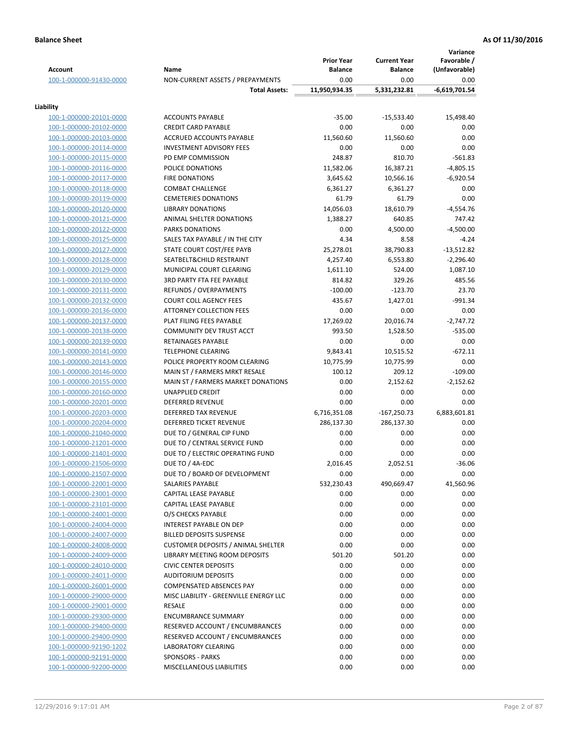**Balance Sheet** **As Of 11/30/2016**

| Account | Name | Prior Year Balance | Current Year Balance | Variance Favorable / (Unfavorable) |
|---|---|---|---|---|
| 100-1-000000-91430-0000 | NON-CURRENT ASSETS / PREPAYMENTS | 0.00 | 0.00 | 0.00 |
| | **Total Assets:** | 11,950,934.35 | 5,331,232.81 | -6,619,701.54 |
| **Liability** | | | | |
| 100-1-000000-20101-0000 | ACCOUNTS PAYABLE | -35.00 | -15,533.40 | 15,498.40 |
| 100-1-000000-20102-0000 | CREDIT CARD PAYABLE | 0.00 | 0.00 | 0.00 |
| 100-1-000000-20103-0000 | ACCRUED ACCOUNTS PAYABLE | 11,560.60 | 11,560.60 | 0.00 |
| 100-1-000000-20114-0000 | INVESTMENT ADVISORY FEES | 0.00 | 0.00 | 0.00 |
| 100-1-000000-20115-0000 | PD EMP COMMISSION | 248.87 | 810.70 | -561.83 |
| 100-1-000000-20116-0000 | POLICE DONATIONS | 11,582.06 | 16,387.21 | -4,805.15 |
| 100-1-000000-20117-0000 | FIRE DONATIONS | 3,645.62 | 10,566.16 | -6,920.54 |
| 100-1-000000-20118-0000 | COMBAT CHALLENGE | 6,361.27 | 6,361.27 | 0.00 |
| 100-1-000000-20119-0000 | CEMETERIES DONATIONS | 61.79 | 61.79 | 0.00 |
| 100-1-000000-20120-0000 | LIBRARY DONATIONS | 14,056.03 | 18,610.79 | -4,554.76 |
| 100-1-000000-20121-0000 | ANIMAL SHELTER DONATIONS | 1,388.27 | 640.85 | 747.42 |
| 100-1-000000-20122-0000 | PARKS DONATIONS | 0.00 | 4,500.00 | -4,500.00 |
| 100-1-000000-20125-0000 | SALES TAX PAYABLE / IN THE CITY | 4.34 | 8.58 | -4.24 |
| 100-1-000000-20127-0000 | STATE COURT COST/FEE PAYB | 25,278.01 | 38,790.83 | -13,512.82 |
| 100-1-000000-20128-0000 | SEATBELT&CHILD RESTRAINT | 4,257.40 | 6,553.80 | -2,296.40 |
| 100-1-000000-20129-0000 | MUNICIPAL COURT CLEARING | 1,611.10 | 524.00 | 1,087.10 |
| 100-1-000000-20130-0000 | 3RD PARTY FTA FEE PAYABLE | 814.82 | 329.26 | 485.56 |
| 100-1-000000-20131-0000 | REFUNDS / OVERPAYMENTS | -100.00 | -123.70 | 23.70 |
| 100-1-000000-20132-0000 | COURT COLL AGENCY FEES | 435.67 | 1,427.01 | -991.34 |
| 100-1-000000-20136-0000 | ATTORNEY COLLECTION FEES | 0.00 | 0.00 | 0.00 |
| 100-1-000000-20137-0000 | PLAT FILING FEES PAYABLE | 17,269.02 | 20,016.74 | -2,747.72 |
| 100-1-000000-20138-0000 | COMMUNITY DEV TRUST ACCT | 993.50 | 1,528.50 | -535.00 |
| 100-1-000000-20139-0000 | RETAINAGES PAYABLE | 0.00 | 0.00 | 0.00 |
| 100-1-000000-20141-0000 | TELEPHONE CLEARING | 9,843.41 | 10,515.52 | -672.11 |
| 100-1-000000-20143-0000 | POLICE PROPERTY ROOM CLEARING | 10,775.99 | 10,775.99 | 0.00 |
| 100-1-000000-20146-0000 | MAIN ST / FARMERS MRKT RESALE | 100.12 | 209.12 | -109.00 |
| 100-1-000000-20155-0000 | MAIN ST / FARMERS MARKET DONATIONS | 0.00 | 2,152.62 | -2,152.62 |
| 100-1-000000-20160-0000 | UNAPPLIED CREDIT | 0.00 | 0.00 | 0.00 |
| 100-1-000000-20201-0000 | DEFERRED REVENUE | 0.00 | 0.00 | 0.00 |
| 100-1-000000-20203-0000 | DEFERRED TAX REVENUE | 6,716,351.08 | -167,250.73 | 6,883,601.81 |
| 100-1-000000-20204-0000 | DEFERRED TICKET REVENUE | 286,137.30 | 286,137.30 | 0.00 |
| 100-1-000000-21040-0000 | DUE TO / GENERAL CIP FUND | 0.00 | 0.00 | 0.00 |
| 100-1-000000-21201-0000 | DUE TO / CENTRAL SERVICE FUND | 0.00 | 0.00 | 0.00 |
| 100-1-000000-21401-0000 | DUE TO / ELECTRIC OPERATING FUND | 0.00 | 0.00 | 0.00 |
| 100-1-000000-21506-0000 | DUE TO / 4A-EDC | 2,016.45 | 2,052.51 | -36.06 |
| 100-1-000000-21507-0000 | DUE TO / BOARD OF DEVELOPMENT | 0.00 | 0.00 | 0.00 |
| 100-1-000000-22001-0000 | SALARIES PAYABLE | 532,230.43 | 490,669.47 | 41,560.96 |
| 100-1-000000-23001-0000 | CAPITAL LEASE PAYABLE | 0.00 | 0.00 | 0.00 |
| 100-1-000000-23101-0000 | CAPITAL LEASE PAYABLE | 0.00 | 0.00 | 0.00 |
| 100-1-000000-24001-0000 | O/S CHECKS PAYABLE | 0.00 | 0.00 | 0.00 |
| 100-1-000000-24004-0000 | INTEREST PAYABLE ON DEP | 0.00 | 0.00 | 0.00 |
| 100-1-000000-24007-0000 | BILLED DEPOSITS SUSPENSE | 0.00 | 0.00 | 0.00 |
| 100-1-000000-24008-0000 | CUSTOMER DEPOSITS / ANIMAL SHELTER | 0.00 | 0.00 | 0.00 |
| 100-1-000000-24009-0000 | LIBRARY MEETING ROOM DEPOSITS | 501.20 | 501.20 | 0.00 |
| 100-1-000000-24010-0000 | CIVIC CENTER DEPOSITS | 0.00 | 0.00 | 0.00 |
| 100-1-000000-24011-0000 | AUDITORIUM DEPOSITS | 0.00 | 0.00 | 0.00 |
| 100-1-000000-26001-0000 | COMPENSATED ABSENCES PAY | 0.00 | 0.00 | 0.00 |
| 100-1-000000-29000-0000 | MISC LIABILITY - GREENVILLE ENERGY LLC | 0.00 | 0.00 | 0.00 |
| 100-1-000000-29001-0000 | RESALE | 0.00 | 0.00 | 0.00 |
| 100-1-000000-29300-0000 | ENCUMBRANCE SUMMARY | 0.00 | 0.00 | 0.00 |
| 100-1-000000-29400-0000 | RESERVED ACCOUNT / ENCUMBRANCES | 0.00 | 0.00 | 0.00 |
| 100-1-000000-29400-0900 | RESERVED ACCOUNT / ENCUMBRANCES | 0.00 | 0.00 | 0.00 |
| 100-1-000000-92190-1202 | LABORATORY CLEARING | 0.00 | 0.00 | 0.00 |
| 100-1-000000-92191-0000 | SPONSORS - PARKS | 0.00 | 0.00 | 0.00 |
| 100-1-000000-92200-0000 | MISCELLANEOUS LIABILITIES | 0.00 | 0.00 | 0.00 |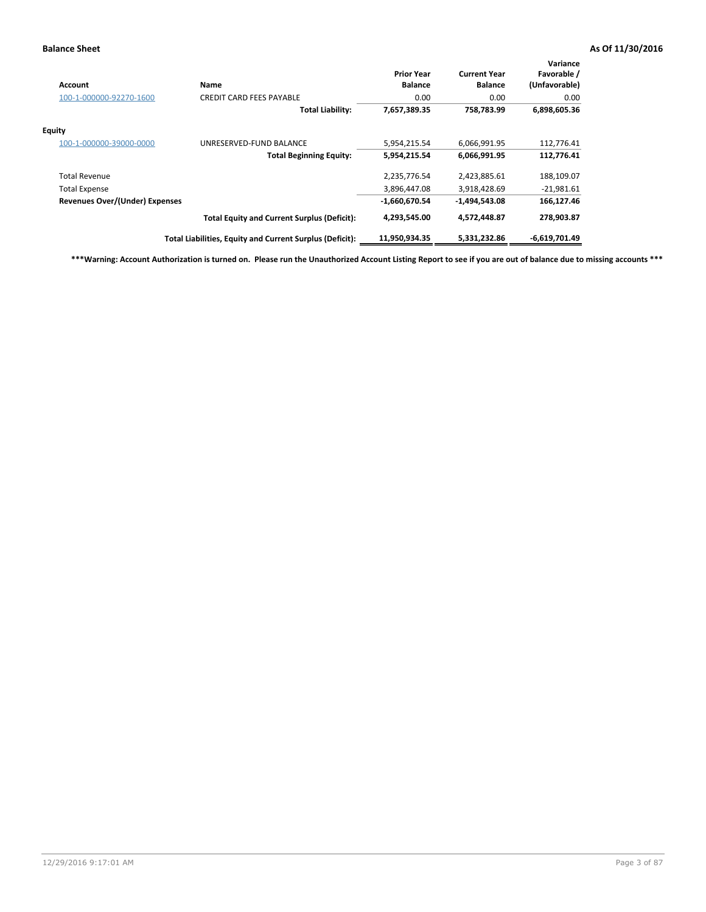**Balance Sheet** **As Of 11/30/2016**

| Account | Name | Prior Year Balance | Current Year Balance | Variance Favorable / (Unfavorable) |
|---|---|---|---|---|
| 100-1-000000-92270-1600 | CREDIT CARD FEES PAYABLE | 0.00 | 0.00 | 0.00 |
| | **Total Liability:** | **7,657,389.35** | **758,783.99** | **6,898,605.36** |
| **Equity** | | | | |
| 100-1-000000-39000-0000 | UNRESERVED-FUND BALANCE | 5,954,215.54 | 6,066,991.95 | 112,776.41 |
| | **Total Beginning Equity:** | **5,954,215.54** | **6,066,991.95** | **112,776.41** |
| Total Revenue | | 2,235,776.54 | 2,423,885.61 | 188,109.07 |
| Total Expense | | 3,896,447.08 | 3,918,428.69 | -21,981.61 |
| **Revenues Over/(Under) Expenses** | | **-1,660,670.54** | **-1,494,543.08** | **166,127.46** |
| | **Total Equity and Current Surplus (Deficit):** | **4,293,545.00** | **4,572,448.87** | **278,903.87** |
| | **Total Liabilities, Equity and Current Surplus (Deficit):** | **11,950,934.35** | **5,331,232.86** | **-6,619,701.49** |

**\*\*\*Warning: Account Authorization is turned on. Please run the Unauthorized Account Listing Report to see if you are out of balance due to missing accounts \*\*\***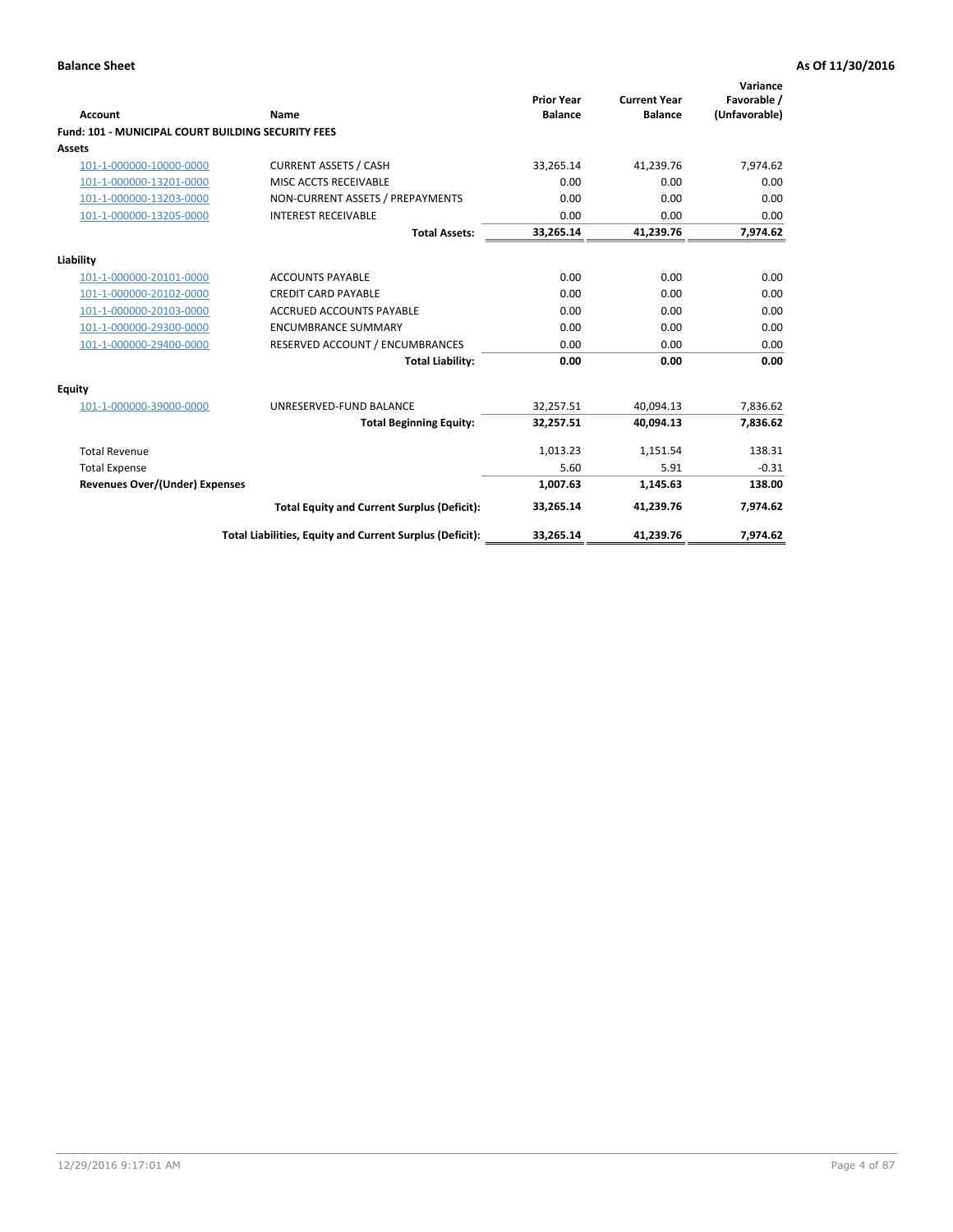**Balance Sheet** **As Of 11/30/2016**

| Account | Name | Prior Year Balance | Current Year Balance | Variance Favorable / (Unfavorable) |
|---|---|---|---|---|
| **Fund: 101 - MUNICIPAL COURT BUILDING SECURITY FEES** | | | | |
| **Assets** | | | | |
| 101-1-000000-10000-0000 | CURRENT ASSETS / CASH | 33,265.14 | 41,239.76 | 7,974.62 |
| 101-1-000000-13201-0000 | MISC ACCTS RECEIVABLE | 0.00 | 0.00 | 0.00 |
| 101-1-000000-13203-0000 | NON-CURRENT ASSETS / PREPAYMENTS | 0.00 | 0.00 | 0.00 |
| 101-1-000000-13205-0000 | INTEREST RECEIVABLE | 0.00 | 0.00 | 0.00 |
| | **Total Assets:** | **33,265.14** | **41,239.76** | **7,974.62** |
| **Liability** | | | | |
| 101-1-000000-20101-0000 | ACCOUNTS PAYABLE | 0.00 | 0.00 | 0.00 |
| 101-1-000000-20102-0000 | CREDIT CARD PAYABLE | 0.00 | 0.00 | 0.00 |
| 101-1-000000-20103-0000 | ACCRUED ACCOUNTS PAYABLE | 0.00 | 0.00 | 0.00 |
| 101-1-000000-29300-0000 | ENCUMBRANCE SUMMARY | 0.00 | 0.00 | 0.00 |
| 101-1-000000-29400-0000 | RESERVED ACCOUNT / ENCUMBRANCES | 0.00 | 0.00 | 0.00 |
| | **Total Liability:** | **0.00** | **0.00** | **0.00** |
| **Equity** | | | | |
| 101-1-000000-39000-0000 | UNRESERVED-FUND BALANCE | 32,257.51 | 40,094.13 | 7,836.62 |
| | **Total Beginning Equity:** | **32,257.51** | **40,094.13** | **7,836.62** |
| Total Revenue | | 1,013.23 | 1,151.54 | 138.31 |
| Total Expense | | 5.60 | 5.91 | -0.31 |
| **Revenues Over/(Under) Expenses** | | **1,007.63** | **1,145.63** | **138.00** |
| | **Total Equity and Current Surplus (Deficit):** | **33,265.14** | **41,239.76** | **7,974.62** |
| | **Total Liabilities, Equity and Current Surplus (Deficit):** | **33,265.14** | **41,239.76** | **7,974.62** |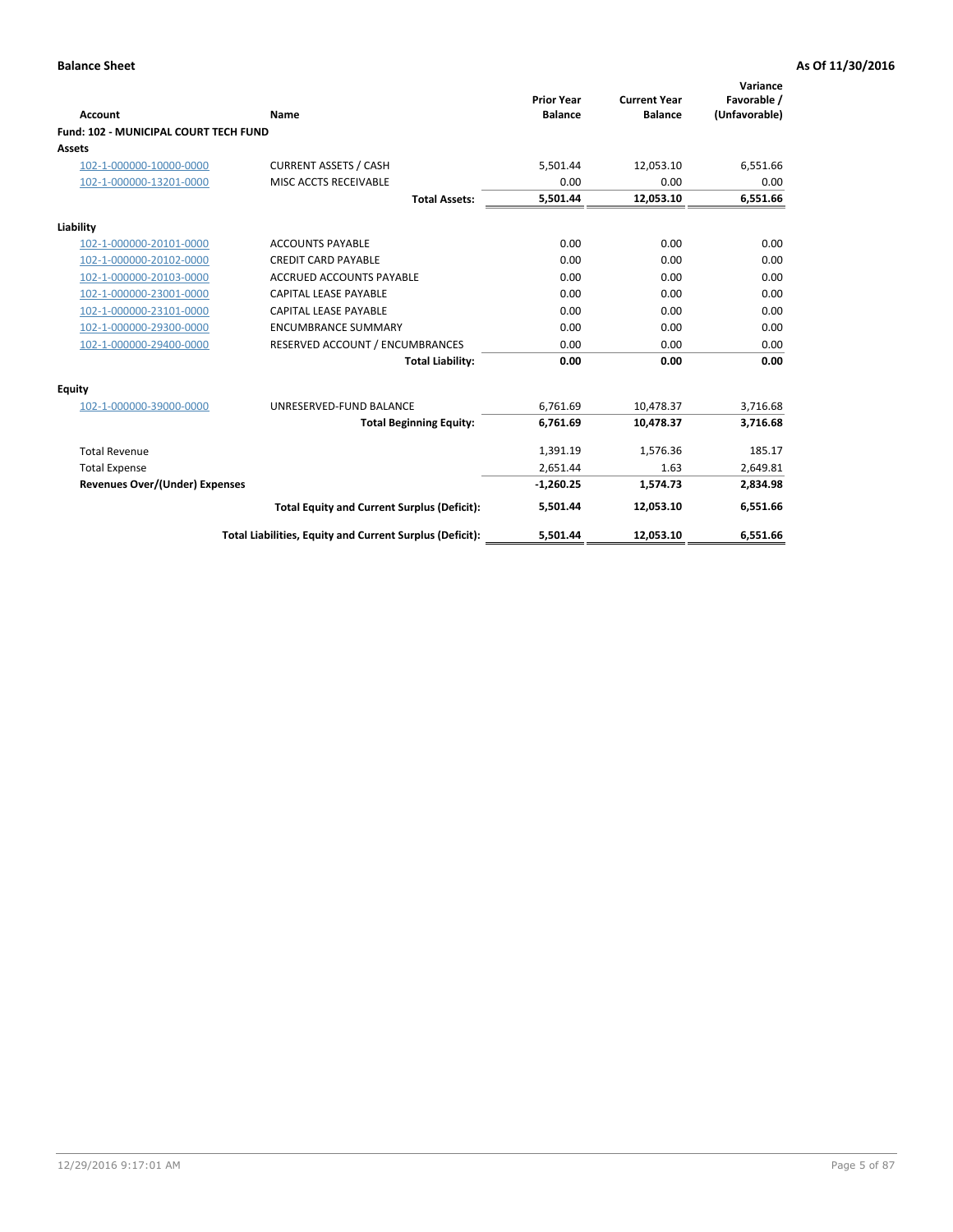**Balance Sheet** — **As Of 11/30/2016**

| Account | Name | Prior Year Balance | Current Year Balance | Variance Favorable / (Unfavorable) |
|---|---|---|---|---|
| **Fund: 102 - MUNICIPAL COURT TECH FUND** | | | | |
| **Assets** | | | | |
| 102-1-000000-10000-0000 | CURRENT ASSETS / CASH | 5,501.44 | 12,053.10 | 6,551.66 |
| 102-1-000000-13201-0000 | MISC ACCTS RECEIVABLE | 0.00 | 0.00 | 0.00 |
| | **Total Assets:** | **5,501.44** | **12,053.10** | **6,551.66** |
| **Liability** | | | | |
| 102-1-000000-20101-0000 | ACCOUNTS PAYABLE | 0.00 | 0.00 | 0.00 |
| 102-1-000000-20102-0000 | CREDIT CARD PAYABLE | 0.00 | 0.00 | 0.00 |
| 102-1-000000-20103-0000 | ACCRUED ACCOUNTS PAYABLE | 0.00 | 0.00 | 0.00 |
| 102-1-000000-23001-0000 | CAPITAL LEASE PAYABLE | 0.00 | 0.00 | 0.00 |
| 102-1-000000-23101-0000 | CAPITAL LEASE PAYABLE | 0.00 | 0.00 | 0.00 |
| 102-1-000000-29300-0000 | ENCUMBRANCE SUMMARY | 0.00 | 0.00 | 0.00 |
| 102-1-000000-29400-0000 | RESERVED ACCOUNT / ENCUMBRANCES | 0.00 | 0.00 | 0.00 |
| | **Total Liability:** | **0.00** | **0.00** | **0.00** |
| **Equity** | | | | |
| 102-1-000000-39000-0000 | UNRESERVED-FUND BALANCE | 6,761.69 | 10,478.37 | 3,716.68 |
| | **Total Beginning Equity:** | **6,761.69** | **10,478.37** | **3,716.68** |
| Total Revenue | | 1,391.19 | 1,576.36 | 185.17 |
| Total Expense | | 2,651.44 | 1.63 | 2,649.81 |
| **Revenues Over/(Under) Expenses** | | **-1,260.25** | **1,574.73** | **2,834.98** |
| | **Total Equity and Current Surplus (Deficit):** | **5,501.44** | **12,053.10** | **6,551.66** |
| | **Total Liabilities, Equity and Current Surplus (Deficit):** | **5,501.44** | **12,053.10** | **6,551.66** |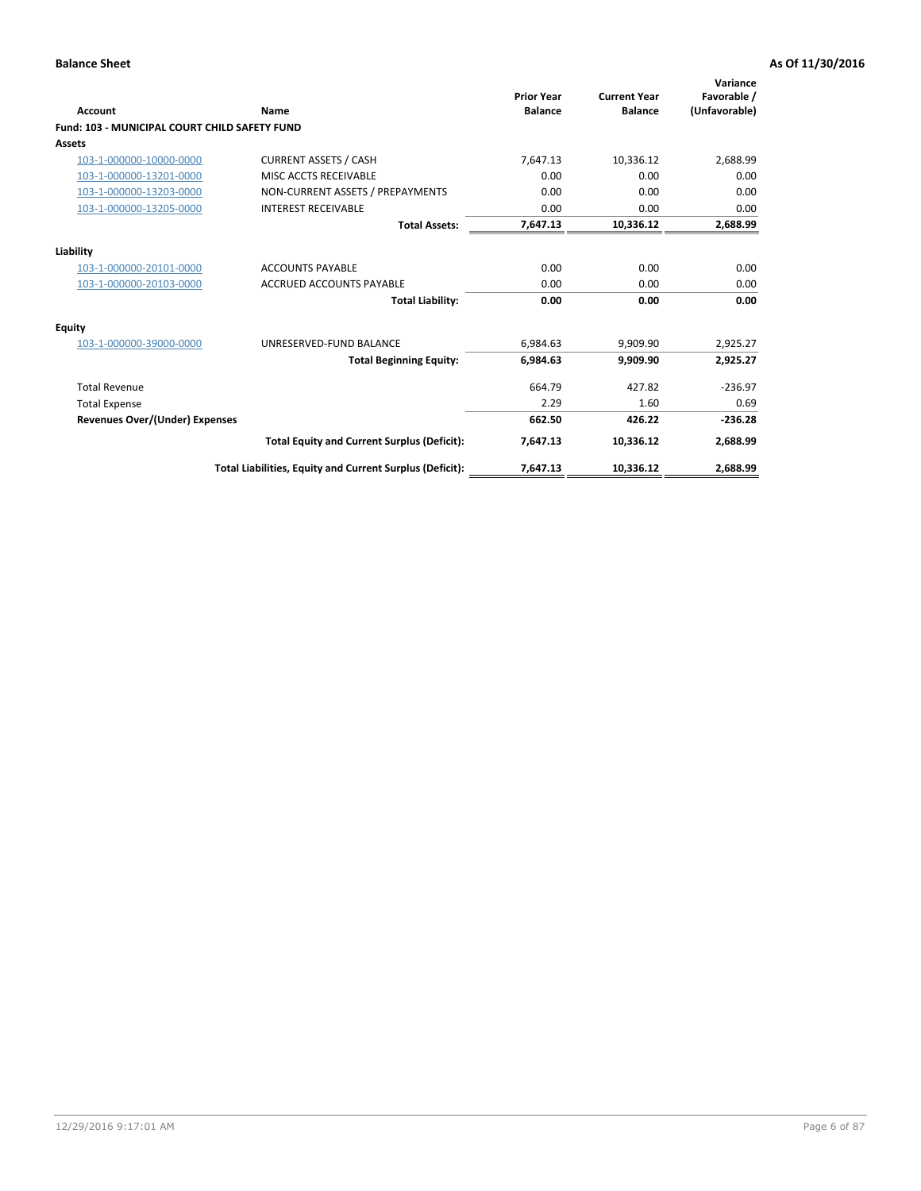**Balance Sheet** **As Of 11/30/2016**

| Account | Name | Prior Year Balance | Current Year Balance | Variance Favorable / (Unfavorable) |
|---|---|---|---|---|
| **Fund: 103 - MUNICIPAL COURT CHILD SAFETY FUND** | | | | |
| **Assets** | | | | |
| 103-1-000000-10000-0000 | CURRENT ASSETS / CASH | 7,647.13 | 10,336.12 | 2,688.99 |
| 103-1-000000-13201-0000 | MISC ACCTS RECEIVABLE | 0.00 | 0.00 | 0.00 |
| 103-1-000000-13203-0000 | NON-CURRENT ASSETS / PREPAYMENTS | 0.00 | 0.00 | 0.00 |
| 103-1-000000-13205-0000 | INTEREST RECEIVABLE | 0.00 | 0.00 | 0.00 |
| | **Total Assets:** | **7,647.13** | **10,336.12** | **2,688.99** |
| **Liability** | | | | |
| 103-1-000000-20101-0000 | ACCOUNTS PAYABLE | 0.00 | 0.00 | 0.00 |
| 103-1-000000-20103-0000 | ACCRUED ACCOUNTS PAYABLE | 0.00 | 0.00 | 0.00 |
| | **Total Liability:** | **0.00** | **0.00** | **0.00** |
| **Equity** | | | | |
| 103-1-000000-39000-0000 | UNRESERVED-FUND BALANCE | 6,984.63 | 9,909.90 | 2,925.27 |
| | **Total Beginning Equity:** | **6,984.63** | **9,909.90** | **2,925.27** |
| Total Revenue | | 664.79 | 427.82 | -236.97 |
| Total Expense | | 2.29 | 1.60 | 0.69 |
| **Revenues Over/(Under) Expenses** | | **662.50** | **426.22** | **-236.28** |
| | **Total Equity and Current Surplus (Deficit):** | **7,647.13** | **10,336.12** | **2,688.99** |
| | **Total Liabilities, Equity and Current Surplus (Deficit):** | **7,647.13** | **10,336.12** | **2,688.99** |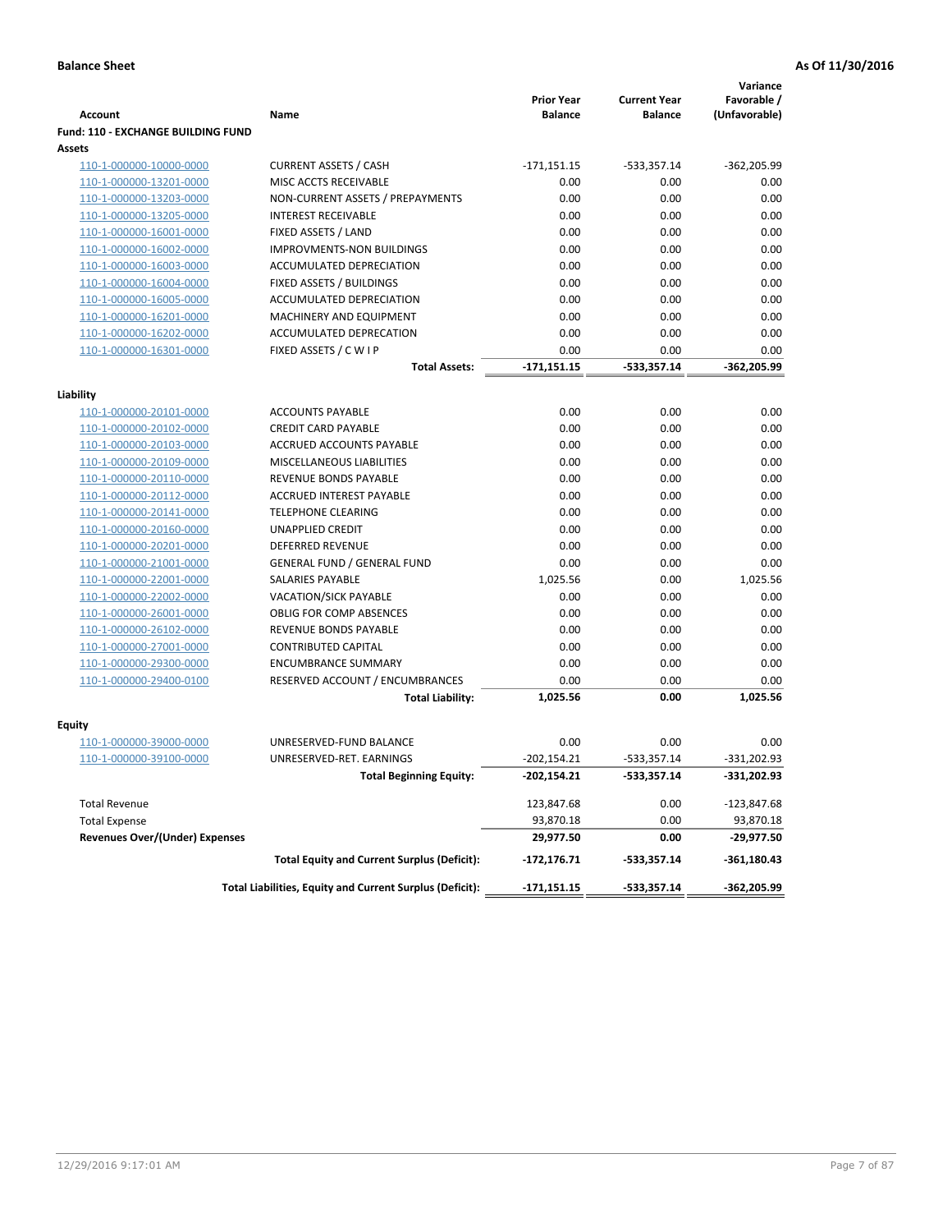**Balance Sheet** **As Of 11/30/2016**

| Account | Name | Prior Year Balance | Current Year Balance | Variance Favorable / (Unfavorable) |
|---|---|---|---|---|
| **Fund: 110 - EXCHANGE BUILDING FUND** | | | | |
| **Assets** | | | | |
| 110-1-000000-10000-0000 | CURRENT ASSETS / CASH | -171,151.15 | -533,357.14 | -362,205.99 |
| 110-1-000000-13201-0000 | MISC ACCTS RECEIVABLE | 0.00 | 0.00 | 0.00 |
| 110-1-000000-13203-0000 | NON-CURRENT ASSETS / PREPAYMENTS | 0.00 | 0.00 | 0.00 |
| 110-1-000000-13205-0000 | INTEREST RECEIVABLE | 0.00 | 0.00 | 0.00 |
| 110-1-000000-16001-0000 | FIXED ASSETS / LAND | 0.00 | 0.00 | 0.00 |
| 110-1-000000-16002-0000 | IMPROVMENTS-NON BUILDINGS | 0.00 | 0.00 | 0.00 |
| 110-1-000000-16003-0000 | ACCUMULATED DEPRECIATION | 0.00 | 0.00 | 0.00 |
| 110-1-000000-16004-0000 | FIXED ASSETS / BUILDINGS | 0.00 | 0.00 | 0.00 |
| 110-1-000000-16005-0000 | ACCUMULATED DEPRECIATION | 0.00 | 0.00 | 0.00 |
| 110-1-000000-16201-0000 | MACHINERY AND EQUIPMENT | 0.00 | 0.00 | 0.00 |
| 110-1-000000-16202-0000 | ACCUMULATED DEPRECATION | 0.00 | 0.00 | 0.00 |
| 110-1-000000-16301-0000 | FIXED ASSETS / C W I P | 0.00 | 0.00 | 0.00 |
| | **Total Assets:** | **-171,151.15** | **-533,357.14** | **-362,205.99** |
| **Liability** | | | | |
| 110-1-000000-20101-0000 | ACCOUNTS PAYABLE | 0.00 | 0.00 | 0.00 |
| 110-1-000000-20102-0000 | CREDIT CARD PAYABLE | 0.00 | 0.00 | 0.00 |
| 110-1-000000-20103-0000 | ACCRUED ACCOUNTS PAYABLE | 0.00 | 0.00 | 0.00 |
| 110-1-000000-20109-0000 | MISCELLANEOUS LIABILITIES | 0.00 | 0.00 | 0.00 |
| 110-1-000000-20110-0000 | REVENUE BONDS PAYABLE | 0.00 | 0.00 | 0.00 |
| 110-1-000000-20112-0000 | ACCRUED INTEREST PAYABLE | 0.00 | 0.00 | 0.00 |
| 110-1-000000-20141-0000 | TELEPHONE CLEARING | 0.00 | 0.00 | 0.00 |
| 110-1-000000-20160-0000 | UNAPPLIED CREDIT | 0.00 | 0.00 | 0.00 |
| 110-1-000000-20201-0000 | DEFERRED REVENUE | 0.00 | 0.00 | 0.00 |
| 110-1-000000-21001-0000 | GENERAL FUND / GENERAL FUND | 0.00 | 0.00 | 0.00 |
| 110-1-000000-22001-0000 | SALARIES PAYABLE | 1,025.56 | 0.00 | 1,025.56 |
| 110-1-000000-22002-0000 | VACATION/SICK PAYABLE | 0.00 | 0.00 | 0.00 |
| 110-1-000000-26001-0000 | OBLIG FOR COMP ABSENCES | 0.00 | 0.00 | 0.00 |
| 110-1-000000-26102-0000 | REVENUE BONDS PAYABLE | 0.00 | 0.00 | 0.00 |
| 110-1-000000-27001-0000 | CONTRIBUTED CAPITAL | 0.00 | 0.00 | 0.00 |
| 110-1-000000-29300-0000 | ENCUMBRANCE SUMMARY | 0.00 | 0.00 | 0.00 |
| 110-1-000000-29400-0100 | RESERVED ACCOUNT / ENCUMBRANCES | 0.00 | 0.00 | 0.00 |
| | **Total Liability:** | **1,025.56** | **0.00** | **1,025.56** |
| **Equity** | | | | |
| 110-1-000000-39000-0000 | UNRESERVED-FUND BALANCE | 0.00 | 0.00 | 0.00 |
| 110-1-000000-39100-0000 | UNRESERVED-RET. EARNINGS | -202,154.21 | -533,357.14 | -331,202.93 |
| | **Total Beginning Equity:** | **-202,154.21** | **-533,357.14** | **-331,202.93** |
| Total Revenue | | 123,847.68 | 0.00 | -123,847.68 |
| Total Expense | | 93,870.18 | 0.00 | 93,870.18 |
| **Revenues Over/(Under) Expenses** | | **29,977.50** | **0.00** | **-29,977.50** |
| | **Total Equity and Current Surplus (Deficit):** | **-172,176.71** | **-533,357.14** | **-361,180.43** |
| | **Total Liabilities, Equity and Current Surplus (Deficit):** | **-171,151.15** | **-533,357.14** | **-362,205.99** |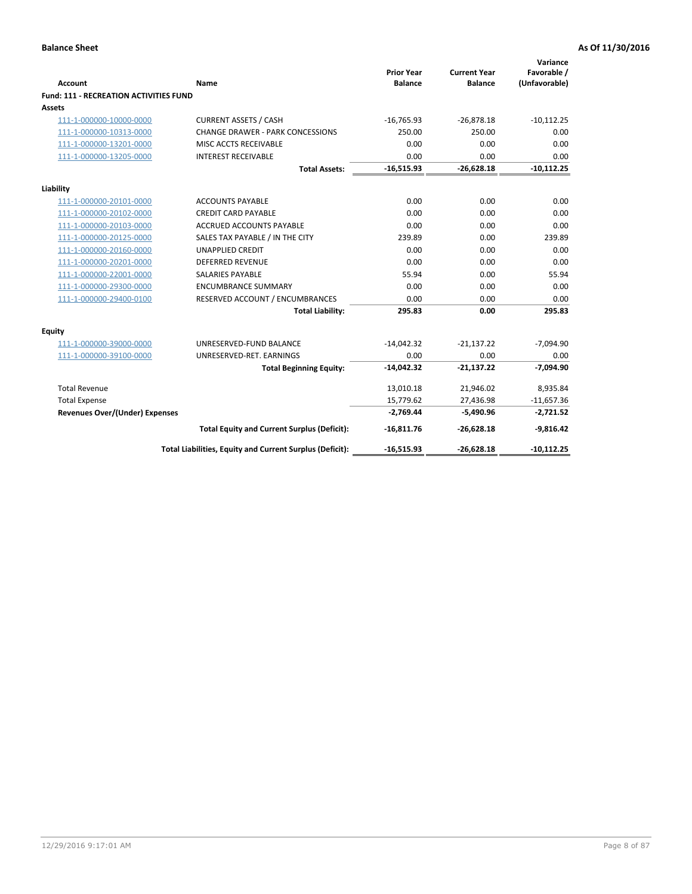**Balance Sheet** **As Of 11/30/2016**

| Account | Name | Prior Year Balance | Current Year Balance | Variance Favorable / (Unfavorable) |
|---|---|---|---|---|
| **Fund: 111 - RECREATION ACTIVITIES FUND** | | | | |
| **Assets** | | | | |
| 111-1-000000-10000-0000 | CURRENT ASSETS / CASH | -16,765.93 | -26,878.18 | -10,112.25 |
| 111-1-000000-10313-0000 | CHANGE DRAWER - PARK CONCESSIONS | 250.00 | 250.00 | 0.00 |
| 111-1-000000-13201-0000 | MISC ACCTS RECEIVABLE | 0.00 | 0.00 | 0.00 |
| 111-1-000000-13205-0000 | INTEREST RECEIVABLE | 0.00 | 0.00 | 0.00 |
| | **Total Assets:** | **-16,515.93** | **-26,628.18** | **-10,112.25** |
| **Liability** | | | | |
| 111-1-000000-20101-0000 | ACCOUNTS PAYABLE | 0.00 | 0.00 | 0.00 |
| 111-1-000000-20102-0000 | CREDIT CARD PAYABLE | 0.00 | 0.00 | 0.00 |
| 111-1-000000-20103-0000 | ACCRUED ACCOUNTS PAYABLE | 0.00 | 0.00 | 0.00 |
| 111-1-000000-20125-0000 | SALES TAX PAYABLE / IN THE CITY | 239.89 | 0.00 | 239.89 |
| 111-1-000000-20160-0000 | UNAPPLIED CREDIT | 0.00 | 0.00 | 0.00 |
| 111-1-000000-20201-0000 | DEFERRED REVENUE | 0.00 | 0.00 | 0.00 |
| 111-1-000000-22001-0000 | SALARIES PAYABLE | 55.94 | 0.00 | 55.94 |
| 111-1-000000-29300-0000 | ENCUMBRANCE SUMMARY | 0.00 | 0.00 | 0.00 |
| 111-1-000000-29400-0100 | RESERVED ACCOUNT / ENCUMBRANCES | 0.00 | 0.00 | 0.00 |
| | **Total Liability:** | **295.83** | **0.00** | **295.83** |
| **Equity** | | | | |
| 111-1-000000-39000-0000 | UNRESERVED-FUND BALANCE | -14,042.32 | -21,137.22 | -7,094.90 |
| 111-1-000000-39100-0000 | UNRESERVED-RET. EARNINGS | 0.00 | 0.00 | 0.00 |
| | **Total Beginning Equity:** | **-14,042.32** | **-21,137.22** | **-7,094.90** |
| Total Revenue | | 13,010.18 | 21,946.02 | 8,935.84 |
| Total Expense | | 15,779.62 | 27,436.98 | -11,657.36 |
| **Revenues Over/(Under) Expenses** | | **-2,769.44** | **-5,490.96** | **-2,721.52** |
| | **Total Equity and Current Surplus (Deficit):** | **-16,811.76** | **-26,628.18** | **-9,816.42** |
| | **Total Liabilities, Equity and Current Surplus (Deficit):** | **-16,515.93** | **-26,628.18** | **-10,112.25** |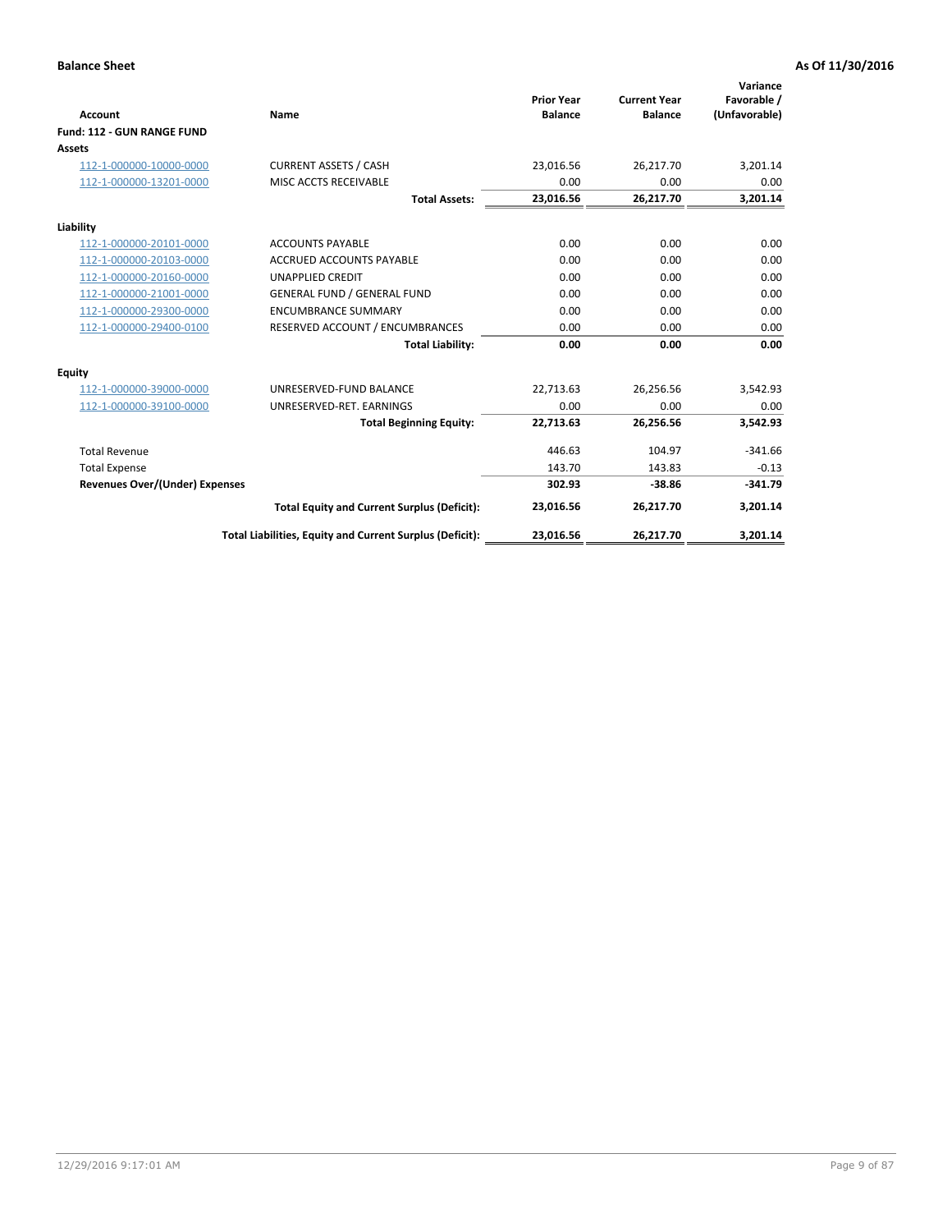**Balance Sheet** | **As Of 11/30/2016**

| Account | Name | Prior Year Balance | Current Year Balance | Variance Favorable / (Unfavorable) |
|---|---|---|---|---|
| **Fund: 112 - GUN RANGE FUND** | | | | |
| **Assets** | | | | |
| 112-1-000000-10000-0000 | CURRENT ASSETS / CASH | 23,016.56 | 26,217.70 | 3,201.14 |
| 112-1-000000-13201-0000 | MISC ACCTS RECEIVABLE | 0.00 | 0.00 | 0.00 |
| | **Total Assets:** | **23,016.56** | **26,217.70** | **3,201.14** |
| **Liability** | | | | |
| 112-1-000000-20101-0000 | ACCOUNTS PAYABLE | 0.00 | 0.00 | 0.00 |
| 112-1-000000-20103-0000 | ACCRUED ACCOUNTS PAYABLE | 0.00 | 0.00 | 0.00 |
| 112-1-000000-20160-0000 | UNAPPLIED CREDIT | 0.00 | 0.00 | 0.00 |
| 112-1-000000-21001-0000 | GENERAL FUND / GENERAL FUND | 0.00 | 0.00 | 0.00 |
| 112-1-000000-29300-0000 | ENCUMBRANCE SUMMARY | 0.00 | 0.00 | 0.00 |
| 112-1-000000-29400-0100 | RESERVED ACCOUNT / ENCUMBRANCES | 0.00 | 0.00 | 0.00 |
| | **Total Liability:** | **0.00** | **0.00** | **0.00** |
| **Equity** | | | | |
| 112-1-000000-39000-0000 | UNRESERVED-FUND BALANCE | 22,713.63 | 26,256.56 | 3,542.93 |
| 112-1-000000-39100-0000 | UNRESERVED-RET. EARNINGS | 0.00 | 0.00 | 0.00 |
| | **Total Beginning Equity:** | **22,713.63** | **26,256.56** | **3,542.93** |
| Total Revenue | | 446.63 | 104.97 | -341.66 |
| Total Expense | | 143.70 | 143.83 | -0.13 |
| **Revenues Over/(Under) Expenses** | | **302.93** | **-38.86** | **-341.79** |
| | **Total Equity and Current Surplus (Deficit):** | **23,016.56** | **26,217.70** | **3,201.14** |
| | **Total Liabilities, Equity and Current Surplus (Deficit):** | **23,016.56** | **26,217.70** | **3,201.14** |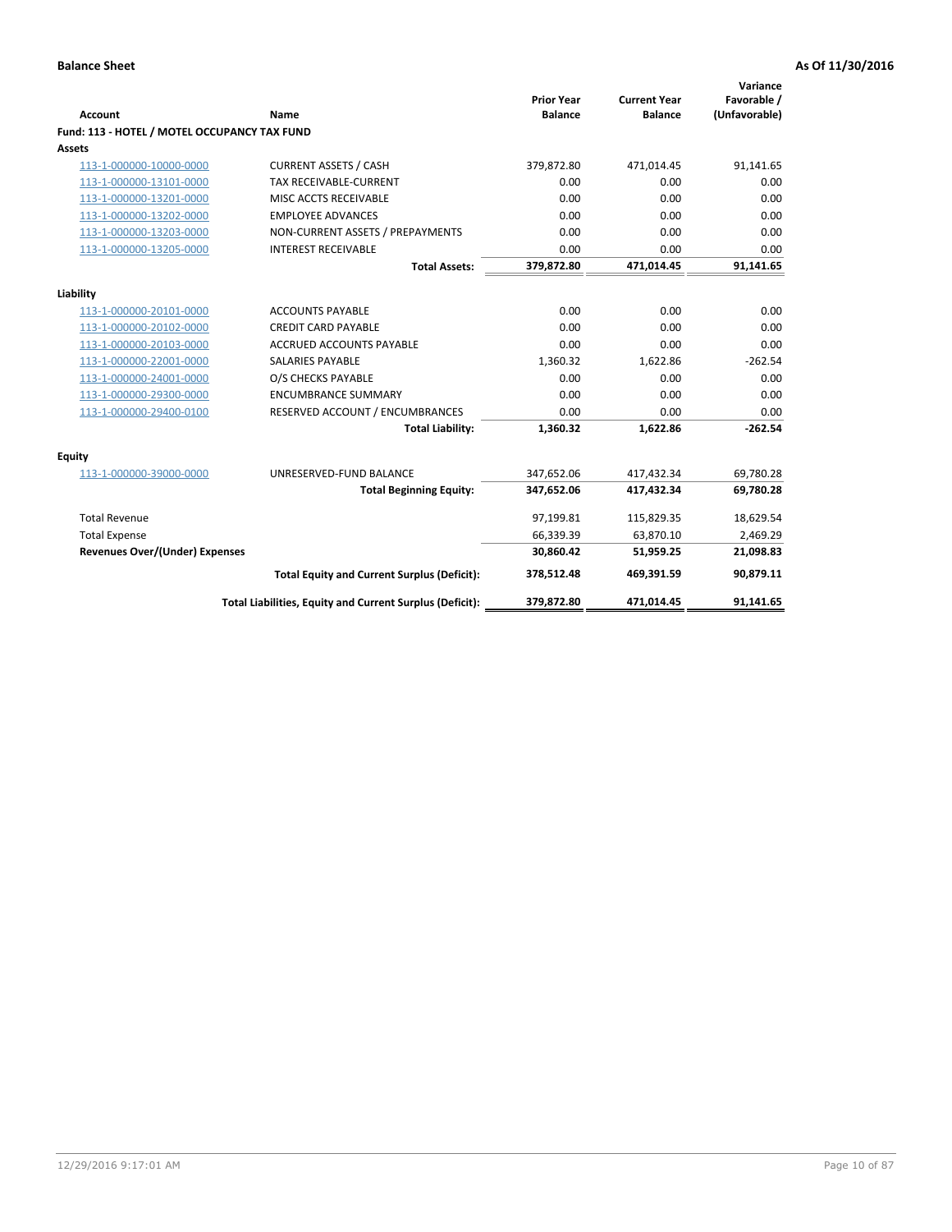**Balance Sheet** **As Of 11/30/2016**

| Account | Name | Prior Year Balance | Current Year Balance | Variance Favorable / (Unfavorable) |
|---|---|---|---|---|
| **Fund: 113 - HOTEL / MOTEL OCCUPANCY TAX FUND** | | | | |
| **Assets** | | | | |
| 113-1-000000-10000-0000 | CURRENT ASSETS / CASH | 379,872.80 | 471,014.45 | 91,141.65 |
| 113-1-000000-13101-0000 | TAX RECEIVABLE-CURRENT | 0.00 | 0.00 | 0.00 |
| 113-1-000000-13201-0000 | MISC ACCTS RECEIVABLE | 0.00 | 0.00 | 0.00 |
| 113-1-000000-13202-0000 | EMPLOYEE ADVANCES | 0.00 | 0.00 | 0.00 |
| 113-1-000000-13203-0000 | NON-CURRENT ASSETS / PREPAYMENTS | 0.00 | 0.00 | 0.00 |
| 113-1-000000-13205-0000 | INTEREST RECEIVABLE | 0.00 | 0.00 | 0.00 |
| | **Total Assets:** | **379,872.80** | **471,014.45** | **91,141.65** |
| **Liability** | | | | |
| 113-1-000000-20101-0000 | ACCOUNTS PAYABLE | 0.00 | 0.00 | 0.00 |
| 113-1-000000-20102-0000 | CREDIT CARD PAYABLE | 0.00 | 0.00 | 0.00 |
| 113-1-000000-20103-0000 | ACCRUED ACCOUNTS PAYABLE | 0.00 | 0.00 | 0.00 |
| 113-1-000000-22001-0000 | SALARIES PAYABLE | 1,360.32 | 1,622.86 | -262.54 |
| 113-1-000000-24001-0000 | O/S CHECKS PAYABLE | 0.00 | 0.00 | 0.00 |
| 113-1-000000-29300-0000 | ENCUMBRANCE SUMMARY | 0.00 | 0.00 | 0.00 |
| 113-1-000000-29400-0100 | RESERVED ACCOUNT / ENCUMBRANCES | 0.00 | 0.00 | 0.00 |
| | **Total Liability:** | **1,360.32** | **1,622.86** | **-262.54** |
| **Equity** | | | | |
| 113-1-000000-39000-0000 | UNRESERVED-FUND BALANCE | 347,652.06 | 417,432.34 | 69,780.28 |
| | **Total Beginning Equity:** | **347,652.06** | **417,432.34** | **69,780.28** |
| Total Revenue | | 97,199.81 | 115,829.35 | 18,629.54 |
| Total Expense | | 66,339.39 | 63,870.10 | 2,469.29 |
| **Revenues Over/(Under) Expenses** | | **30,860.42** | **51,959.25** | **21,098.83** |
| | **Total Equity and Current Surplus (Deficit):** | **378,512.48** | **469,391.59** | **90,879.11** |
| | **Total Liabilities, Equity and Current Surplus (Deficit):** | **379,872.80** | **471,014.45** | **91,141.65** |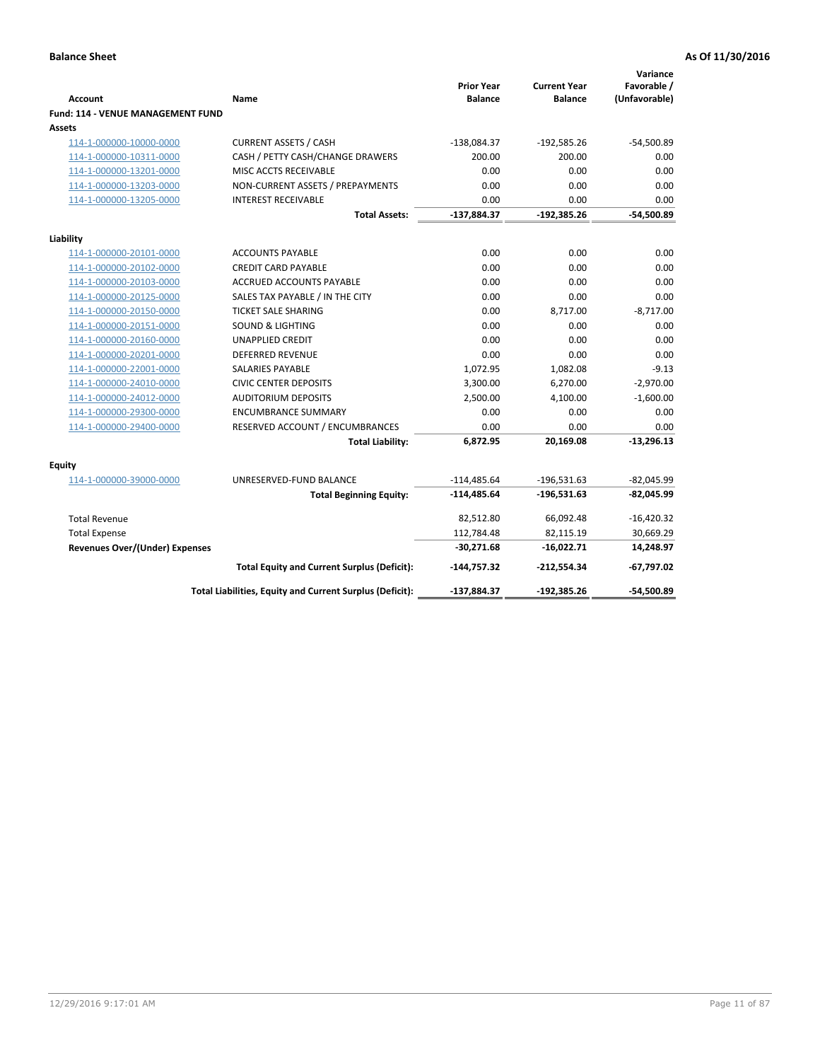**Balance Sheet** **As Of 11/30/2016**

| Account | Name | Prior Year Balance | Current Year Balance | Variance Favorable / (Unfavorable) |
|---|---|---|---|---|
| **Fund: 114 - VENUE MANAGEMENT FUND** | | | | |
| **Assets** | | | | |
| 114-1-000000-10000-0000 | CURRENT ASSETS / CASH | -138,084.37 | -192,585.26 | -54,500.89 |
| 114-1-000000-10311-0000 | CASH / PETTY CASH/CHANGE DRAWERS | 200.00 | 200.00 | 0.00 |
| 114-1-000000-13201-0000 | MISC ACCTS RECEIVABLE | 0.00 | 0.00 | 0.00 |
| 114-1-000000-13203-0000 | NON-CURRENT ASSETS / PREPAYMENTS | 0.00 | 0.00 | 0.00 |
| 114-1-000000-13205-0000 | INTEREST RECEIVABLE | 0.00 | 0.00 | 0.00 |
| | **Total Assets:** | **-137,884.37** | **-192,385.26** | **-54,500.89** |
| **Liability** | | | | |
| 114-1-000000-20101-0000 | ACCOUNTS PAYABLE | 0.00 | 0.00 | 0.00 |
| 114-1-000000-20102-0000 | CREDIT CARD PAYABLE | 0.00 | 0.00 | 0.00 |
| 114-1-000000-20103-0000 | ACCRUED ACCOUNTS PAYABLE | 0.00 | 0.00 | 0.00 |
| 114-1-000000-20125-0000 | SALES TAX PAYABLE / IN THE CITY | 0.00 | 0.00 | 0.00 |
| 114-1-000000-20150-0000 | TICKET SALE SHARING | 0.00 | 8,717.00 | -8,717.00 |
| 114-1-000000-20151-0000 | SOUND & LIGHTING | 0.00 | 0.00 | 0.00 |
| 114-1-000000-20160-0000 | UNAPPLIED CREDIT | 0.00 | 0.00 | 0.00 |
| 114-1-000000-20201-0000 | DEFERRED REVENUE | 0.00 | 0.00 | 0.00 |
| 114-1-000000-22001-0000 | SALARIES PAYABLE | 1,072.95 | 1,082.08 | -9.13 |
| 114-1-000000-24010-0000 | CIVIC CENTER DEPOSITS | 3,300.00 | 6,270.00 | -2,970.00 |
| 114-1-000000-24012-0000 | AUDITORIUM DEPOSITS | 2,500.00 | 4,100.00 | -1,600.00 |
| 114-1-000000-29300-0000 | ENCUMBRANCE SUMMARY | 0.00 | 0.00 | 0.00 |
| 114-1-000000-29400-0000 | RESERVED ACCOUNT / ENCUMBRANCES | 0.00 | 0.00 | 0.00 |
| | **Total Liability:** | **6,872.95** | **20,169.08** | **-13,296.13** |
| **Equity** | | | | |
| 114-1-000000-39000-0000 | UNRESERVED-FUND BALANCE | -114,485.64 | -196,531.63 | -82,045.99 |
| | **Total Beginning Equity:** | **-114,485.64** | **-196,531.63** | **-82,045.99** |
| Total Revenue | | 82,512.80 | 66,092.48 | -16,420.32 |
| Total Expense | | 112,784.48 | 82,115.19 | 30,669.29 |
| **Revenues Over/(Under) Expenses** | | **-30,271.68** | **-16,022.71** | **14,248.97** |
| | **Total Equity and Current Surplus (Deficit):** | **-144,757.32** | **-212,554.34** | **-67,797.02** |
| | **Total Liabilities, Equity and Current Surplus (Deficit):** | **-137,884.37** | **-192,385.26** | **-54,500.89** |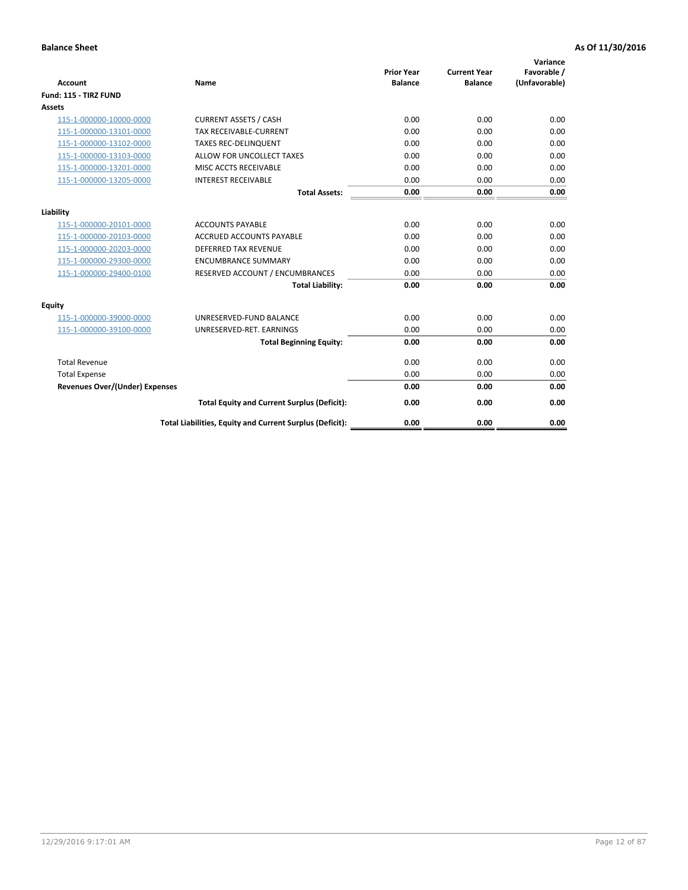**Balance Sheet** **As Of 11/30/2016**

| Account | Name | Prior Year Balance | Current Year Balance | Variance Favorable / (Unfavorable) |
|---|---|---|---|---|
| **Fund: 115 - TIRZ FUND** | | | | |
| **Assets** | | | | |
| 115-1-000000-10000-0000 | CURRENT ASSETS / CASH | 0.00 | 0.00 | 0.00 |
| 115-1-000000-13101-0000 | TAX RECEIVABLE-CURRENT | 0.00 | 0.00 | 0.00 |
| 115-1-000000-13102-0000 | TAXES REC-DELINQUENT | 0.00 | 0.00 | 0.00 |
| 115-1-000000-13103-0000 | ALLOW FOR UNCOLLECT TAXES | 0.00 | 0.00 | 0.00 |
| 115-1-000000-13201-0000 | MISC ACCTS RECEIVABLE | 0.00 | 0.00 | 0.00 |
| 115-1-000000-13205-0000 | INTEREST RECEIVABLE | 0.00 | 0.00 | 0.00 |
| | **Total Assets:** | **0.00** | **0.00** | **0.00** |
| **Liability** | | | | |
| 115-1-000000-20101-0000 | ACCOUNTS PAYABLE | 0.00 | 0.00 | 0.00 |
| 115-1-000000-20103-0000 | ACCRUED ACCOUNTS PAYABLE | 0.00 | 0.00 | 0.00 |
| 115-1-000000-20203-0000 | DEFERRED TAX REVENUE | 0.00 | 0.00 | 0.00 |
| 115-1-000000-29300-0000 | ENCUMBRANCE SUMMARY | 0.00 | 0.00 | 0.00 |
| 115-1-000000-29400-0100 | RESERVED ACCOUNT / ENCUMBRANCES | 0.00 | 0.00 | 0.00 |
| | **Total Liability:** | **0.00** | **0.00** | **0.00** |
| **Equity** | | | | |
| 115-1-000000-39000-0000 | UNRESERVED-FUND BALANCE | 0.00 | 0.00 | 0.00 |
| 115-1-000000-39100-0000 | UNRESERVED-RET. EARNINGS | 0.00 | 0.00 | 0.00 |
| | **Total Beginning Equity:** | **0.00** | **0.00** | **0.00** |
| Total Revenue | | 0.00 | 0.00 | 0.00 |
| Total Expense | | 0.00 | 0.00 | 0.00 |
| **Revenues Over/(Under) Expenses** | | **0.00** | **0.00** | **0.00** |
| | **Total Equity and Current Surplus (Deficit):** | **0.00** | **0.00** | **0.00** |
| | **Total Liabilities, Equity and Current Surplus (Deficit):** | **0.00** | **0.00** | **0.00** |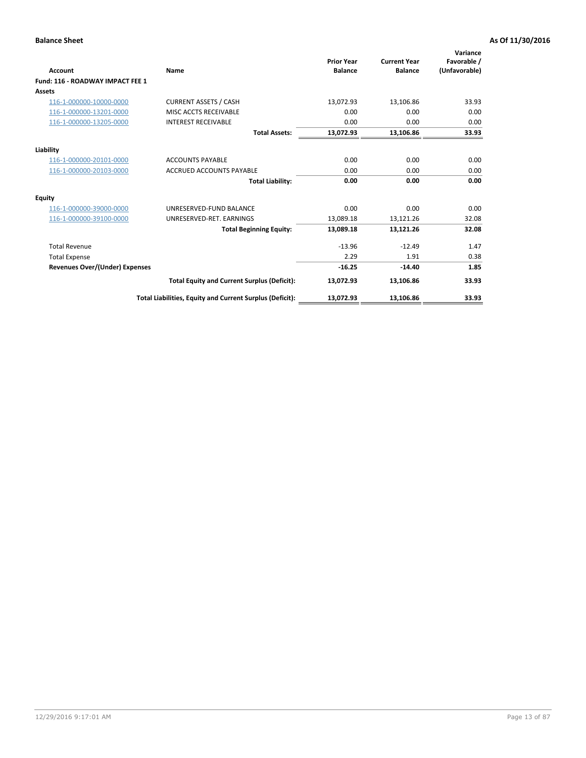**Balance Sheet** **As Of 11/30/2016**

| Account | Name | Prior Year Balance | Current Year Balance | Variance Favorable / (Unfavorable) |
|---|---|---|---|---|
| **Fund: 116 - ROADWAY IMPACT FEE 1** | | | | |
| **Assets** | | | | |
| 116-1-000000-10000-0000 | CURRENT ASSETS / CASH | 13,072.93 | 13,106.86 | 33.93 |
| 116-1-000000-13201-0000 | MISC ACCTS RECEIVABLE | 0.00 | 0.00 | 0.00 |
| 116-1-000000-13205-0000 | INTEREST RECEIVABLE | 0.00 | 0.00 | 0.00 |
| | **Total Assets:** | **13,072.93** | **13,106.86** | **33.93** |
| **Liability** | | | | |
| 116-1-000000-20101-0000 | ACCOUNTS PAYABLE | 0.00 | 0.00 | 0.00 |
| 116-1-000000-20103-0000 | ACCRUED ACCOUNTS PAYABLE | 0.00 | 0.00 | 0.00 |
| | **Total Liability:** | **0.00** | **0.00** | **0.00** |
| **Equity** | | | | |
| 116-1-000000-39000-0000 | UNRESERVED-FUND BALANCE | 0.00 | 0.00 | 0.00 |
| 116-1-000000-39100-0000 | UNRESERVED-RET. EARNINGS | 13,089.18 | 13,121.26 | 32.08 |
| | **Total Beginning Equity:** | **13,089.18** | **13,121.26** | **32.08** |
| Total Revenue | | -13.96 | -12.49 | 1.47 |
| Total Expense | | 2.29 | 1.91 | 0.38 |
| **Revenues Over/(Under) Expenses** | | **-16.25** | **-14.40** | **1.85** |
| | **Total Equity and Current Surplus (Deficit):** | **13,072.93** | **13,106.86** | **33.93** |
| | **Total Liabilities, Equity and Current Surplus (Deficit):** | **13,072.93** | **13,106.86** | **33.93** |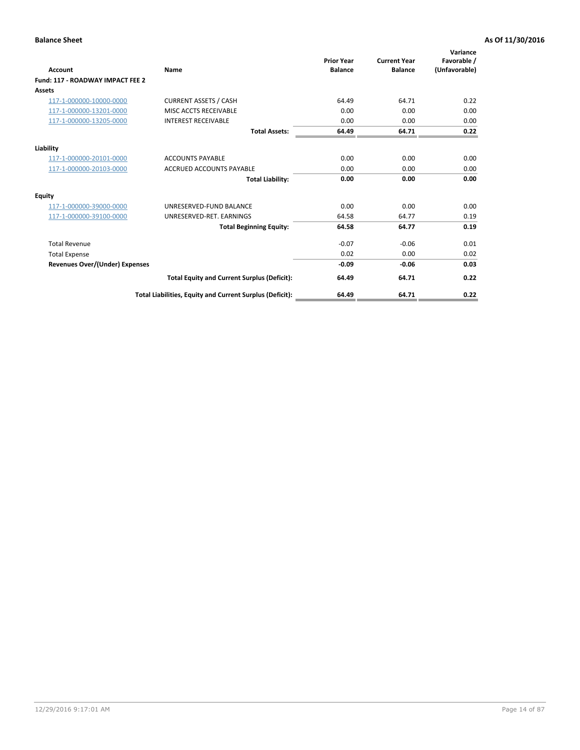**Balance Sheet** **As Of 11/30/2016**

| Account | Name | Prior Year Balance | Current Year Balance | Variance Favorable / (Unfavorable) |
|---|---|---|---|---|
| **Fund: 117 - ROADWAY IMPACT FEE 2** | | | | |
| **Assets** | | | | |
| 117-1-000000-10000-0000 | CURRENT ASSETS / CASH | 64.49 | 64.71 | 0.22 |
| 117-1-000000-13201-0000 | MISC ACCTS RECEIVABLE | 0.00 | 0.00 | 0.00 |
| 117-1-000000-13205-0000 | INTEREST RECEIVABLE | 0.00 | 0.00 | 0.00 |
| | **Total Assets:** | **64.49** | **64.71** | **0.22** |
| **Liability** | | | | |
| 117-1-000000-20101-0000 | ACCOUNTS PAYABLE | 0.00 | 0.00 | 0.00 |
| 117-1-000000-20103-0000 | ACCRUED ACCOUNTS PAYABLE | 0.00 | 0.00 | 0.00 |
| | **Total Liability:** | **0.00** | **0.00** | **0.00** |
| **Equity** | | | | |
| 117-1-000000-39000-0000 | UNRESERVED-FUND BALANCE | 0.00 | 0.00 | 0.00 |
| 117-1-000000-39100-0000 | UNRESERVED-RET. EARNINGS | 64.58 | 64.77 | 0.19 |
| | **Total Beginning Equity:** | **64.58** | **64.77** | **0.19** |
| Total Revenue | | -0.07 | -0.06 | 0.01 |
| Total Expense | | 0.02 | 0.00 | 0.02 |
| **Revenues Over/(Under) Expenses** | | **-0.09** | **-0.06** | **0.03** |
| | **Total Equity and Current Surplus (Deficit):** | **64.49** | **64.71** | **0.22** |
| | **Total Liabilities, Equity and Current Surplus (Deficit):** | **64.49** | **64.71** | **0.22** |

12/29/2016 9:17:01 AM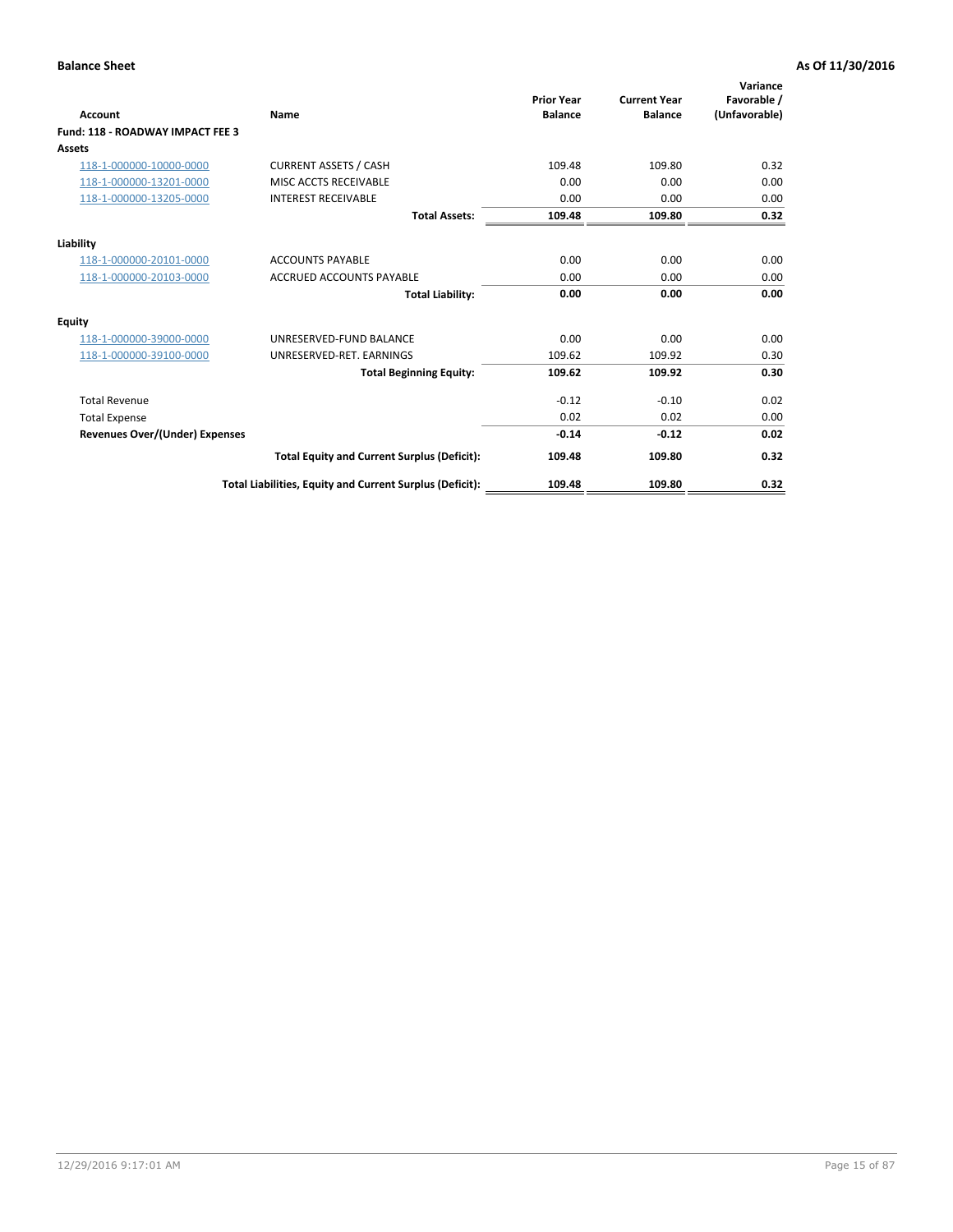**Balance Sheet** **As Of 11/30/2016**

| Account | Name | Prior Year Balance | Current Year Balance | Variance Favorable / (Unfavorable) |
|---|---|---|---|---|
| **Fund: 118 - ROADWAY IMPACT FEE 3** | | | | |
| **Assets** | | | | |
| 118-1-000000-10000-0000 | CURRENT ASSETS / CASH | 109.48 | 109.80 | 0.32 |
| 118-1-000000-13201-0000 | MISC ACCTS RECEIVABLE | 0.00 | 0.00 | 0.00 |
| 118-1-000000-13205-0000 | INTEREST RECEIVABLE | 0.00 | 0.00 | 0.00 |
| | **Total Assets:** | **109.48** | **109.80** | **0.32** |
| **Liability** | | | | |
| 118-1-000000-20101-0000 | ACCOUNTS PAYABLE | 0.00 | 0.00 | 0.00 |
| 118-1-000000-20103-0000 | ACCRUED ACCOUNTS PAYABLE | 0.00 | 0.00 | 0.00 |
| | **Total Liability:** | **0.00** | **0.00** | **0.00** |
| **Equity** | | | | |
| 118-1-000000-39000-0000 | UNRESERVED-FUND BALANCE | 0.00 | 0.00 | 0.00 |
| 118-1-000000-39100-0000 | UNRESERVED-RET. EARNINGS | 109.62 | 109.92 | 0.30 |
| | **Total Beginning Equity:** | **109.62** | **109.92** | **0.30** |
| Total Revenue | | -0.12 | -0.10 | 0.02 |
| Total Expense | | 0.02 | 0.02 | 0.00 |
| **Revenues Over/(Under) Expenses** | | **-0.14** | **-0.12** | **0.02** |
| | **Total Equity and Current Surplus (Deficit):** | **109.48** | **109.80** | **0.32** |
| | **Total Liabilities, Equity and Current Surplus (Deficit):** | **109.48** | **109.80** | **0.32** |

12/29/2016 9:17:01 AM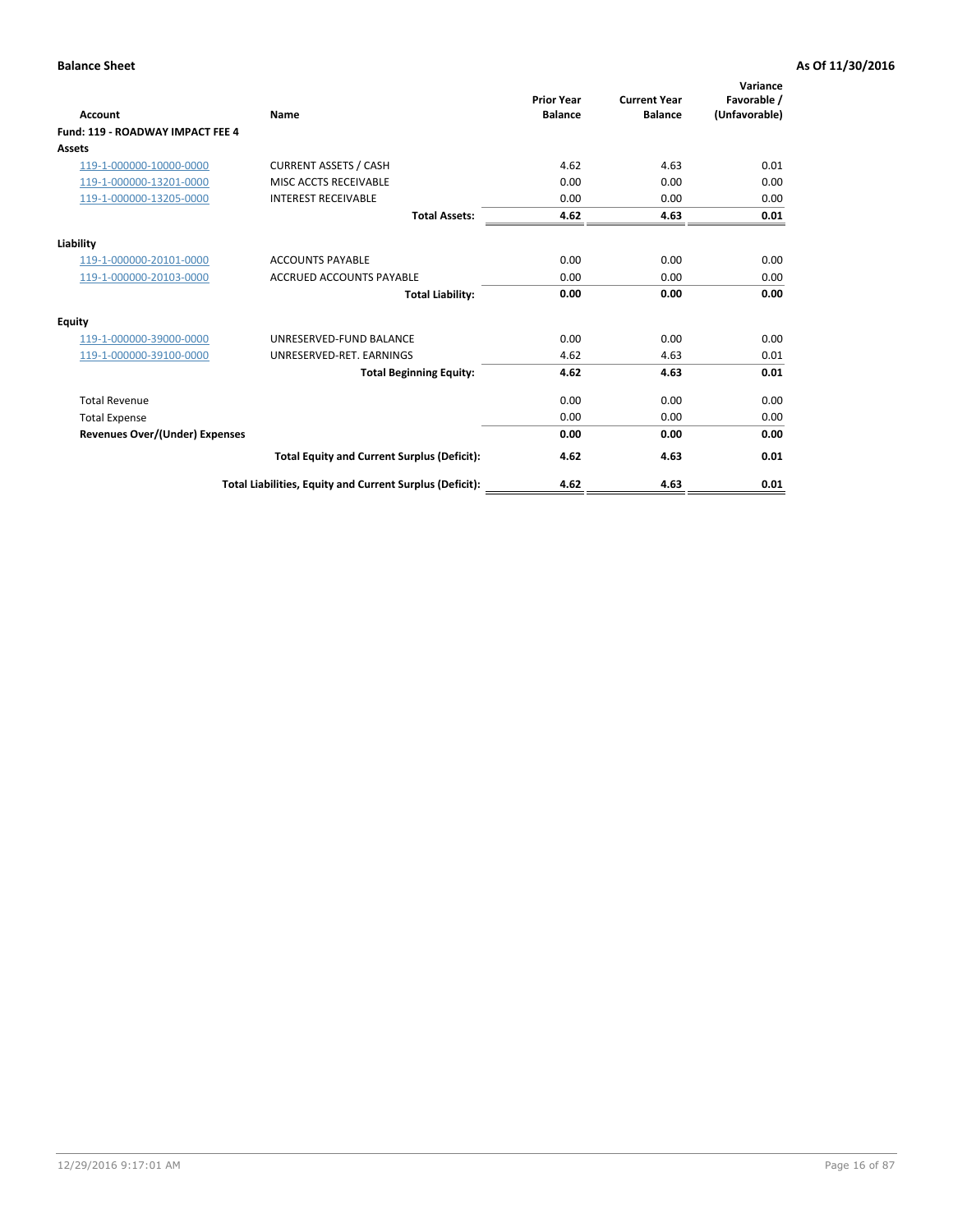**Balance Sheet** — **As Of 11/30/2016**

| Account | Name | Prior Year Balance | Current Year Balance | Variance Favorable / (Unfavorable) |
|---|---|---|---|---|
| **Fund: 119 - ROADWAY IMPACT FEE 4** | | | | |
| **Assets** | | | | |
| 119-1-000000-10000-0000 | CURRENT ASSETS / CASH | 4.62 | 4.63 | 0.01 |
| 119-1-000000-13201-0000 | MISC ACCTS RECEIVABLE | 0.00 | 0.00 | 0.00 |
| 119-1-000000-13205-0000 | INTEREST RECEIVABLE | 0.00 | 0.00 | 0.00 |
| | **Total Assets:** | **4.62** | **4.63** | **0.01** |
| **Liability** | | | | |
| 119-1-000000-20101-0000 | ACCOUNTS PAYABLE | 0.00 | 0.00 | 0.00 |
| 119-1-000000-20103-0000 | ACCRUED ACCOUNTS PAYABLE | 0.00 | 0.00 | 0.00 |
| | **Total Liability:** | **0.00** | **0.00** | **0.00** |
| **Equity** | | | | |
| 119-1-000000-39000-0000 | UNRESERVED-FUND BALANCE | 0.00 | 0.00 | 0.00 |
| 119-1-000000-39100-0000 | UNRESERVED-RET. EARNINGS | 4.62 | 4.63 | 0.01 |
| | **Total Beginning Equity:** | **4.62** | **4.63** | **0.01** |
| Total Revenue | | 0.00 | 0.00 | 0.00 |
| Total Expense | | 0.00 | 0.00 | 0.00 |
| **Revenues Over/(Under) Expenses** | | **0.00** | **0.00** | **0.00** |
| | **Total Equity and Current Surplus (Deficit):** | **4.62** | **4.63** | **0.01** |
| | **Total Liabilities, Equity and Current Surplus (Deficit):** | **4.62** | **4.63** | **0.01** |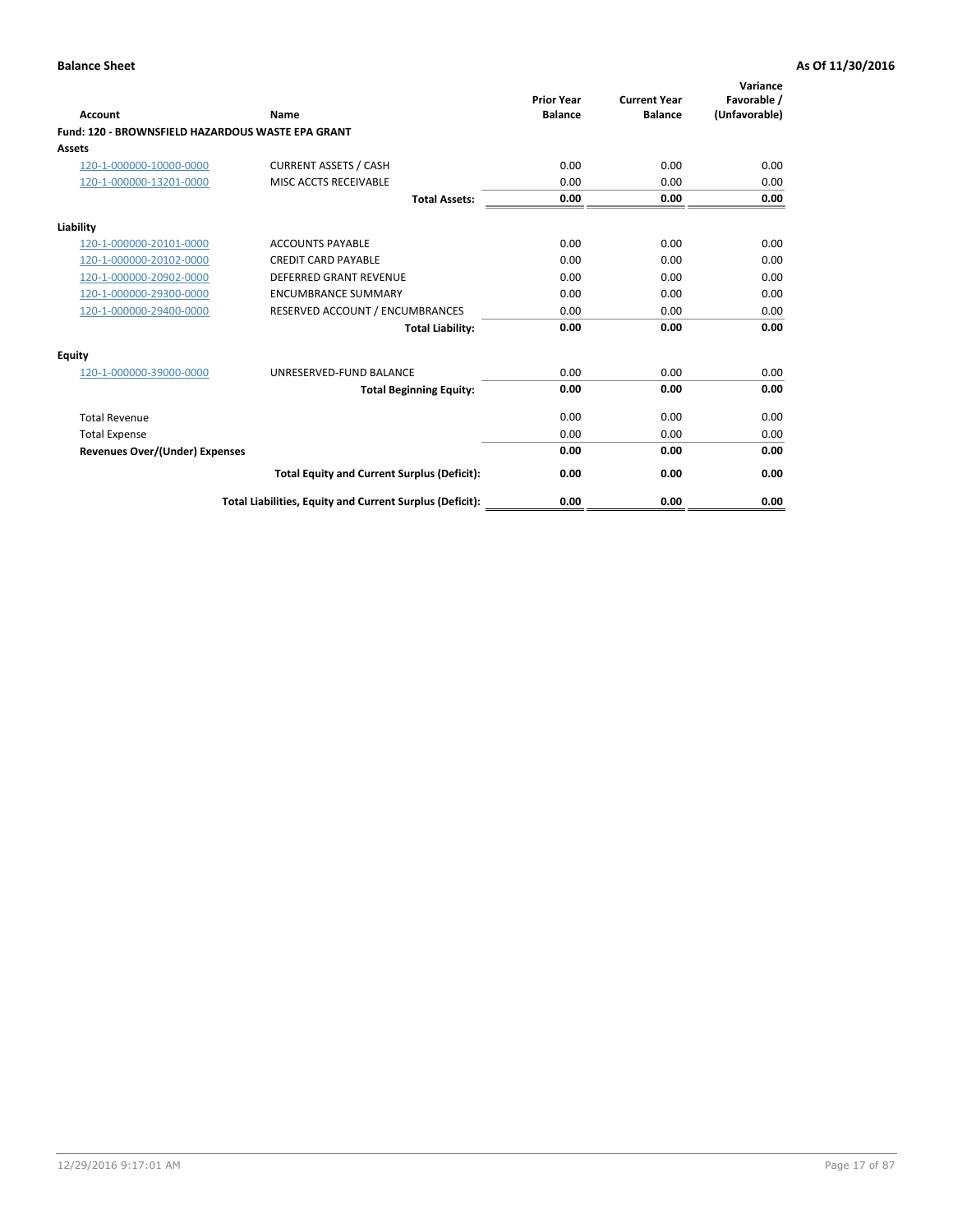**Balance Sheet** **As Of 11/30/2016**

| Account | Name | Prior Year Balance | Current Year Balance | Variance Favorable / (Unfavorable) |
|---|---|---|---|---|
| **Fund: 120 - BROWNSFIELD HAZARDOUS WASTE EPA GRANT** | | | | |
| **Assets** | | | | |
| 120-1-000000-10000-0000 | CURRENT ASSETS / CASH | 0.00 | 0.00 | 0.00 |
| 120-1-000000-13201-0000 | MISC ACCTS RECEIVABLE | 0.00 | 0.00 | 0.00 |
| | **Total Assets:** | **0.00** | **0.00** | **0.00** |
| **Liability** | | | | |
| 120-1-000000-20101-0000 | ACCOUNTS PAYABLE | 0.00 | 0.00 | 0.00 |
| 120-1-000000-20102-0000 | CREDIT CARD PAYABLE | 0.00 | 0.00 | 0.00 |
| 120-1-000000-20902-0000 | DEFERRED GRANT REVENUE | 0.00 | 0.00 | 0.00 |
| 120-1-000000-29300-0000 | ENCUMBRANCE SUMMARY | 0.00 | 0.00 | 0.00 |
| 120-1-000000-29400-0000 | RESERVED ACCOUNT / ENCUMBRANCES | 0.00 | 0.00 | 0.00 |
| | **Total Liability:** | **0.00** | **0.00** | **0.00** |
| **Equity** | | | | |
| 120-1-000000-39000-0000 | UNRESERVED-FUND BALANCE | 0.00 | 0.00 | 0.00 |
| | **Total Beginning Equity:** | **0.00** | **0.00** | **0.00** |
| Total Revenue | | 0.00 | 0.00 | 0.00 |
| Total Expense | | 0.00 | 0.00 | 0.00 |
| **Revenues Over/(Under) Expenses** | | **0.00** | **0.00** | **0.00** |
| | **Total Equity and Current Surplus (Deficit):** | **0.00** | **0.00** | **0.00** |
| | **Total Liabilities, Equity and Current Surplus (Deficit):** | **0.00** | **0.00** | **0.00** |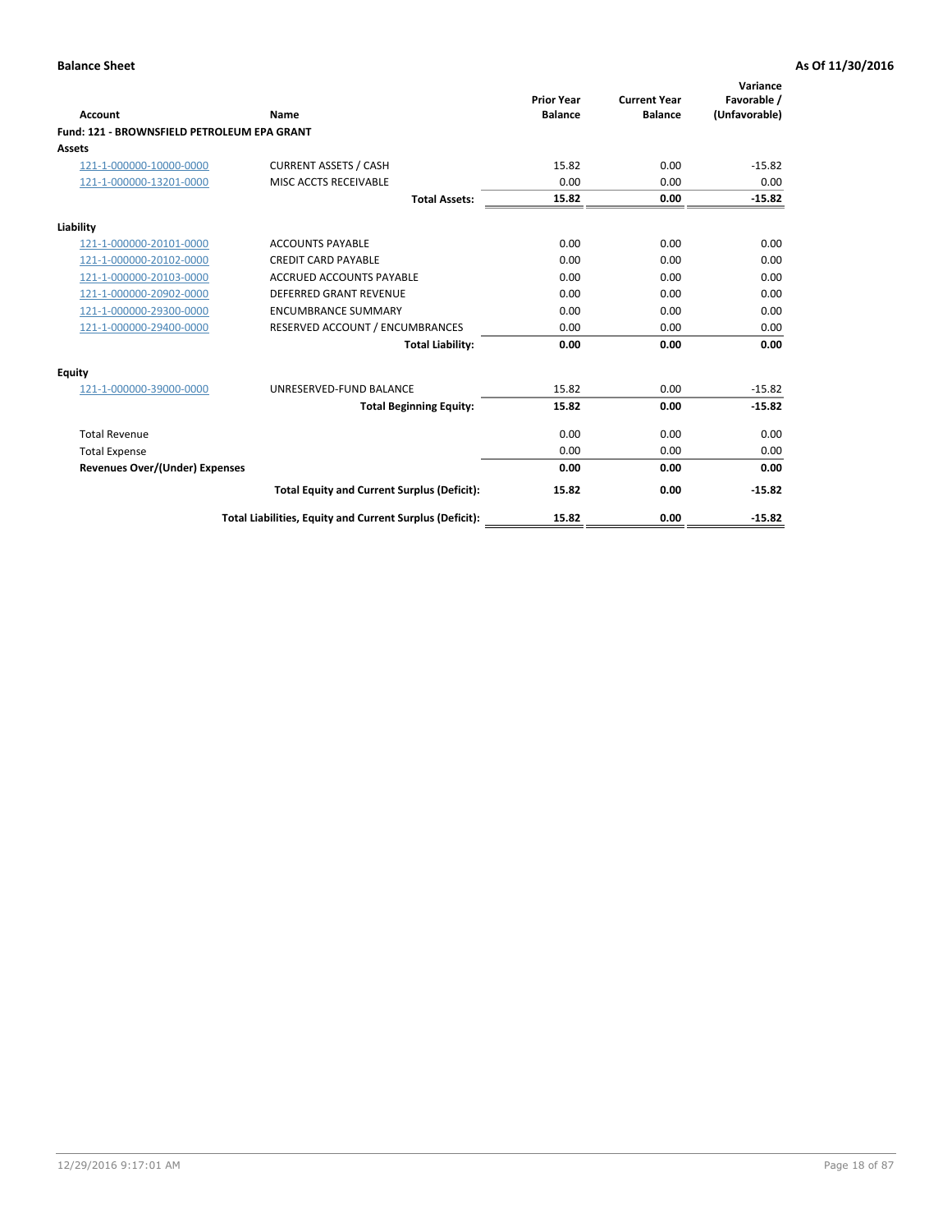**Balance Sheet** — As Of 11/30/2016

| Account | Name | Prior Year Balance | Current Year Balance | Variance Favorable / (Unfavorable) |
|---|---|---|---|---|
| **Fund: 121 - BROWNSFIELD PETROLEUM EPA GRANT** | | | | |
| **Assets** | | | | |
| 121-1-000000-10000-0000 | CURRENT ASSETS / CASH | 15.82 | 0.00 | -15.82 |
| 121-1-000000-13201-0000 | MISC ACCTS RECEIVABLE | 0.00 | 0.00 | 0.00 |
| | **Total Assets:** | **15.82** | **0.00** | **-15.82** |
| **Liability** | | | | |
| 121-1-000000-20101-0000 | ACCOUNTS PAYABLE | 0.00 | 0.00 | 0.00 |
| 121-1-000000-20102-0000 | CREDIT CARD PAYABLE | 0.00 | 0.00 | 0.00 |
| 121-1-000000-20103-0000 | ACCRUED ACCOUNTS PAYABLE | 0.00 | 0.00 | 0.00 |
| 121-1-000000-20902-0000 | DEFERRED GRANT REVENUE | 0.00 | 0.00 | 0.00 |
| 121-1-000000-29300-0000 | ENCUMBRANCE SUMMARY | 0.00 | 0.00 | 0.00 |
| 121-1-000000-29400-0000 | RESERVED ACCOUNT / ENCUMBRANCES | 0.00 | 0.00 | 0.00 |
| | **Total Liability:** | **0.00** | **0.00** | **0.00** |
| **Equity** | | | | |
| 121-1-000000-39000-0000 | UNRESERVED-FUND BALANCE | 15.82 | 0.00 | -15.82 |
| | **Total Beginning Equity:** | **15.82** | **0.00** | **-15.82** |
| Total Revenue | | 0.00 | 0.00 | 0.00 |
| Total Expense | | 0.00 | 0.00 | 0.00 |
| **Revenues Over/(Under) Expenses** | | **0.00** | **0.00** | **0.00** |
| | **Total Equity and Current Surplus (Deficit):** | **15.82** | **0.00** | **-15.82** |
| | **Total Liabilities, Equity and Current Surplus (Deficit):** | **15.82** | **0.00** | **-15.82** |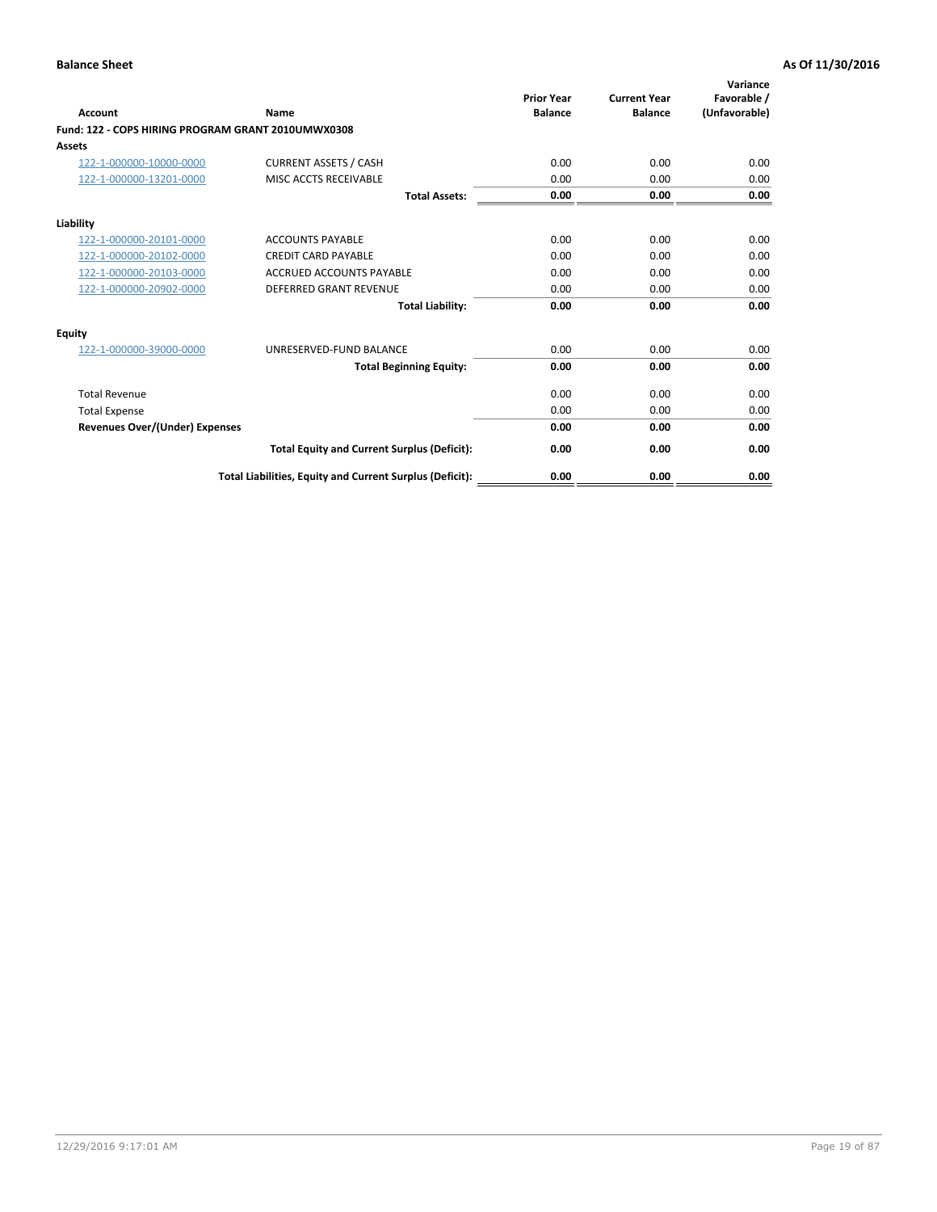**Balance Sheet** **As Of 11/30/2016**

| Account | Name | Prior Year Balance | Current Year Balance | Variance Favorable / (Unfavorable) |
|---|---|---|---|---|
| **Fund: 122 - COPS HIRING PROGRAM GRANT 2010UMWX0308** | | | | |
| **Assets** | | | | |
| 122-1-000000-10000-0000 | CURRENT ASSETS / CASH | 0.00 | 0.00 | 0.00 |
| 122-1-000000-13201-0000 | MISC ACCTS RECEIVABLE | 0.00 | 0.00 | 0.00 |
| | **Total Assets:** | **0.00** | **0.00** | **0.00** |
| **Liability** | | | | |
| 122-1-000000-20101-0000 | ACCOUNTS PAYABLE | 0.00 | 0.00 | 0.00 |
| 122-1-000000-20102-0000 | CREDIT CARD PAYABLE | 0.00 | 0.00 | 0.00 |
| 122-1-000000-20103-0000 | ACCRUED ACCOUNTS PAYABLE | 0.00 | 0.00 | 0.00 |
| 122-1-000000-20902-0000 | DEFERRED GRANT REVENUE | 0.00 | 0.00 | 0.00 |
| | **Total Liability:** | **0.00** | **0.00** | **0.00** |
| **Equity** | | | | |
| 122-1-000000-39000-0000 | UNRESERVED-FUND BALANCE | 0.00 | 0.00 | 0.00 |
| | **Total Beginning Equity:** | **0.00** | **0.00** | **0.00** |
| Total Revenue | | 0.00 | 0.00 | 0.00 |
| Total Expense | | 0.00 | 0.00 | 0.00 |
| **Revenues Over/(Under) Expenses** | | **0.00** | **0.00** | **0.00** |
| | **Total Equity and Current Surplus (Deficit):** | **0.00** | **0.00** | **0.00** |
| | **Total Liabilities, Equity and Current Surplus (Deficit):** | **0.00** | **0.00** | **0.00** |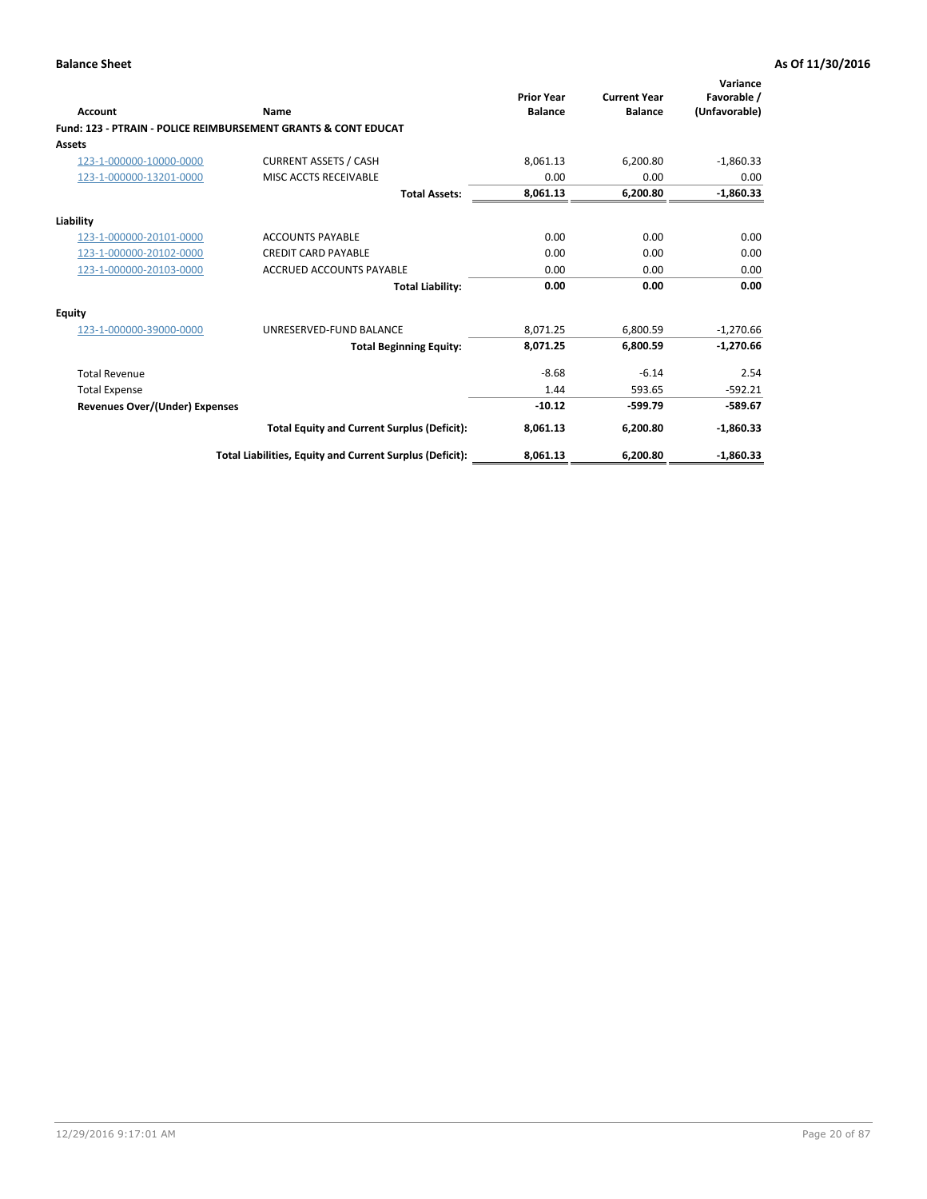**Balance Sheet** | **As Of 11/30/2016**

| Account | Name | Prior Year Balance | Current Year Balance | Variance Favorable / (Unfavorable) |
|---|---|---|---|---|
| **Fund: 123 - PTRAIN - POLICE REIMBURSEMENT GRANTS & CONT EDUCAT** | | | | |
| **Assets** | | | | |
| 123-1-000000-10000-0000 | CURRENT ASSETS / CASH | 8,061.13 | 6,200.80 | -1,860.33 |
| 123-1-000000-13201-0000 | MISC ACCTS RECEIVABLE | 0.00 | 0.00 | 0.00 |
| | **Total Assets:** | **8,061.13** | **6,200.80** | **-1,860.33** |
| **Liability** | | | | |
| 123-1-000000-20101-0000 | ACCOUNTS PAYABLE | 0.00 | 0.00 | 0.00 |
| 123-1-000000-20102-0000 | CREDIT CARD PAYABLE | 0.00 | 0.00 | 0.00 |
| 123-1-000000-20103-0000 | ACCRUED ACCOUNTS PAYABLE | 0.00 | 0.00 | 0.00 |
| | **Total Liability:** | **0.00** | **0.00** | **0.00** |
| **Equity** | | | | |
| 123-1-000000-39000-0000 | UNRESERVED-FUND BALANCE | 8,071.25 | 6,800.59 | -1,270.66 |
| | **Total Beginning Equity:** | **8,071.25** | **6,800.59** | **-1,270.66** |
| Total Revenue | | -8.68 | -6.14 | 2.54 |
| Total Expense | | 1.44 | 593.65 | -592.21 |
| **Revenues Over/(Under) Expenses** | | **-10.12** | **-599.79** | **-589.67** |
| | **Total Equity and Current Surplus (Deficit):** | **8,061.13** | **6,200.80** | **-1,860.33** |
| | **Total Liabilities, Equity and Current Surplus (Deficit):** | **8,061.13** | **6,200.80** | **-1,860.33** |

12/29/2016 9:17:01 AM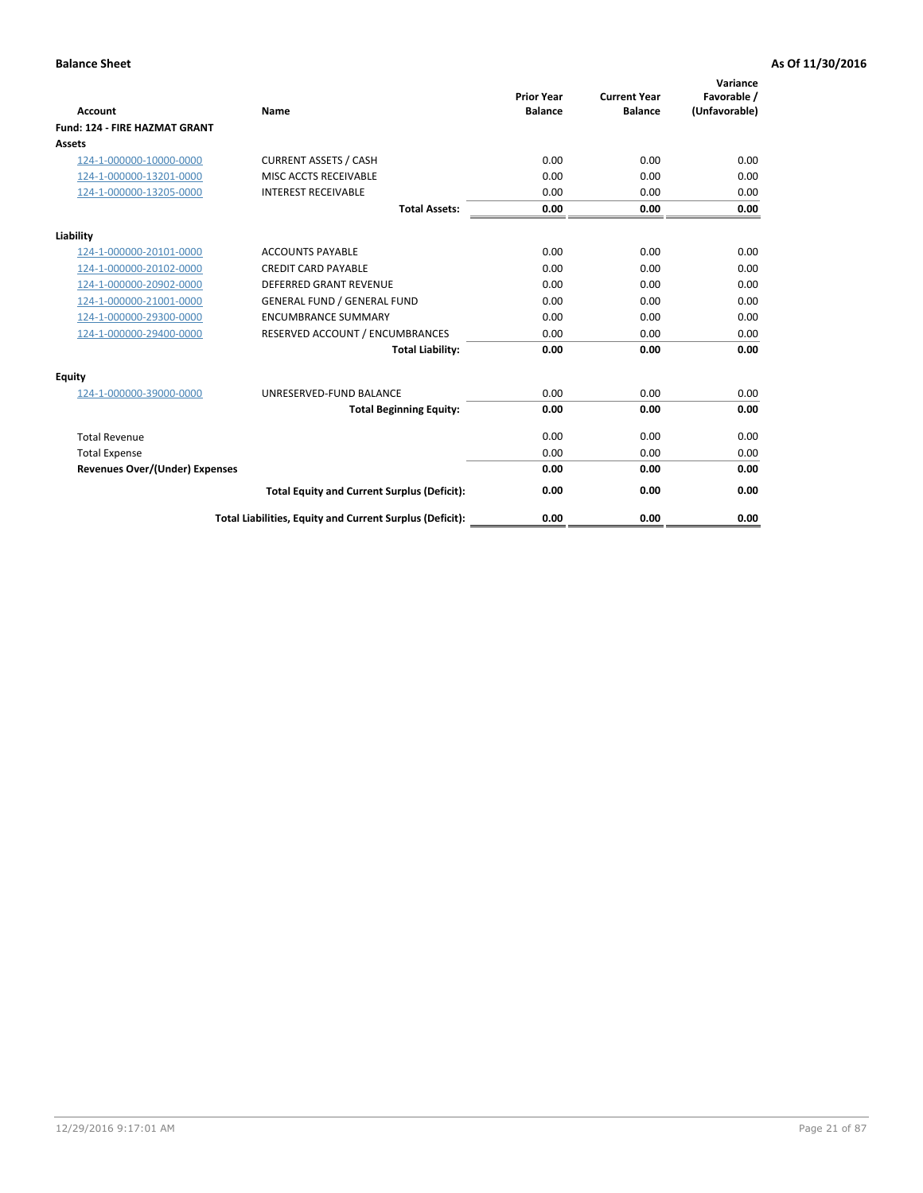**Balance Sheet** **As Of 11/30/2016**

| Account | Name | Prior Year Balance | Current Year Balance | Variance Favorable / (Unfavorable) |
|---|---|---|---|---|
| **Fund: 124 - FIRE HAZMAT GRANT** | | | | |
| **Assets** | | | | |
| 124-1-000000-10000-0000 | CURRENT ASSETS / CASH | 0.00 | 0.00 | 0.00 |
| 124-1-000000-13201-0000 | MISC ACCTS RECEIVABLE | 0.00 | 0.00 | 0.00 |
| 124-1-000000-13205-0000 | INTEREST RECEIVABLE | 0.00 | 0.00 | 0.00 |
| | **Total Assets:** | **0.00** | **0.00** | **0.00** |
| **Liability** | | | | |
| 124-1-000000-20101-0000 | ACCOUNTS PAYABLE | 0.00 | 0.00 | 0.00 |
| 124-1-000000-20102-0000 | CREDIT CARD PAYABLE | 0.00 | 0.00 | 0.00 |
| 124-1-000000-20902-0000 | DEFERRED GRANT REVENUE | 0.00 | 0.00 | 0.00 |
| 124-1-000000-21001-0000 | GENERAL FUND / GENERAL FUND | 0.00 | 0.00 | 0.00 |
| 124-1-000000-29300-0000 | ENCUMBRANCE SUMMARY | 0.00 | 0.00 | 0.00 |
| 124-1-000000-29400-0000 | RESERVED ACCOUNT / ENCUMBRANCES | 0.00 | 0.00 | 0.00 |
| | **Total Liability:** | **0.00** | **0.00** | **0.00** |
| **Equity** | | | | |
| 124-1-000000-39000-0000 | UNRESERVED-FUND BALANCE | 0.00 | 0.00 | 0.00 |
| | **Total Beginning Equity:** | **0.00** | **0.00** | **0.00** |
| Total Revenue | | 0.00 | 0.00 | 0.00 |
| Total Expense | | 0.00 | 0.00 | 0.00 |
| **Revenues Over/(Under) Expenses** | | **0.00** | **0.00** | **0.00** |
| | **Total Equity and Current Surplus (Deficit):** | **0.00** | **0.00** | **0.00** |
| | **Total Liabilities, Equity and Current Surplus (Deficit):** | **0.00** | **0.00** | **0.00** |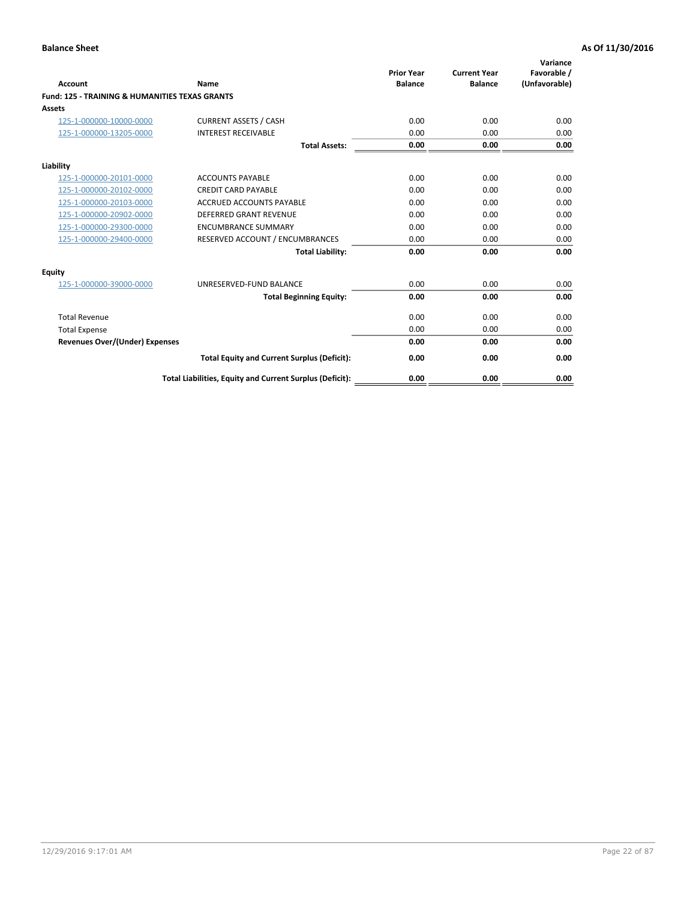**Balance Sheet** **As Of 11/30/2016**

| Account | Name | Prior Year Balance | Current Year Balance | Variance Favorable / (Unfavorable) |
|---|---|---|---|---|
| **Fund: 125 - TRAINING & HUMANITIES TEXAS GRANTS** | | | | |
| **Assets** | | | | |
| 125-1-000000-10000-0000 | CURRENT ASSETS / CASH | 0.00 | 0.00 | 0.00 |
| 125-1-000000-13205-0000 | INTEREST RECEIVABLE | 0.00 | 0.00 | 0.00 |
| | **Total Assets:** | **0.00** | **0.00** | **0.00** |
| **Liability** | | | | |
| 125-1-000000-20101-0000 | ACCOUNTS PAYABLE | 0.00 | 0.00 | 0.00 |
| 125-1-000000-20102-0000 | CREDIT CARD PAYABLE | 0.00 | 0.00 | 0.00 |
| 125-1-000000-20103-0000 | ACCRUED ACCOUNTS PAYABLE | 0.00 | 0.00 | 0.00 |
| 125-1-000000-20902-0000 | DEFERRED GRANT REVENUE | 0.00 | 0.00 | 0.00 |
| 125-1-000000-29300-0000 | ENCUMBRANCE SUMMARY | 0.00 | 0.00 | 0.00 |
| 125-1-000000-29400-0000 | RESERVED ACCOUNT / ENCUMBRANCES | 0.00 | 0.00 | 0.00 |
| | **Total Liability:** | **0.00** | **0.00** | **0.00** |
| **Equity** | | | | |
| 125-1-000000-39000-0000 | UNRESERVED-FUND BALANCE | 0.00 | 0.00 | 0.00 |
| | **Total Beginning Equity:** | **0.00** | **0.00** | **0.00** |
| Total Revenue | | 0.00 | 0.00 | 0.00 |
| Total Expense | | 0.00 | 0.00 | 0.00 |
| **Revenues Over/(Under) Expenses** | | **0.00** | **0.00** | **0.00** |
| | **Total Equity and Current Surplus (Deficit):** | **0.00** | **0.00** | **0.00** |
| | **Total Liabilities, Equity and Current Surplus (Deficit):** | **0.00** | **0.00** | **0.00** |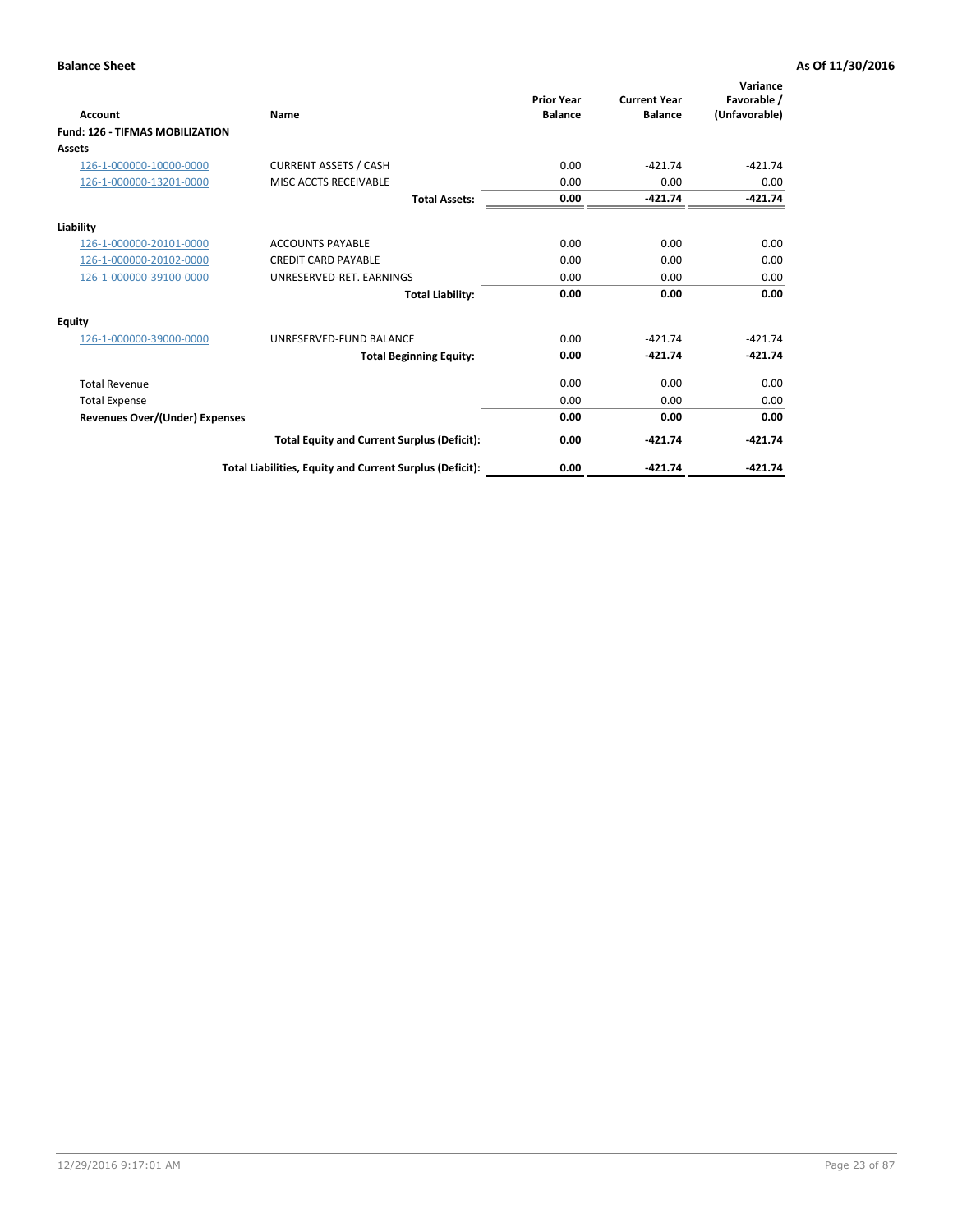**Balance Sheet** **As Of 11/30/2016**

| Account | Name | Prior Year Balance | Current Year Balance | Variance Favorable / (Unfavorable) |
|---|---|---|---|---|
| **Fund: 126 - TIFMAS MOBILIZATION** | | | | |
| **Assets** | | | | |
| 126-1-000000-10000-0000 | CURRENT ASSETS / CASH | 0.00 | -421.74 | -421.74 |
| 126-1-000000-13201-0000 | MISC ACCTS RECEIVABLE | 0.00 | 0.00 | 0.00 |
| | **Total Assets:** | **0.00** | **-421.74** | **-421.74** |
| **Liability** | | | | |
| 126-1-000000-20101-0000 | ACCOUNTS PAYABLE | 0.00 | 0.00 | 0.00 |
| 126-1-000000-20102-0000 | CREDIT CARD PAYABLE | 0.00 | 0.00 | 0.00 |
| 126-1-000000-39100-0000 | UNRESERVED-RET. EARNINGS | 0.00 | 0.00 | 0.00 |
| | **Total Liability:** | **0.00** | **0.00** | **0.00** |
| **Equity** | | | | |
| 126-1-000000-39000-0000 | UNRESERVED-FUND BALANCE | 0.00 | -421.74 | -421.74 |
| | **Total Beginning Equity:** | **0.00** | **-421.74** | **-421.74** |
| Total Revenue | | 0.00 | 0.00 | 0.00 |
| Total Expense | | 0.00 | 0.00 | 0.00 |
| **Revenues Over/(Under) Expenses** | | **0.00** | **0.00** | **0.00** |
| | **Total Equity and Current Surplus (Deficit):** | **0.00** | **-421.74** | **-421.74** |
| | **Total Liabilities, Equity and Current Surplus (Deficit):** | **0.00** | **-421.74** | **-421.74** |

12/29/2016 9:17:01 AM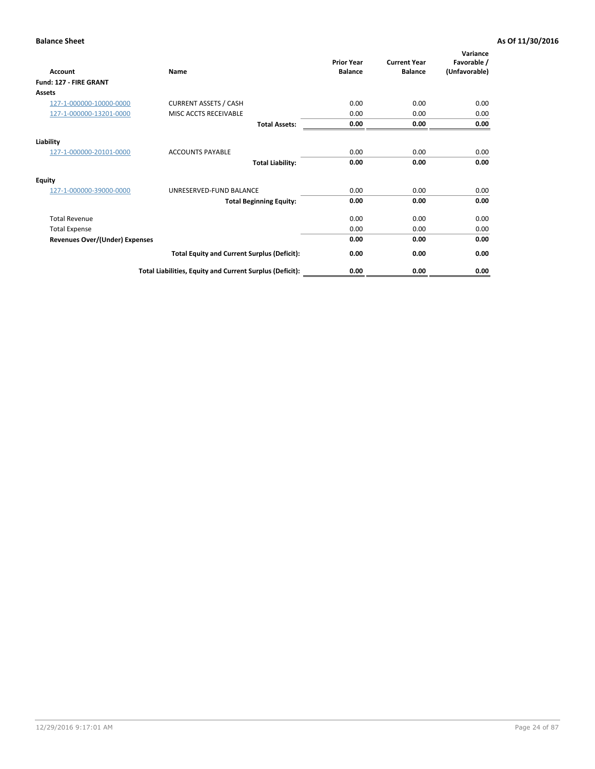**Balance Sheet** **As Of 11/30/2016**

| Account | Name | Prior Year Balance | Current Year Balance | Variance Favorable / (Unfavorable) |
|---|---|---|---|---|
| **Fund: 127 - FIRE GRANT** | | | | |
| **Assets** | | | | |
| 127-1-000000-10000-0000 | CURRENT ASSETS / CASH | 0.00 | 0.00 | 0.00 |
| 127-1-000000-13201-0000 | MISC ACCTS RECEIVABLE | 0.00 | 0.00 | 0.00 |
| | **Total Assets:** | **0.00** | **0.00** | **0.00** |
| **Liability** | | | | |
| 127-1-000000-20101-0000 | ACCOUNTS PAYABLE | 0.00 | 0.00 | 0.00 |
| | **Total Liability:** | **0.00** | **0.00** | **0.00** |
| **Equity** | | | | |
| 127-1-000000-39000-0000 | UNRESERVED-FUND BALANCE | 0.00 | 0.00 | 0.00 |
| | **Total Beginning Equity:** | **0.00** | **0.00** | **0.00** |
| Total Revenue | | 0.00 | 0.00 | 0.00 |
| Total Expense | | 0.00 | 0.00 | 0.00 |
| **Revenues Over/(Under) Expenses** | | **0.00** | **0.00** | **0.00** |
| | **Total Equity and Current Surplus (Deficit):** | **0.00** | **0.00** | **0.00** |
| | **Total Liabilities, Equity and Current Surplus (Deficit):** | **0.00** | **0.00** | **0.00** |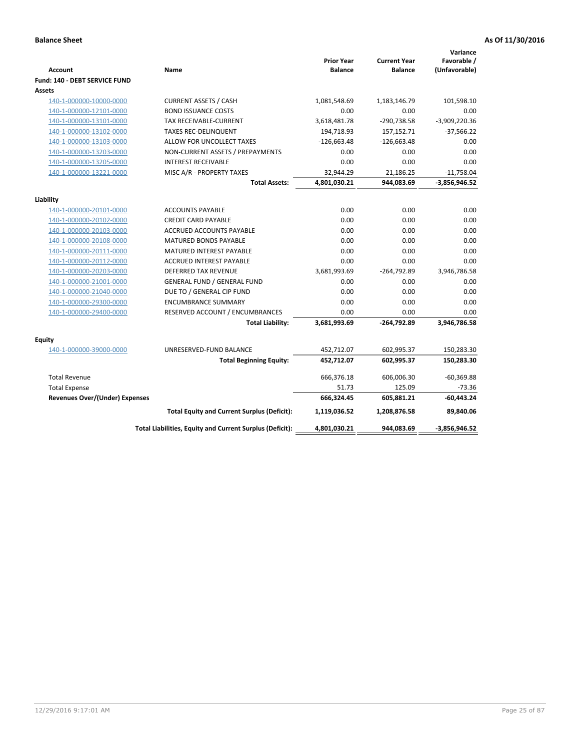**Balance Sheet** **As Of 11/30/2016**

| Account | Name | Prior Year Balance | Current Year Balance | Variance Favorable / (Unfavorable) |
|---|---|---|---|---|
| **Fund: 140 - DEBT SERVICE FUND** | | | | |
| **Assets** | | | | |
| 140-1-000000-10000-0000 | CURRENT ASSETS / CASH | 1,081,548.69 | 1,183,146.79 | 101,598.10 |
| 140-1-000000-12101-0000 | BOND ISSUANCE COSTS | 0.00 | 0.00 | 0.00 |
| 140-1-000000-13101-0000 | TAX RECEIVABLE-CURRENT | 3,618,481.78 | -290,738.58 | -3,909,220.36 |
| 140-1-000000-13102-0000 | TAXES REC-DELINQUENT | 194,718.93 | 157,152.71 | -37,566.22 |
| 140-1-000000-13103-0000 | ALLOW FOR UNCOLLECT TAXES | -126,663.48 | -126,663.48 | 0.00 |
| 140-1-000000-13203-0000 | NON-CURRENT ASSETS / PREPAYMENTS | 0.00 | 0.00 | 0.00 |
| 140-1-000000-13205-0000 | INTEREST RECEIVABLE | 0.00 | 0.00 | 0.00 |
| 140-1-000000-13221-0000 | MISC A/R - PROPERTY TAXES | 32,944.29 | 21,186.25 | -11,758.04 |
| | **Total Assets:** | **4,801,030.21** | **944,083.69** | **-3,856,946.52** |
| **Liability** | | | | |
| 140-1-000000-20101-0000 | ACCOUNTS PAYABLE | 0.00 | 0.00 | 0.00 |
| 140-1-000000-20102-0000 | CREDIT CARD PAYABLE | 0.00 | 0.00 | 0.00 |
| 140-1-000000-20103-0000 | ACCRUED ACCOUNTS PAYABLE | 0.00 | 0.00 | 0.00 |
| 140-1-000000-20108-0000 | MATURED BONDS PAYABLE | 0.00 | 0.00 | 0.00 |
| 140-1-000000-20111-0000 | MATURED INTEREST PAYABLE | 0.00 | 0.00 | 0.00 |
| 140-1-000000-20112-0000 | ACCRUED INTEREST PAYABLE | 0.00 | 0.00 | 0.00 |
| 140-1-000000-20203-0000 | DEFERRED TAX REVENUE | 3,681,993.69 | -264,792.89 | 3,946,786.58 |
| 140-1-000000-21001-0000 | GENERAL FUND / GENERAL FUND | 0.00 | 0.00 | 0.00 |
| 140-1-000000-21040-0000 | DUE TO / GENERAL CIP FUND | 0.00 | 0.00 | 0.00 |
| 140-1-000000-29300-0000 | ENCUMBRANCE SUMMARY | 0.00 | 0.00 | 0.00 |
| 140-1-000000-29400-0000 | RESERVED ACCOUNT / ENCUMBRANCES | 0.00 | 0.00 | 0.00 |
| | **Total Liability:** | **3,681,993.69** | **-264,792.89** | **3,946,786.58** |
| **Equity** | | | | |
| 140-1-000000-39000-0000 | UNRESERVED-FUND BALANCE | 452,712.07 | 602,995.37 | 150,283.30 |
| | **Total Beginning Equity:** | **452,712.07** | **602,995.37** | **150,283.30** |
| Total Revenue | | 666,376.18 | 606,006.30 | -60,369.88 |
| Total Expense | | 51.73 | 125.09 | -73.36 |
| **Revenues Over/(Under) Expenses** | | **666,324.45** | **605,881.21** | **-60,443.24** |
| | **Total Equity and Current Surplus (Deficit):** | **1,119,036.52** | **1,208,876.58** | **89,840.06** |
| | **Total Liabilities, Equity and Current Surplus (Deficit):** | **4,801,030.21** | **944,083.69** | **-3,856,946.52** |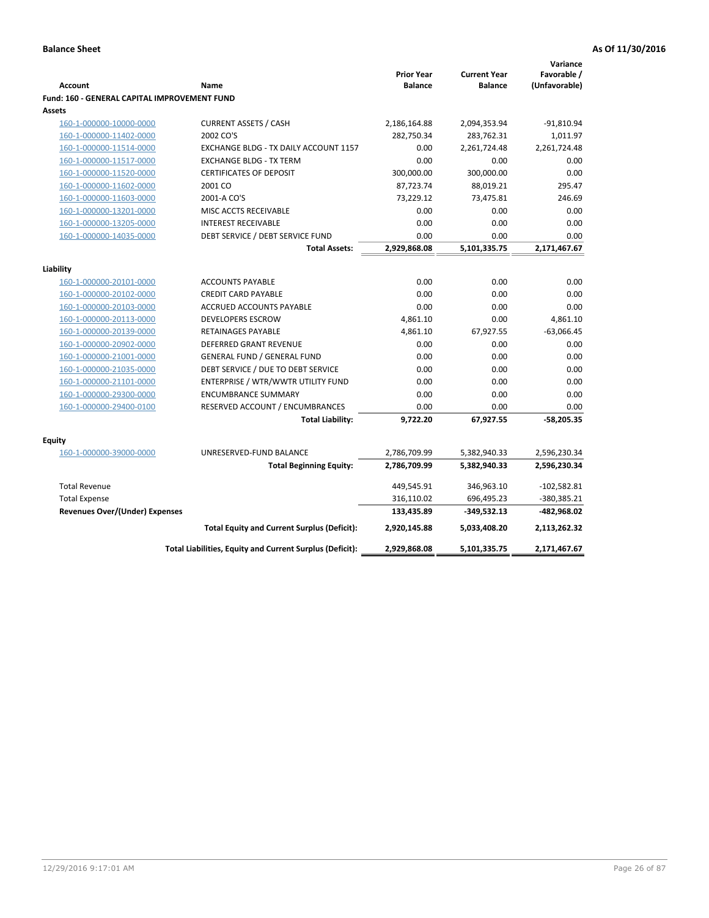**Balance Sheet** **As Of 11/30/2016**

| Account | Name | Prior Year Balance | Current Year Balance | Variance Favorable / (Unfavorable) |
|---|---|---|---|---|
| **Fund: 160 - GENERAL CAPITAL IMPROVEMENT FUND** | | | | |
| **Assets** | | | | |
| 160-1-000000-10000-0000 | CURRENT ASSETS / CASH | 2,186,164.88 | 2,094,353.94 | -91,810.94 |
| 160-1-000000-11402-0000 | 2002 CO'S | 282,750.34 | 283,762.31 | 1,011.97 |
| 160-1-000000-11514-0000 | EXCHANGE BLDG - TX DAILY ACCOUNT 1157 | 0.00 | 2,261,724.48 | 2,261,724.48 |
| 160-1-000000-11517-0000 | EXCHANGE BLDG - TX TERM | 0.00 | 0.00 | 0.00 |
| 160-1-000000-11520-0000 | CERTIFICATES OF DEPOSIT | 300,000.00 | 300,000.00 | 0.00 |
| 160-1-000000-11602-0000 | 2001 CO | 87,723.74 | 88,019.21 | 295.47 |
| 160-1-000000-11603-0000 | 2001-A CO'S | 73,229.12 | 73,475.81 | 246.69 |
| 160-1-000000-13201-0000 | MISC ACCTS RECEIVABLE | 0.00 | 0.00 | 0.00 |
| 160-1-000000-13205-0000 | INTEREST RECEIVABLE | 0.00 | 0.00 | 0.00 |
| 160-1-000000-14035-0000 | DEBT SERVICE / DEBT SERVICE FUND | 0.00 | 0.00 | 0.00 |
| | **Total Assets:** | **2,929,868.08** | **5,101,335.75** | **2,171,467.67** |
| **Liability** | | | | |
| 160-1-000000-20101-0000 | ACCOUNTS PAYABLE | 0.00 | 0.00 | 0.00 |
| 160-1-000000-20102-0000 | CREDIT CARD PAYABLE | 0.00 | 0.00 | 0.00 |
| 160-1-000000-20103-0000 | ACCRUED ACCOUNTS PAYABLE | 0.00 | 0.00 | 0.00 |
| 160-1-000000-20113-0000 | DEVELOPERS ESCROW | 4,861.10 | 0.00 | 4,861.10 |
| 160-1-000000-20139-0000 | RETAINAGES PAYABLE | 4,861.10 | 67,927.55 | -63,066.45 |
| 160-1-000000-20902-0000 | DEFERRED GRANT REVENUE | 0.00 | 0.00 | 0.00 |
| 160-1-000000-21001-0000 | GENERAL FUND / GENERAL FUND | 0.00 | 0.00 | 0.00 |
| 160-1-000000-21035-0000 | DEBT SERVICE / DUE TO DEBT SERVICE | 0.00 | 0.00 | 0.00 |
| 160-1-000000-21101-0000 | ENTERPRISE / WTR/WWTR UTILITY FUND | 0.00 | 0.00 | 0.00 |
| 160-1-000000-29300-0000 | ENCUMBRANCE SUMMARY | 0.00 | 0.00 | 0.00 |
| 160-1-000000-29400-0100 | RESERVED ACCOUNT / ENCUMBRANCES | 0.00 | 0.00 | 0.00 |
| | **Total Liability:** | **9,722.20** | **67,927.55** | **-58,205.35** |
| **Equity** | | | | |
| 160-1-000000-39000-0000 | UNRESERVED-FUND BALANCE | 2,786,709.99 | 5,382,940.33 | 2,596,230.34 |
| | **Total Beginning Equity:** | **2,786,709.99** | **5,382,940.33** | **2,596,230.34** |
| Total Revenue | | 449,545.91 | 346,963.10 | -102,582.81 |
| Total Expense | | 316,110.02 | 696,495.23 | -380,385.21 |
| **Revenues Over/(Under) Expenses** | | **133,435.89** | **-349,532.13** | **-482,968.02** |
| | **Total Equity and Current Surplus (Deficit):** | **2,920,145.88** | **5,033,408.20** | **2,113,262.32** |
| | **Total Liabilities, Equity and Current Surplus (Deficit):** | **2,929,868.08** | **5,101,335.75** | **2,171,467.67** |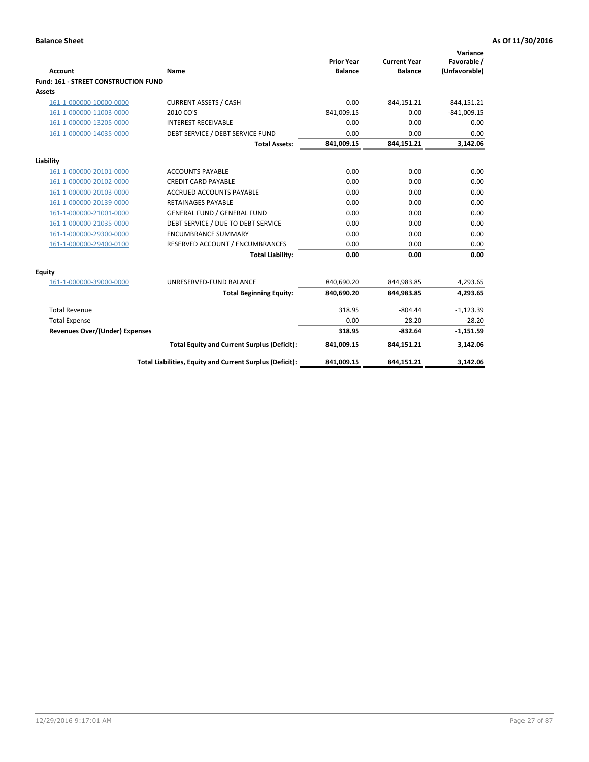**Balance Sheet** **As Of 11/30/2016**

| Account | Name | Prior Year Balance | Current Year Balance | Variance Favorable / (Unfavorable) |
|---|---|---|---|---|
| **Fund: 161 - STREET CONSTRUCTION FUND** | | | | |
| **Assets** | | | | |
| 161-1-000000-10000-0000 | CURRENT ASSETS / CASH | 0.00 | 844,151.21 | 844,151.21 |
| 161-1-000000-11003-0000 | 2010 CO'S | 841,009.15 | 0.00 | -841,009.15 |
| 161-1-000000-13205-0000 | INTEREST RECEIVABLE | 0.00 | 0.00 | 0.00 |
| 161-1-000000-14035-0000 | DEBT SERVICE / DEBT SERVICE FUND | 0.00 | 0.00 | 0.00 |
| | **Total Assets:** | **841,009.15** | **844,151.21** | **3,142.06** |
| **Liability** | | | | |
| 161-1-000000-20101-0000 | ACCOUNTS PAYABLE | 0.00 | 0.00 | 0.00 |
| 161-1-000000-20102-0000 | CREDIT CARD PAYABLE | 0.00 | 0.00 | 0.00 |
| 161-1-000000-20103-0000 | ACCRUED ACCOUNTS PAYABLE | 0.00 | 0.00 | 0.00 |
| 161-1-000000-20139-0000 | RETAINAGES PAYABLE | 0.00 | 0.00 | 0.00 |
| 161-1-000000-21001-0000 | GENERAL FUND / GENERAL FUND | 0.00 | 0.00 | 0.00 |
| 161-1-000000-21035-0000 | DEBT SERVICE / DUE TO DEBT SERVICE | 0.00 | 0.00 | 0.00 |
| 161-1-000000-29300-0000 | ENCUMBRANCE SUMMARY | 0.00 | 0.00 | 0.00 |
| 161-1-000000-29400-0100 | RESERVED ACCOUNT / ENCUMBRANCES | 0.00 | 0.00 | 0.00 |
| | **Total Liability:** | **0.00** | **0.00** | **0.00** |
| **Equity** | | | | |
| 161-1-000000-39000-0000 | UNRESERVED-FUND BALANCE | 840,690.20 | 844,983.85 | 4,293.65 |
| | **Total Beginning Equity:** | **840,690.20** | **844,983.85** | **4,293.65** |
| Total Revenue | | 318.95 | -804.44 | -1,123.39 |
| Total Expense | | 0.00 | 28.20 | -28.20 |
| **Revenues Over/(Under) Expenses** | | **318.95** | **-832.64** | **-1,151.59** |
| | **Total Equity and Current Surplus (Deficit):** | **841,009.15** | **844,151.21** | **3,142.06** |
| | **Total Liabilities, Equity and Current Surplus (Deficit):** | **841,009.15** | **844,151.21** | **3,142.06** |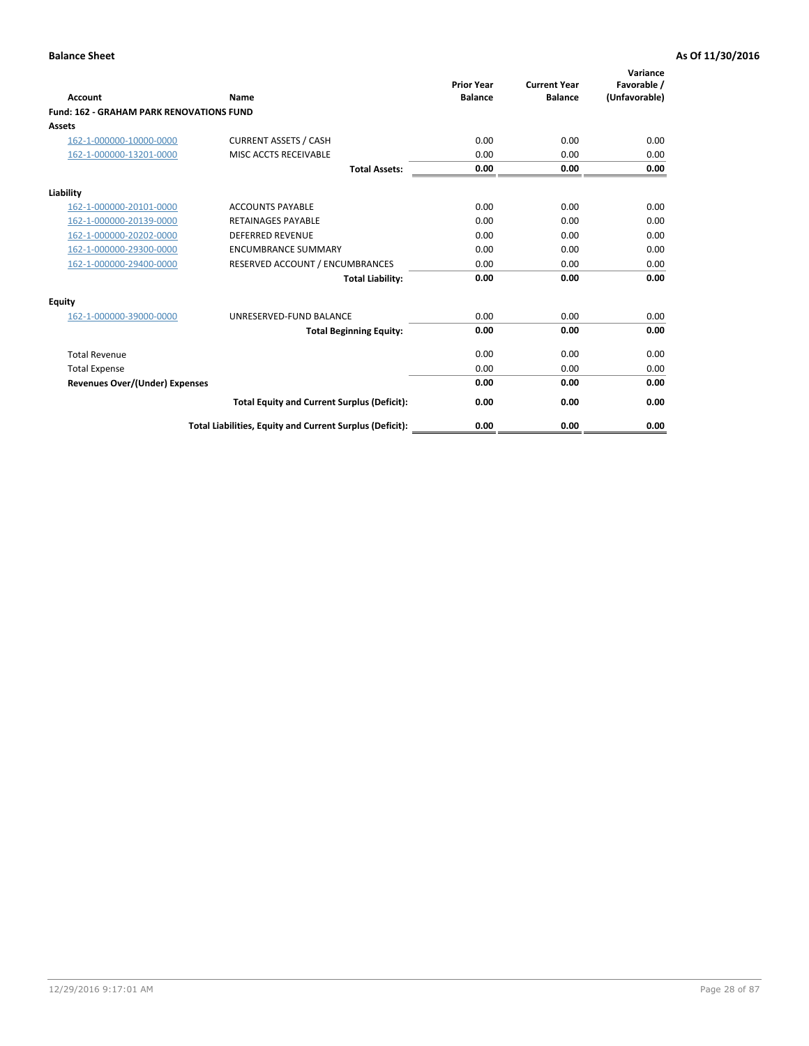**Balance Sheet** **As Of 11/30/2016**

| Account | Name | Prior Year Balance | Current Year Balance | Variance Favorable / (Unfavorable) |
|---|---|---|---|---|
| **Fund: 162 - GRAHAM PARK RENOVATIONS FUND** | | | | |
| **Assets** | | | | |
| 162-1-000000-10000-0000 | CURRENT ASSETS / CASH | 0.00 | 0.00 | 0.00 |
| 162-1-000000-13201-0000 | MISC ACCTS RECEIVABLE | 0.00 | 0.00 | 0.00 |
| | **Total Assets:** | **0.00** | **0.00** | **0.00** |
| **Liability** | | | | |
| 162-1-000000-20101-0000 | ACCOUNTS PAYABLE | 0.00 | 0.00 | 0.00 |
| 162-1-000000-20139-0000 | RETAINAGES PAYABLE | 0.00 | 0.00 | 0.00 |
| 162-1-000000-20202-0000 | DEFERRED REVENUE | 0.00 | 0.00 | 0.00 |
| 162-1-000000-29300-0000 | ENCUMBRANCE SUMMARY | 0.00 | 0.00 | 0.00 |
| 162-1-000000-29400-0000 | RESERVED ACCOUNT / ENCUMBRANCES | 0.00 | 0.00 | 0.00 |
| | **Total Liability:** | **0.00** | **0.00** | **0.00** |
| **Equity** | | | | |
| 162-1-000000-39000-0000 | UNRESERVED-FUND BALANCE | 0.00 | 0.00 | 0.00 |
| | **Total Beginning Equity:** | **0.00** | **0.00** | **0.00** |
| Total Revenue | | 0.00 | 0.00 | 0.00 |
| Total Expense | | 0.00 | 0.00 | 0.00 |
| **Revenues Over/(Under) Expenses** | | **0.00** | **0.00** | **0.00** |
| | **Total Equity and Current Surplus (Deficit):** | **0.00** | **0.00** | **0.00** |
| | **Total Liabilities, Equity and Current Surplus (Deficit):** | **0.00** | **0.00** | **0.00** |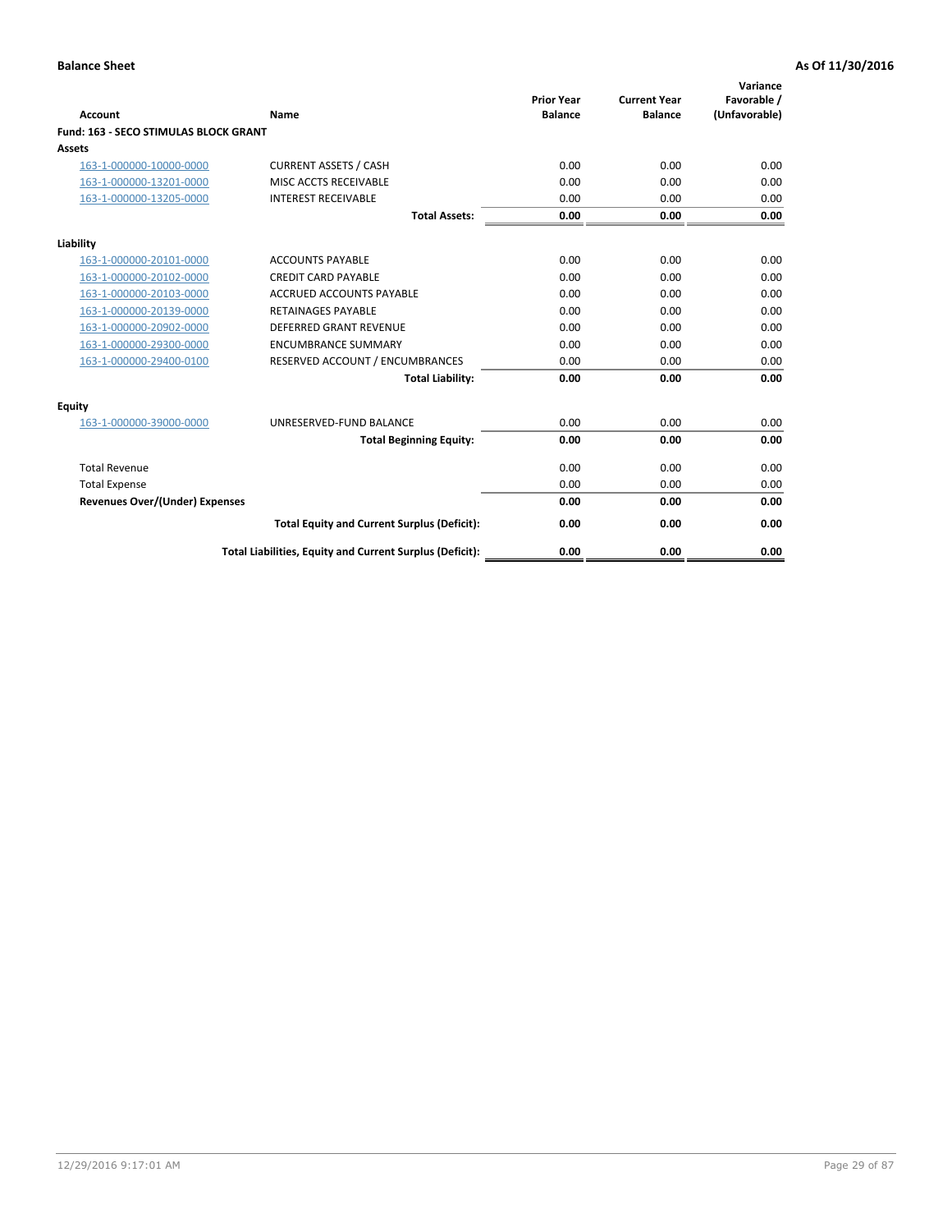**Balance Sheet** **As Of 11/30/2016**

| Account | Name | Prior Year Balance | Current Year Balance | Variance Favorable / (Unfavorable) |
|---|---|---|---|---|
| **Fund: 163 - SECO STIMULAS BLOCK GRANT** | | | | |
| **Assets** | | | | |
| 163-1-000000-10000-0000 | CURRENT ASSETS / CASH | 0.00 | 0.00 | 0.00 |
| 163-1-000000-13201-0000 | MISC ACCTS RECEIVABLE | 0.00 | 0.00 | 0.00 |
| 163-1-000000-13205-0000 | INTEREST RECEIVABLE | 0.00 | 0.00 | 0.00 |
| | **Total Assets:** | **0.00** | **0.00** | **0.00** |
| **Liability** | | | | |
| 163-1-000000-20101-0000 | ACCOUNTS PAYABLE | 0.00 | 0.00 | 0.00 |
| 163-1-000000-20102-0000 | CREDIT CARD PAYABLE | 0.00 | 0.00 | 0.00 |
| 163-1-000000-20103-0000 | ACCRUED ACCOUNTS PAYABLE | 0.00 | 0.00 | 0.00 |
| 163-1-000000-20139-0000 | RETAINAGES PAYABLE | 0.00 | 0.00 | 0.00 |
| 163-1-000000-20902-0000 | DEFERRED GRANT REVENUE | 0.00 | 0.00 | 0.00 |
| 163-1-000000-29300-0000 | ENCUMBRANCE SUMMARY | 0.00 | 0.00 | 0.00 |
| 163-1-000000-29400-0100 | RESERVED ACCOUNT / ENCUMBRANCES | 0.00 | 0.00 | 0.00 |
| | **Total Liability:** | **0.00** | **0.00** | **0.00** |
| **Equity** | | | | |
| 163-1-000000-39000-0000 | UNRESERVED-FUND BALANCE | 0.00 | 0.00 | 0.00 |
| | **Total Beginning Equity:** | **0.00** | **0.00** | **0.00** |
| Total Revenue | | 0.00 | 0.00 | 0.00 |
| Total Expense | | 0.00 | 0.00 | 0.00 |
| **Revenues Over/(Under) Expenses** | | **0.00** | **0.00** | **0.00** |
| | **Total Equity and Current Surplus (Deficit):** | **0.00** | **0.00** | **0.00** |
| | **Total Liabilities, Equity and Current Surplus (Deficit):** | **0.00** | **0.00** | **0.00** |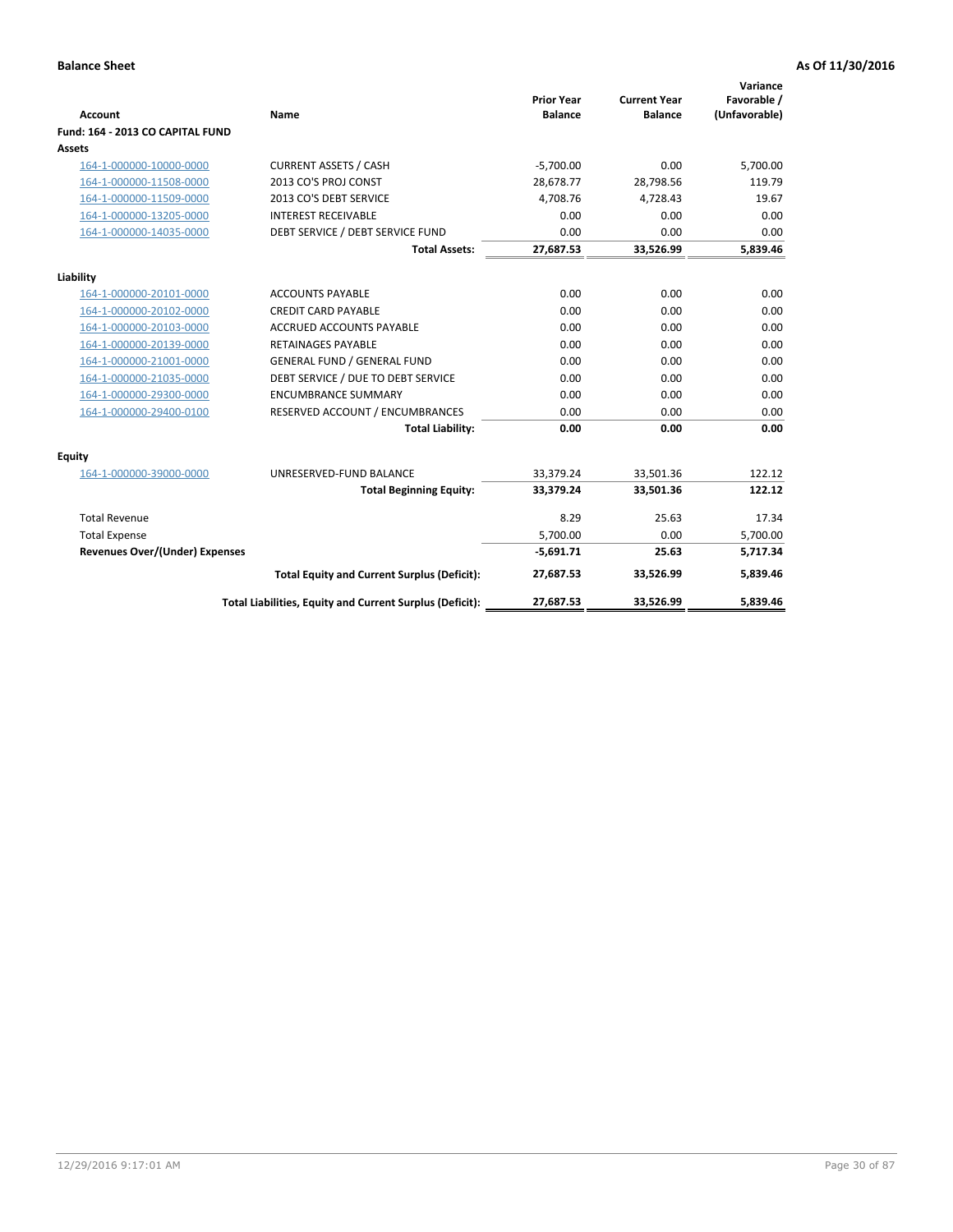**Balance Sheet** **As Of 11/30/2016**

| Account | Name | Prior Year Balance | Current Year Balance | Variance Favorable / (Unfavorable) |
|---|---|---|---|---|
| **Fund: 164 - 2013 CO CAPITAL FUND** | | | | |
| **Assets** | | | | |
| 164-1-000000-10000-0000 | CURRENT ASSETS / CASH | -5,700.00 | 0.00 | 5,700.00 |
| 164-1-000000-11508-0000 | 2013 CO'S PROJ CONST | 28,678.77 | 28,798.56 | 119.79 |
| 164-1-000000-11509-0000 | 2013 CO'S DEBT SERVICE | 4,708.76 | 4,728.43 | 19.67 |
| 164-1-000000-13205-0000 | INTEREST RECEIVABLE | 0.00 | 0.00 | 0.00 |
| 164-1-000000-14035-0000 | DEBT SERVICE / DEBT SERVICE FUND | 0.00 | 0.00 | 0.00 |
| | **Total Assets:** | **27,687.53** | **33,526.99** | **5,839.46** |
| **Liability** | | | | |
| 164-1-000000-20101-0000 | ACCOUNTS PAYABLE | 0.00 | 0.00 | 0.00 |
| 164-1-000000-20102-0000 | CREDIT CARD PAYABLE | 0.00 | 0.00 | 0.00 |
| 164-1-000000-20103-0000 | ACCRUED ACCOUNTS PAYABLE | 0.00 | 0.00 | 0.00 |
| 164-1-000000-20139-0000 | RETAINAGES PAYABLE | 0.00 | 0.00 | 0.00 |
| 164-1-000000-21001-0000 | GENERAL FUND / GENERAL FUND | 0.00 | 0.00 | 0.00 |
| 164-1-000000-21035-0000 | DEBT SERVICE / DUE TO DEBT SERVICE | 0.00 | 0.00 | 0.00 |
| 164-1-000000-29300-0000 | ENCUMBRANCE SUMMARY | 0.00 | 0.00 | 0.00 |
| 164-1-000000-29400-0100 | RESERVED ACCOUNT / ENCUMBRANCES | 0.00 | 0.00 | 0.00 |
| | **Total Liability:** | **0.00** | **0.00** | **0.00** |
| **Equity** | | | | |
| 164-1-000000-39000-0000 | UNRESERVED-FUND BALANCE | 33,379.24 | 33,501.36 | 122.12 |
| | **Total Beginning Equity:** | **33,379.24** | **33,501.36** | **122.12** |
| Total Revenue | | 8.29 | 25.63 | 17.34 |
| Total Expense | | 5,700.00 | 0.00 | 5,700.00 |
| **Revenues Over/(Under) Expenses** | | **-5,691.71** | **25.63** | **5,717.34** |
| | **Total Equity and Current Surplus (Deficit):** | **27,687.53** | **33,526.99** | **5,839.46** |
| | **Total Liabilities, Equity and Current Surplus (Deficit):** | **27,687.53** | **33,526.99** | **5,839.46** |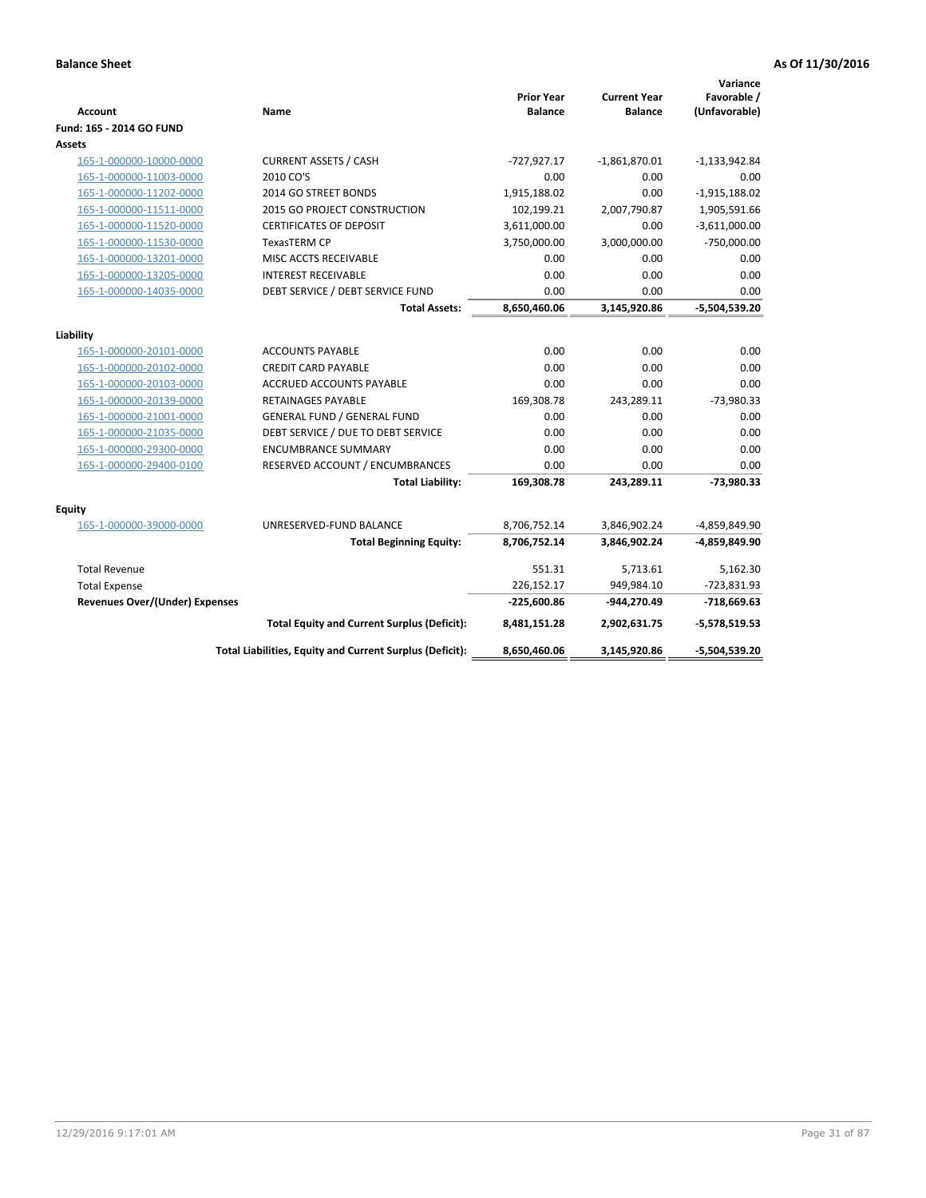**Balance Sheet** **As Of 11/30/2016**

| Account | Name | Prior Year Balance | Current Year Balance | Variance Favorable / (Unfavorable) |
|---|---|---|---|---|
| **Fund: 165 - 2014 GO FUND** | | | | |
| **Assets** | | | | |
| 165-1-000000-10000-0000 | CURRENT ASSETS / CASH | -727,927.17 | -1,861,870.01 | -1,133,942.84 |
| 165-1-000000-11003-0000 | 2010 CO'S | 0.00 | 0.00 | 0.00 |
| 165-1-000000-11202-0000 | 2014 GO STREET BONDS | 1,915,188.02 | 0.00 | -1,915,188.02 |
| 165-1-000000-11511-0000 | 2015 GO PROJECT CONSTRUCTION | 102,199.21 | 2,007,790.87 | 1,905,591.66 |
| 165-1-000000-11520-0000 | CERTIFICATES OF DEPOSIT | 3,611,000.00 | 0.00 | -3,611,000.00 |
| 165-1-000000-11530-0000 | TexasTERM CP | 3,750,000.00 | 3,000,000.00 | -750,000.00 |
| 165-1-000000-13201-0000 | MISC ACCTS RECEIVABLE | 0.00 | 0.00 | 0.00 |
| 165-1-000000-13205-0000 | INTEREST RECEIVABLE | 0.00 | 0.00 | 0.00 |
| 165-1-000000-14035-0000 | DEBT SERVICE / DEBT SERVICE FUND | 0.00 | 0.00 | 0.00 |
| | **Total Assets:** | **8,650,460.06** | **3,145,920.86** | **-5,504,539.20** |
| **Liability** | | | | |
| 165-1-000000-20101-0000 | ACCOUNTS PAYABLE | 0.00 | 0.00 | 0.00 |
| 165-1-000000-20102-0000 | CREDIT CARD PAYABLE | 0.00 | 0.00 | 0.00 |
| 165-1-000000-20103-0000 | ACCRUED ACCOUNTS PAYABLE | 0.00 | 0.00 | 0.00 |
| 165-1-000000-20139-0000 | RETAINAGES PAYABLE | 169,308.78 | 243,289.11 | -73,980.33 |
| 165-1-000000-21001-0000 | GENERAL FUND / GENERAL FUND | 0.00 | 0.00 | 0.00 |
| 165-1-000000-21035-0000 | DEBT SERVICE / DUE TO DEBT SERVICE | 0.00 | 0.00 | 0.00 |
| 165-1-000000-29300-0000 | ENCUMBRANCE SUMMARY | 0.00 | 0.00 | 0.00 |
| 165-1-000000-29400-0100 | RESERVED ACCOUNT / ENCUMBRANCES | 0.00 | 0.00 | 0.00 |
| | **Total Liability:** | **169,308.78** | **243,289.11** | **-73,980.33** |
| **Equity** | | | | |
| 165-1-000000-39000-0000 | UNRESERVED-FUND BALANCE | 8,706,752.14 | 3,846,902.24 | -4,859,849.90 |
| | **Total Beginning Equity:** | **8,706,752.14** | **3,846,902.24** | **-4,859,849.90** |
| Total Revenue | | 551.31 | 5,713.61 | 5,162.30 |
| Total Expense | | 226,152.17 | 949,984.10 | -723,831.93 |
| **Revenues Over/(Under) Expenses** | | **-225,600.86** | **-944,270.49** | **-718,669.63** |
| | **Total Equity and Current Surplus (Deficit):** | **8,481,151.28** | **2,902,631.75** | **-5,578,519.53** |
| | **Total Liabilities, Equity and Current Surplus (Deficit):** | **8,650,460.06** | **3,145,920.86** | **-5,504,539.20** |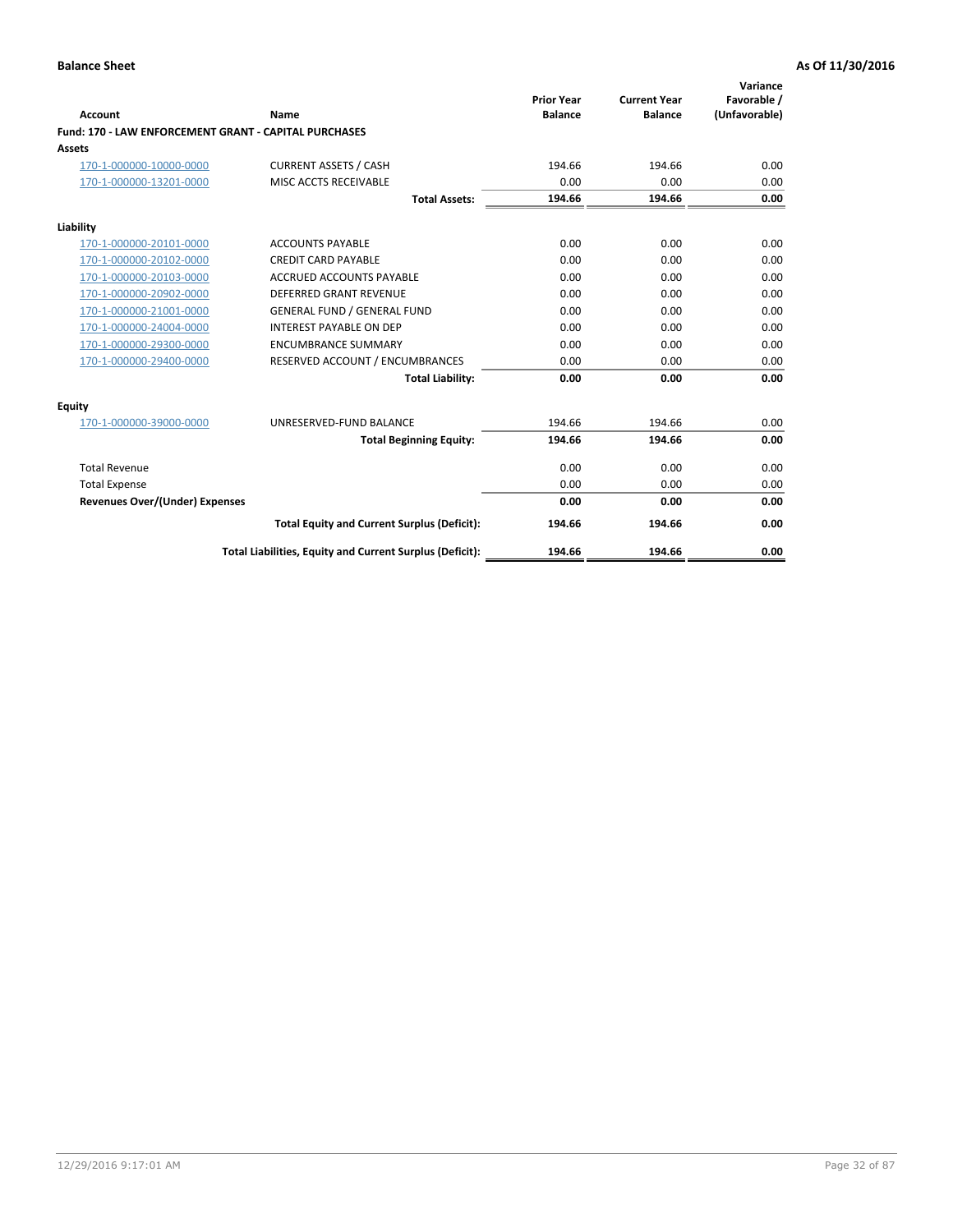**Balance Sheet** **As Of 11/30/2016**

| Account | Name | Prior Year Balance | Current Year Balance | Variance Favorable / (Unfavorable) |
|---|---|---|---|---|
| **Fund: 170 - LAW ENFORCEMENT GRANT - CAPITAL PURCHASES** | | | | |
| **Assets** | | | | |
| 170-1-000000-10000-0000 | CURRENT ASSETS / CASH | 194.66 | 194.66 | 0.00 |
| 170-1-000000-13201-0000 | MISC ACCTS RECEIVABLE | 0.00 | 0.00 | 0.00 |
| | **Total Assets:** | **194.66** | **194.66** | **0.00** |
| **Liability** | | | | |
| 170-1-000000-20101-0000 | ACCOUNTS PAYABLE | 0.00 | 0.00 | 0.00 |
| 170-1-000000-20102-0000 | CREDIT CARD PAYABLE | 0.00 | 0.00 | 0.00 |
| 170-1-000000-20103-0000 | ACCRUED ACCOUNTS PAYABLE | 0.00 | 0.00 | 0.00 |
| 170-1-000000-20902-0000 | DEFERRED GRANT REVENUE | 0.00 | 0.00 | 0.00 |
| 170-1-000000-21001-0000 | GENERAL FUND / GENERAL FUND | 0.00 | 0.00 | 0.00 |
| 170-1-000000-24004-0000 | INTEREST PAYABLE ON DEP | 0.00 | 0.00 | 0.00 |
| 170-1-000000-29300-0000 | ENCUMBRANCE SUMMARY | 0.00 | 0.00 | 0.00 |
| 170-1-000000-29400-0000 | RESERVED ACCOUNT / ENCUMBRANCES | 0.00 | 0.00 | 0.00 |
| | **Total Liability:** | **0.00** | **0.00** | **0.00** |
| **Equity** | | | | |
| 170-1-000000-39000-0000 | UNRESERVED-FUND BALANCE | 194.66 | 194.66 | 0.00 |
| | **Total Beginning Equity:** | **194.66** | **194.66** | **0.00** |
| Total Revenue | | 0.00 | 0.00 | 0.00 |
| Total Expense | | 0.00 | 0.00 | 0.00 |
| **Revenues Over/(Under) Expenses** | | **0.00** | **0.00** | **0.00** |
| | **Total Equity and Current Surplus (Deficit):** | **194.66** | **194.66** | **0.00** |
| | **Total Liabilities, Equity and Current Surplus (Deficit):** | **194.66** | **194.66** | **0.00** |

12/29/2016 9:17:01 AM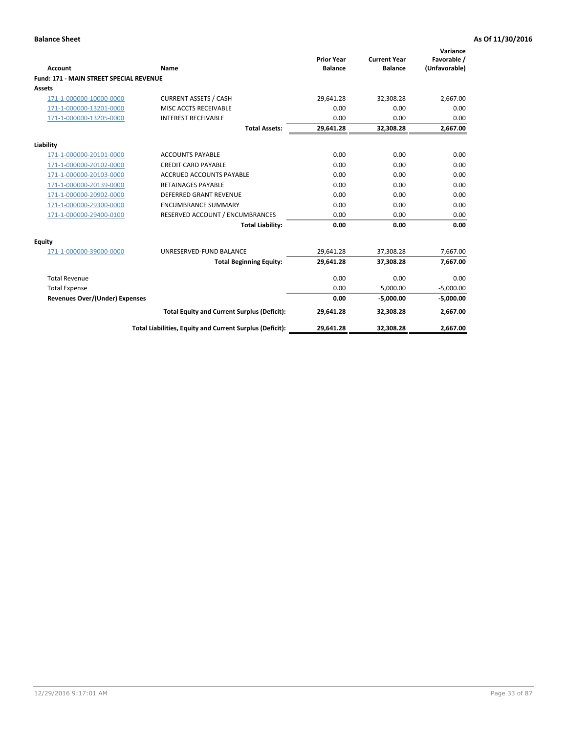**Balance Sheet** **As Of 11/30/2016**

| Account | Name | Prior Year Balance | Current Year Balance | Variance Favorable / (Unfavorable) |
|---|---|---|---|---|
| **Fund: 171 - MAIN STREET SPECIAL REVENUE** | | | | |
| **Assets** | | | | |
| 171-1-000000-10000-0000 | CURRENT ASSETS / CASH | 29,641.28 | 32,308.28 | 2,667.00 |
| 171-1-000000-13201-0000 | MISC ACCTS RECEIVABLE | 0.00 | 0.00 | 0.00 |
| 171-1-000000-13205-0000 | INTEREST RECEIVABLE | 0.00 | 0.00 | 0.00 |
| | **Total Assets:** | **29,641.28** | **32,308.28** | **2,667.00** |
| **Liability** | | | | |
| 171-1-000000-20101-0000 | ACCOUNTS PAYABLE | 0.00 | 0.00 | 0.00 |
| 171-1-000000-20102-0000 | CREDIT CARD PAYABLE | 0.00 | 0.00 | 0.00 |
| 171-1-000000-20103-0000 | ACCRUED ACCOUNTS PAYABLE | 0.00 | 0.00 | 0.00 |
| 171-1-000000-20139-0000 | RETAINAGES PAYABLE | 0.00 | 0.00 | 0.00 |
| 171-1-000000-20902-0000 | DEFERRED GRANT REVENUE | 0.00 | 0.00 | 0.00 |
| 171-1-000000-29300-0000 | ENCUMBRANCE SUMMARY | 0.00 | 0.00 | 0.00 |
| 171-1-000000-29400-0100 | RESERVED ACCOUNT / ENCUMBRANCES | 0.00 | 0.00 | 0.00 |
| | **Total Liability:** | **0.00** | **0.00** | **0.00** |
| **Equity** | | | | |
| 171-1-000000-39000-0000 | UNRESERVED-FUND BALANCE | 29,641.28 | 37,308.28 | 7,667.00 |
| | **Total Beginning Equity:** | **29,641.28** | **37,308.28** | **7,667.00** |
| Total Revenue | | 0.00 | 0.00 | 0.00 |
| Total Expense | | 0.00 | 5,000.00 | -5,000.00 |
| **Revenues Over/(Under) Expenses** | | **0.00** | **-5,000.00** | **-5,000.00** |
| | **Total Equity and Current Surplus (Deficit):** | **29,641.28** | **32,308.28** | **2,667.00** |
| | **Total Liabilities, Equity and Current Surplus (Deficit):** | **29,641.28** | **32,308.28** | **2,667.00** |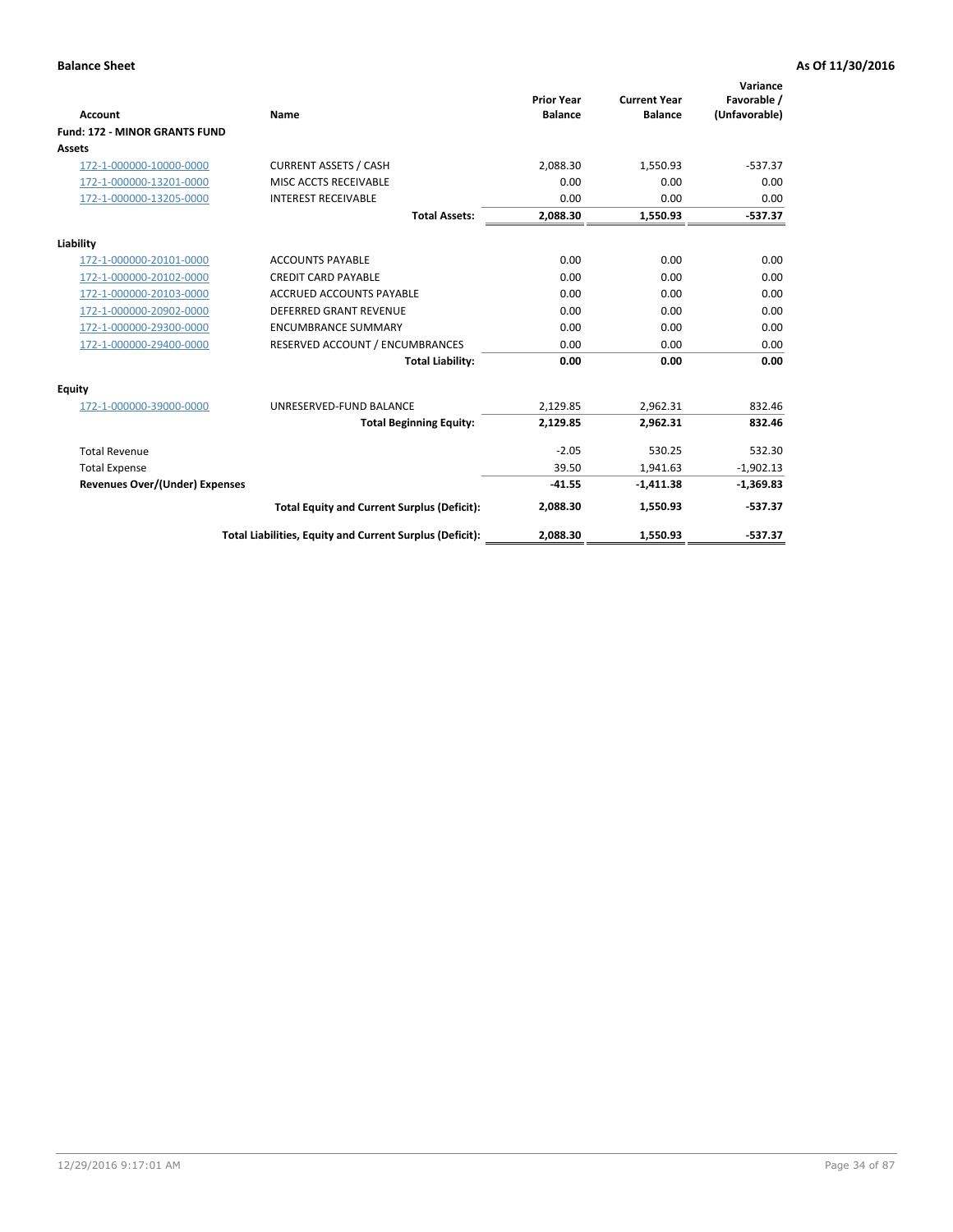**Balance Sheet** **As Of 11/30/2016**

| Account | Name | Prior Year Balance | Current Year Balance | Variance Favorable / (Unfavorable) |
|---|---|---|---|---|
| **Fund: 172 - MINOR GRANTS FUND** | | | | |
| **Assets** | | | | |
| 172-1-000000-10000-0000 | CURRENT ASSETS / CASH | 2,088.30 | 1,550.93 | -537.37 |
| 172-1-000000-13201-0000 | MISC ACCTS RECEIVABLE | 0.00 | 0.00 | 0.00 |
| 172-1-000000-13205-0000 | INTEREST RECEIVABLE | 0.00 | 0.00 | 0.00 |
| | **Total Assets:** | **2,088.30** | **1,550.93** | **-537.37** |
| **Liability** | | | | |
| 172-1-000000-20101-0000 | ACCOUNTS PAYABLE | 0.00 | 0.00 | 0.00 |
| 172-1-000000-20102-0000 | CREDIT CARD PAYABLE | 0.00 | 0.00 | 0.00 |
| 172-1-000000-20103-0000 | ACCRUED ACCOUNTS PAYABLE | 0.00 | 0.00 | 0.00 |
| 172-1-000000-20902-0000 | DEFERRED GRANT REVENUE | 0.00 | 0.00 | 0.00 |
| 172-1-000000-29300-0000 | ENCUMBRANCE SUMMARY | 0.00 | 0.00 | 0.00 |
| 172-1-000000-29400-0000 | RESERVED ACCOUNT / ENCUMBRANCES | 0.00 | 0.00 | 0.00 |
| | **Total Liability:** | **0.00** | **0.00** | **0.00** |
| **Equity** | | | | |
| 172-1-000000-39000-0000 | UNRESERVED-FUND BALANCE | 2,129.85 | 2,962.31 | 832.46 |
| | **Total Beginning Equity:** | **2,129.85** | **2,962.31** | **832.46** |
| Total Revenue | | -2.05 | 530.25 | 532.30 |
| Total Expense | | 39.50 | 1,941.63 | -1,902.13 |
| **Revenues Over/(Under) Expenses** | | **-41.55** | **-1,411.38** | **-1,369.83** |
| | **Total Equity and Current Surplus (Deficit):** | **2,088.30** | **1,550.93** | **-537.37** |
| | **Total Liabilities, Equity and Current Surplus (Deficit):** | **2,088.30** | **1,550.93** | **-537.37** |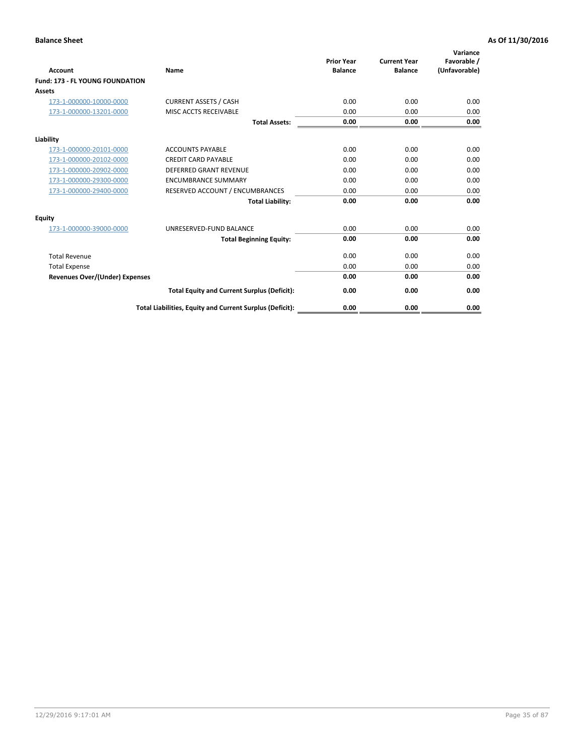**Balance Sheet** **As Of 11/30/2016**

| Account | Name | Prior Year Balance | Current Year Balance | Variance Favorable / (Unfavorable) |
|---|---|---|---|---|
| **Fund: 173 - FL YOUNG FOUNDATION** | | | | |
| **Assets** | | | | |
| 173-1-000000-10000-0000 | CURRENT ASSETS / CASH | 0.00 | 0.00 | 0.00 |
| 173-1-000000-13201-0000 | MISC ACCTS RECEIVABLE | 0.00 | 0.00 | 0.00 |
| | **Total Assets:** | **0.00** | **0.00** | **0.00** |
| **Liability** | | | | |
| 173-1-000000-20101-0000 | ACCOUNTS PAYABLE | 0.00 | 0.00 | 0.00 |
| 173-1-000000-20102-0000 | CREDIT CARD PAYABLE | 0.00 | 0.00 | 0.00 |
| 173-1-000000-20902-0000 | DEFERRED GRANT REVENUE | 0.00 | 0.00 | 0.00 |
| 173-1-000000-29300-0000 | ENCUMBRANCE SUMMARY | 0.00 | 0.00 | 0.00 |
| 173-1-000000-29400-0000 | RESERVED ACCOUNT / ENCUMBRANCES | 0.00 | 0.00 | 0.00 |
| | **Total Liability:** | **0.00** | **0.00** | **0.00** |
| **Equity** | | | | |
| 173-1-000000-39000-0000 | UNRESERVED-FUND BALANCE | 0.00 | 0.00 | 0.00 |
| | **Total Beginning Equity:** | **0.00** | **0.00** | **0.00** |
| Total Revenue | | 0.00 | 0.00 | 0.00 |
| Total Expense | | 0.00 | 0.00 | 0.00 |
| **Revenues Over/(Under) Expenses** | | **0.00** | **0.00** | **0.00** |
| | **Total Equity and Current Surplus (Deficit):** | **0.00** | **0.00** | **0.00** |
| | **Total Liabilities, Equity and Current Surplus (Deficit):** | **0.00** | **0.00** | **0.00** |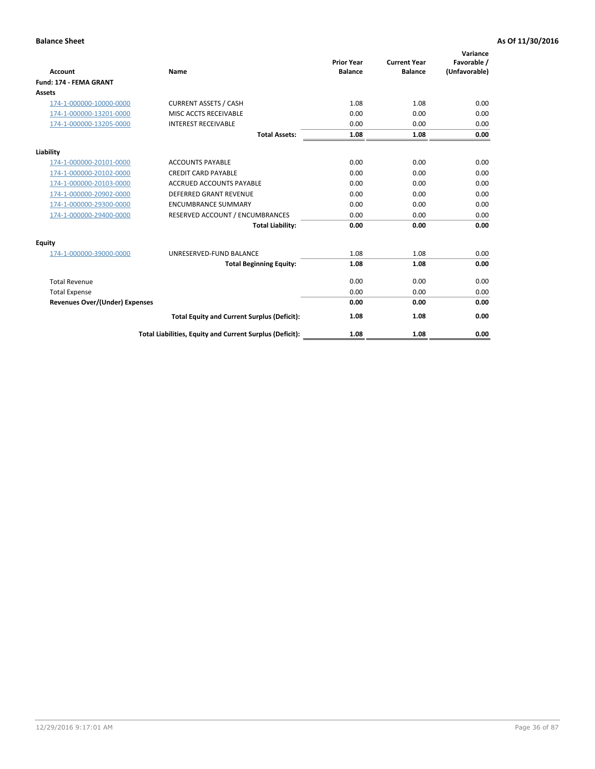**Balance Sheet** | **As Of 11/30/2016**

| Account | Name | Prior Year Balance | Current Year Balance | Variance Favorable / (Unfavorable) |
|---|---|---|---|---|
| **Fund: 174 - FEMA GRANT** | | | | |
| **Assets** | | | | |
| 174-1-000000-10000-0000 | CURRENT ASSETS / CASH | 1.08 | 1.08 | 0.00 |
| 174-1-000000-13201-0000 | MISC ACCTS RECEIVABLE | 0.00 | 0.00 | 0.00 |
| 174-1-000000-13205-0000 | INTEREST RECEIVABLE | 0.00 | 0.00 | 0.00 |
| | **Total Assets:** | **1.08** | **1.08** | **0.00** |
| **Liability** | | | | |
| 174-1-000000-20101-0000 | ACCOUNTS PAYABLE | 0.00 | 0.00 | 0.00 |
| 174-1-000000-20102-0000 | CREDIT CARD PAYABLE | 0.00 | 0.00 | 0.00 |
| 174-1-000000-20103-0000 | ACCRUED ACCOUNTS PAYABLE | 0.00 | 0.00 | 0.00 |
| 174-1-000000-20902-0000 | DEFERRED GRANT REVENUE | 0.00 | 0.00 | 0.00 |
| 174-1-000000-29300-0000 | ENCUMBRANCE SUMMARY | 0.00 | 0.00 | 0.00 |
| 174-1-000000-29400-0000 | RESERVED ACCOUNT / ENCUMBRANCES | 0.00 | 0.00 | 0.00 |
| | **Total Liability:** | **0.00** | **0.00** | **0.00** |
| **Equity** | | | | |
| 174-1-000000-39000-0000 | UNRESERVED-FUND BALANCE | 1.08 | 1.08 | 0.00 |
| | **Total Beginning Equity:** | **1.08** | **1.08** | **0.00** |
| Total Revenue | | 0.00 | 0.00 | 0.00 |
| Total Expense | | 0.00 | 0.00 | 0.00 |
| **Revenues Over/(Under) Expenses** | | **0.00** | **0.00** | **0.00** |
| | **Total Equity and Current Surplus (Deficit):** | **1.08** | **1.08** | **0.00** |
| | **Total Liabilities, Equity and Current Surplus (Deficit):** | **1.08** | **1.08** | **0.00** |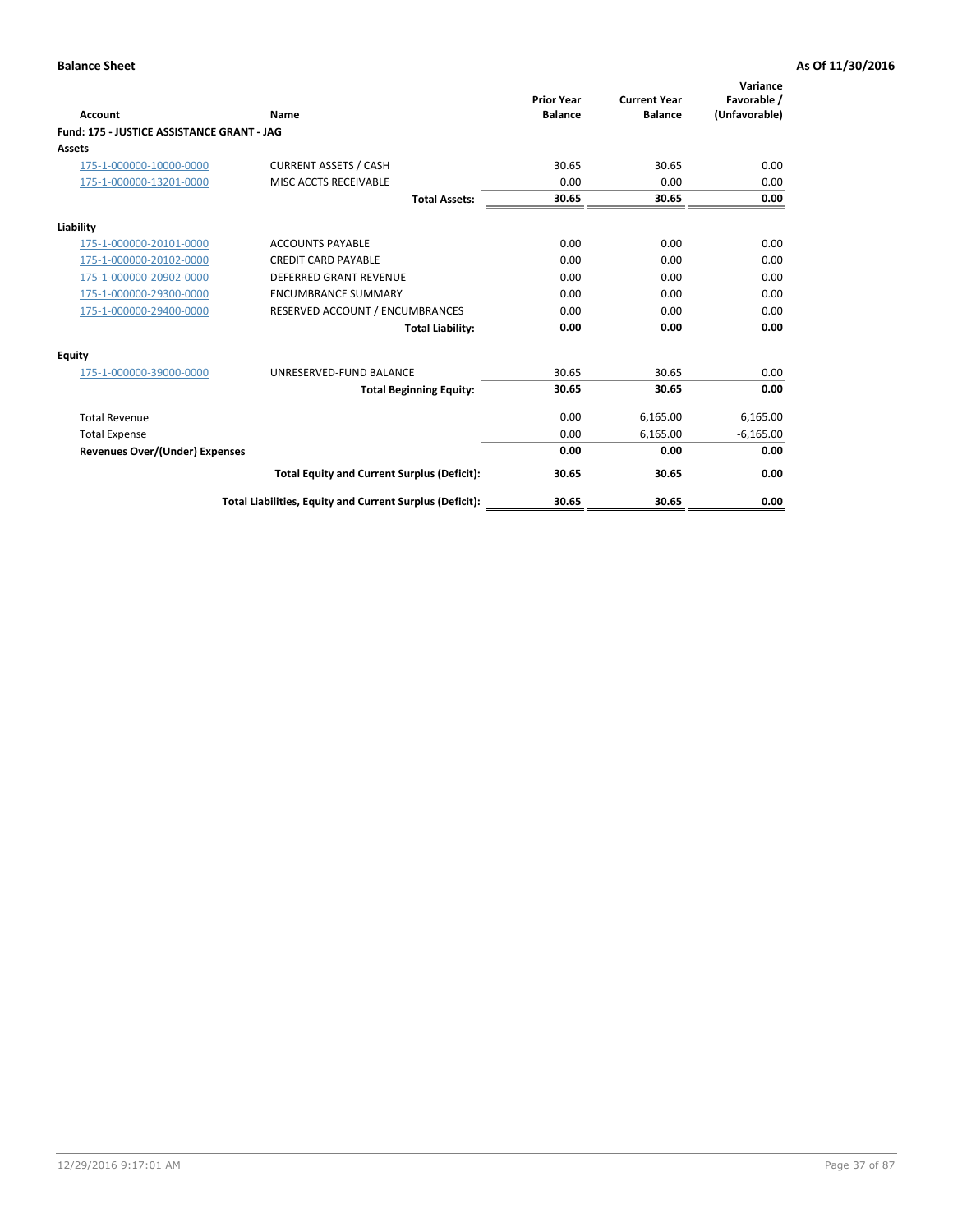**Balance Sheet** — As Of 11/30/2016

| Account | Name | Prior Year Balance | Current Year Balance | Variance Favorable / (Unfavorable) |
|---|---|---|---|---|
| **Fund: 175 - JUSTICE ASSISTANCE GRANT - JAG** | | | | |
| **Assets** | | | | |
| 175-1-000000-10000-0000 | CURRENT ASSETS / CASH | 30.65 | 30.65 | 0.00 |
| 175-1-000000-13201-0000 | MISC ACCTS RECEIVABLE | 0.00 | 0.00 | 0.00 |
| | **Total Assets:** | **30.65** | **30.65** | **0.00** |
| **Liability** | | | | |
| 175-1-000000-20101-0000 | ACCOUNTS PAYABLE | 0.00 | 0.00 | 0.00 |
| 175-1-000000-20102-0000 | CREDIT CARD PAYABLE | 0.00 | 0.00 | 0.00 |
| 175-1-000000-20902-0000 | DEFERRED GRANT REVENUE | 0.00 | 0.00 | 0.00 |
| 175-1-000000-29300-0000 | ENCUMBRANCE SUMMARY | 0.00 | 0.00 | 0.00 |
| 175-1-000000-29400-0000 | RESERVED ACCOUNT / ENCUMBRANCES | 0.00 | 0.00 | 0.00 |
| | **Total Liability:** | **0.00** | **0.00** | **0.00** |
| **Equity** | | | | |
| 175-1-000000-39000-0000 | UNRESERVED-FUND BALANCE | 30.65 | 30.65 | 0.00 |
| | **Total Beginning Equity:** | **30.65** | **30.65** | **0.00** |
| Total Revenue | | 0.00 | 6,165.00 | 6,165.00 |
| Total Expense | | 0.00 | 6,165.00 | -6,165.00 |
| **Revenues Over/(Under) Expenses** | | **0.00** | **0.00** | **0.00** |
| | **Total Equity and Current Surplus (Deficit):** | **30.65** | **30.65** | **0.00** |
| | **Total Liabilities, Equity and Current Surplus (Deficit):** | **30.65** | **30.65** | **0.00** |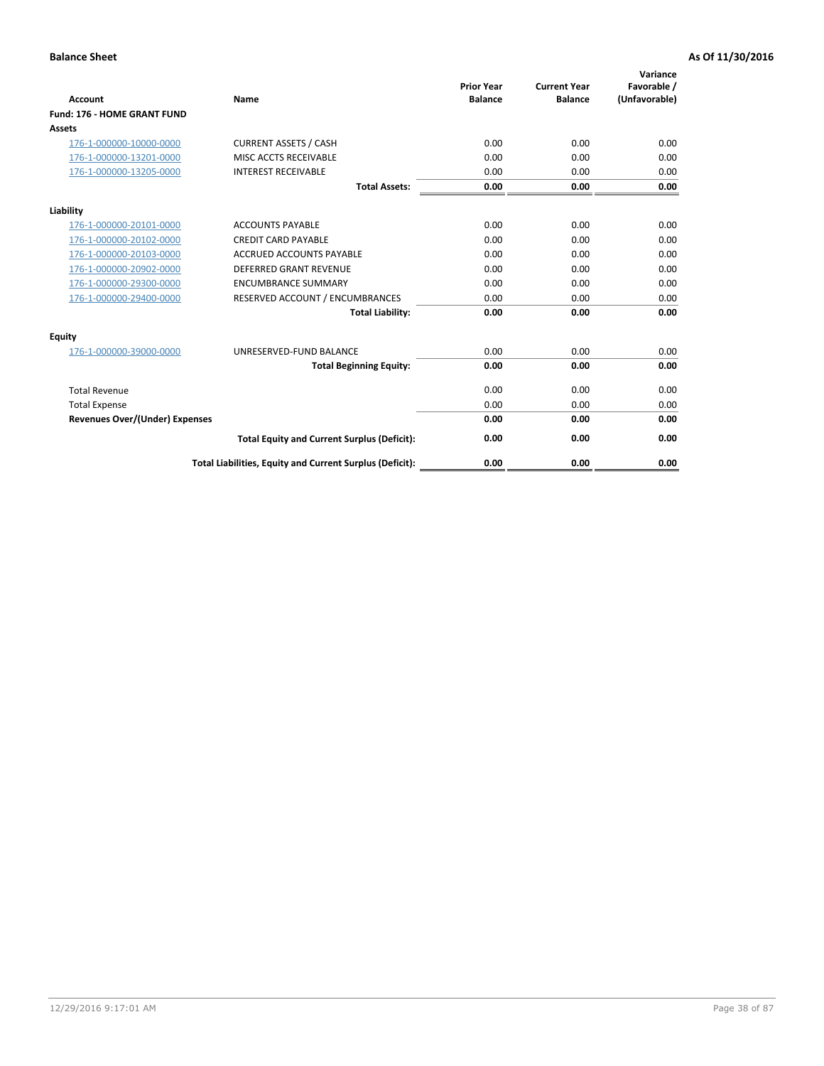**Balance Sheet** **As Of 11/30/2016**

| Account | Name | Prior Year Balance | Current Year Balance | Variance Favorable / (Unfavorable) |
|---|---|---|---|---|
| **Fund: 176 - HOME GRANT FUND** | | | | |
| **Assets** | | | | |
| 176-1-000000-10000-0000 | CURRENT ASSETS / CASH | 0.00 | 0.00 | 0.00 |
| 176-1-000000-13201-0000 | MISC ACCTS RECEIVABLE | 0.00 | 0.00 | 0.00 |
| 176-1-000000-13205-0000 | INTEREST RECEIVABLE | 0.00 | 0.00 | 0.00 |
| | **Total Assets:** | **0.00** | **0.00** | **0.00** |
| **Liability** | | | | |
| 176-1-000000-20101-0000 | ACCOUNTS PAYABLE | 0.00 | 0.00 | 0.00 |
| 176-1-000000-20102-0000 | CREDIT CARD PAYABLE | 0.00 | 0.00 | 0.00 |
| 176-1-000000-20103-0000 | ACCRUED ACCOUNTS PAYABLE | 0.00 | 0.00 | 0.00 |
| 176-1-000000-20902-0000 | DEFERRED GRANT REVENUE | 0.00 | 0.00 | 0.00 |
| 176-1-000000-29300-0000 | ENCUMBRANCE SUMMARY | 0.00 | 0.00 | 0.00 |
| 176-1-000000-29400-0000 | RESERVED ACCOUNT / ENCUMBRANCES | 0.00 | 0.00 | 0.00 |
| | **Total Liability:** | **0.00** | **0.00** | **0.00** |
| **Equity** | | | | |
| 176-1-000000-39000-0000 | UNRESERVED-FUND BALANCE | 0.00 | 0.00 | 0.00 |
| | **Total Beginning Equity:** | **0.00** | **0.00** | **0.00** |
| Total Revenue | | 0.00 | 0.00 | 0.00 |
| Total Expense | | 0.00 | 0.00 | 0.00 |
| **Revenues Over/(Under) Expenses** | | **0.00** | **0.00** | **0.00** |
| | **Total Equity and Current Surplus (Deficit):** | **0.00** | **0.00** | **0.00** |
| | **Total Liabilities, Equity and Current Surplus (Deficit):** | **0.00** | **0.00** | **0.00** |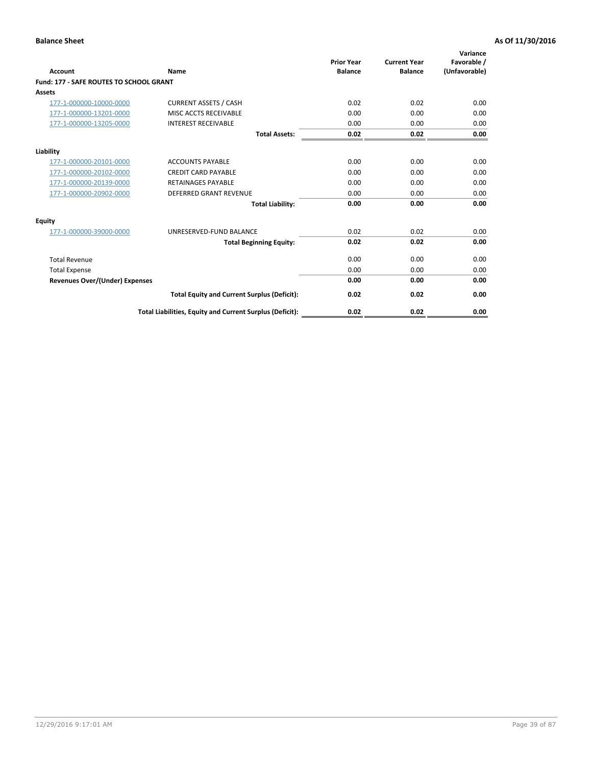**Balance Sheet** — As Of 11/30/2016

| Account | Name | Prior Year Balance | Current Year Balance | Variance Favorable / (Unfavorable) |
|---|---|---|---|---|
| **Fund: 177 - SAFE ROUTES TO SCHOOL GRANT** | | | | |
| **Assets** | | | | |
| 177-1-000000-10000-0000 | CURRENT ASSETS / CASH | 0.02 | 0.02 | 0.00 |
| 177-1-000000-13201-0000 | MISC ACCTS RECEIVABLE | 0.00 | 0.00 | 0.00 |
| 177-1-000000-13205-0000 | INTEREST RECEIVABLE | 0.00 | 0.00 | 0.00 |
| | **Total Assets:** | **0.02** | **0.02** | **0.00** |
| **Liability** | | | | |
| 177-1-000000-20101-0000 | ACCOUNTS PAYABLE | 0.00 | 0.00 | 0.00 |
| 177-1-000000-20102-0000 | CREDIT CARD PAYABLE | 0.00 | 0.00 | 0.00 |
| 177-1-000000-20139-0000 | RETAINAGES PAYABLE | 0.00 | 0.00 | 0.00 |
| 177-1-000000-20902-0000 | DEFERRED GRANT REVENUE | 0.00 | 0.00 | 0.00 |
| | **Total Liability:** | **0.00** | **0.00** | **0.00** |
| **Equity** | | | | |
| 177-1-000000-39000-0000 | UNRESERVED-FUND BALANCE | 0.02 | 0.02 | 0.00 |
| | **Total Beginning Equity:** | **0.02** | **0.02** | **0.00** |
| Total Revenue | | 0.00 | 0.00 | 0.00 |
| Total Expense | | 0.00 | 0.00 | 0.00 |
| **Revenues Over/(Under) Expenses** | | **0.00** | **0.00** | **0.00** |
| | **Total Equity and Current Surplus (Deficit):** | **0.02** | **0.02** | **0.00** |
| | **Total Liabilities, Equity and Current Surplus (Deficit):** | **0.02** | **0.02** | **0.00** |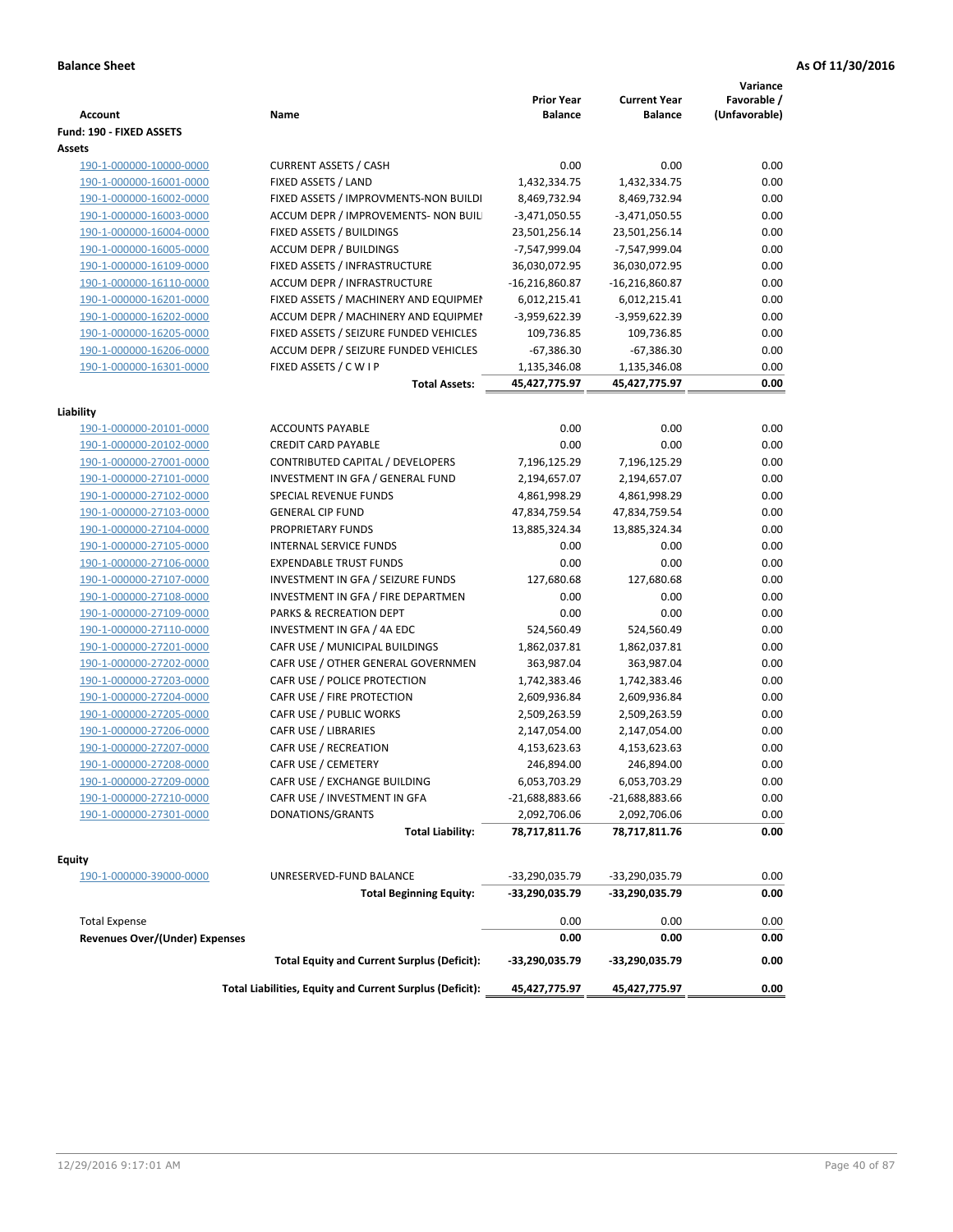**Balance Sheet** — **As Of 11/30/2016**

| Account | Name | Prior Year Balance | Current Year Balance | Variance Favorable / (Unfavorable) |
|---|---|---|---|---|
| **Fund: 190 - FIXED ASSETS** | | | | |
| **Assets** | | | | |
| 190-1-000000-10000-0000 | CURRENT ASSETS / CASH | 0.00 | 0.00 | 0.00 |
| 190-1-000000-16001-0000 | FIXED ASSETS / LAND | 1,432,334.75 | 1,432,334.75 | 0.00 |
| 190-1-000000-16002-0000 | FIXED ASSETS / IMPROVMENTS-NON BUILDI | 8,469,732.94 | 8,469,732.94 | 0.00 |
| 190-1-000000-16003-0000 | ACCUM DEPR / IMPROVEMENTS- NON BUIL | -3,471,050.55 | -3,471,050.55 | 0.00 |
| 190-1-000000-16004-0000 | FIXED ASSETS / BUILDINGS | 23,501,256.14 | 23,501,256.14 | 0.00 |
| 190-1-000000-16005-0000 | ACCUM DEPR / BUILDINGS | -7,547,999.04 | -7,547,999.04 | 0.00 |
| 190-1-000000-16109-0000 | FIXED ASSETS / INFRASTRUCTURE | 36,030,072.95 | 36,030,072.95 | 0.00 |
| 190-1-000000-16110-0000 | ACCUM DEPR / INFRASTRUCTURE | -16,216,860.87 | -16,216,860.87 | 0.00 |
| 190-1-000000-16201-0000 | FIXED ASSETS / MACHINERY AND EQUIPMEI | 6,012,215.41 | 6,012,215.41 | 0.00 |
| 190-1-000000-16202-0000 | ACCUM DEPR / MACHINERY AND EQUIPMEI | -3,959,622.39 | -3,959,622.39 | 0.00 |
| 190-1-000000-16205-0000 | FIXED ASSETS / SEIZURE FUNDED VEHICLES | 109,736.85 | 109,736.85 | 0.00 |
| 190-1-000000-16206-0000 | ACCUM DEPR / SEIZURE FUNDED VEHICLES | -67,386.30 | -67,386.30 | 0.00 |
| 190-1-000000-16301-0000 | FIXED ASSETS / C W I P | 1,135,346.08 | 1,135,346.08 | 0.00 |
| | **Total Assets:** | **45,427,775.97** | **45,427,775.97** | **0.00** |
| **Liability** | | | | |
| 190-1-000000-20101-0000 | ACCOUNTS PAYABLE | 0.00 | 0.00 | 0.00 |
| 190-1-000000-20102-0000 | CREDIT CARD PAYABLE | 0.00 | 0.00 | 0.00 |
| 190-1-000000-27001-0000 | CONTRIBUTED CAPITAL / DEVELOPERS | 7,196,125.29 | 7,196,125.29 | 0.00 |
| 190-1-000000-27101-0000 | INVESTMENT IN GFA / GENERAL FUND | 2,194,657.07 | 2,194,657.07 | 0.00 |
| 190-1-000000-27102-0000 | SPECIAL REVENUE FUNDS | 4,861,998.29 | 4,861,998.29 | 0.00 |
| 190-1-000000-27103-0000 | GENERAL CIP FUND | 47,834,759.54 | 47,834,759.54 | 0.00 |
| 190-1-000000-27104-0000 | PROPRIETARY FUNDS | 13,885,324.34 | 13,885,324.34 | 0.00 |
| 190-1-000000-27105-0000 | INTERNAL SERVICE FUNDS | 0.00 | 0.00 | 0.00 |
| 190-1-000000-27106-0000 | EXPENDABLE TRUST FUNDS | 0.00 | 0.00 | 0.00 |
| 190-1-000000-27107-0000 | INVESTMENT IN GFA / SEIZURE FUNDS | 127,680.68 | 127,680.68 | 0.00 |
| 190-1-000000-27108-0000 | INVESTMENT IN GFA / FIRE DEPARTMEN | 0.00 | 0.00 | 0.00 |
| 190-1-000000-27109-0000 | PARKS & RECREATION DEPT | 0.00 | 0.00 | 0.00 |
| 190-1-000000-27110-0000 | INVESTMENT IN GFA / 4A EDC | 524,560.49 | 524,560.49 | 0.00 |
| 190-1-000000-27201-0000 | CAFR USE / MUNICIPAL BUILDINGS | 1,862,037.81 | 1,862,037.81 | 0.00 |
| 190-1-000000-27202-0000 | CAFR USE / OTHER GENERAL GOVERNMEN | 363,987.04 | 363,987.04 | 0.00 |
| 190-1-000000-27203-0000 | CAFR USE / POLICE PROTECTION | 1,742,383.46 | 1,742,383.46 | 0.00 |
| 190-1-000000-27204-0000 | CAFR USE / FIRE PROTECTION | 2,609,936.84 | 2,609,936.84 | 0.00 |
| 190-1-000000-27205-0000 | CAFR USE / PUBLIC WORKS | 2,509,263.59 | 2,509,263.59 | 0.00 |
| 190-1-000000-27206-0000 | CAFR USE / LIBRARIES | 2,147,054.00 | 2,147,054.00 | 0.00 |
| 190-1-000000-27207-0000 | CAFR USE / RECREATION | 4,153,623.63 | 4,153,623.63 | 0.00 |
| 190-1-000000-27208-0000 | CAFR USE / CEMETERY | 246,894.00 | 246,894.00 | 0.00 |
| 190-1-000000-27209-0000 | CAFR USE / EXCHANGE BUILDING | 6,053,703.29 | 6,053,703.29 | 0.00 |
| 190-1-000000-27210-0000 | CAFR USE / INVESTMENT IN GFA | -21,688,883.66 | -21,688,883.66 | 0.00 |
| 190-1-000000-27301-0000 | DONATIONS/GRANTS | 2,092,706.06 | 2,092,706.06 | 0.00 |
| | **Total Liability:** | **78,717,811.76** | **78,717,811.76** | **0.00** |
| **Equity** | | | | |
| 190-1-000000-39000-0000 | UNRESERVED-FUND BALANCE | -33,290,035.79 | -33,290,035.79 | 0.00 |
| | **Total Beginning Equity:** | **-33,290,035.79** | **-33,290,035.79** | **0.00** |
| Total Expense | | 0.00 | 0.00 | 0.00 |
| **Revenues Over/(Under) Expenses** | | **0.00** | **0.00** | **0.00** |
| | **Total Equity and Current Surplus (Deficit):** | **-33,290,035.79** | **-33,290,035.79** | **0.00** |
| | **Total Liabilities, Equity and Current Surplus (Deficit):** | **45,427,775.97** | **45,427,775.97** | **0.00** |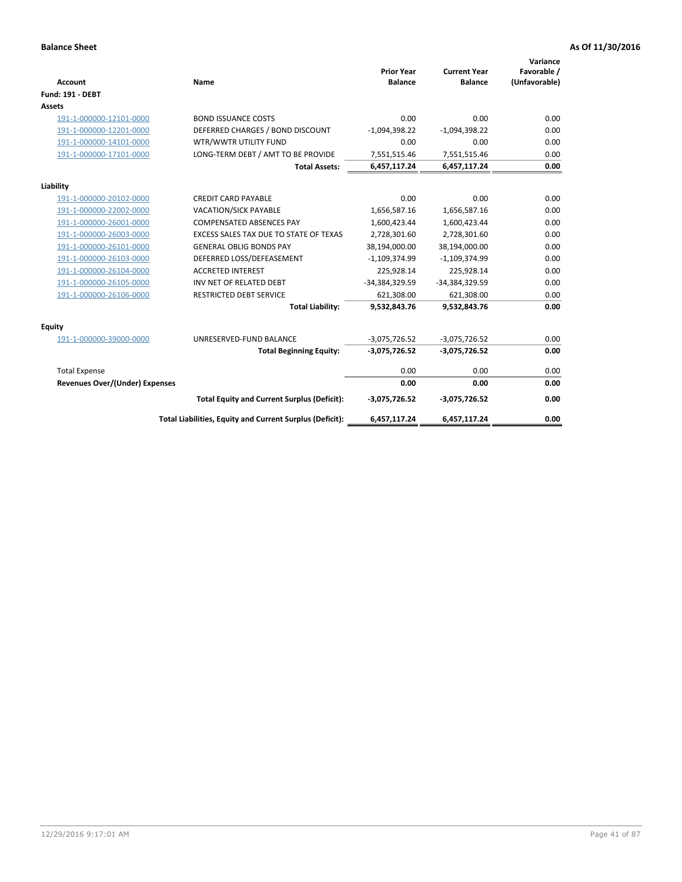**Balance Sheet** **As Of 11/30/2016**

| Account | Name | Prior Year Balance | Current Year Balance | Variance Favorable / (Unfavorable) |
|---|---|---|---|---|
| **Fund: 191 - DEBT** | | | | |
| **Assets** | | | | |
| 191-1-000000-12101-0000 | BOND ISSUANCE COSTS | 0.00 | 0.00 | 0.00 |
| 191-1-000000-12201-0000 | DEFERRED CHARGES / BOND DISCOUNT | -1,094,398.22 | -1,094,398.22 | 0.00 |
| 191-1-000000-14101-0000 | WTR/WWTR UTILITY FUND | 0.00 | 0.00 | 0.00 |
| 191-1-000000-17101-0000 | LONG-TERM DEBT / AMT TO BE PROVIDE | 7,551,515.46 | 7,551,515.46 | 0.00 |
| | **Total Assets:** | **6,457,117.24** | **6,457,117.24** | **0.00** |
| **Liability** | | | | |
| 191-1-000000-20102-0000 | CREDIT CARD PAYABLE | 0.00 | 0.00 | 0.00 |
| 191-1-000000-22002-0000 | VACATION/SICK PAYABLE | 1,656,587.16 | 1,656,587.16 | 0.00 |
| 191-1-000000-26001-0000 | COMPENSATED ABSENCES PAY | 1,600,423.44 | 1,600,423.44 | 0.00 |
| 191-1-000000-26003-0000 | EXCESS SALES TAX DUE TO STATE OF TEXAS | 2,728,301.60 | 2,728,301.60 | 0.00 |
| 191-1-000000-26101-0000 | GENERAL OBLIG BONDS PAY | 38,194,000.00 | 38,194,000.00 | 0.00 |
| 191-1-000000-26103-0000 | DEFERRED LOSS/DEFEASEMENT | -1,109,374.99 | -1,109,374.99 | 0.00 |
| 191-1-000000-26104-0000 | ACCRETED INTEREST | 225,928.14 | 225,928.14 | 0.00 |
| 191-1-000000-26105-0000 | INV NET OF RELATED DEBT | -34,384,329.59 | -34,384,329.59 | 0.00 |
| 191-1-000000-26106-0000 | RESTRICTED DEBT SERVICE | 621,308.00 | 621,308.00 | 0.00 |
| | **Total Liability:** | **9,532,843.76** | **9,532,843.76** | **0.00** |
| **Equity** | | | | |
| 191-1-000000-39000-0000 | UNRESERVED-FUND BALANCE | -3,075,726.52 | -3,075,726.52 | 0.00 |
| | **Total Beginning Equity:** | **-3,075,726.52** | **-3,075,726.52** | **0.00** |
| Total Expense | | 0.00 | 0.00 | 0.00 |
| **Revenues Over/(Under) Expenses** | | **0.00** | **0.00** | **0.00** |
| | **Total Equity and Current Surplus (Deficit):** | **-3,075,726.52** | **-3,075,726.52** | **0.00** |
| | **Total Liabilities, Equity and Current Surplus (Deficit):** | **6,457,117.24** | **6,457,117.24** | **0.00** |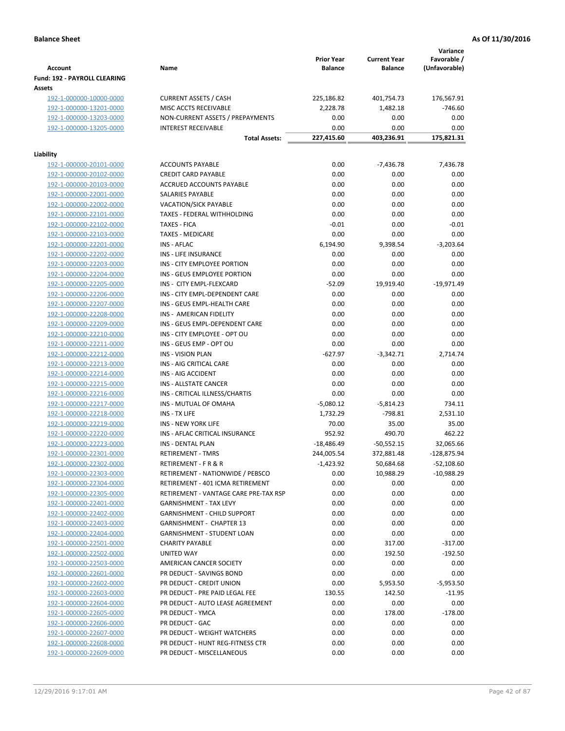**Balance Sheet** — As Of 11/30/2016

| Account | Name | Prior Year Balance | Current Year Balance | Variance Favorable / (Unfavorable) |
|---|---|---|---|---|
| **Fund: 192 - PAYROLL CLEARING** | | | | |
| **Assets** | | | | |
| 192-1-000000-10000-0000 | CURRENT ASSETS / CASH | 225,186.82 | 401,754.73 | 176,567.91 |
| 192-1-000000-13201-0000 | MISC ACCTS RECEIVABLE | 2,228.78 | 1,482.18 | -746.60 |
| 192-1-000000-13203-0000 | NON-CURRENT ASSETS / PREPAYMENTS | 0.00 | 0.00 | 0.00 |
| 192-1-000000-13205-0000 | INTEREST RECEIVABLE | 0.00 | 0.00 | 0.00 |
| | **Total Assets:** | **227,415.60** | **403,236.91** | **175,821.31** |
| **Liability** | | | | |
| 192-1-000000-20101-0000 | ACCOUNTS PAYABLE | 0.00 | -7,436.78 | 7,436.78 |
| 192-1-000000-20102-0000 | CREDIT CARD PAYABLE | 0.00 | 0.00 | 0.00 |
| 192-1-000000-20103-0000 | ACCRUED ACCOUNTS PAYABLE | 0.00 | 0.00 | 0.00 |
| 192-1-000000-22001-0000 | SALARIES PAYABLE | 0.00 | 0.00 | 0.00 |
| 192-1-000000-22002-0000 | VACATION/SICK PAYABLE | 0.00 | 0.00 | 0.00 |
| 192-1-000000-22101-0000 | TAXES - FEDERAL WITHHOLDING | 0.00 | 0.00 | 0.00 |
| 192-1-000000-22102-0000 | TAXES - FICA | -0.01 | 0.00 | -0.01 |
| 192-1-000000-22103-0000 | TAXES - MEDICARE | 0.00 | 0.00 | 0.00 |
| 192-1-000000-22201-0000 | INS - AFLAC | 6,194.90 | 9,398.54 | -3,203.64 |
| 192-1-000000-22202-0000 | INS - LIFE INSURANCE | 0.00 | 0.00 | 0.00 |
| 192-1-000000-22203-0000 | INS - CITY EMPLOYEE PORTION | 0.00 | 0.00 | 0.00 |
| 192-1-000000-22204-0000 | INS - GEUS EMPLOYEE PORTION | 0.00 | 0.00 | 0.00 |
| 192-1-000000-22205-0000 | INS - CITY EMPL-FLEXCARD | -52.09 | 19,919.40 | -19,971.49 |
| 192-1-000000-22206-0000 | INS - CITY EMPL-DEPENDENT CARE | 0.00 | 0.00 | 0.00 |
| 192-1-000000-22207-0000 | INS - GEUS EMPL-HEALTH CARE | 0.00 | 0.00 | 0.00 |
| 192-1-000000-22208-0000 | INS - AMERICAN FIDELITY | 0.00 | 0.00 | 0.00 |
| 192-1-000000-22209-0000 | INS - GEUS EMPL-DEPENDENT CARE | 0.00 | 0.00 | 0.00 |
| 192-1-000000-22210-0000 | INS - CITY EMPLOYEE - OPT OU | 0.00 | 0.00 | 0.00 |
| 192-1-000000-22211-0000 | INS - GEUS EMP - OPT OU | 0.00 | 0.00 | 0.00 |
| 192-1-000000-22212-0000 | INS - VISION PLAN | -627.97 | -3,342.71 | 2,714.74 |
| 192-1-000000-22213-0000 | INS - AIG CRITICAL CARE | 0.00 | 0.00 | 0.00 |
| 192-1-000000-22214-0000 | INS - AIG ACCIDENT | 0.00 | 0.00 | 0.00 |
| 192-1-000000-22215-0000 | INS - ALLSTATE CANCER | 0.00 | 0.00 | 0.00 |
| 192-1-000000-22216-0000 | INS - CRITICAL ILLNESS/CHARTIS | 0.00 | 0.00 | 0.00 |
| 192-1-000000-22217-0000 | INS - MUTUAL OF OMAHA | -5,080.12 | -5,814.23 | 734.11 |
| 192-1-000000-22218-0000 | INS - TX LIFE | 1,732.29 | -798.81 | 2,531.10 |
| 192-1-000000-22219-0000 | INS - NEW YORK LIFE | 70.00 | 35.00 | 35.00 |
| 192-1-000000-22220-0000 | INS - AFLAC CRITICAL INSURANCE | 952.92 | 490.70 | 462.22 |
| 192-1-000000-22223-0000 | INS - DENTAL PLAN | -18,486.49 | -50,552.15 | 32,065.66 |
| 192-1-000000-22301-0000 | RETIREMENT - TMRS | 244,005.54 | 372,881.48 | -128,875.94 |
| 192-1-000000-22302-0000 | RETIREMENT - F R & R | -1,423.92 | 50,684.68 | -52,108.60 |
| 192-1-000000-22303-0000 | RETIREMENT - NATIONWIDE / PEBSCO | 0.00 | 10,988.29 | -10,988.29 |
| 192-1-000000-22304-0000 | RETIREMENT - 401 ICMA RETIREMENT | 0.00 | 0.00 | 0.00 |
| 192-1-000000-22305-0000 | RETIREMENT - VANTAGE CARE PRE-TAX RSP | 0.00 | 0.00 | 0.00 |
| 192-1-000000-22401-0000 | GARNISHMENT - TAX LEVY | 0.00 | 0.00 | 0.00 |
| 192-1-000000-22402-0000 | GARNISHMENT - CHILD SUPPORT | 0.00 | 0.00 | 0.00 |
| 192-1-000000-22403-0000 | GARNISHMENT - CHAPTER 13 | 0.00 | 0.00 | 0.00 |
| 192-1-000000-22404-0000 | GARNISHMENT - STUDENT LOAN | 0.00 | 0.00 | 0.00 |
| 192-1-000000-22501-0000 | CHARITY PAYABLE | 0.00 | 317.00 | -317.00 |
| 192-1-000000-22502-0000 | UNITED WAY | 0.00 | 192.50 | -192.50 |
| 192-1-000000-22503-0000 | AMERICAN CANCER SOCIETY | 0.00 | 0.00 | 0.00 |
| 192-1-000000-22601-0000 | PR DEDUCT - SAVINGS BOND | 0.00 | 0.00 | 0.00 |
| 192-1-000000-22602-0000 | PR DEDUCT - CREDIT UNION | 0.00 | 5,953.50 | -5,953.50 |
| 192-1-000000-22603-0000 | PR DEDUCT - PRE PAID LEGAL FEE | 130.55 | 142.50 | -11.95 |
| 192-1-000000-22604-0000 | PR DEDUCT - AUTO LEASE AGREEMENT | 0.00 | 0.00 | 0.00 |
| 192-1-000000-22605-0000 | PR DEDUCT - YMCA | 0.00 | 178.00 | -178.00 |
| 192-1-000000-22606-0000 | PR DEDUCT - GAC | 0.00 | 0.00 | 0.00 |
| 192-1-000000-22607-0000 | PR DEDUCT - WEIGHT WATCHERS | 0.00 | 0.00 | 0.00 |
| 192-1-000000-22608-0000 | PR DEDUCT - HUNT REG-FITNESS CTR | 0.00 | 0.00 | 0.00 |
| 192-1-000000-22609-0000 | PR DEDUCT - MISCELLANEOUS | 0.00 | 0.00 | 0.00 |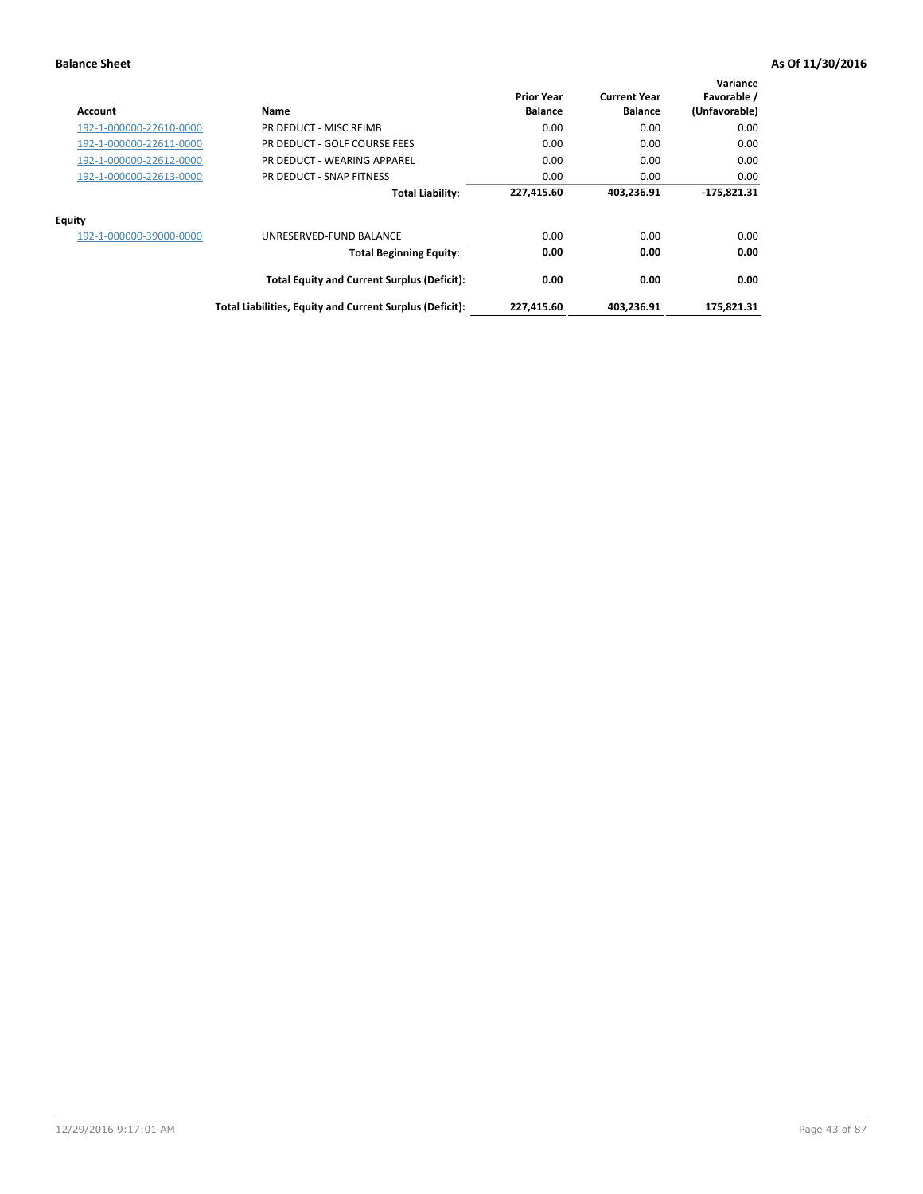**Balance Sheet** **As Of 11/30/2016**

| Account | Name | Prior Year Balance | Current Year Balance | Variance Favorable / (Unfavorable) |
|---|---|---|---|---|
| 192-1-000000-22610-0000 | PR DEDUCT - MISC REIMB | 0.00 | 0.00 | 0.00 |
| 192-1-000000-22611-0000 | PR DEDUCT - GOLF COURSE FEES | 0.00 | 0.00 | 0.00 |
| 192-1-000000-22612-0000 | PR DEDUCT - WEARING APPAREL | 0.00 | 0.00 | 0.00 |
| 192-1-000000-22613-0000 | PR DEDUCT - SNAP FITNESS | 0.00 | 0.00 | 0.00 |
| | **Total Liability:** | **227,415.60** | **403,236.91** | **-175,821.31** |
| **Equity** | | | | |
| 192-1-000000-39000-0000 | UNRESERVED-FUND BALANCE | 0.00 | 0.00 | 0.00 |
| | **Total Beginning Equity:** | **0.00** | **0.00** | **0.00** |
| | **Total Equity and Current Surplus (Deficit):** | **0.00** | **0.00** | **0.00** |
| | **Total Liabilities, Equity and Current Surplus (Deficit):** | **227,415.60** | **403,236.91** | **175,821.31** |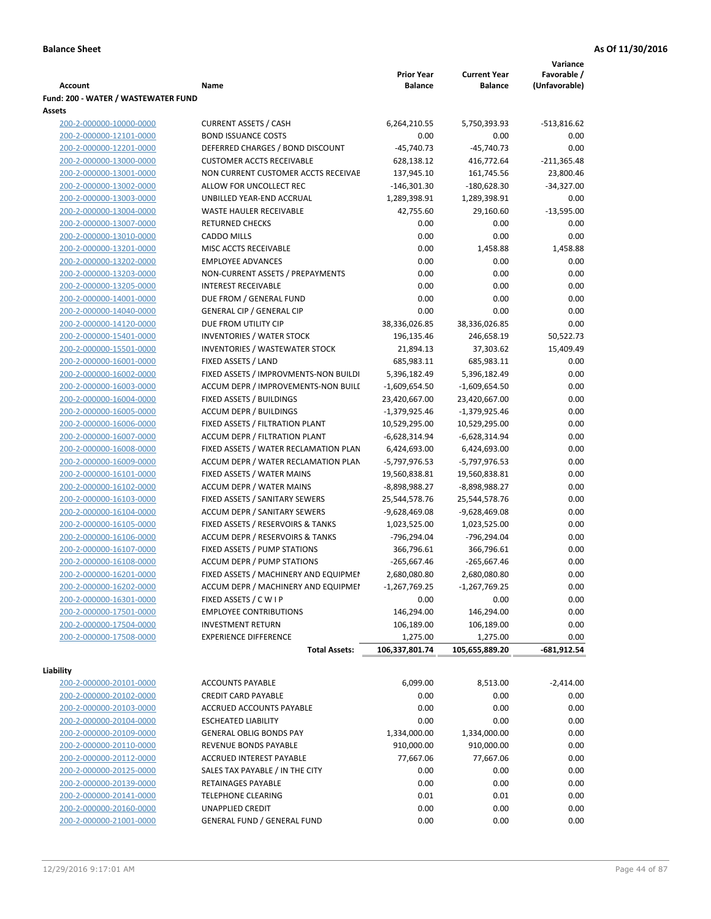**Balance Sheet** **As Of 11/30/2016**

| Account | Name | Prior Year Balance | Current Year Balance | Variance Favorable / (Unfavorable) |
|---|---|---|---|---|
| **Fund: 200 - WATER / WASTEWATER FUND** | | | | |
| **Assets** | | | | |
| 200-2-000000-10000-0000 | CURRENT ASSETS / CASH | 6,264,210.55 | 5,750,393.93 | -513,816.62 |
| 200-2-000000-12101-0000 | BOND ISSUANCE COSTS | 0.00 | 0.00 | 0.00 |
| 200-2-000000-12201-0000 | DEFERRED CHARGES / BOND DISCOUNT | -45,740.73 | -45,740.73 | 0.00 |
| 200-2-000000-13000-0000 | CUSTOMER ACCTS RECEIVABLE | 628,138.12 | 416,772.64 | -211,365.48 |
| 200-2-000000-13001-0000 | NON CURRENT CUSTOMER ACCTS RECEIVAE | 137,945.10 | 161,745.56 | 23,800.46 |
| 200-2-000000-13002-0000 | ALLOW FOR UNCOLLECT REC | -146,301.30 | -180,628.30 | -34,327.00 |
| 200-2-000000-13003-0000 | UNBILLED YEAR-END ACCRUAL | 1,289,398.91 | 1,289,398.91 | 0.00 |
| 200-2-000000-13004-0000 | WASTE HAULER RECEIVABLE | 42,755.60 | 29,160.60 | -13,595.00 |
| 200-2-000000-13007-0000 | RETURNED CHECKS | 0.00 | 0.00 | 0.00 |
| 200-2-000000-13010-0000 | CADDO MILLS | 0.00 | 0.00 | 0.00 |
| 200-2-000000-13201-0000 | MISC ACCTS RECEIVABLE | 0.00 | 1,458.88 | 1,458.88 |
| 200-2-000000-13202-0000 | EMPLOYEE ADVANCES | 0.00 | 0.00 | 0.00 |
| 200-2-000000-13203-0000 | NON-CURRENT ASSETS / PREPAYMENTS | 0.00 | 0.00 | 0.00 |
| 200-2-000000-13205-0000 | INTEREST RECEIVABLE | 0.00 | 0.00 | 0.00 |
| 200-2-000000-14001-0000 | DUE FROM / GENERAL FUND | 0.00 | 0.00 | 0.00 |
| 200-2-000000-14040-0000 | GENERAL CIP / GENERAL CIP | 0.00 | 0.00 | 0.00 |
| 200-2-000000-14120-0000 | DUE FROM UTILITY CIP | 38,336,026.85 | 38,336,026.85 | 0.00 |
| 200-2-000000-15401-0000 | INVENTORIES / WATER STOCK | 196,135.46 | 246,658.19 | 50,522.73 |
| 200-2-000000-15501-0000 | INVENTORIES / WASTEWATER STOCK | 21,894.13 | 37,303.62 | 15,409.49 |
| 200-2-000000-16001-0000 | FIXED ASSETS / LAND | 685,983.11 | 685,983.11 | 0.00 |
| 200-2-000000-16002-0000 | FIXED ASSETS / IMPROVMENTS-NON BUILDI | 5,396,182.49 | 5,396,182.49 | 0.00 |
| 200-2-000000-16003-0000 | ACCUM DEPR / IMPROVEMENTS-NON BUILI | -1,609,654.50 | -1,609,654.50 | 0.00 |
| 200-2-000000-16004-0000 | FIXED ASSETS / BUILDINGS | 23,420,667.00 | 23,420,667.00 | 0.00 |
| 200-2-000000-16005-0000 | ACCUM DEPR / BUILDINGS | -1,379,925.46 | -1,379,925.46 | 0.00 |
| 200-2-000000-16006-0000 | FIXED ASSETS / FILTRATION PLANT | 10,529,295.00 | 10,529,295.00 | 0.00 |
| 200-2-000000-16007-0000 | ACCUM DEPR / FILTRATION PLANT | -6,628,314.94 | -6,628,314.94 | 0.00 |
| 200-2-000000-16008-0000 | FIXED ASSETS / WATER RECLAMATION PLAN | 6,424,693.00 | 6,424,693.00 | 0.00 |
| 200-2-000000-16009-0000 | ACCUM DEPR / WATER RECLAMATION PLAN | -5,797,976.53 | -5,797,976.53 | 0.00 |
| 200-2-000000-16101-0000 | FIXED ASSETS / WATER MAINS | 19,560,838.81 | 19,560,838.81 | 0.00 |
| 200-2-000000-16102-0000 | ACCUM DEPR / WATER MAINS | -8,898,988.27 | -8,898,988.27 | 0.00 |
| 200-2-000000-16103-0000 | FIXED ASSETS / SANITARY SEWERS | 25,544,578.76 | 25,544,578.76 | 0.00 |
| 200-2-000000-16104-0000 | ACCUM DEPR / SANITARY SEWERS | -9,628,469.08 | -9,628,469.08 | 0.00 |
| 200-2-000000-16105-0000 | FIXED ASSETS / RESERVOIRS & TANKS | 1,023,525.00 | 1,023,525.00 | 0.00 |
| 200-2-000000-16106-0000 | ACCUM DEPR / RESERVOIRS & TANKS | -796,294.04 | -796,294.04 | 0.00 |
| 200-2-000000-16107-0000 | FIXED ASSETS / PUMP STATIONS | 366,796.61 | 366,796.61 | 0.00 |
| 200-2-000000-16108-0000 | ACCUM DEPR / PUMP STATIONS | -265,667.46 | -265,667.46 | 0.00 |
| 200-2-000000-16201-0000 | FIXED ASSETS / MACHINERY AND EQUIPMEI | 2,680,080.80 | 2,680,080.80 | 0.00 |
| 200-2-000000-16202-0000 | ACCUM DEPR / MACHINERY AND EQUIPMEI | -1,267,769.25 | -1,267,769.25 | 0.00 |
| 200-2-000000-16301-0000 | FIXED ASSETS / C W I P | 0.00 | 0.00 | 0.00 |
| 200-2-000000-17501-0000 | EMPLOYEE CONTRIBUTIONS | 146,294.00 | 146,294.00 | 0.00 |
| 200-2-000000-17504-0000 | INVESTMENT RETURN | 106,189.00 | 106,189.00 | 0.00 |
| 200-2-000000-17508-0000 | EXPERIENCE DIFFERENCE | 1,275.00 | 1,275.00 | 0.00 |
| | **Total Assets:** | 106,337,801.74 | 105,655,889.20 | -681,912.54 |
| **Liability** | | | | |
| 200-2-000000-20101-0000 | ACCOUNTS PAYABLE | 6,099.00 | 8,513.00 | -2,414.00 |
| 200-2-000000-20102-0000 | CREDIT CARD PAYABLE | 0.00 | 0.00 | 0.00 |
| 200-2-000000-20103-0000 | ACCRUED ACCOUNTS PAYABLE | 0.00 | 0.00 | 0.00 |
| 200-2-000000-20104-0000 | ESCHEATED LIABILITY | 0.00 | 0.00 | 0.00 |
| 200-2-000000-20109-0000 | GENERAL OBLIG BONDS PAY | 1,334,000.00 | 1,334,000.00 | 0.00 |
| 200-2-000000-20110-0000 | REVENUE BONDS PAYABLE | 910,000.00 | 910,000.00 | 0.00 |
| 200-2-000000-20112-0000 | ACCRUED INTEREST PAYABLE | 77,667.06 | 77,667.06 | 0.00 |
| 200-2-000000-20125-0000 | SALES TAX PAYABLE / IN THE CITY | 0.00 | 0.00 | 0.00 |
| 200-2-000000-20139-0000 | RETAINAGES PAYABLE | 0.00 | 0.00 | 0.00 |
| 200-2-000000-20141-0000 | TELEPHONE CLEARING | 0.01 | 0.01 | 0.00 |
| 200-2-000000-20160-0000 | UNAPPLIED CREDIT | 0.00 | 0.00 | 0.00 |
| 200-2-000000-21001-0000 | GENERAL FUND / GENERAL FUND | 0.00 | 0.00 | 0.00 |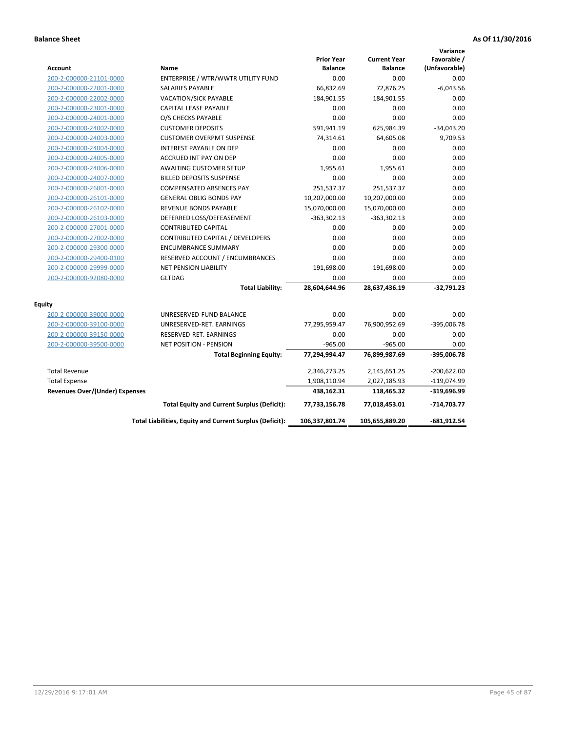**Balance Sheet** **As Of 11/30/2016**

| Account | Name | Prior Year Balance | Current Year Balance | Variance Favorable / (Unfavorable) |
|---|---|---|---|---|
| 200-2-000000-21101-0000 | ENTERPRISE / WTR/WWTR UTILITY FUND | 0.00 | 0.00 | 0.00 |
| 200-2-000000-22001-0000 | SALARIES PAYABLE | 66,832.69 | 72,876.25 | -6,043.56 |
| 200-2-000000-22002-0000 | VACATION/SICK PAYABLE | 184,901.55 | 184,901.55 | 0.00 |
| 200-2-000000-23001-0000 | CAPITAL LEASE PAYABLE | 0.00 | 0.00 | 0.00 |
| 200-2-000000-24001-0000 | O/S CHECKS PAYABLE | 0.00 | 0.00 | 0.00 |
| 200-2-000000-24002-0000 | CUSTOMER DEPOSITS | 591,941.19 | 625,984.39 | -34,043.20 |
| 200-2-000000-24003-0000 | CUSTOMER OVERPMT SUSPENSE | 74,314.61 | 64,605.08 | 9,709.53 |
| 200-2-000000-24004-0000 | INTEREST PAYABLE ON DEP | 0.00 | 0.00 | 0.00 |
| 200-2-000000-24005-0000 | ACCRUED INT PAY ON DEP | 0.00 | 0.00 | 0.00 |
| 200-2-000000-24006-0000 | AWAITING CUSTOMER SETUP | 1,955.61 | 1,955.61 | 0.00 |
| 200-2-000000-24007-0000 | BILLED DEPOSITS SUSPENSE | 0.00 | 0.00 | 0.00 |
| 200-2-000000-26001-0000 | COMPENSATED ABSENCES PAY | 251,537.37 | 251,537.37 | 0.00 |
| 200-2-000000-26101-0000 | GENERAL OBLIG BONDS PAY | 10,207,000.00 | 10,207,000.00 | 0.00 |
| 200-2-000000-26102-0000 | REVENUE BONDS PAYABLE | 15,070,000.00 | 15,070,000.00 | 0.00 |
| 200-2-000000-26103-0000 | DEFERRED LOSS/DEFEASEMENT | -363,302.13 | -363,302.13 | 0.00 |
| 200-2-000000-27001-0000 | CONTRIBUTED CAPITAL | 0.00 | 0.00 | 0.00 |
| 200-2-000000-27002-0000 | CONTRIBUTED CAPITAL / DEVELOPERS | 0.00 | 0.00 | 0.00 |
| 200-2-000000-29300-0000 | ENCUMBRANCE SUMMARY | 0.00 | 0.00 | 0.00 |
| 200-2-000000-29400-0100 | RESERVED ACCOUNT / ENCUMBRANCES | 0.00 | 0.00 | 0.00 |
| 200-2-000000-29999-0000 | NET PENSION LIABILITY | 191,698.00 | 191,698.00 | 0.00 |
| 200-2-000000-92080-0000 | GLTDAG | 0.00 | 0.00 | 0.00 |
| | **Total Liability:** | **28,604,644.96** | **28,637,436.19** | **-32,791.23** |
| **Equity** | | | | |
| 200-2-000000-39000-0000 | UNRESERVED-FUND BALANCE | 0.00 | 0.00 | 0.00 |
| 200-2-000000-39100-0000 | UNRESERVED-RET. EARNINGS | 77,295,959.47 | 76,900,952.69 | -395,006.78 |
| 200-2-000000-39150-0000 | RESERVED-RET. EARNINGS | 0.00 | 0.00 | 0.00 |
| 200-2-000000-39500-0000 | NET POSITION - PENSION | -965.00 | -965.00 | 0.00 |
| | **Total Beginning Equity:** | **77,294,994.47** | **76,899,987.69** | **-395,006.78** |
| Total Revenue | | 2,346,273.25 | 2,145,651.25 | -200,622.00 |
| Total Expense | | 1,908,110.94 | 2,027,185.93 | -119,074.99 |
| **Revenues Over/(Under) Expenses** | | **438,162.31** | **118,465.32** | **-319,696.99** |
| | **Total Equity and Current Surplus (Deficit):** | **77,733,156.78** | **77,018,453.01** | **-714,703.77** |
| | **Total Liabilities, Equity and Current Surplus (Deficit):** | **106,337,801.74** | **105,655,889.20** | **-681,912.54** |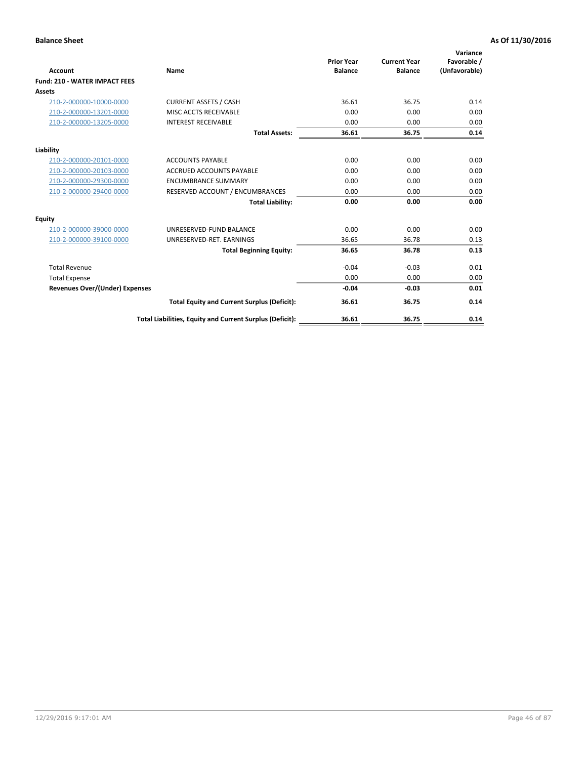**Balance Sheet** **As Of 11/30/2016**

| Account | Name | Prior Year Balance | Current Year Balance | Variance Favorable / (Unfavorable) |
|---|---|---|---|---|
| **Fund: 210 - WATER IMPACT FEES** | | | | |
| **Assets** | | | | |
| 210-2-000000-10000-0000 | CURRENT ASSETS / CASH | 36.61 | 36.75 | 0.14 |
| 210-2-000000-13201-0000 | MISC ACCTS RECEIVABLE | 0.00 | 0.00 | 0.00 |
| 210-2-000000-13205-0000 | INTEREST RECEIVABLE | 0.00 | 0.00 | 0.00 |
| | **Total Assets:** | **36.61** | **36.75** | **0.14** |
| **Liability** | | | | |
| 210-2-000000-20101-0000 | ACCOUNTS PAYABLE | 0.00 | 0.00 | 0.00 |
| 210-2-000000-20103-0000 | ACCRUED ACCOUNTS PAYABLE | 0.00 | 0.00 | 0.00 |
| 210-2-000000-29300-0000 | ENCUMBRANCE SUMMARY | 0.00 | 0.00 | 0.00 |
| 210-2-000000-29400-0000 | RESERVED ACCOUNT / ENCUMBRANCES | 0.00 | 0.00 | 0.00 |
| | **Total Liability:** | **0.00** | **0.00** | **0.00** |
| **Equity** | | | | |
| 210-2-000000-39000-0000 | UNRESERVED-FUND BALANCE | 0.00 | 0.00 | 0.00 |
| 210-2-000000-39100-0000 | UNRESERVED-RET. EARNINGS | 36.65 | 36.78 | 0.13 |
| | **Total Beginning Equity:** | **36.65** | **36.78** | **0.13** |
| Total Revenue | | -0.04 | -0.03 | 0.01 |
| Total Expense | | 0.00 | 0.00 | 0.00 |
| **Revenues Over/(Under) Expenses** | | **-0.04** | **-0.03** | **0.01** |
| | **Total Equity and Current Surplus (Deficit):** | **36.61** | **36.75** | **0.14** |
| | **Total Liabilities, Equity and Current Surplus (Deficit):** | **36.61** | **36.75** | **0.14** |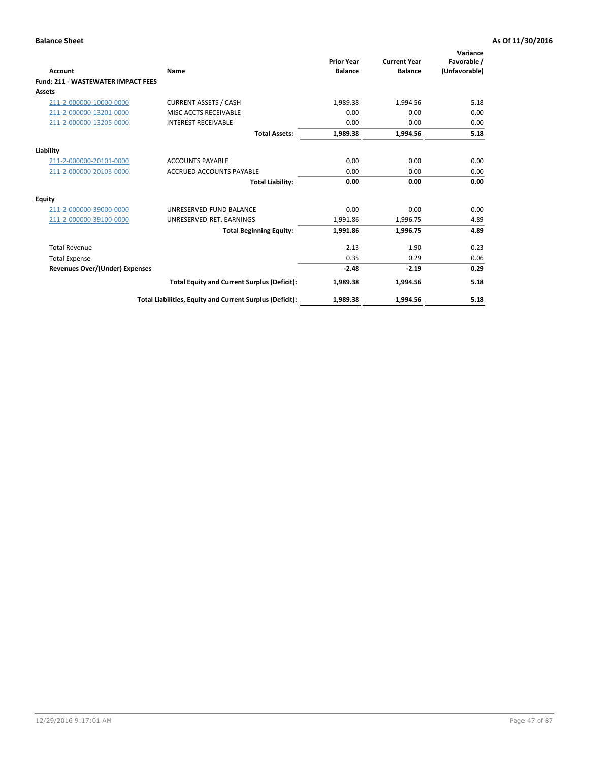**Balance Sheet** **As Of 11/30/2016**

| Account | Name | Prior Year Balance | Current Year Balance | Variance Favorable / (Unfavorable) |
|---|---|---|---|---|
| **Fund: 211 - WASTEWATER IMPACT FEES** | | | | |
| **Assets** | | | | |
| 211-2-000000-10000-0000 | CURRENT ASSETS / CASH | 1,989.38 | 1,994.56 | 5.18 |
| 211-2-000000-13201-0000 | MISC ACCTS RECEIVABLE | 0.00 | 0.00 | 0.00 |
| 211-2-000000-13205-0000 | INTEREST RECEIVABLE | 0.00 | 0.00 | 0.00 |
| | **Total Assets:** | **1,989.38** | **1,994.56** | **5.18** |
| **Liability** | | | | |
| 211-2-000000-20101-0000 | ACCOUNTS PAYABLE | 0.00 | 0.00 | 0.00 |
| 211-2-000000-20103-0000 | ACCRUED ACCOUNTS PAYABLE | 0.00 | 0.00 | 0.00 |
| | **Total Liability:** | **0.00** | **0.00** | **0.00** |
| **Equity** | | | | |
| 211-2-000000-39000-0000 | UNRESERVED-FUND BALANCE | 0.00 | 0.00 | 0.00 |
| 211-2-000000-39100-0000 | UNRESERVED-RET. EARNINGS | 1,991.86 | 1,996.75 | 4.89 |
| | **Total Beginning Equity:** | **1,991.86** | **1,996.75** | **4.89** |
| Total Revenue | | -2.13 | -1.90 | 0.23 |
| Total Expense | | 0.35 | 0.29 | 0.06 |
| **Revenues Over/(Under) Expenses** | | **-2.48** | **-2.19** | **0.29** |
| | **Total Equity and Current Surplus (Deficit):** | **1,989.38** | **1,994.56** | **5.18** |
| | **Total Liabilities, Equity and Current Surplus (Deficit):** | **1,989.38** | **1,994.56** | **5.18** |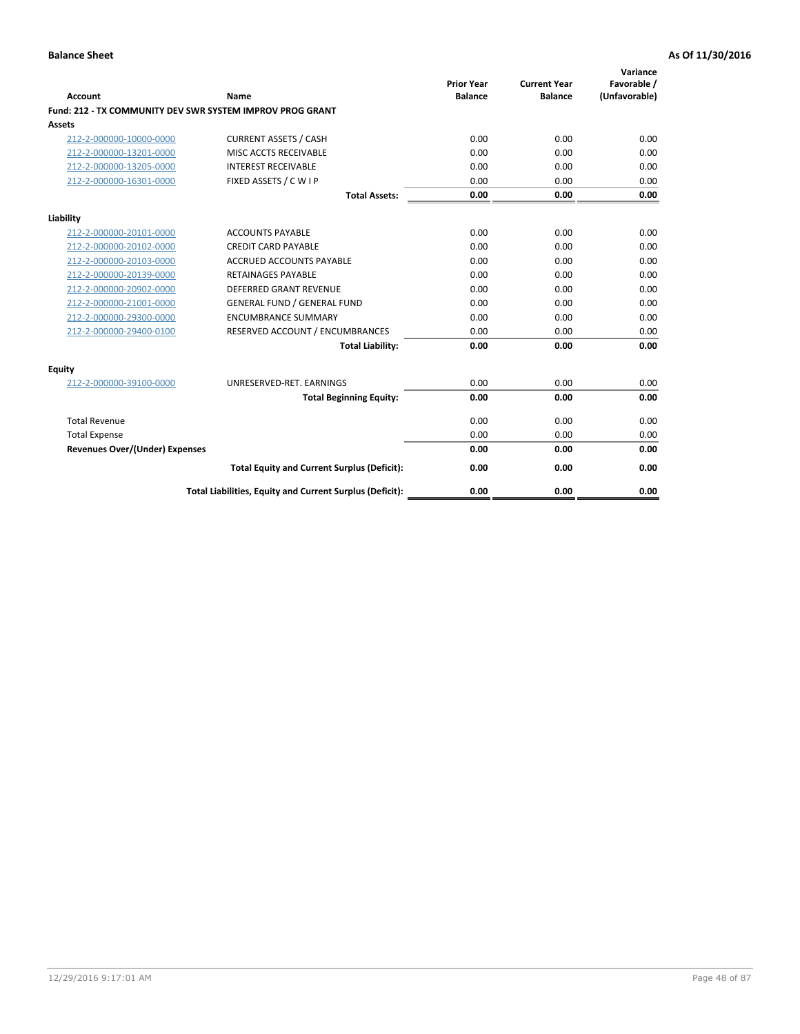**Balance Sheet** | **As Of 11/30/2016**

| Account | Name | Prior Year Balance | Current Year Balance | Variance Favorable / (Unfavorable) |
|---|---|---|---|---|
| **Fund: 212 - TX COMMUNITY DEV SWR SYSTEM IMPROV PROG GRANT** | | | | |
| **Assets** | | | | |
| 212-2-000000-10000-0000 | CURRENT ASSETS / CASH | 0.00 | 0.00 | 0.00 |
| 212-2-000000-13201-0000 | MISC ACCTS RECEIVABLE | 0.00 | 0.00 | 0.00 |
| 212-2-000000-13205-0000 | INTEREST RECEIVABLE | 0.00 | 0.00 | 0.00 |
| 212-2-000000-16301-0000 | FIXED ASSETS / C W I P | 0.00 | 0.00 | 0.00 |
| | **Total Assets:** | **0.00** | **0.00** | **0.00** |
| **Liability** | | | | |
| 212-2-000000-20101-0000 | ACCOUNTS PAYABLE | 0.00 | 0.00 | 0.00 |
| 212-2-000000-20102-0000 | CREDIT CARD PAYABLE | 0.00 | 0.00 | 0.00 |
| 212-2-000000-20103-0000 | ACCRUED ACCOUNTS PAYABLE | 0.00 | 0.00 | 0.00 |
| 212-2-000000-20139-0000 | RETAINAGES PAYABLE | 0.00 | 0.00 | 0.00 |
| 212-2-000000-20902-0000 | DEFERRED GRANT REVENUE | 0.00 | 0.00 | 0.00 |
| 212-2-000000-21001-0000 | GENERAL FUND / GENERAL FUND | 0.00 | 0.00 | 0.00 |
| 212-2-000000-29300-0000 | ENCUMBRANCE SUMMARY | 0.00 | 0.00 | 0.00 |
| 212-2-000000-29400-0100 | RESERVED ACCOUNT / ENCUMBRANCES | 0.00 | 0.00 | 0.00 |
| | **Total Liability:** | **0.00** | **0.00** | **0.00** |
| **Equity** | | | | |
| 212-2-000000-39100-0000 | UNRESERVED-RET. EARNINGS | 0.00 | 0.00 | 0.00 |
| | **Total Beginning Equity:** | **0.00** | **0.00** | **0.00** |
| Total Revenue | | 0.00 | 0.00 | 0.00 |
| Total Expense | | 0.00 | 0.00 | 0.00 |
| **Revenues Over/(Under) Expenses** | | **0.00** | **0.00** | **0.00** |
| | **Total Equity and Current Surplus (Deficit):** | **0.00** | **0.00** | **0.00** |
| | **Total Liabilities, Equity and Current Surplus (Deficit):** | **0.00** | **0.00** | **0.00** |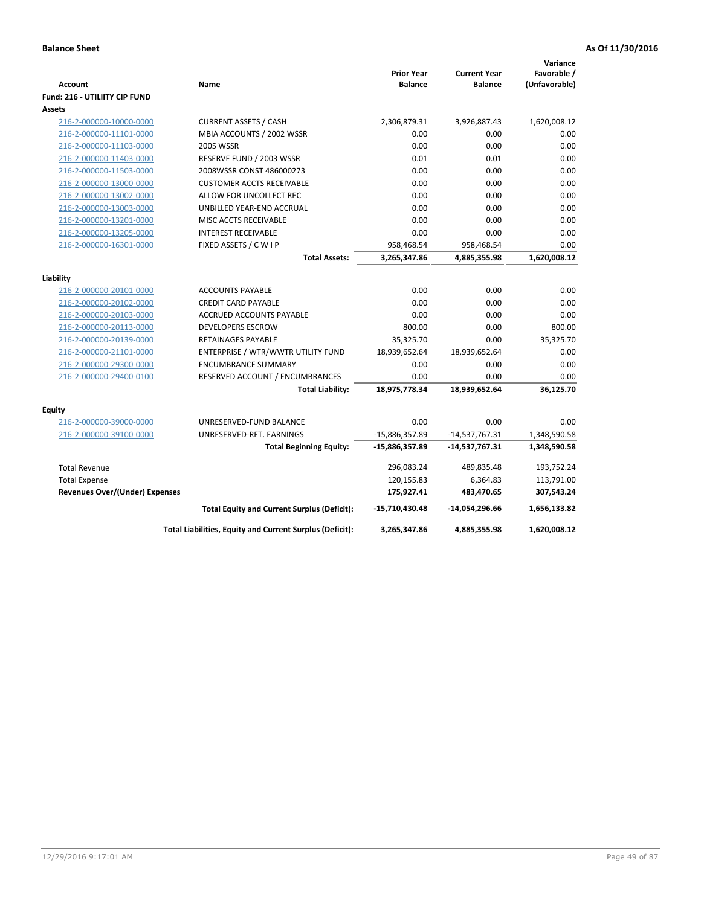**Balance Sheet** **As Of 11/30/2016**

| Account | Name | Prior Year Balance | Current Year Balance | Variance Favorable / (Unfavorable) |
|---|---|---|---|---|
| **Fund: 216 - UTILIITY CIP FUND** | | | | |
| **Assets** | | | | |
| 216-2-000000-10000-0000 | CURRENT ASSETS / CASH | 2,306,879.31 | 3,926,887.43 | 1,620,008.12 |
| 216-2-000000-11101-0000 | MBIA ACCOUNTS / 2002 WSSR | 0.00 | 0.00 | 0.00 |
| 216-2-000000-11103-0000 | 2005 WSSR | 0.00 | 0.00 | 0.00 |
| 216-2-000000-11403-0000 | RESERVE FUND / 2003 WSSR | 0.01 | 0.01 | 0.00 |
| 216-2-000000-11503-0000 | 2008WSSR CONST 486000273 | 0.00 | 0.00 | 0.00 |
| 216-2-000000-13000-0000 | CUSTOMER ACCTS RECEIVABLE | 0.00 | 0.00 | 0.00 |
| 216-2-000000-13002-0000 | ALLOW FOR UNCOLLECT REC | 0.00 | 0.00 | 0.00 |
| 216-2-000000-13003-0000 | UNBILLED YEAR-END ACCRUAL | 0.00 | 0.00 | 0.00 |
| 216-2-000000-13201-0000 | MISC ACCTS RECEIVABLE | 0.00 | 0.00 | 0.00 |
| 216-2-000000-13205-0000 | INTEREST RECEIVABLE | 0.00 | 0.00 | 0.00 |
| 216-2-000000-16301-0000 | FIXED ASSETS / C W I P | 958,468.54 | 958,468.54 | 0.00 |
| | **Total Assets:** | **3,265,347.86** | **4,885,355.98** | **1,620,008.12** |
| **Liability** | | | | |
| 216-2-000000-20101-0000 | ACCOUNTS PAYABLE | 0.00 | 0.00 | 0.00 |
| 216-2-000000-20102-0000 | CREDIT CARD PAYABLE | 0.00 | 0.00 | 0.00 |
| 216-2-000000-20103-0000 | ACCRUED ACCOUNTS PAYABLE | 0.00 | 0.00 | 0.00 |
| 216-2-000000-20113-0000 | DEVELOPERS ESCROW | 800.00 | 0.00 | 800.00 |
| 216-2-000000-20139-0000 | RETAINAGES PAYABLE | 35,325.70 | 0.00 | 35,325.70 |
| 216-2-000000-21101-0000 | ENTERPRISE / WTR/WWTR UTILITY FUND | 18,939,652.64 | 18,939,652.64 | 0.00 |
| 216-2-000000-29300-0000 | ENCUMBRANCE SUMMARY | 0.00 | 0.00 | 0.00 |
| 216-2-000000-29400-0100 | RESERVED ACCOUNT / ENCUMBRANCES | 0.00 | 0.00 | 0.00 |
| | **Total Liability:** | **18,975,778.34** | **18,939,652.64** | **36,125.70** |
| **Equity** | | | | |
| 216-2-000000-39000-0000 | UNRESERVED-FUND BALANCE | 0.00 | 0.00 | 0.00 |
| 216-2-000000-39100-0000 | UNRESERVED-RET. EARNINGS | -15,886,357.89 | -14,537,767.31 | 1,348,590.58 |
| | **Total Beginning Equity:** | **-15,886,357.89** | **-14,537,767.31** | **1,348,590.58** |
| Total Revenue | | 296,083.24 | 489,835.48 | 193,752.24 |
| Total Expense | | 120,155.83 | 6,364.83 | 113,791.00 |
| **Revenues Over/(Under) Expenses** | | **175,927.41** | **483,470.65** | **307,543.24** |
| | **Total Equity and Current Surplus (Deficit):** | **-15,710,430.48** | **-14,054,296.66** | **1,656,133.82** |
| | **Total Liabilities, Equity and Current Surplus (Deficit):** | **3,265,347.86** | **4,885,355.98** | **1,620,008.12** |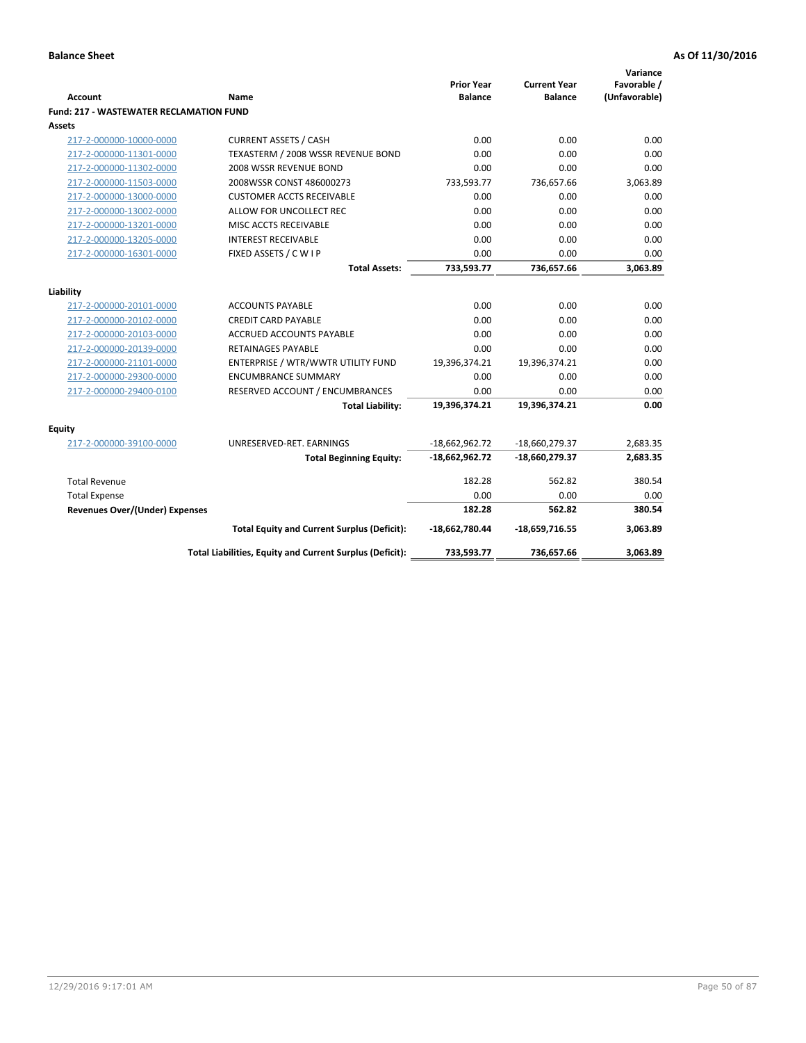**Balance Sheet** | **As Of 11/30/2016**

| Account | Name | Prior Year Balance | Current Year Balance | Variance Favorable / (Unfavorable) |
|---|---|---|---|---|
| **Fund: 217 - WASTEWATER RECLAMATION FUND** | | | | |
| **Assets** | | | | |
| 217-2-000000-10000-0000 | CURRENT ASSETS / CASH | 0.00 | 0.00 | 0.00 |
| 217-2-000000-11301-0000 | TEXASTERM / 2008 WSSR REVENUE BOND | 0.00 | 0.00 | 0.00 |
| 217-2-000000-11302-0000 | 2008 WSSR REVENUE BOND | 0.00 | 0.00 | 0.00 |
| 217-2-000000-11503-0000 | 2008WSSR CONST 486000273 | 733,593.77 | 736,657.66 | 3,063.89 |
| 217-2-000000-13000-0000 | CUSTOMER ACCTS RECEIVABLE | 0.00 | 0.00 | 0.00 |
| 217-2-000000-13002-0000 | ALLOW FOR UNCOLLECT REC | 0.00 | 0.00 | 0.00 |
| 217-2-000000-13201-0000 | MISC ACCTS RECEIVABLE | 0.00 | 0.00 | 0.00 |
| 217-2-000000-13205-0000 | INTEREST RECEIVABLE | 0.00 | 0.00 | 0.00 |
| 217-2-000000-16301-0000 | FIXED ASSETS / C W I P | 0.00 | 0.00 | 0.00 |
| | **Total Assets:** | **733,593.77** | **736,657.66** | **3,063.89** |
| **Liability** | | | | |
| 217-2-000000-20101-0000 | ACCOUNTS PAYABLE | 0.00 | 0.00 | 0.00 |
| 217-2-000000-20102-0000 | CREDIT CARD PAYABLE | 0.00 | 0.00 | 0.00 |
| 217-2-000000-20103-0000 | ACCRUED ACCOUNTS PAYABLE | 0.00 | 0.00 | 0.00 |
| 217-2-000000-20139-0000 | RETAINAGES PAYABLE | 0.00 | 0.00 | 0.00 |
| 217-2-000000-21101-0000 | ENTERPRISE / WTR/WWTR UTILITY FUND | 19,396,374.21 | 19,396,374.21 | 0.00 |
| 217-2-000000-29300-0000 | ENCUMBRANCE SUMMARY | 0.00 | 0.00 | 0.00 |
| 217-2-000000-29400-0100 | RESERVED ACCOUNT / ENCUMBRANCES | 0.00 | 0.00 | 0.00 |
| | **Total Liability:** | **19,396,374.21** | **19,396,374.21** | **0.00** |
| **Equity** | | | | |
| 217-2-000000-39100-0000 | UNRESERVED-RET. EARNINGS | -18,662,962.72 | -18,660,279.37 | 2,683.35 |
| | **Total Beginning Equity:** | **-18,662,962.72** | **-18,660,279.37** | **2,683.35** |
| Total Revenue | | 182.28 | 562.82 | 380.54 |
| Total Expense | | 0.00 | 0.00 | 0.00 |
| **Revenues Over/(Under) Expenses** | | **182.28** | **562.82** | **380.54** |
| | **Total Equity and Current Surplus (Deficit):** | **-18,662,780.44** | **-18,659,716.55** | **3,063.89** |
| | **Total Liabilities, Equity and Current Surplus (Deficit):** | **733,593.77** | **736,657.66** | **3,063.89** |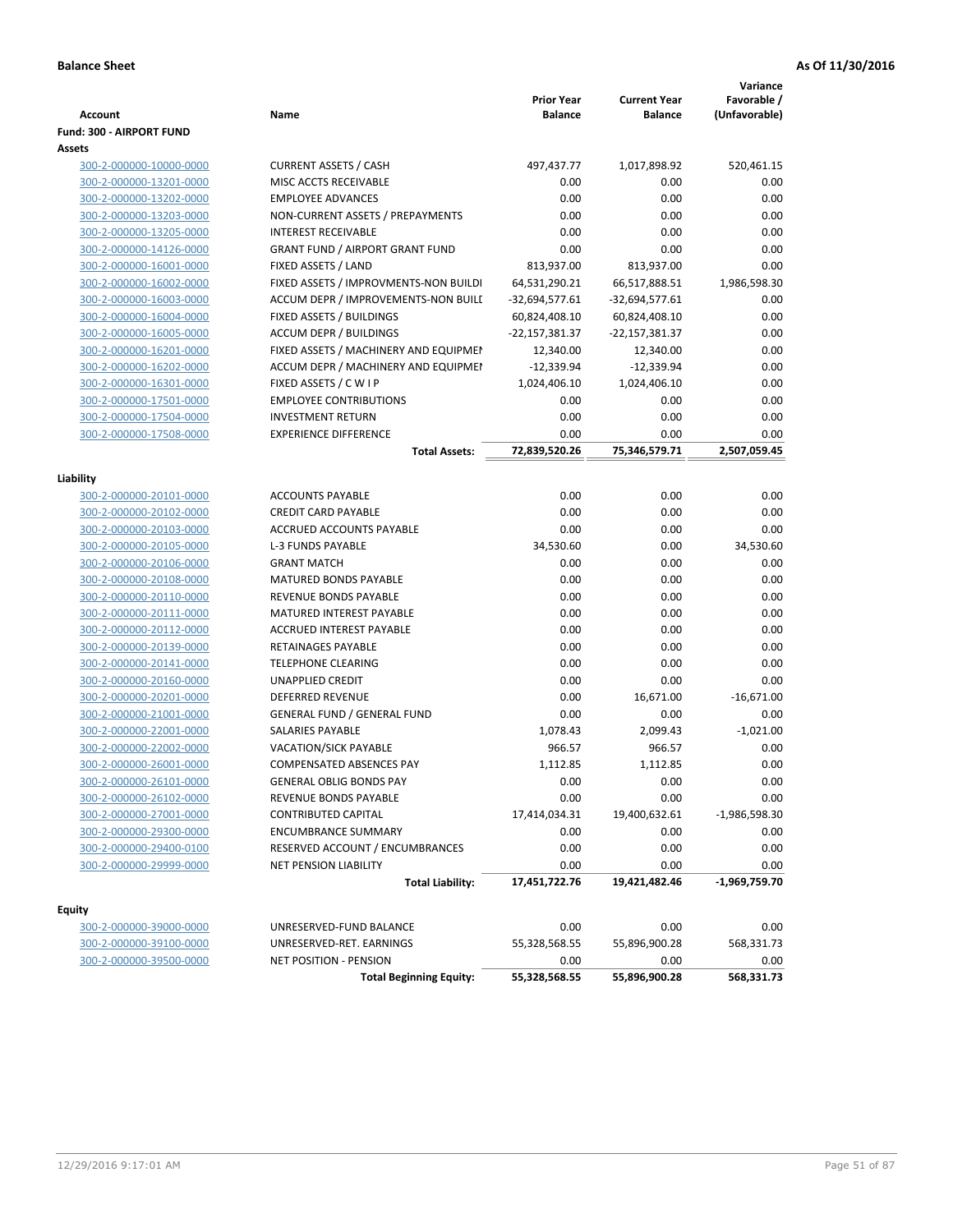**Balance Sheet** **As Of 11/30/2016**

| Account | Name | Prior Year Balance | Current Year Balance | Variance Favorable / (Unfavorable) |
|---|---|---|---|---|
| **Fund: 300 - AIRPORT FUND** | | | | |
| **Assets** | | | | |
| 300-2-000000-10000-0000 | CURRENT ASSETS / CASH | 497,437.77 | 1,017,898.92 | 520,461.15 |
| 300-2-000000-13201-0000 | MISC ACCTS RECEIVABLE | 0.00 | 0.00 | 0.00 |
| 300-2-000000-13202-0000 | EMPLOYEE ADVANCES | 0.00 | 0.00 | 0.00 |
| 300-2-000000-13203-0000 | NON-CURRENT ASSETS / PREPAYMENTS | 0.00 | 0.00 | 0.00 |
| 300-2-000000-13205-0000 | INTEREST RECEIVABLE | 0.00 | 0.00 | 0.00 |
| 300-2-000000-14126-0000 | GRANT FUND / AIRPORT GRANT FUND | 0.00 | 0.00 | 0.00 |
| 300-2-000000-16001-0000 | FIXED ASSETS / LAND | 813,937.00 | 813,937.00 | 0.00 |
| 300-2-000000-16002-0000 | FIXED ASSETS / IMPROVMENTS-NON BUILDI | 64,531,290.21 | 66,517,888.51 | 1,986,598.30 |
| 300-2-000000-16003-0000 | ACCUM DEPR / IMPROVEMENTS-NON BUILI | -32,694,577.61 | -32,694,577.61 | 0.00 |
| 300-2-000000-16004-0000 | FIXED ASSETS / BUILDINGS | 60,824,408.10 | 60,824,408.10 | 0.00 |
| 300-2-000000-16005-0000 | ACCUM DEPR / BUILDINGS | -22,157,381.37 | -22,157,381.37 | 0.00 |
| 300-2-000000-16201-0000 | FIXED ASSETS / MACHINERY AND EQUIPMEI | 12,340.00 | 12,340.00 | 0.00 |
| 300-2-000000-16202-0000 | ACCUM DEPR / MACHINERY AND EQUIPMEI | -12,339.94 | -12,339.94 | 0.00 |
| 300-2-000000-16301-0000 | FIXED ASSETS / C W I P | 1,024,406.10 | 1,024,406.10 | 0.00 |
| 300-2-000000-17501-0000 | EMPLOYEE CONTRIBUTIONS | 0.00 | 0.00 | 0.00 |
| 300-2-000000-17504-0000 | INVESTMENT RETURN | 0.00 | 0.00 | 0.00 |
| 300-2-000000-17508-0000 | EXPERIENCE DIFFERENCE | 0.00 | 0.00 | 0.00 |
| | **Total Assets:** | **72,839,520.26** | **75,346,579.71** | **2,507,059.45** |
| **Liability** | | | | |
| 300-2-000000-20101-0000 | ACCOUNTS PAYABLE | 0.00 | 0.00 | 0.00 |
| 300-2-000000-20102-0000 | CREDIT CARD PAYABLE | 0.00 | 0.00 | 0.00 |
| 300-2-000000-20103-0000 | ACCRUED ACCOUNTS PAYABLE | 0.00 | 0.00 | 0.00 |
| 300-2-000000-20105-0000 | L-3 FUNDS PAYABLE | 34,530.60 | 0.00 | 34,530.60 |
| 300-2-000000-20106-0000 | GRANT MATCH | 0.00 | 0.00 | 0.00 |
| 300-2-000000-20108-0000 | MATURED BONDS PAYABLE | 0.00 | 0.00 | 0.00 |
| 300-2-000000-20110-0000 | REVENUE BONDS PAYABLE | 0.00 | 0.00 | 0.00 |
| 300-2-000000-20111-0000 | MATURED INTEREST PAYABLE | 0.00 | 0.00 | 0.00 |
| 300-2-000000-20112-0000 | ACCRUED INTEREST PAYABLE | 0.00 | 0.00 | 0.00 |
| 300-2-000000-20139-0000 | RETAINAGES PAYABLE | 0.00 | 0.00 | 0.00 |
| 300-2-000000-20141-0000 | TELEPHONE CLEARING | 0.00 | 0.00 | 0.00 |
| 300-2-000000-20160-0000 | UNAPPLIED CREDIT | 0.00 | 0.00 | 0.00 |
| 300-2-000000-20201-0000 | DEFERRED REVENUE | 0.00 | 16,671.00 | -16,671.00 |
| 300-2-000000-21001-0000 | GENERAL FUND / GENERAL FUND | 0.00 | 0.00 | 0.00 |
| 300-2-000000-22001-0000 | SALARIES PAYABLE | 1,078.43 | 2,099.43 | -1,021.00 |
| 300-2-000000-22002-0000 | VACATION/SICK PAYABLE | 966.57 | 966.57 | 0.00 |
| 300-2-000000-26001-0000 | COMPENSATED ABSENCES PAY | 1,112.85 | 1,112.85 | 0.00 |
| 300-2-000000-26101-0000 | GENERAL OBLIG BONDS PAY | 0.00 | 0.00 | 0.00 |
| 300-2-000000-26102-0000 | REVENUE BONDS PAYABLE | 0.00 | 0.00 | 0.00 |
| 300-2-000000-27001-0000 | CONTRIBUTED CAPITAL | 17,414,034.31 | 19,400,632.61 | -1,986,598.30 |
| 300-2-000000-29300-0000 | ENCUMBRANCE SUMMARY | 0.00 | 0.00 | 0.00 |
| 300-2-000000-29400-0100 | RESERVED ACCOUNT / ENCUMBRANCES | 0.00 | 0.00 | 0.00 |
| 300-2-000000-29999-0000 | NET PENSION LIABILITY | 0.00 | 0.00 | 0.00 |
| | **Total Liability:** | **17,451,722.76** | **19,421,482.46** | **-1,969,759.70** |
| **Equity** | | | | |
| 300-2-000000-39000-0000 | UNRESERVED-FUND BALANCE | 0.00 | 0.00 | 0.00 |
| 300-2-000000-39100-0000 | UNRESERVED-RET. EARNINGS | 55,328,568.55 | 55,896,900.28 | 568,331.73 |
| 300-2-000000-39500-0000 | NET POSITION - PENSION | 0.00 | 0.00 | 0.00 |
| | **Total Beginning Equity:** | **55,328,568.55** | **55,896,900.28** | **568,331.73** |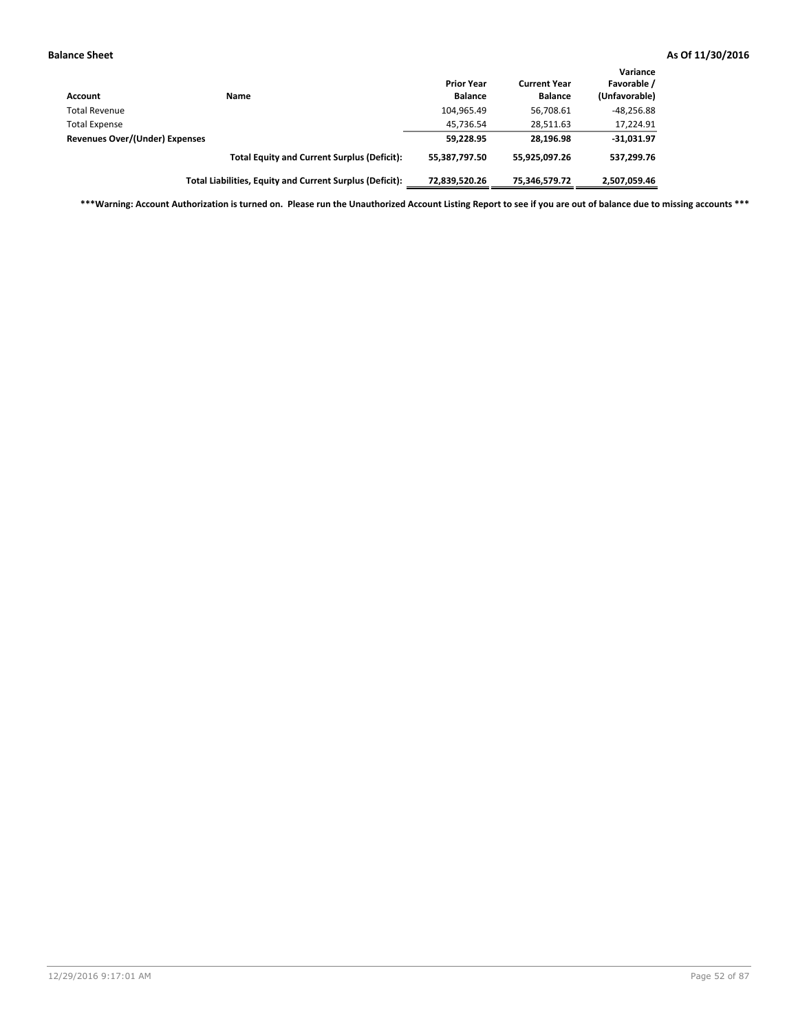**Balance Sheet** **As Of 11/30/2016**

| Account | Name | Prior Year Balance | Current Year Balance | Variance Favorable / (Unfavorable) |
|---|---|---|---|---|
| Total Revenue | | 104,965.49 | 56,708.61 | -48,256.88 |
| Total Expense | | 45,736.54 | 28,511.63 | 17,224.91 |
| **Revenues Over/(Under) Expenses** | | **59,228.95** | **28,196.98** | **-31,031.97** |
| | **Total Equity and Current Surplus (Deficit):** | **55,387,797.50** | **55,925,097.26** | **537,299.76** |
| | **Total Liabilities, Equity and Current Surplus (Deficit):** | **72,839,520.26** | **75,346,579.72** | **2,507,059.46** |

**\*\*\*Warning: Account Authorization is turned on. Please run the Unauthorized Account Listing Report to see if you are out of balance due to missing accounts \*\*\***

12/29/2016 9:17:01 AM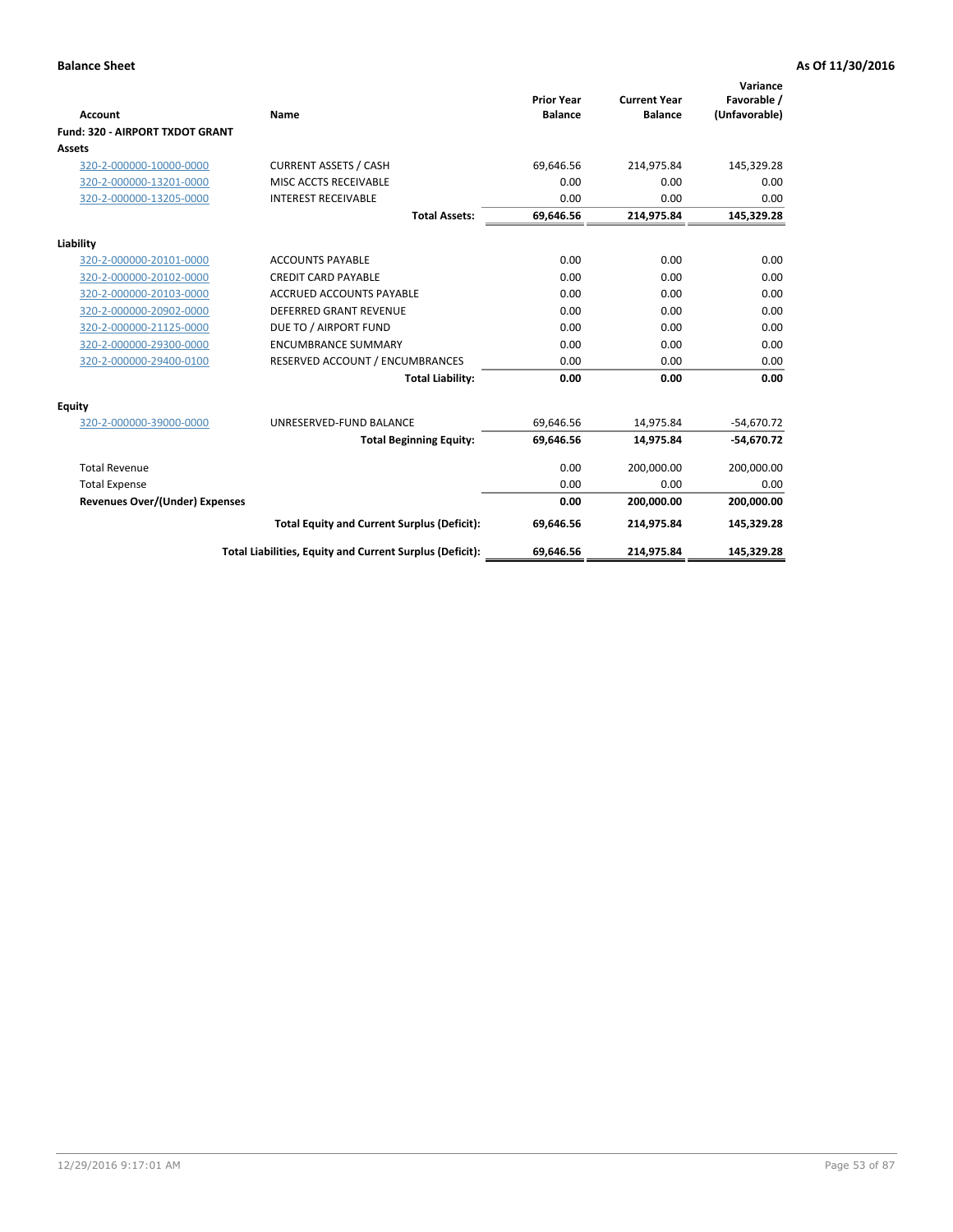**Balance Sheet** **As Of 11/30/2016**

| Account | Name | Prior Year Balance | Current Year Balance | Variance Favorable / (Unfavorable) |
|---|---|---|---|---|
| **Fund: 320 - AIRPORT TXDOT GRANT** | | | | |
| **Assets** | | | | |
| 320-2-000000-10000-0000 | CURRENT ASSETS / CASH | 69,646.56 | 214,975.84 | 145,329.28 |
| 320-2-000000-13201-0000 | MISC ACCTS RECEIVABLE | 0.00 | 0.00 | 0.00 |
| 320-2-000000-13205-0000 | INTEREST RECEIVABLE | 0.00 | 0.00 | 0.00 |
| | **Total Assets:** | **69,646.56** | **214,975.84** | **145,329.28** |
| **Liability** | | | | |
| 320-2-000000-20101-0000 | ACCOUNTS PAYABLE | 0.00 | 0.00 | 0.00 |
| 320-2-000000-20102-0000 | CREDIT CARD PAYABLE | 0.00 | 0.00 | 0.00 |
| 320-2-000000-20103-0000 | ACCRUED ACCOUNTS PAYABLE | 0.00 | 0.00 | 0.00 |
| 320-2-000000-20902-0000 | DEFERRED GRANT REVENUE | 0.00 | 0.00 | 0.00 |
| 320-2-000000-21125-0000 | DUE TO / AIRPORT FUND | 0.00 | 0.00 | 0.00 |
| 320-2-000000-29300-0000 | ENCUMBRANCE SUMMARY | 0.00 | 0.00 | 0.00 |
| 320-2-000000-29400-0100 | RESERVED ACCOUNT / ENCUMBRANCES | 0.00 | 0.00 | 0.00 |
| | **Total Liability:** | **0.00** | **0.00** | **0.00** |
| **Equity** | | | | |
| 320-2-000000-39000-0000 | UNRESERVED-FUND BALANCE | 69,646.56 | 14,975.84 | -54,670.72 |
| | **Total Beginning Equity:** | **69,646.56** | **14,975.84** | **-54,670.72** |
| Total Revenue | | 0.00 | 200,000.00 | 200,000.00 |
| Total Expense | | 0.00 | 0.00 | 0.00 |
| **Revenues Over/(Under) Expenses** | | **0.00** | **200,000.00** | **200,000.00** |
| | **Total Equity and Current Surplus (Deficit):** | **69,646.56** | **214,975.84** | **145,329.28** |
| | **Total Liabilities, Equity and Current Surplus (Deficit):** | **69,646.56** | **214,975.84** | **145,329.28** |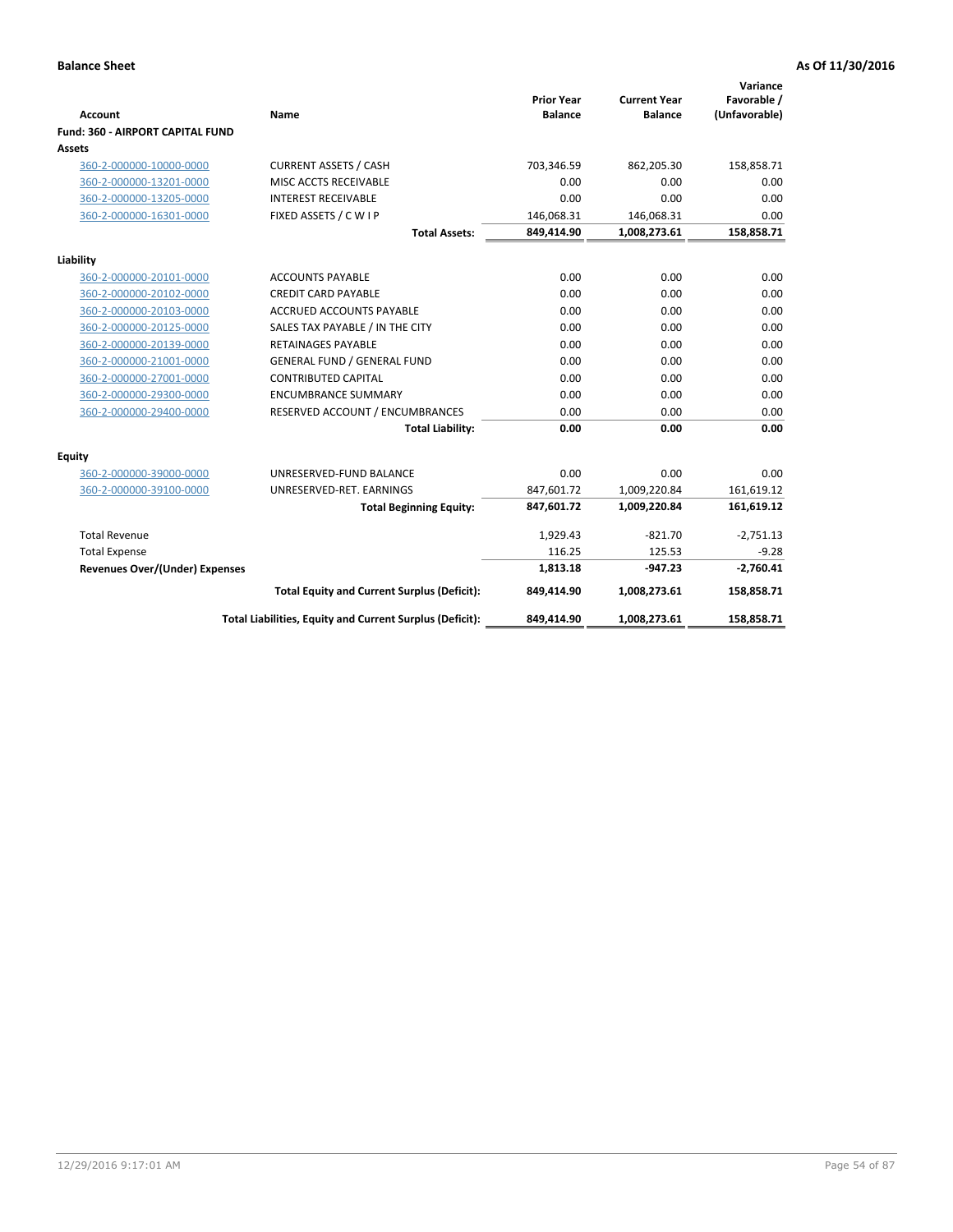**Balance Sheet** **As Of 11/30/2016**

| Account | Name | Prior Year Balance | Current Year Balance | Variance Favorable / (Unfavorable) |
|---|---|---|---|---|
| **Fund: 360 - AIRPORT CAPITAL FUND** | | | | |
| **Assets** | | | | |
| 360-2-000000-10000-0000 | CURRENT ASSETS / CASH | 703,346.59 | 862,205.30 | 158,858.71 |
| 360-2-000000-13201-0000 | MISC ACCTS RECEIVABLE | 0.00 | 0.00 | 0.00 |
| 360-2-000000-13205-0000 | INTEREST RECEIVABLE | 0.00 | 0.00 | 0.00 |
| 360-2-000000-16301-0000 | FIXED ASSETS / C W I P | 146,068.31 | 146,068.31 | 0.00 |
| | **Total Assets:** | **849,414.90** | **1,008,273.61** | **158,858.71** |
| **Liability** | | | | |
| 360-2-000000-20101-0000 | ACCOUNTS PAYABLE | 0.00 | 0.00 | 0.00 |
| 360-2-000000-20102-0000 | CREDIT CARD PAYABLE | 0.00 | 0.00 | 0.00 |
| 360-2-000000-20103-0000 | ACCRUED ACCOUNTS PAYABLE | 0.00 | 0.00 | 0.00 |
| 360-2-000000-20125-0000 | SALES TAX PAYABLE / IN THE CITY | 0.00 | 0.00 | 0.00 |
| 360-2-000000-20139-0000 | RETAINAGES PAYABLE | 0.00 | 0.00 | 0.00 |
| 360-2-000000-21001-0000 | GENERAL FUND / GENERAL FUND | 0.00 | 0.00 | 0.00 |
| 360-2-000000-27001-0000 | CONTRIBUTED CAPITAL | 0.00 | 0.00 | 0.00 |
| 360-2-000000-29300-0000 | ENCUMBRANCE SUMMARY | 0.00 | 0.00 | 0.00 |
| 360-2-000000-29400-0000 | RESERVED ACCOUNT / ENCUMBRANCES | 0.00 | 0.00 | 0.00 |
| | **Total Liability:** | **0.00** | **0.00** | **0.00** |
| **Equity** | | | | |
| 360-2-000000-39000-0000 | UNRESERVED-FUND BALANCE | 0.00 | 0.00 | 0.00 |
| 360-2-000000-39100-0000 | UNRESERVED-RET. EARNINGS | 847,601.72 | 1,009,220.84 | 161,619.12 |
| | **Total Beginning Equity:** | **847,601.72** | **1,009,220.84** | **161,619.12** |
| Total Revenue | | 1,929.43 | -821.70 | -2,751.13 |
| Total Expense | | 116.25 | 125.53 | -9.28 |
| **Revenues Over/(Under) Expenses** | | **1,813.18** | **-947.23** | **-2,760.41** |
| | **Total Equity and Current Surplus (Deficit):** | **849,414.90** | **1,008,273.61** | **158,858.71** |
| | **Total Liabilities, Equity and Current Surplus (Deficit):** | **849,414.90** | **1,008,273.61** | **158,858.71** |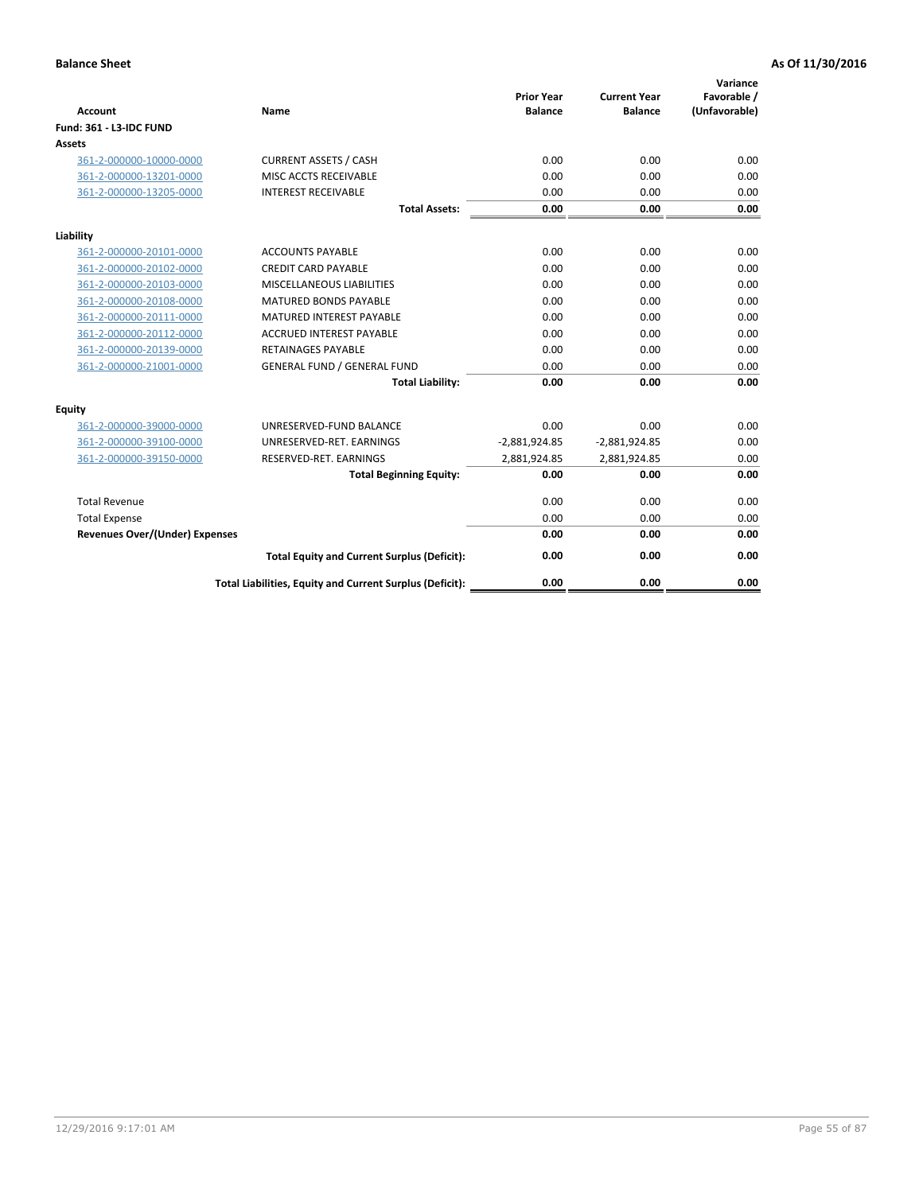**Balance Sheet** **As Of 11/30/2016**

| Account | Name | Prior Year Balance | Current Year Balance | Variance Favorable / (Unfavorable) |
|---|---|---|---|---|
| **Fund: 361 - L3-IDC FUND** | | | | |
| **Assets** | | | | |
| 361-2-000000-10000-0000 | CURRENT ASSETS / CASH | 0.00 | 0.00 | 0.00 |
| 361-2-000000-13201-0000 | MISC ACCTS RECEIVABLE | 0.00 | 0.00 | 0.00 |
| 361-2-000000-13205-0000 | INTEREST RECEIVABLE | 0.00 | 0.00 | 0.00 |
| | **Total Assets:** | **0.00** | **0.00** | **0.00** |
| **Liability** | | | | |
| 361-2-000000-20101-0000 | ACCOUNTS PAYABLE | 0.00 | 0.00 | 0.00 |
| 361-2-000000-20102-0000 | CREDIT CARD PAYABLE | 0.00 | 0.00 | 0.00 |
| 361-2-000000-20103-0000 | MISCELLANEOUS LIABILITIES | 0.00 | 0.00 | 0.00 |
| 361-2-000000-20108-0000 | MATURED BONDS PAYABLE | 0.00 | 0.00 | 0.00 |
| 361-2-000000-20111-0000 | MATURED INTEREST PAYABLE | 0.00 | 0.00 | 0.00 |
| 361-2-000000-20112-0000 | ACCRUED INTEREST PAYABLE | 0.00 | 0.00 | 0.00 |
| 361-2-000000-20139-0000 | RETAINAGES PAYABLE | 0.00 | 0.00 | 0.00 |
| 361-2-000000-21001-0000 | GENERAL FUND / GENERAL FUND | 0.00 | 0.00 | 0.00 |
| | **Total Liability:** | **0.00** | **0.00** | **0.00** |
| **Equity** | | | | |
| 361-2-000000-39000-0000 | UNRESERVED-FUND BALANCE | 0.00 | 0.00 | 0.00 |
| 361-2-000000-39100-0000 | UNRESERVED-RET. EARNINGS | -2,881,924.85 | -2,881,924.85 | 0.00 |
| 361-2-000000-39150-0000 | RESERVED-RET. EARNINGS | 2,881,924.85 | 2,881,924.85 | 0.00 |
| | **Total Beginning Equity:** | **0.00** | **0.00** | **0.00** |
| Total Revenue | | 0.00 | 0.00 | 0.00 |
| Total Expense | | 0.00 | 0.00 | 0.00 |
| **Revenues Over/(Under) Expenses** | | **0.00** | **0.00** | **0.00** |
| | **Total Equity and Current Surplus (Deficit):** | **0.00** | **0.00** | **0.00** |
| | **Total Liabilities, Equity and Current Surplus (Deficit):** | **0.00** | **0.00** | **0.00** |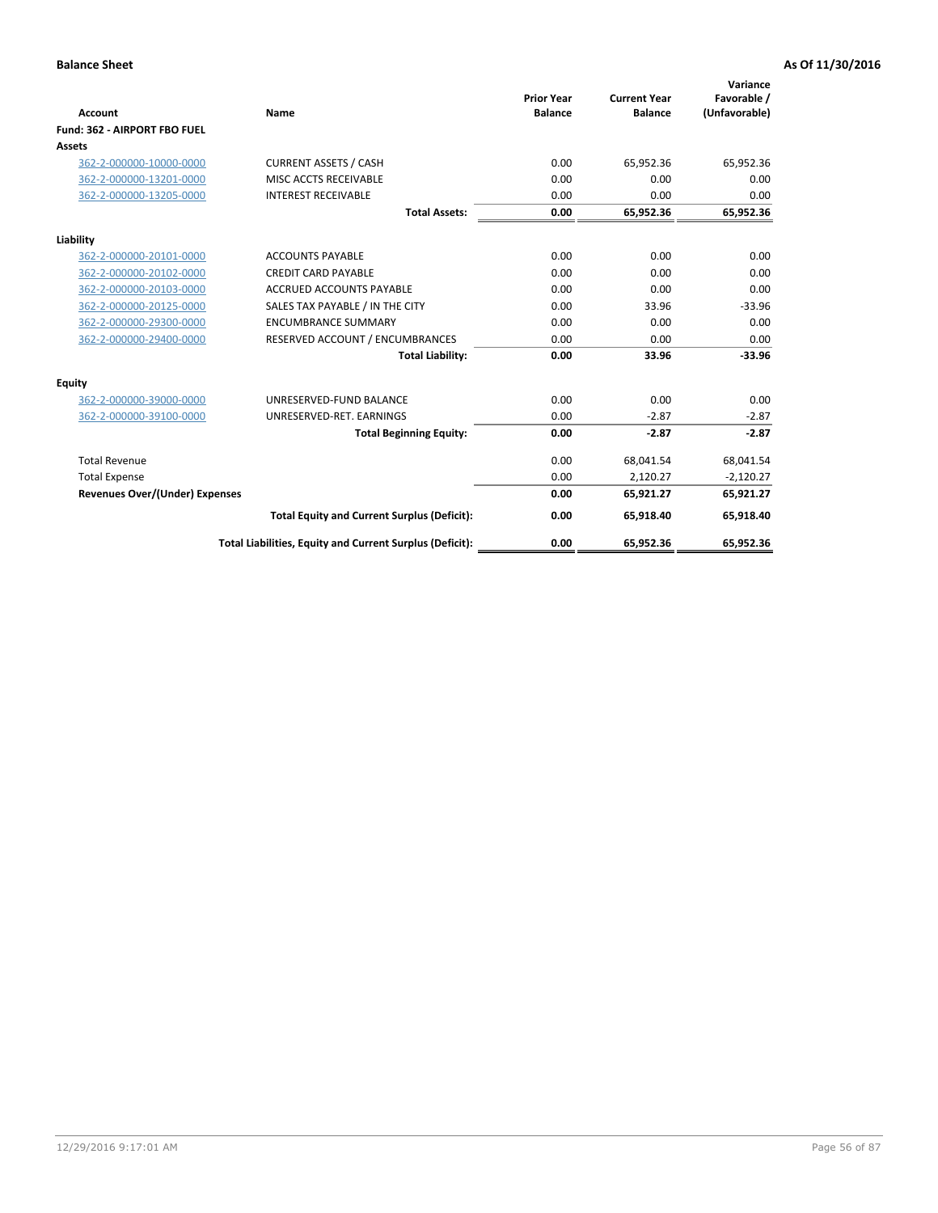**Balance Sheet** **As Of 11/30/2016**

| Account | Name | Prior Year Balance | Current Year Balance | Variance Favorable / (Unfavorable) |
|---|---|---|---|---|
| **Fund: 362 - AIRPORT FBO FUEL** | | | | |
| **Assets** | | | | |
| 362-2-000000-10000-0000 | CURRENT ASSETS / CASH | 0.00 | 65,952.36 | 65,952.36 |
| 362-2-000000-13201-0000 | MISC ACCTS RECEIVABLE | 0.00 | 0.00 | 0.00 |
| 362-2-000000-13205-0000 | INTEREST RECEIVABLE | 0.00 | 0.00 | 0.00 |
| | **Total Assets:** | **0.00** | **65,952.36** | **65,952.36** |
| **Liability** | | | | |
| 362-2-000000-20101-0000 | ACCOUNTS PAYABLE | 0.00 | 0.00 | 0.00 |
| 362-2-000000-20102-0000 | CREDIT CARD PAYABLE | 0.00 | 0.00 | 0.00 |
| 362-2-000000-20103-0000 | ACCRUED ACCOUNTS PAYABLE | 0.00 | 0.00 | 0.00 |
| 362-2-000000-20125-0000 | SALES TAX PAYABLE / IN THE CITY | 0.00 | 33.96 | -33.96 |
| 362-2-000000-29300-0000 | ENCUMBRANCE SUMMARY | 0.00 | 0.00 | 0.00 |
| 362-2-000000-29400-0000 | RESERVED ACCOUNT / ENCUMBRANCES | 0.00 | 0.00 | 0.00 |
| | **Total Liability:** | **0.00** | **33.96** | **-33.96** |
| **Equity** | | | | |
| 362-2-000000-39000-0000 | UNRESERVED-FUND BALANCE | 0.00 | 0.00 | 0.00 |
| 362-2-000000-39100-0000 | UNRESERVED-RET. EARNINGS | 0.00 | -2.87 | -2.87 |
| | **Total Beginning Equity:** | **0.00** | **-2.87** | **-2.87** |
| Total Revenue | | 0.00 | 68,041.54 | 68,041.54 |
| Total Expense | | 0.00 | 2,120.27 | -2,120.27 |
| **Revenues Over/(Under) Expenses** | | **0.00** | **65,921.27** | **65,921.27** |
| | **Total Equity and Current Surplus (Deficit):** | **0.00** | **65,918.40** | **65,918.40** |
| | **Total Liabilities, Equity and Current Surplus (Deficit):** | **0.00** | **65,952.36** | **65,952.36** |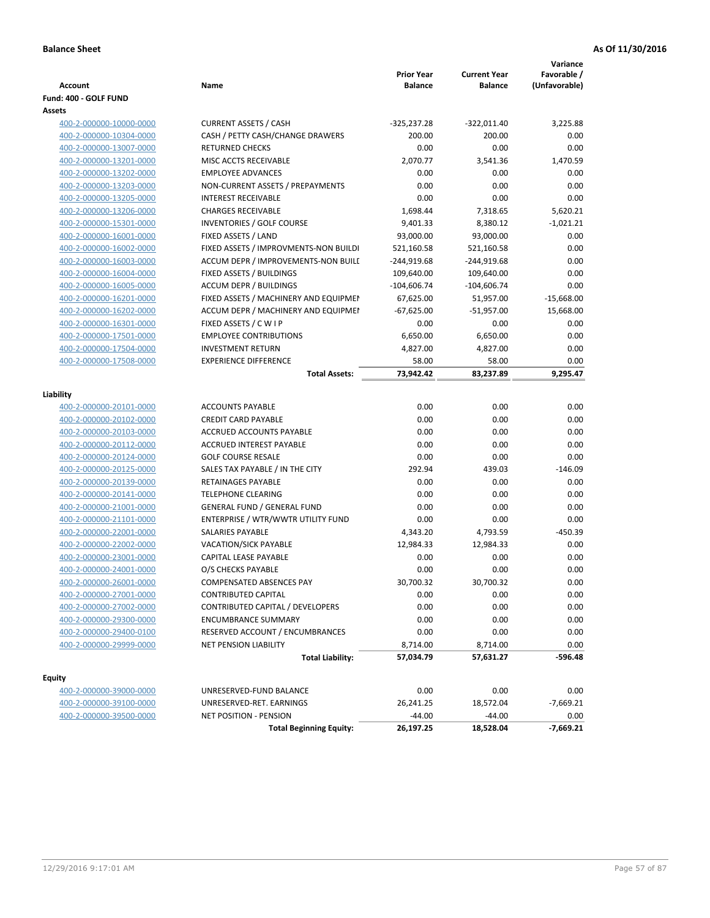**Balance Sheet** **As Of 11/30/2016**

| Account | Name | Prior Year Balance | Current Year Balance | Variance Favorable / (Unfavorable) |
|---|---|---|---|---|
| **Fund: 400 - GOLF FUND** | | | | |
| **Assets** | | | | |
| 400-2-000000-10000-0000 | CURRENT ASSETS / CASH | -325,237.28 | -322,011.40 | 3,225.88 |
| 400-2-000000-10304-0000 | CASH / PETTY CASH/CHANGE DRAWERS | 200.00 | 200.00 | 0.00 |
| 400-2-000000-13007-0000 | RETURNED CHECKS | 0.00 | 0.00 | 0.00 |
| 400-2-000000-13201-0000 | MISC ACCTS RECEIVABLE | 2,070.77 | 3,541.36 | 1,470.59 |
| 400-2-000000-13202-0000 | EMPLOYEE ADVANCES | 0.00 | 0.00 | 0.00 |
| 400-2-000000-13203-0000 | NON-CURRENT ASSETS / PREPAYMENTS | 0.00 | 0.00 | 0.00 |
| 400-2-000000-13205-0000 | INTEREST RECEIVABLE | 0.00 | 0.00 | 0.00 |
| 400-2-000000-13206-0000 | CHARGES RECEIVABLE | 1,698.44 | 7,318.65 | 5,620.21 |
| 400-2-000000-15301-0000 | INVENTORIES / GOLF COURSE | 9,401.33 | 8,380.12 | -1,021.21 |
| 400-2-000000-16001-0000 | FIXED ASSETS / LAND | 93,000.00 | 93,000.00 | 0.00 |
| 400-2-000000-16002-0000 | FIXED ASSETS / IMPROVMENTS-NON BUILDI | 521,160.58 | 521,160.58 | 0.00 |
| 400-2-000000-16003-0000 | ACCUM DEPR / IMPROVEMENTS-NON BUILD | -244,919.68 | -244,919.68 | 0.00 |
| 400-2-000000-16004-0000 | FIXED ASSETS / BUILDINGS | 109,640.00 | 109,640.00 | 0.00 |
| 400-2-000000-16005-0000 | ACCUM DEPR / BUILDINGS | -104,606.74 | -104,606.74 | 0.00 |
| 400-2-000000-16201-0000 | FIXED ASSETS / MACHINERY AND EQUIPMEN | 67,625.00 | 51,957.00 | -15,668.00 |
| 400-2-000000-16202-0000 | ACCUM DEPR / MACHINERY AND EQUIPMEN | -67,625.00 | -51,957.00 | 15,668.00 |
| 400-2-000000-16301-0000 | FIXED ASSETS / C W I P | 0.00 | 0.00 | 0.00 |
| 400-2-000000-17501-0000 | EMPLOYEE CONTRIBUTIONS | 6,650.00 | 6,650.00 | 0.00 |
| 400-2-000000-17504-0000 | INVESTMENT RETURN | 4,827.00 | 4,827.00 | 0.00 |
| 400-2-000000-17508-0000 | EXPERIENCE DIFFERENCE | 58.00 | 58.00 | 0.00 |
| | **Total Assets:** | **73,942.42** | **83,237.89** | **9,295.47** |
| **Liability** | | | | |
| 400-2-000000-20101-0000 | ACCOUNTS PAYABLE | 0.00 | 0.00 | 0.00 |
| 400-2-000000-20102-0000 | CREDIT CARD PAYABLE | 0.00 | 0.00 | 0.00 |
| 400-2-000000-20103-0000 | ACCRUED ACCOUNTS PAYABLE | 0.00 | 0.00 | 0.00 |
| 400-2-000000-20112-0000 | ACCRUED INTEREST PAYABLE | 0.00 | 0.00 | 0.00 |
| 400-2-000000-20124-0000 | GOLF COURSE RESALE | 0.00 | 0.00 | 0.00 |
| 400-2-000000-20125-0000 | SALES TAX PAYABLE / IN THE CITY | 292.94 | 439.03 | -146.09 |
| 400-2-000000-20139-0000 | RETAINAGES PAYABLE | 0.00 | 0.00 | 0.00 |
| 400-2-000000-20141-0000 | TELEPHONE CLEARING | 0.00 | 0.00 | 0.00 |
| 400-2-000000-21001-0000 | GENERAL FUND / GENERAL FUND | 0.00 | 0.00 | 0.00 |
| 400-2-000000-21101-0000 | ENTERPRISE / WTR/WWTR UTILITY FUND | 0.00 | 0.00 | 0.00 |
| 400-2-000000-22001-0000 | SALARIES PAYABLE | 4,343.20 | 4,793.59 | -450.39 |
| 400-2-000000-22002-0000 | VACATION/SICK PAYABLE | 12,984.33 | 12,984.33 | 0.00 |
| 400-2-000000-23001-0000 | CAPITAL LEASE PAYABLE | 0.00 | 0.00 | 0.00 |
| 400-2-000000-24001-0000 | O/S CHECKS PAYABLE | 0.00 | 0.00 | 0.00 |
| 400-2-000000-26001-0000 | COMPENSATED ABSENCES PAY | 30,700.32 | 30,700.32 | 0.00 |
| 400-2-000000-27001-0000 | CONTRIBUTED CAPITAL | 0.00 | 0.00 | 0.00 |
| 400-2-000000-27002-0000 | CONTRIBUTED CAPITAL / DEVELOPERS | 0.00 | 0.00 | 0.00 |
| 400-2-000000-29300-0000 | ENCUMBRANCE SUMMARY | 0.00 | 0.00 | 0.00 |
| 400-2-000000-29400-0100 | RESERVED ACCOUNT / ENCUMBRANCES | 0.00 | 0.00 | 0.00 |
| 400-2-000000-29999-0000 | NET PENSION LIABILITY | 8,714.00 | 8,714.00 | 0.00 |
| | **Total Liability:** | **57,034.79** | **57,631.27** | **-596.48** |
| **Equity** | | | | |
| 400-2-000000-39000-0000 | UNRESERVED-FUND BALANCE | 0.00 | 0.00 | 0.00 |
| 400-2-000000-39100-0000 | UNRESERVED-RET. EARNINGS | 26,241.25 | 18,572.04 | -7,669.21 |
| 400-2-000000-39500-0000 | NET POSITION - PENSION | -44.00 | -44.00 | 0.00 |
| | **Total Beginning Equity:** | **26,197.25** | **18,528.04** | **-7,669.21** |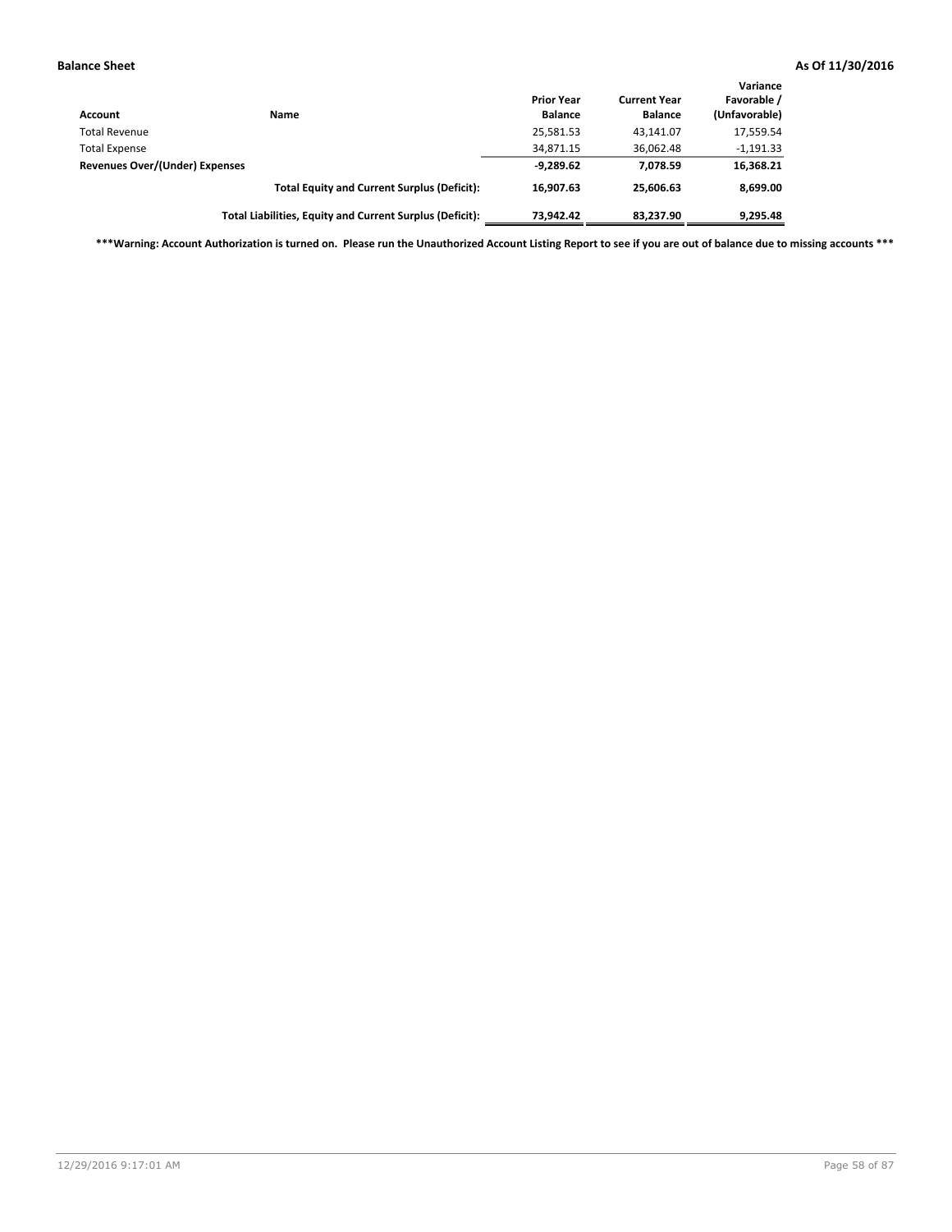**Balance Sheet** **As Of 11/30/2016**

| Account | Name | Prior Year Balance | Current Year Balance | Variance Favorable / (Unfavorable) |
|---|---|---|---|---|
| Total Revenue | | 25,581.53 | 43,141.07 | 17,559.54 |
| Total Expense | | 34,871.15 | 36,062.48 | -1,191.33 |
| **Revenues Over/(Under) Expenses** | | **-9,289.62** | **7,078.59** | **16,368.21** |
| | **Total Equity and Current Surplus (Deficit):** | **16,907.63** | **25,606.63** | **8,699.00** |
| | **Total Liabilities, Equity and Current Surplus (Deficit):** | **73,942.42** | **83,237.90** | **9,295.48** |

**\*\*\*Warning: Account Authorization is turned on. Please run the Unauthorized Account Listing Report to see if you are out of balance due to missing accounts \*\*\***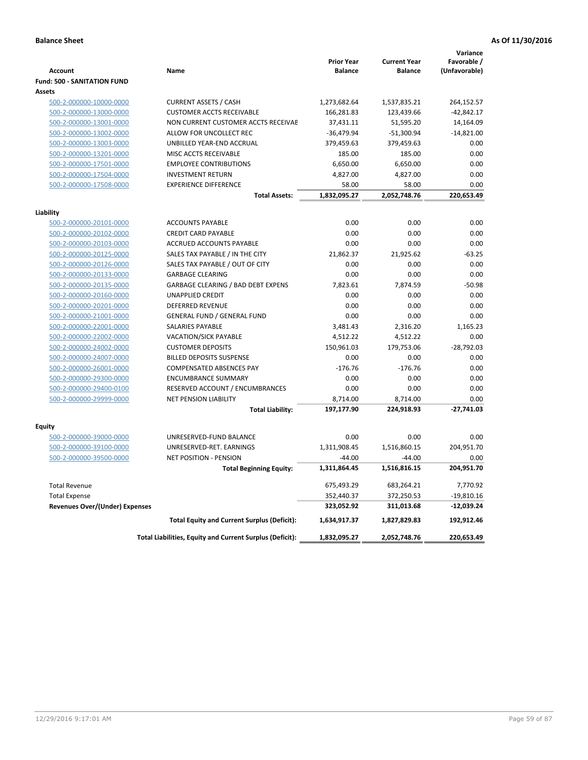**Balance Sheet** | **As Of 11/30/2016**

| Account | Name | Prior Year Balance | Current Year Balance | Variance Favorable / (Unfavorable) |
|---|---|---|---|---|
| **Fund: 500 - SANITATION FUND** | | | | |
| **Assets** | | | | |
| 500-2-000000-10000-0000 | CURRENT ASSETS / CASH | 1,273,682.64 | 1,537,835.21 | 264,152.57 |
| 500-2-000000-13000-0000 | CUSTOMER ACCTS RECEIVABLE | 166,281.83 | 123,439.66 | -42,842.17 |
| 500-2-000000-13001-0000 | NON CURRENT CUSTOMER ACCTS RECEIVAE | 37,431.11 | 51,595.20 | 14,164.09 |
| 500-2-000000-13002-0000 | ALLOW FOR UNCOLLECT REC | -36,479.94 | -51,300.94 | -14,821.00 |
| 500-2-000000-13003-0000 | UNBILLED YEAR-END ACCRUAL | 379,459.63 | 379,459.63 | 0.00 |
| 500-2-000000-13201-0000 | MISC ACCTS RECEIVABLE | 185.00 | 185.00 | 0.00 |
| 500-2-000000-17501-0000 | EMPLOYEE CONTRIBUTIONS | 6,650.00 | 6,650.00 | 0.00 |
| 500-2-000000-17504-0000 | INVESTMENT RETURN | 4,827.00 | 4,827.00 | 0.00 |
| 500-2-000000-17508-0000 | EXPERIENCE DIFFERENCE | 58.00 | 58.00 | 0.00 |
| | **Total Assets:** | **1,832,095.27** | **2,052,748.76** | **220,653.49** |
| **Liability** | | | | |
| 500-2-000000-20101-0000 | ACCOUNTS PAYABLE | 0.00 | 0.00 | 0.00 |
| 500-2-000000-20102-0000 | CREDIT CARD PAYABLE | 0.00 | 0.00 | 0.00 |
| 500-2-000000-20103-0000 | ACCRUED ACCOUNTS PAYABLE | 0.00 | 0.00 | 0.00 |
| 500-2-000000-20125-0000 | SALES TAX PAYABLE / IN THE CITY | 21,862.37 | 21,925.62 | -63.25 |
| 500-2-000000-20126-0000 | SALES TAX PAYABLE / OUT OF CITY | 0.00 | 0.00 | 0.00 |
| 500-2-000000-20133-0000 | GARBAGE CLEARING | 0.00 | 0.00 | 0.00 |
| 500-2-000000-20135-0000 | GARBAGE CLEARING / BAD DEBT EXPENS | 7,823.61 | 7,874.59 | -50.98 |
| 500-2-000000-20160-0000 | UNAPPLIED CREDIT | 0.00 | 0.00 | 0.00 |
| 500-2-000000-20201-0000 | DEFERRED REVENUE | 0.00 | 0.00 | 0.00 |
| 500-2-000000-21001-0000 | GENERAL FUND / GENERAL FUND | 0.00 | 0.00 | 0.00 |
| 500-2-000000-22001-0000 | SALARIES PAYABLE | 3,481.43 | 2,316.20 | 1,165.23 |
| 500-2-000000-22002-0000 | VACATION/SICK PAYABLE | 4,512.22 | 4,512.22 | 0.00 |
| 500-2-000000-24002-0000 | CUSTOMER DEPOSITS | 150,961.03 | 179,753.06 | -28,792.03 |
| 500-2-000000-24007-0000 | BILLED DEPOSITS SUSPENSE | 0.00 | 0.00 | 0.00 |
| 500-2-000000-26001-0000 | COMPENSATED ABSENCES PAY | -176.76 | -176.76 | 0.00 |
| 500-2-000000-29300-0000 | ENCUMBRANCE SUMMARY | 0.00 | 0.00 | 0.00 |
| 500-2-000000-29400-0100 | RESERVED ACCOUNT / ENCUMBRANCES | 0.00 | 0.00 | 0.00 |
| 500-2-000000-29999-0000 | NET PENSION LIABILITY | 8,714.00 | 8,714.00 | 0.00 |
| | **Total Liability:** | **197,177.90** | **224,918.93** | **-27,741.03** |
| **Equity** | | | | |
| 500-2-000000-39000-0000 | UNRESERVED-FUND BALANCE | 0.00 | 0.00 | 0.00 |
| 500-2-000000-39100-0000 | UNRESERVED-RET. EARNINGS | 1,311,908.45 | 1,516,860.15 | 204,951.70 |
| 500-2-000000-39500-0000 | NET POSITION - PENSION | -44.00 | -44.00 | 0.00 |
| | **Total Beginning Equity:** | **1,311,864.45** | **1,516,816.15** | **204,951.70** |
| Total Revenue | | 675,493.29 | 683,264.21 | 7,770.92 |
| Total Expense | | 352,440.37 | 372,250.53 | -19,810.16 |
| **Revenues Over/(Under) Expenses** | | **323,052.92** | **311,013.68** | **-12,039.24** |
| | **Total Equity and Current Surplus (Deficit):** | **1,634,917.37** | **1,827,829.83** | **192,912.46** |
| | **Total Liabilities, Equity and Current Surplus (Deficit):** | **1,832,095.27** | **2,052,748.76** | **220,653.49** |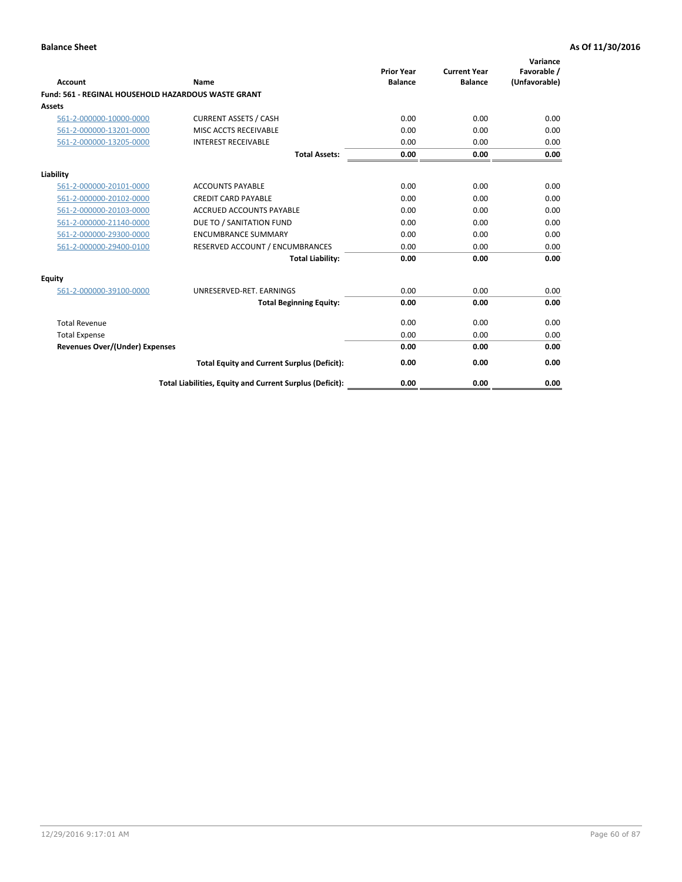**Balance Sheet** **As Of 11/30/2016**

| Account | Name | Prior Year Balance | Current Year Balance | Variance Favorable / (Unfavorable) |
|---|---|---|---|---|
| **Fund: 561 - REGINAL HOUSEHOLD HAZARDOUS WASTE GRANT** | | | | |
| **Assets** | | | | |
| 561-2-000000-10000-0000 | CURRENT ASSETS / CASH | 0.00 | 0.00 | 0.00 |
| 561-2-000000-13201-0000 | MISC ACCTS RECEIVABLE | 0.00 | 0.00 | 0.00 |
| 561-2-000000-13205-0000 | INTEREST RECEIVABLE | 0.00 | 0.00 | 0.00 |
| | **Total Assets:** | **0.00** | **0.00** | **0.00** |
| **Liability** | | | | |
| 561-2-000000-20101-0000 | ACCOUNTS PAYABLE | 0.00 | 0.00 | 0.00 |
| 561-2-000000-20102-0000 | CREDIT CARD PAYABLE | 0.00 | 0.00 | 0.00 |
| 561-2-000000-20103-0000 | ACCRUED ACCOUNTS PAYABLE | 0.00 | 0.00 | 0.00 |
| 561-2-000000-21140-0000 | DUE TO / SANITATION FUND | 0.00 | 0.00 | 0.00 |
| 561-2-000000-29300-0000 | ENCUMBRANCE SUMMARY | 0.00 | 0.00 | 0.00 |
| 561-2-000000-29400-0100 | RESERVED ACCOUNT / ENCUMBRANCES | 0.00 | 0.00 | 0.00 |
| | **Total Liability:** | **0.00** | **0.00** | **0.00** |
| **Equity** | | | | |
| 561-2-000000-39100-0000 | UNRESERVED-RET. EARNINGS | 0.00 | 0.00 | 0.00 |
| | **Total Beginning Equity:** | **0.00** | **0.00** | **0.00** |
| Total Revenue | | 0.00 | 0.00 | 0.00 |
| Total Expense | | 0.00 | 0.00 | 0.00 |
| **Revenues Over/(Under) Expenses** | | **0.00** | **0.00** | **0.00** |
| | **Total Equity and Current Surplus (Deficit):** | **0.00** | **0.00** | **0.00** |
| | **Total Liabilities, Equity and Current Surplus (Deficit):** | **0.00** | **0.00** | **0.00** |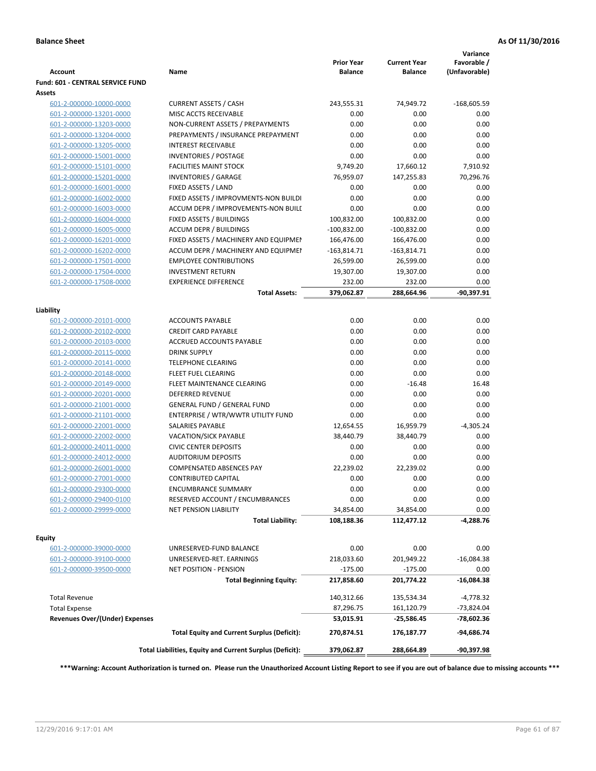**Balance Sheet** **As Of 11/30/2016**

| Account | Name | Prior Year Balance | Current Year Balance | Variance Favorable / (Unfavorable) |
|---|---|---|---|---|
| **Fund: 601 - CENTRAL SERVICE FUND** | | | | |
| **Assets** | | | | |
| 601-2-000000-10000-0000 | CURRENT ASSETS / CASH | 243,555.31 | 74,949.72 | -168,605.59 |
| 601-2-000000-13201-0000 | MISC ACCTS RECEIVABLE | 0.00 | 0.00 | 0.00 |
| 601-2-000000-13203-0000 | NON-CURRENT ASSETS / PREPAYMENTS | 0.00 | 0.00 | 0.00 |
| 601-2-000000-13204-0000 | PREPAYMENTS / INSURANCE PREPAYMENT | 0.00 | 0.00 | 0.00 |
| 601-2-000000-13205-0000 | INTEREST RECEIVABLE | 0.00 | 0.00 | 0.00 |
| 601-2-000000-15001-0000 | INVENTORIES / POSTAGE | 0.00 | 0.00 | 0.00 |
| 601-2-000000-15101-0000 | FACILITIES MAINT STOCK | 9,749.20 | 17,660.12 | 7,910.92 |
| 601-2-000000-15201-0000 | INVENTORIES / GARAGE | 76,959.07 | 147,255.83 | 70,296.76 |
| 601-2-000000-16001-0000 | FIXED ASSETS / LAND | 0.00 | 0.00 | 0.00 |
| 601-2-000000-16002-0000 | FIXED ASSETS / IMPROVMENTS-NON BUILDI | 0.00 | 0.00 | 0.00 |
| 601-2-000000-16003-0000 | ACCUM DEPR / IMPROVEMENTS-NON BUILD | 0.00 | 0.00 | 0.00 |
| 601-2-000000-16004-0000 | FIXED ASSETS / BUILDINGS | 100,832.00 | 100,832.00 | 0.00 |
| 601-2-000000-16005-0000 | ACCUM DEPR / BUILDINGS | -100,832.00 | -100,832.00 | 0.00 |
| 601-2-000000-16201-0000 | FIXED ASSETS / MACHINERY AND EQUIPMEN | 166,476.00 | 166,476.00 | 0.00 |
| 601-2-000000-16202-0000 | ACCUM DEPR / MACHINERY AND EQUIPMEN | -163,814.71 | -163,814.71 | 0.00 |
| 601-2-000000-17501-0000 | EMPLOYEE CONTRIBUTIONS | 26,599.00 | 26,599.00 | 0.00 |
| 601-2-000000-17504-0000 | INVESTMENT RETURN | 19,307.00 | 19,307.00 | 0.00 |
| 601-2-000000-17508-0000 | EXPERIENCE DIFFERENCE | 232.00 | 232.00 | 0.00 |
| | **Total Assets:** | **379,062.87** | **288,664.96** | **-90,397.91** |
| **Liability** | | | | |
| 601-2-000000-20101-0000 | ACCOUNTS PAYABLE | 0.00 | 0.00 | 0.00 |
| 601-2-000000-20102-0000 | CREDIT CARD PAYABLE | 0.00 | 0.00 | 0.00 |
| 601-2-000000-20103-0000 | ACCRUED ACCOUNTS PAYABLE | 0.00 | 0.00 | 0.00 |
| 601-2-000000-20115-0000 | DRINK SUPPLY | 0.00 | 0.00 | 0.00 |
| 601-2-000000-20141-0000 | TELEPHONE CLEARING | 0.00 | 0.00 | 0.00 |
| 601-2-000000-20148-0000 | FLEET FUEL CLEARING | 0.00 | 0.00 | 0.00 |
| 601-2-000000-20149-0000 | FLEET MAINTENANCE CLEARING | 0.00 | -16.48 | 16.48 |
| 601-2-000000-20201-0000 | DEFERRED REVENUE | 0.00 | 0.00 | 0.00 |
| 601-2-000000-21001-0000 | GENERAL FUND / GENERAL FUND | 0.00 | 0.00 | 0.00 |
| 601-2-000000-21101-0000 | ENTERPRISE / WTR/WWTR UTILITY FUND | 0.00 | 0.00 | 0.00 |
| 601-2-000000-22001-0000 | SALARIES PAYABLE | 12,654.55 | 16,959.79 | -4,305.24 |
| 601-2-000000-22002-0000 | VACATION/SICK PAYABLE | 38,440.79 | 38,440.79 | 0.00 |
| 601-2-000000-24011-0000 | CIVIC CENTER DEPOSITS | 0.00 | 0.00 | 0.00 |
| 601-2-000000-24012-0000 | AUDITORIUM DEPOSITS | 0.00 | 0.00 | 0.00 |
| 601-2-000000-26001-0000 | COMPENSATED ABSENCES PAY | 22,239.02 | 22,239.02 | 0.00 |
| 601-2-000000-27001-0000 | CONTRIBUTED CAPITAL | 0.00 | 0.00 | 0.00 |
| 601-2-000000-29300-0000 | ENCUMBRANCE SUMMARY | 0.00 | 0.00 | 0.00 |
| 601-2-000000-29400-0100 | RESERVED ACCOUNT / ENCUMBRANCES | 0.00 | 0.00 | 0.00 |
| 601-2-000000-29999-0000 | NET PENSION LIABILITY | 34,854.00 | 34,854.00 | 0.00 |
| | **Total Liability:** | **108,188.36** | **112,477.12** | **-4,288.76** |
| **Equity** | | | | |
| 601-2-000000-39000-0000 | UNRESERVED-FUND BALANCE | 0.00 | 0.00 | 0.00 |
| 601-2-000000-39100-0000 | UNRESERVED-RET. EARNINGS | 218,033.60 | 201,949.22 | -16,084.38 |
| 601-2-000000-39500-0000 | NET POSITION - PENSION | -175.00 | -175.00 | 0.00 |
| | **Total Beginning Equity:** | **217,858.60** | **201,774.22** | **-16,084.38** |
| Total Revenue | | 140,312.66 | 135,534.34 | -4,778.32 |
| Total Expense | | 87,296.75 | 161,120.79 | -73,824.04 |
| **Revenues Over/(Under) Expenses** | | **53,015.91** | **-25,586.45** | **-78,602.36** |
| | **Total Equity and Current Surplus (Deficit):** | **270,874.51** | **176,187.77** | **-94,686.74** |
| | **Total Liabilities, Equity and Current Surplus (Deficit):** | **379,062.87** | **288,664.89** | **-90,397.98** |

**\*\*\*Warning: Account Authorization is turned on. Please run the Unauthorized Account Listing Report to see if you are out of balance due to missing accounts \*\*\***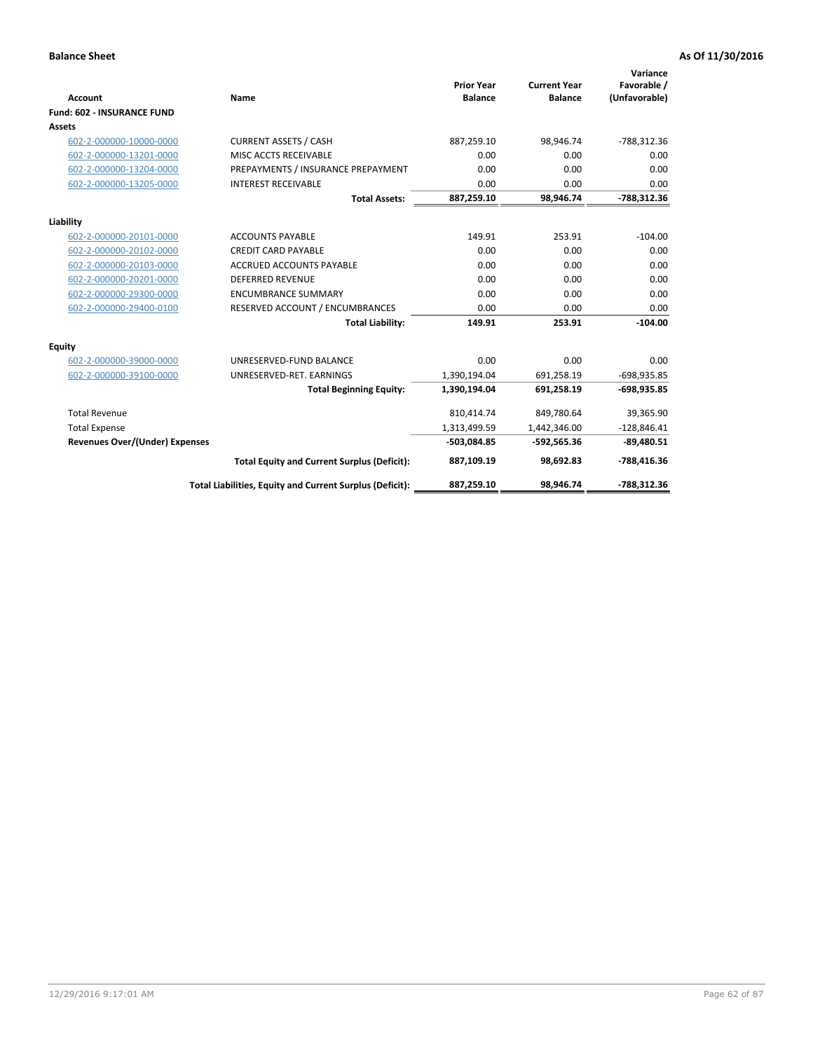**Balance Sheet** **As Of 11/30/2016**

| Account | Name | Prior Year Balance | Current Year Balance | Variance Favorable / (Unfavorable) |
|---|---|---|---|---|
| **Fund: 602 - INSURANCE FUND** | | | | |
| **Assets** | | | | |
| 602-2-000000-10000-0000 | CURRENT ASSETS / CASH | 887,259.10 | 98,946.74 | -788,312.36 |
| 602-2-000000-13201-0000 | MISC ACCTS RECEIVABLE | 0.00 | 0.00 | 0.00 |
| 602-2-000000-13204-0000 | PREPAYMENTS / INSURANCE PREPAYMENT | 0.00 | 0.00 | 0.00 |
| 602-2-000000-13205-0000 | INTEREST RECEIVABLE | 0.00 | 0.00 | 0.00 |
| | **Total Assets:** | **887,259.10** | **98,946.74** | **-788,312.36** |
| **Liability** | | | | |
| 602-2-000000-20101-0000 | ACCOUNTS PAYABLE | 149.91 | 253.91 | -104.00 |
| 602-2-000000-20102-0000 | CREDIT CARD PAYABLE | 0.00 | 0.00 | 0.00 |
| 602-2-000000-20103-0000 | ACCRUED ACCOUNTS PAYABLE | 0.00 | 0.00 | 0.00 |
| 602-2-000000-20201-0000 | DEFERRED REVENUE | 0.00 | 0.00 | 0.00 |
| 602-2-000000-29300-0000 | ENCUMBRANCE SUMMARY | 0.00 | 0.00 | 0.00 |
| 602-2-000000-29400-0100 | RESERVED ACCOUNT / ENCUMBRANCES | 0.00 | 0.00 | 0.00 |
| | **Total Liability:** | **149.91** | **253.91** | **-104.00** |
| **Equity** | | | | |
| 602-2-000000-39000-0000 | UNRESERVED-FUND BALANCE | 0.00 | 0.00 | 0.00 |
| 602-2-000000-39100-0000 | UNRESERVED-RET. EARNINGS | 1,390,194.04 | 691,258.19 | -698,935.85 |
| | **Total Beginning Equity:** | **1,390,194.04** | **691,258.19** | **-698,935.85** |
| Total Revenue | | 810,414.74 | 849,780.64 | 39,365.90 |
| Total Expense | | 1,313,499.59 | 1,442,346.00 | -128,846.41 |
| **Revenues Over/(Under) Expenses** | | **-503,084.85** | **-592,565.36** | **-89,480.51** |
| | **Total Equity and Current Surplus (Deficit):** | **887,109.19** | **98,692.83** | **-788,416.36** |
| | **Total Liabilities, Equity and Current Surplus (Deficit):** | **887,259.10** | **98,946.74** | **-788,312.36** |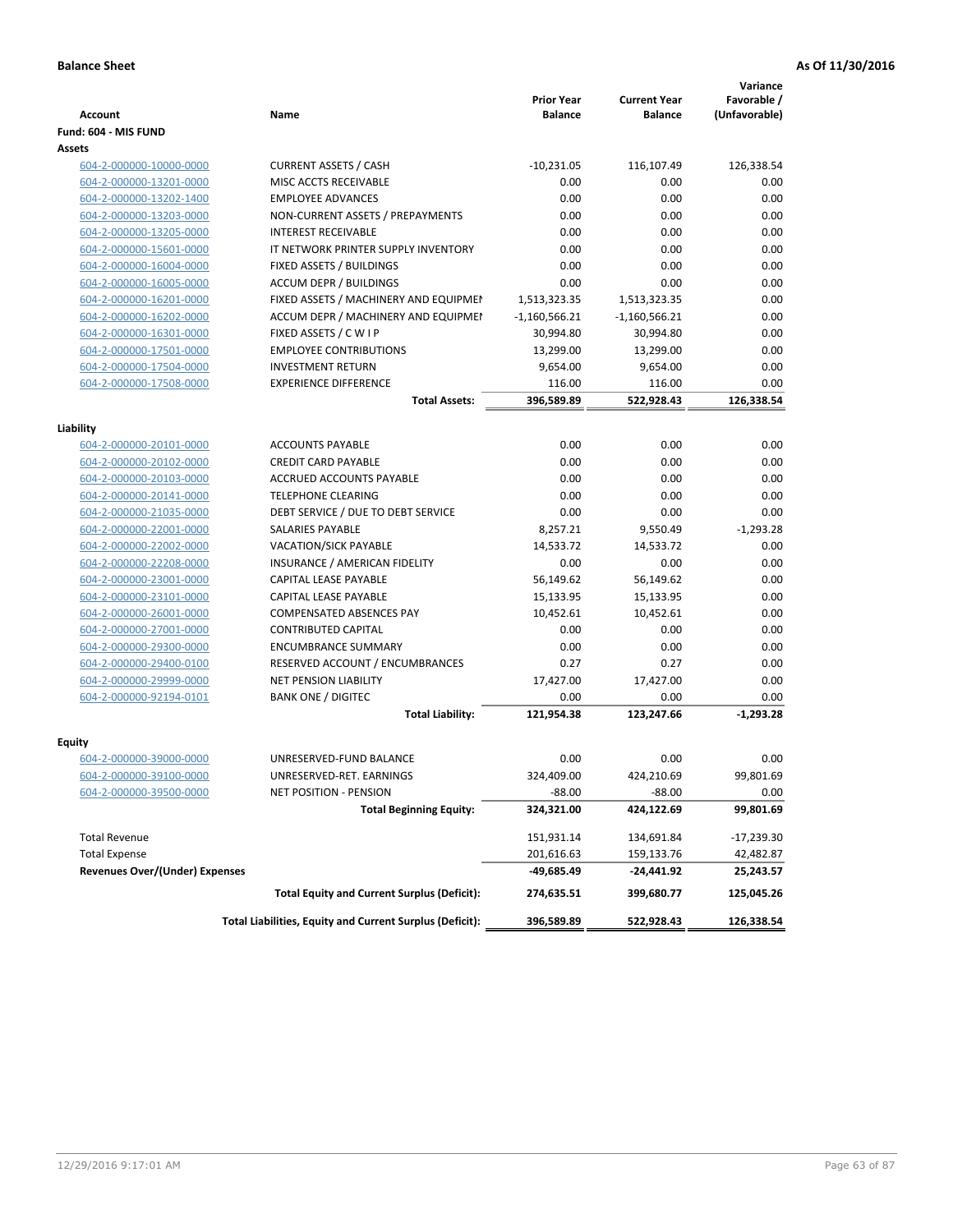**Balance Sheet** | **As Of 11/30/2016**

| Account | Name | Prior Year Balance | Current Year Balance | Variance Favorable / (Unfavorable) |
|---|---|---|---|---|
| **Fund: 604 - MIS FUND** | | | | |
| **Assets** | | | | |
| 604-2-000000-10000-0000 | CURRENT ASSETS / CASH | -10,231.05 | 116,107.49 | 126,338.54 |
| 604-2-000000-13201-0000 | MISC ACCTS RECEIVABLE | 0.00 | 0.00 | 0.00 |
| 604-2-000000-13202-1400 | EMPLOYEE ADVANCES | 0.00 | 0.00 | 0.00 |
| 604-2-000000-13203-0000 | NON-CURRENT ASSETS / PREPAYMENTS | 0.00 | 0.00 | 0.00 |
| 604-2-000000-13205-0000 | INTEREST RECEIVABLE | 0.00 | 0.00 | 0.00 |
| 604-2-000000-15601-0000 | IT NETWORK PRINTER SUPPLY INVENTORY | 0.00 | 0.00 | 0.00 |
| 604-2-000000-16004-0000 | FIXED ASSETS / BUILDINGS | 0.00 | 0.00 | 0.00 |
| 604-2-000000-16005-0000 | ACCUM DEPR / BUILDINGS | 0.00 | 0.00 | 0.00 |
| 604-2-000000-16201-0000 | FIXED ASSETS / MACHINERY AND EQUIPMEN | 1,513,323.35 | 1,513,323.35 | 0.00 |
| 604-2-000000-16202-0000 | ACCUM DEPR / MACHINERY AND EQUIPMEI | -1,160,566.21 | -1,160,566.21 | 0.00 |
| 604-2-000000-16301-0000 | FIXED ASSETS / C W I P | 30,994.80 | 30,994.80 | 0.00 |
| 604-2-000000-17501-0000 | EMPLOYEE CONTRIBUTIONS | 13,299.00 | 13,299.00 | 0.00 |
| 604-2-000000-17504-0000 | INVESTMENT RETURN | 9,654.00 | 9,654.00 | 0.00 |
| 604-2-000000-17508-0000 | EXPERIENCE DIFFERENCE | 116.00 | 116.00 | 0.00 |
| | **Total Assets:** | **396,589.89** | **522,928.43** | **126,338.54** |
| **Liability** | | | | |
| 604-2-000000-20101-0000 | ACCOUNTS PAYABLE | 0.00 | 0.00 | 0.00 |
| 604-2-000000-20102-0000 | CREDIT CARD PAYABLE | 0.00 | 0.00 | 0.00 |
| 604-2-000000-20103-0000 | ACCRUED ACCOUNTS PAYABLE | 0.00 | 0.00 | 0.00 |
| 604-2-000000-20141-0000 | TELEPHONE CLEARING | 0.00 | 0.00 | 0.00 |
| 604-2-000000-21035-0000 | DEBT SERVICE / DUE TO DEBT SERVICE | 0.00 | 0.00 | 0.00 |
| 604-2-000000-22001-0000 | SALARIES PAYABLE | 8,257.21 | 9,550.49 | -1,293.28 |
| 604-2-000000-22002-0000 | VACATION/SICK PAYABLE | 14,533.72 | 14,533.72 | 0.00 |
| 604-2-000000-22208-0000 | INSURANCE / AMERICAN FIDELITY | 0.00 | 0.00 | 0.00 |
| 604-2-000000-23001-0000 | CAPITAL LEASE PAYABLE | 56,149.62 | 56,149.62 | 0.00 |
| 604-2-000000-23101-0000 | CAPITAL LEASE PAYABLE | 15,133.95 | 15,133.95 | 0.00 |
| 604-2-000000-26001-0000 | COMPENSATED ABSENCES PAY | 10,452.61 | 10,452.61 | 0.00 |
| 604-2-000000-27001-0000 | CONTRIBUTED CAPITAL | 0.00 | 0.00 | 0.00 |
| 604-2-000000-29300-0000 | ENCUMBRANCE SUMMARY | 0.00 | 0.00 | 0.00 |
| 604-2-000000-29400-0100 | RESERVED ACCOUNT / ENCUMBRANCES | 0.27 | 0.27 | 0.00 |
| 604-2-000000-29999-0000 | NET PENSION LIABILITY | 17,427.00 | 17,427.00 | 0.00 |
| 604-2-000000-92194-0101 | BANK ONE / DIGITEC | 0.00 | 0.00 | 0.00 |
| | **Total Liability:** | **121,954.38** | **123,247.66** | **-1,293.28** |
| **Equity** | | | | |
| 604-2-000000-39000-0000 | UNRESERVED-FUND BALANCE | 0.00 | 0.00 | 0.00 |
| 604-2-000000-39100-0000 | UNRESERVED-RET. EARNINGS | 324,409.00 | 424,210.69 | 99,801.69 |
| 604-2-000000-39500-0000 | NET POSITION - PENSION | -88.00 | -88.00 | 0.00 |
| | **Total Beginning Equity:** | **324,321.00** | **424,122.69** | **99,801.69** |
| Total Revenue | | 151,931.14 | 134,691.84 | -17,239.30 |
| Total Expense | | 201,616.63 | 159,133.76 | 42,482.87 |
| **Revenues Over/(Under) Expenses** | | **-49,685.49** | **-24,441.92** | **25,243.57** |
| | **Total Equity and Current Surplus (Deficit):** | **274,635.51** | **399,680.77** | **125,045.26** |
| | **Total Liabilities, Equity and Current Surplus (Deficit):** | **396,589.89** | **522,928.43** | **126,338.54** |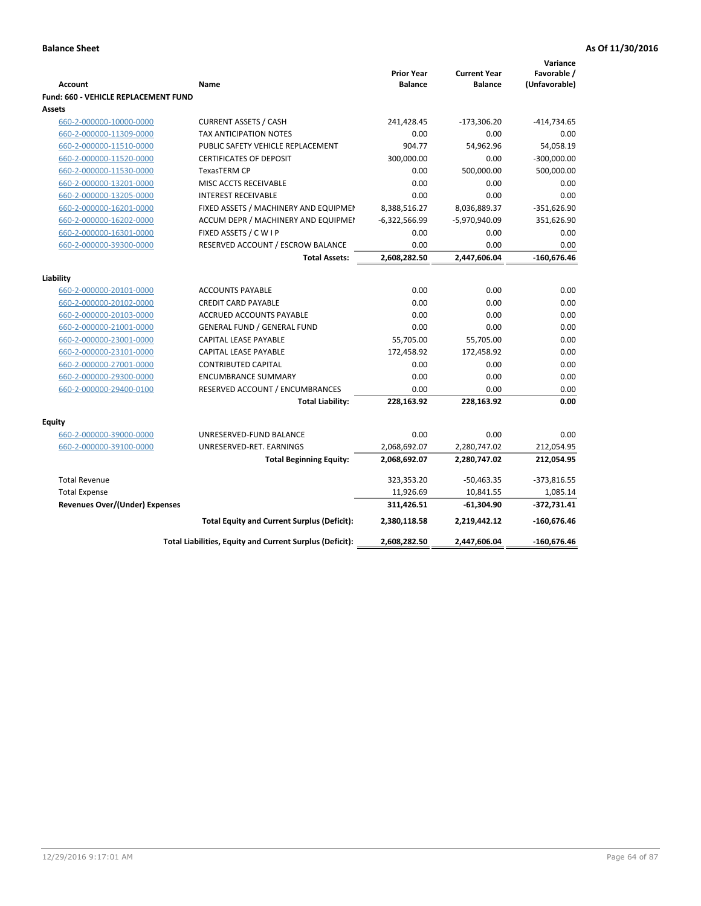**Balance Sheet** **As Of 11/30/2016**

| Account | Name | Prior Year Balance | Current Year Balance | Variance Favorable / (Unfavorable) |
|---|---|---|---|---|
| **Fund: 660 - VEHICLE REPLACEMENT FUND** | | | | |
| **Assets** | | | | |
| 660-2-000000-10000-0000 | CURRENT ASSETS / CASH | 241,428.45 | -173,306.20 | -414,734.65 |
| 660-2-000000-11309-0000 | TAX ANTICIPATION NOTES | 0.00 | 0.00 | 0.00 |
| 660-2-000000-11510-0000 | PUBLIC SAFETY VEHICLE REPLACEMENT | 904.77 | 54,962.96 | 54,058.19 |
| 660-2-000000-11520-0000 | CERTIFICATES OF DEPOSIT | 300,000.00 | 0.00 | -300,000.00 |
| 660-2-000000-11530-0000 | TexasTERM CP | 0.00 | 500,000.00 | 500,000.00 |
| 660-2-000000-13201-0000 | MISC ACCTS RECEIVABLE | 0.00 | 0.00 | 0.00 |
| 660-2-000000-13205-0000 | INTEREST RECEIVABLE | 0.00 | 0.00 | 0.00 |
| 660-2-000000-16201-0000 | FIXED ASSETS / MACHINERY AND EQUIPMEN | 8,388,516.27 | 8,036,889.37 | -351,626.90 |
| 660-2-000000-16202-0000 | ACCUM DEPR / MACHINERY AND EQUIPMEN | -6,322,566.99 | -5,970,940.09 | 351,626.90 |
| 660-2-000000-16301-0000 | FIXED ASSETS / C W I P | 0.00 | 0.00 | 0.00 |
| 660-2-000000-39300-0000 | RESERVED ACCOUNT / ESCROW BALANCE | 0.00 | 0.00 | 0.00 |
| | **Total Assets:** | **2,608,282.50** | **2,447,606.04** | **-160,676.46** |
| **Liability** | | | | |
| 660-2-000000-20101-0000 | ACCOUNTS PAYABLE | 0.00 | 0.00 | 0.00 |
| 660-2-000000-20102-0000 | CREDIT CARD PAYABLE | 0.00 | 0.00 | 0.00 |
| 660-2-000000-20103-0000 | ACCRUED ACCOUNTS PAYABLE | 0.00 | 0.00 | 0.00 |
| 660-2-000000-21001-0000 | GENERAL FUND / GENERAL FUND | 0.00 | 0.00 | 0.00 |
| 660-2-000000-23001-0000 | CAPITAL LEASE PAYABLE | 55,705.00 | 55,705.00 | 0.00 |
| 660-2-000000-23101-0000 | CAPITAL LEASE PAYABLE | 172,458.92 | 172,458.92 | 0.00 |
| 660-2-000000-27001-0000 | CONTRIBUTED CAPITAL | 0.00 | 0.00 | 0.00 |
| 660-2-000000-29300-0000 | ENCUMBRANCE SUMMARY | 0.00 | 0.00 | 0.00 |
| 660-2-000000-29400-0100 | RESERVED ACCOUNT / ENCUMBRANCES | 0.00 | 0.00 | 0.00 |
| | **Total Liability:** | **228,163.92** | **228,163.92** | **0.00** |
| **Equity** | | | | |
| 660-2-000000-39000-0000 | UNRESERVED-FUND BALANCE | 0.00 | 0.00 | 0.00 |
| 660-2-000000-39100-0000 | UNRESERVED-RET. EARNINGS | 2,068,692.07 | 2,280,747.02 | 212,054.95 |
| | **Total Beginning Equity:** | **2,068,692.07** | **2,280,747.02** | **212,054.95** |
| Total Revenue | | 323,353.20 | -50,463.35 | -373,816.55 |
| Total Expense | | 11,926.69 | 10,841.55 | 1,085.14 |
| **Revenues Over/(Under) Expenses** | | **311,426.51** | **-61,304.90** | **-372,731.41** |
| | **Total Equity and Current Surplus (Deficit):** | **2,380,118.58** | **2,219,442.12** | **-160,676.46** |
| | **Total Liabilities, Equity and Current Surplus (Deficit):** | **2,608,282.50** | **2,447,606.04** | **-160,676.46** |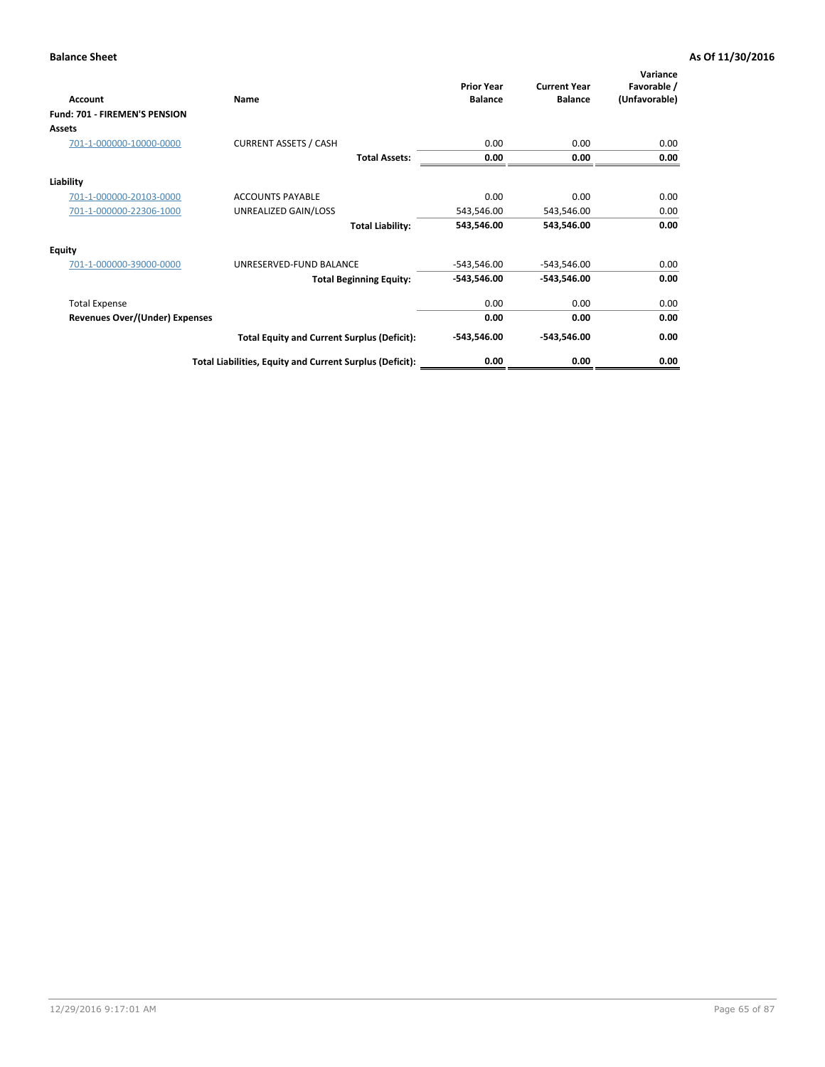**Balance Sheet** **As Of 11/30/2016**

| Account | Name | Prior Year Balance | Current Year Balance | Variance Favorable / (Unfavorable) |
|---|---|---|---|---|
| **Fund: 701 - FIREMEN'S PENSION** | | | | |
| **Assets** | | | | |
| 701-1-000000-10000-0000 | CURRENT ASSETS / CASH | 0.00 | 0.00 | 0.00 |
| | **Total Assets:** | **0.00** | **0.00** | **0.00** |
| **Liability** | | | | |
| 701-1-000000-20103-0000 | ACCOUNTS PAYABLE | 0.00 | 0.00 | 0.00 |
| 701-1-000000-22306-1000 | UNREALIZED GAIN/LOSS | 543,546.00 | 543,546.00 | 0.00 |
| | **Total Liability:** | **543,546.00** | **543,546.00** | **0.00** |
| **Equity** | | | | |
| 701-1-000000-39000-0000 | UNRESERVED-FUND BALANCE | -543,546.00 | -543,546.00 | 0.00 |
| | **Total Beginning Equity:** | **-543,546.00** | **-543,546.00** | **0.00** |
| Total Expense | | 0.00 | 0.00 | 0.00 |
| **Revenues Over/(Under) Expenses** | | **0.00** | **0.00** | **0.00** |
| | **Total Equity and Current Surplus (Deficit):** | **-543,546.00** | **-543,546.00** | **0.00** |
| | **Total Liabilities, Equity and Current Surplus (Deficit):** | **0.00** | **0.00** | **0.00** |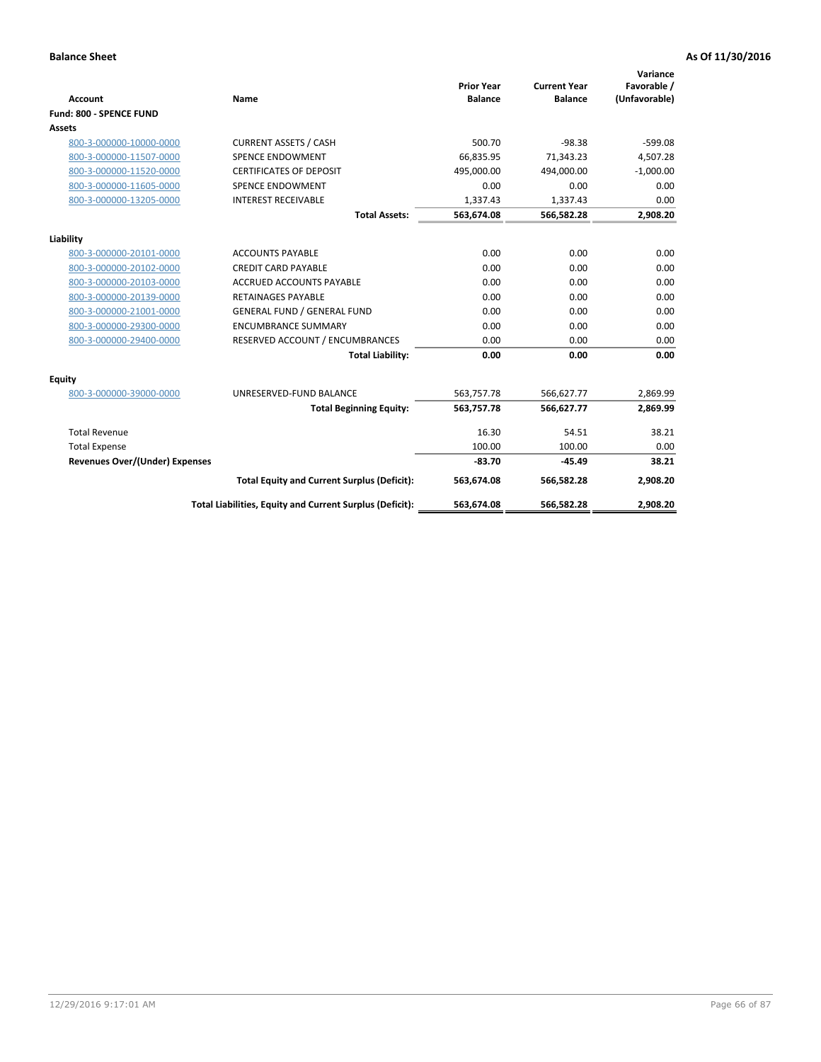**Balance Sheet** **As Of 11/30/2016**

| Account | Name | Prior Year Balance | Current Year Balance | Variance Favorable / (Unfavorable) |
|---|---|---|---|---|
| **Fund: 800 - SPENCE FUND** | | | | |
| **Assets** | | | | |
| 800-3-000000-10000-0000 | CURRENT ASSETS / CASH | 500.70 | -98.38 | -599.08 |
| 800-3-000000-11507-0000 | SPENCE ENDOWMENT | 66,835.95 | 71,343.23 | 4,507.28 |
| 800-3-000000-11520-0000 | CERTIFICATES OF DEPOSIT | 495,000.00 | 494,000.00 | -1,000.00 |
| 800-3-000000-11605-0000 | SPENCE ENDOWMENT | 0.00 | 0.00 | 0.00 |
| 800-3-000000-13205-0000 | INTEREST RECEIVABLE | 1,337.43 | 1,337.43 | 0.00 |
| | **Total Assets:** | **563,674.08** | **566,582.28** | **2,908.20** |
| **Liability** | | | | |
| 800-3-000000-20101-0000 | ACCOUNTS PAYABLE | 0.00 | 0.00 | 0.00 |
| 800-3-000000-20102-0000 | CREDIT CARD PAYABLE | 0.00 | 0.00 | 0.00 |
| 800-3-000000-20103-0000 | ACCRUED ACCOUNTS PAYABLE | 0.00 | 0.00 | 0.00 |
| 800-3-000000-20139-0000 | RETAINAGES PAYABLE | 0.00 | 0.00 | 0.00 |
| 800-3-000000-21001-0000 | GENERAL FUND / GENERAL FUND | 0.00 | 0.00 | 0.00 |
| 800-3-000000-29300-0000 | ENCUMBRANCE SUMMARY | 0.00 | 0.00 | 0.00 |
| 800-3-000000-29400-0000 | RESERVED ACCOUNT / ENCUMBRANCES | 0.00 | 0.00 | 0.00 |
| | **Total Liability:** | **0.00** | **0.00** | **0.00** |
| **Equity** | | | | |
| 800-3-000000-39000-0000 | UNRESERVED-FUND BALANCE | 563,757.78 | 566,627.77 | 2,869.99 |
| | **Total Beginning Equity:** | **563,757.78** | **566,627.77** | **2,869.99** |
| Total Revenue | | 16.30 | 54.51 | 38.21 |
| Total Expense | | 100.00 | 100.00 | 0.00 |
| **Revenues Over/(Under) Expenses** | | **-83.70** | **-45.49** | **38.21** |
| | **Total Equity and Current Surplus (Deficit):** | **563,674.08** | **566,582.28** | **2,908.20** |
| | **Total Liabilities, Equity and Current Surplus (Deficit):** | **563,674.08** | **566,582.28** | **2,908.20** |

12/29/2016 9:17:01 AM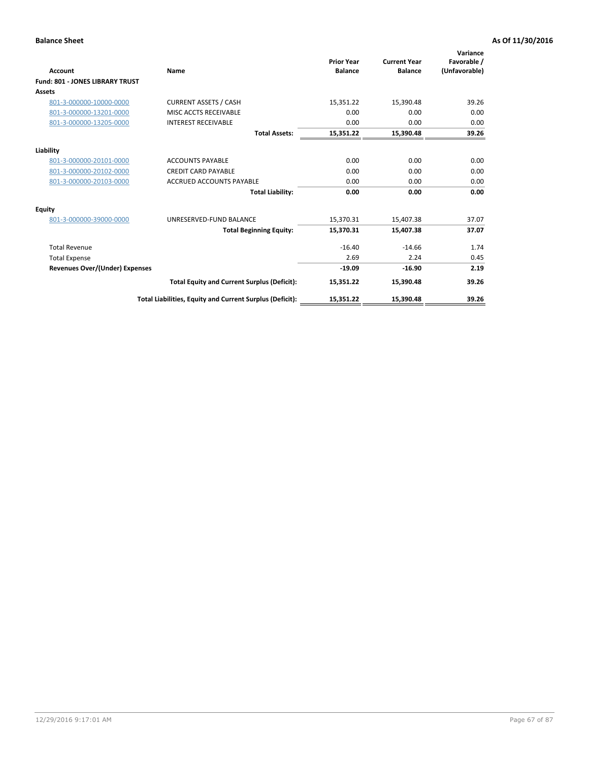**Balance Sheet** **As Of 11/30/2016**

| Account | Name | Prior Year Balance | Current Year Balance | Variance Favorable / (Unfavorable) |
|---|---|---|---|---|
| **Fund: 801 - JONES LIBRARY TRUST** | | | | |
| **Assets** | | | | |
| 801-3-000000-10000-0000 | CURRENT ASSETS / CASH | 15,351.22 | 15,390.48 | 39.26 |
| 801-3-000000-13201-0000 | MISC ACCTS RECEIVABLE | 0.00 | 0.00 | 0.00 |
| 801-3-000000-13205-0000 | INTEREST RECEIVABLE | 0.00 | 0.00 | 0.00 |
| | **Total Assets:** | **15,351.22** | **15,390.48** | **39.26** |
| **Liability** | | | | |
| 801-3-000000-20101-0000 | ACCOUNTS PAYABLE | 0.00 | 0.00 | 0.00 |
| 801-3-000000-20102-0000 | CREDIT CARD PAYABLE | 0.00 | 0.00 | 0.00 |
| 801-3-000000-20103-0000 | ACCRUED ACCOUNTS PAYABLE | 0.00 | 0.00 | 0.00 |
| | **Total Liability:** | **0.00** | **0.00** | **0.00** |
| **Equity** | | | | |
| 801-3-000000-39000-0000 | UNRESERVED-FUND BALANCE | 15,370.31 | 15,407.38 | 37.07 |
| | **Total Beginning Equity:** | **15,370.31** | **15,407.38** | **37.07** |
| Total Revenue | | -16.40 | -14.66 | 1.74 |
| Total Expense | | 2.69 | 2.24 | 0.45 |
| **Revenues Over/(Under) Expenses** | | **-19.09** | **-16.90** | **2.19** |
| | **Total Equity and Current Surplus (Deficit):** | **15,351.22** | **15,390.48** | **39.26** |
| | **Total Liabilities, Equity and Current Surplus (Deficit):** | **15,351.22** | **15,390.48** | **39.26** |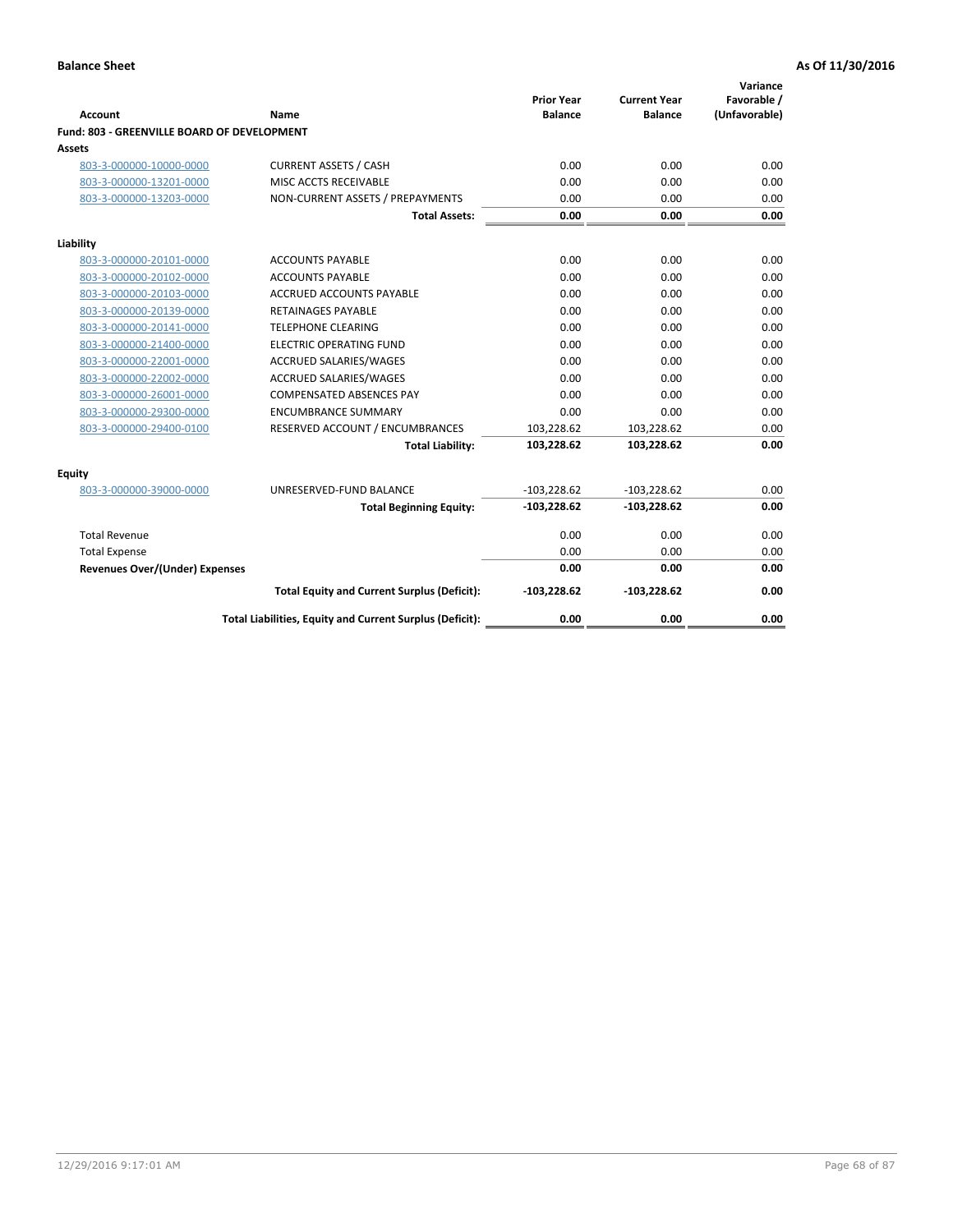**Balance Sheet** **As Of 11/30/2016**

| Account | Name | Prior Year Balance | Current Year Balance | Variance Favorable / (Unfavorable) |
|---|---|---|---|---|
| **Fund: 803 - GREENVILLE BOARD OF DEVELOPMENT** | | | | |
| **Assets** | | | | |
| 803-3-000000-10000-0000 | CURRENT ASSETS / CASH | 0.00 | 0.00 | 0.00 |
| 803-3-000000-13201-0000 | MISC ACCTS RECEIVABLE | 0.00 | 0.00 | 0.00 |
| 803-3-000000-13203-0000 | NON-CURRENT ASSETS / PREPAYMENTS | 0.00 | 0.00 | 0.00 |
| | **Total Assets:** | **0.00** | **0.00** | **0.00** |
| **Liability** | | | | |
| 803-3-000000-20101-0000 | ACCOUNTS PAYABLE | 0.00 | 0.00 | 0.00 |
| 803-3-000000-20102-0000 | ACCOUNTS PAYABLE | 0.00 | 0.00 | 0.00 |
| 803-3-000000-20103-0000 | ACCRUED ACCOUNTS PAYABLE | 0.00 | 0.00 | 0.00 |
| 803-3-000000-20139-0000 | RETAINAGES PAYABLE | 0.00 | 0.00 | 0.00 |
| 803-3-000000-20141-0000 | TELEPHONE CLEARING | 0.00 | 0.00 | 0.00 |
| 803-3-000000-21400-0000 | ELECTRIC OPERATING FUND | 0.00 | 0.00 | 0.00 |
| 803-3-000000-22001-0000 | ACCRUED SALARIES/WAGES | 0.00 | 0.00 | 0.00 |
| 803-3-000000-22002-0000 | ACCRUED SALARIES/WAGES | 0.00 | 0.00 | 0.00 |
| 803-3-000000-26001-0000 | COMPENSATED ABSENCES PAY | 0.00 | 0.00 | 0.00 |
| 803-3-000000-29300-0000 | ENCUMBRANCE SUMMARY | 0.00 | 0.00 | 0.00 |
| 803-3-000000-29400-0100 | RESERVED ACCOUNT / ENCUMBRANCES | 103,228.62 | 103,228.62 | 0.00 |
| | **Total Liability:** | **103,228.62** | **103,228.62** | **0.00** |
| **Equity** | | | | |
| 803-3-000000-39000-0000 | UNRESERVED-FUND BALANCE | -103,228.62 | -103,228.62 | 0.00 |
| | **Total Beginning Equity:** | **-103,228.62** | **-103,228.62** | **0.00** |
| Total Revenue | | 0.00 | 0.00 | 0.00 |
| Total Expense | | 0.00 | 0.00 | 0.00 |
| **Revenues Over/(Under) Expenses** | | **0.00** | **0.00** | **0.00** |
| | **Total Equity and Current Surplus (Deficit):** | **-103,228.62** | **-103,228.62** | **0.00** |
| | **Total Liabilities, Equity and Current Surplus (Deficit):** | **0.00** | **0.00** | **0.00** |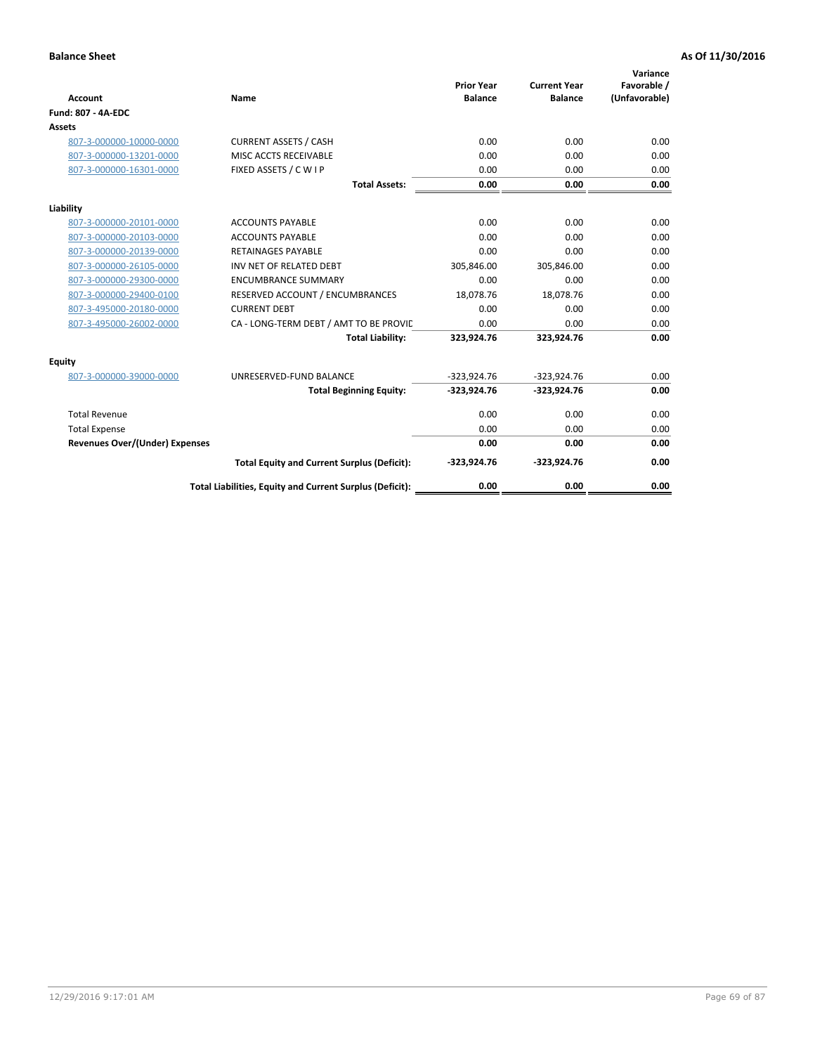**Balance Sheet** **As Of 11/30/2016**

| Account | Name | Prior Year Balance | Current Year Balance | Variance Favorable / (Unfavorable) |
|---|---|---|---|---|
| **Fund: 807 - 4A-EDC** | | | | |
| **Assets** | | | | |
| 807-3-000000-10000-0000 | CURRENT ASSETS / CASH | 0.00 | 0.00 | 0.00 |
| 807-3-000000-13201-0000 | MISC ACCTS RECEIVABLE | 0.00 | 0.00 | 0.00 |
| 807-3-000000-16301-0000 | FIXED ASSETS / C W I P | 0.00 | 0.00 | 0.00 |
| | **Total Assets:** | **0.00** | **0.00** | **0.00** |
| **Liability** | | | | |
| 807-3-000000-20101-0000 | ACCOUNTS PAYABLE | 0.00 | 0.00 | 0.00 |
| 807-3-000000-20103-0000 | ACCOUNTS PAYABLE | 0.00 | 0.00 | 0.00 |
| 807-3-000000-20139-0000 | RETAINAGES PAYABLE | 0.00 | 0.00 | 0.00 |
| 807-3-000000-26105-0000 | INV NET OF RELATED DEBT | 305,846.00 | 305,846.00 | 0.00 |
| 807-3-000000-29300-0000 | ENCUMBRANCE SUMMARY | 0.00 | 0.00 | 0.00 |
| 807-3-000000-29400-0100 | RESERVED ACCOUNT / ENCUMBRANCES | 18,078.76 | 18,078.76 | 0.00 |
| 807-3-495000-20180-0000 | CURRENT DEBT | 0.00 | 0.00 | 0.00 |
| 807-3-495000-26002-0000 | CA - LONG-TERM DEBT / AMT TO BE PROVIC | 0.00 | 0.00 | 0.00 |
| | **Total Liability:** | **323,924.76** | **323,924.76** | **0.00** |
| **Equity** | | | | |
| 807-3-000000-39000-0000 | UNRESERVED-FUND BALANCE | -323,924.76 | -323,924.76 | 0.00 |
| | **Total Beginning Equity:** | **-323,924.76** | **-323,924.76** | **0.00** |
| Total Revenue | | 0.00 | 0.00 | 0.00 |
| Total Expense | | 0.00 | 0.00 | 0.00 |
| **Revenues Over/(Under) Expenses** | | **0.00** | **0.00** | **0.00** |
| | **Total Equity and Current Surplus (Deficit):** | **-323,924.76** | **-323,924.76** | **0.00** |
| | **Total Liabilities, Equity and Current Surplus (Deficit):** | **0.00** | **0.00** | **0.00** |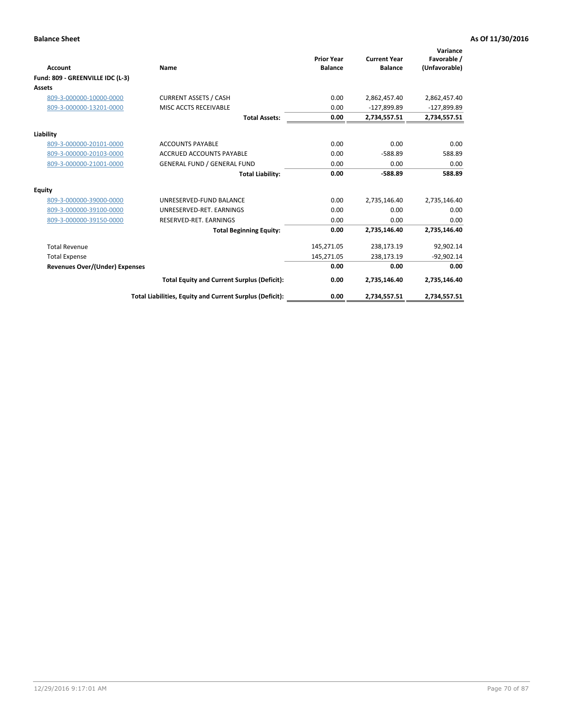**Balance Sheet** **As Of 11/30/2016**

| Account | Name | Prior Year Balance | Current Year Balance | Variance Favorable / (Unfavorable) |
|---|---|---|---|---|
| **Fund: 809 - GREENVILLE IDC (L-3)** | | | | |
| **Assets** | | | | |
| 809-3-000000-10000-0000 | CURRENT ASSETS / CASH | 0.00 | 2,862,457.40 | 2,862,457.40 |
| 809-3-000000-13201-0000 | MISC ACCTS RECEIVABLE | 0.00 | -127,899.89 | -127,899.89 |
| | **Total Assets:** | **0.00** | **2,734,557.51** | **2,734,557.51** |
| **Liability** | | | | |
| 809-3-000000-20101-0000 | ACCOUNTS PAYABLE | 0.00 | 0.00 | 0.00 |
| 809-3-000000-20103-0000 | ACCRUED ACCOUNTS PAYABLE | 0.00 | -588.89 | 588.89 |
| 809-3-000000-21001-0000 | GENERAL FUND / GENERAL FUND | 0.00 | 0.00 | 0.00 |
| | **Total Liability:** | **0.00** | **-588.89** | **588.89** |
| **Equity** | | | | |
| 809-3-000000-39000-0000 | UNRESERVED-FUND BALANCE | 0.00 | 2,735,146.40 | 2,735,146.40 |
| 809-3-000000-39100-0000 | UNRESERVED-RET. EARNINGS | 0.00 | 0.00 | 0.00 |
| 809-3-000000-39150-0000 | RESERVED-RET. EARNINGS | 0.00 | 0.00 | 0.00 |
| | **Total Beginning Equity:** | **0.00** | **2,735,146.40** | **2,735,146.40** |
| Total Revenue | | 145,271.05 | 238,173.19 | 92,902.14 |
| Total Expense | | 145,271.05 | 238,173.19 | -92,902.14 |
| **Revenues Over/(Under) Expenses** | | **0.00** | **0.00** | **0.00** |
| | **Total Equity and Current Surplus (Deficit):** | **0.00** | **2,735,146.40** | **2,735,146.40** |
| | **Total Liabilities, Equity and Current Surplus (Deficit):** | **0.00** | **2,734,557.51** | **2,734,557.51** |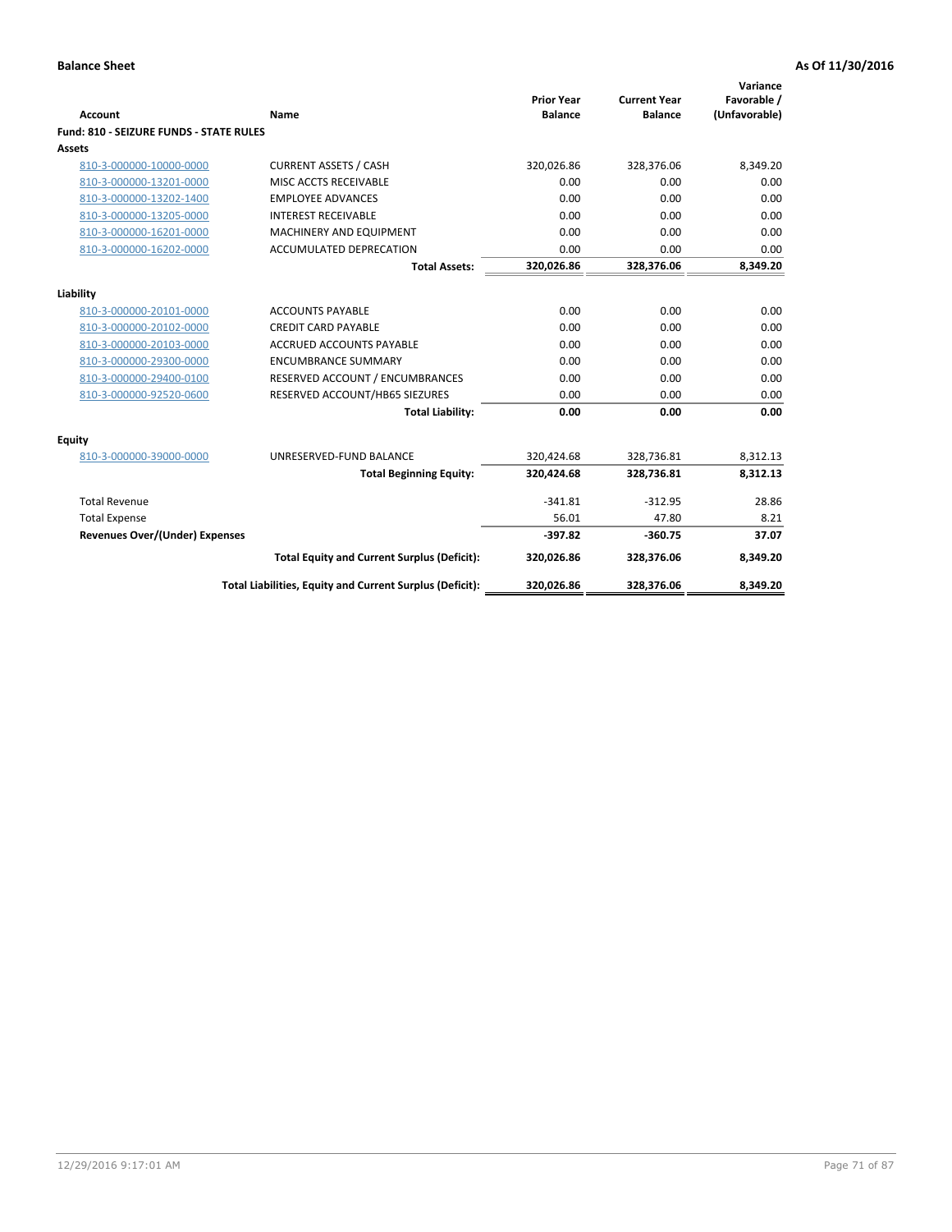**Balance Sheet** **As Of 11/30/2016**

| Account | Name | Prior Year Balance | Current Year Balance | Variance Favorable / (Unfavorable) |
|---|---|---|---|---|
| **Fund: 810 - SEIZURE FUNDS - STATE RULES** | | | | |
| **Assets** | | | | |
| 810-3-000000-10000-0000 | CURRENT ASSETS / CASH | 320,026.86 | 328,376.06 | 8,349.20 |
| 810-3-000000-13201-0000 | MISC ACCTS RECEIVABLE | 0.00 | 0.00 | 0.00 |
| 810-3-000000-13202-1400 | EMPLOYEE ADVANCES | 0.00 | 0.00 | 0.00 |
| 810-3-000000-13205-0000 | INTEREST RECEIVABLE | 0.00 | 0.00 | 0.00 |
| 810-3-000000-16201-0000 | MACHINERY AND EQUIPMENT | 0.00 | 0.00 | 0.00 |
| 810-3-000000-16202-0000 | ACCUMULATED DEPRECATION | 0.00 | 0.00 | 0.00 |
| | **Total Assets:** | **320,026.86** | **328,376.06** | **8,349.20** |
| **Liability** | | | | |
| 810-3-000000-20101-0000 | ACCOUNTS PAYABLE | 0.00 | 0.00 | 0.00 |
| 810-3-000000-20102-0000 | CREDIT CARD PAYABLE | 0.00 | 0.00 | 0.00 |
| 810-3-000000-20103-0000 | ACCRUED ACCOUNTS PAYABLE | 0.00 | 0.00 | 0.00 |
| 810-3-000000-29300-0000 | ENCUMBRANCE SUMMARY | 0.00 | 0.00 | 0.00 |
| 810-3-000000-29400-0100 | RESERVED ACCOUNT / ENCUMBRANCES | 0.00 | 0.00 | 0.00 |
| 810-3-000000-92520-0600 | RESERVED ACCOUNT/HB65 SIEZURES | 0.00 | 0.00 | 0.00 |
| | **Total Liability:** | **0.00** | **0.00** | **0.00** |
| **Equity** | | | | |
| 810-3-000000-39000-0000 | UNRESERVED-FUND BALANCE | 320,424.68 | 328,736.81 | 8,312.13 |
| | **Total Beginning Equity:** | **320,424.68** | **328,736.81** | **8,312.13** |
| Total Revenue | | -341.81 | -312.95 | 28.86 |
| Total Expense | | 56.01 | 47.80 | 8.21 |
| **Revenues Over/(Under) Expenses** | | **-397.82** | **-360.75** | **37.07** |
| | **Total Equity and Current Surplus (Deficit):** | **320,026.86** | **328,376.06** | **8,349.20** |
| | **Total Liabilities, Equity and Current Surplus (Deficit):** | **320,026.86** | **328,376.06** | **8,349.20** |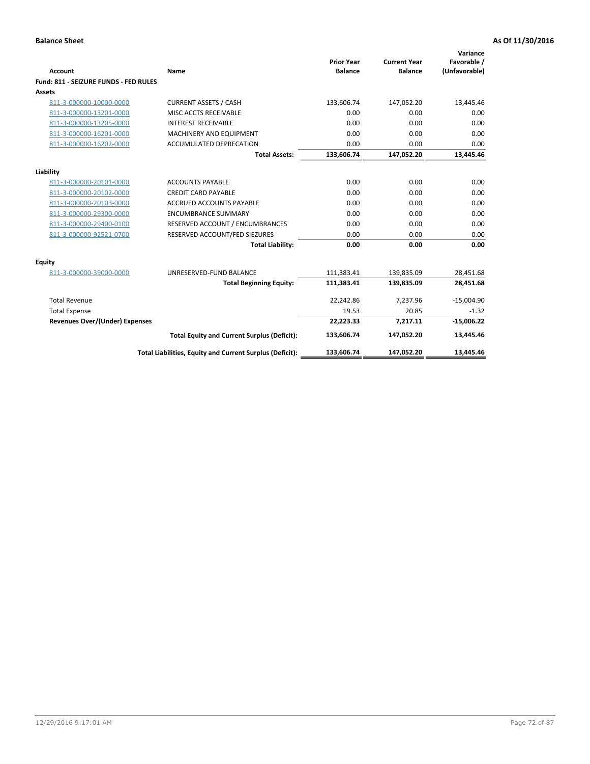**Balance Sheet** **As Of 11/30/2016**

| Account | Name | Prior Year Balance | Current Year Balance | Variance Favorable / (Unfavorable) |
|---|---|---|---|---|
| **Fund: 811 - SEIZURE FUNDS - FED RULES** | | | | |
| **Assets** | | | | |
| 811-3-000000-10000-0000 | CURRENT ASSETS / CASH | 133,606.74 | 147,052.20 | 13,445.46 |
| 811-3-000000-13201-0000 | MISC ACCTS RECEIVABLE | 0.00 | 0.00 | 0.00 |
| 811-3-000000-13205-0000 | INTEREST RECEIVABLE | 0.00 | 0.00 | 0.00 |
| 811-3-000000-16201-0000 | MACHINERY AND EQUIPMENT | 0.00 | 0.00 | 0.00 |
| 811-3-000000-16202-0000 | ACCUMULATED DEPRECATION | 0.00 | 0.00 | 0.00 |
| | **Total Assets:** | **133,606.74** | **147,052.20** | **13,445.46** |
| **Liability** | | | | |
| 811-3-000000-20101-0000 | ACCOUNTS PAYABLE | 0.00 | 0.00 | 0.00 |
| 811-3-000000-20102-0000 | CREDIT CARD PAYABLE | 0.00 | 0.00 | 0.00 |
| 811-3-000000-20103-0000 | ACCRUED ACCOUNTS PAYABLE | 0.00 | 0.00 | 0.00 |
| 811-3-000000-29300-0000 | ENCUMBRANCE SUMMARY | 0.00 | 0.00 | 0.00 |
| 811-3-000000-29400-0100 | RESERVED ACCOUNT / ENCUMBRANCES | 0.00 | 0.00 | 0.00 |
| 811-3-000000-92521-0700 | RESERVED ACCOUNT/FED SIEZURES | 0.00 | 0.00 | 0.00 |
| | **Total Liability:** | **0.00** | **0.00** | **0.00** |
| **Equity** | | | | |
| 811-3-000000-39000-0000 | UNRESERVED-FUND BALANCE | 111,383.41 | 139,835.09 | 28,451.68 |
| | **Total Beginning Equity:** | **111,383.41** | **139,835.09** | **28,451.68** |
| Total Revenue | | 22,242.86 | 7,237.96 | -15,004.90 |
| Total Expense | | 19.53 | 20.85 | -1.32 |
| **Revenues Over/(Under) Expenses** | | **22,223.33** | **7,217.11** | **-15,006.22** |
| | **Total Equity and Current Surplus (Deficit):** | **133,606.74** | **147,052.20** | **13,445.46** |
| | **Total Liabilities, Equity and Current Surplus (Deficit):** | **133,606.74** | **147,052.20** | **13,445.46** |

12/29/2016 9:17:01 AM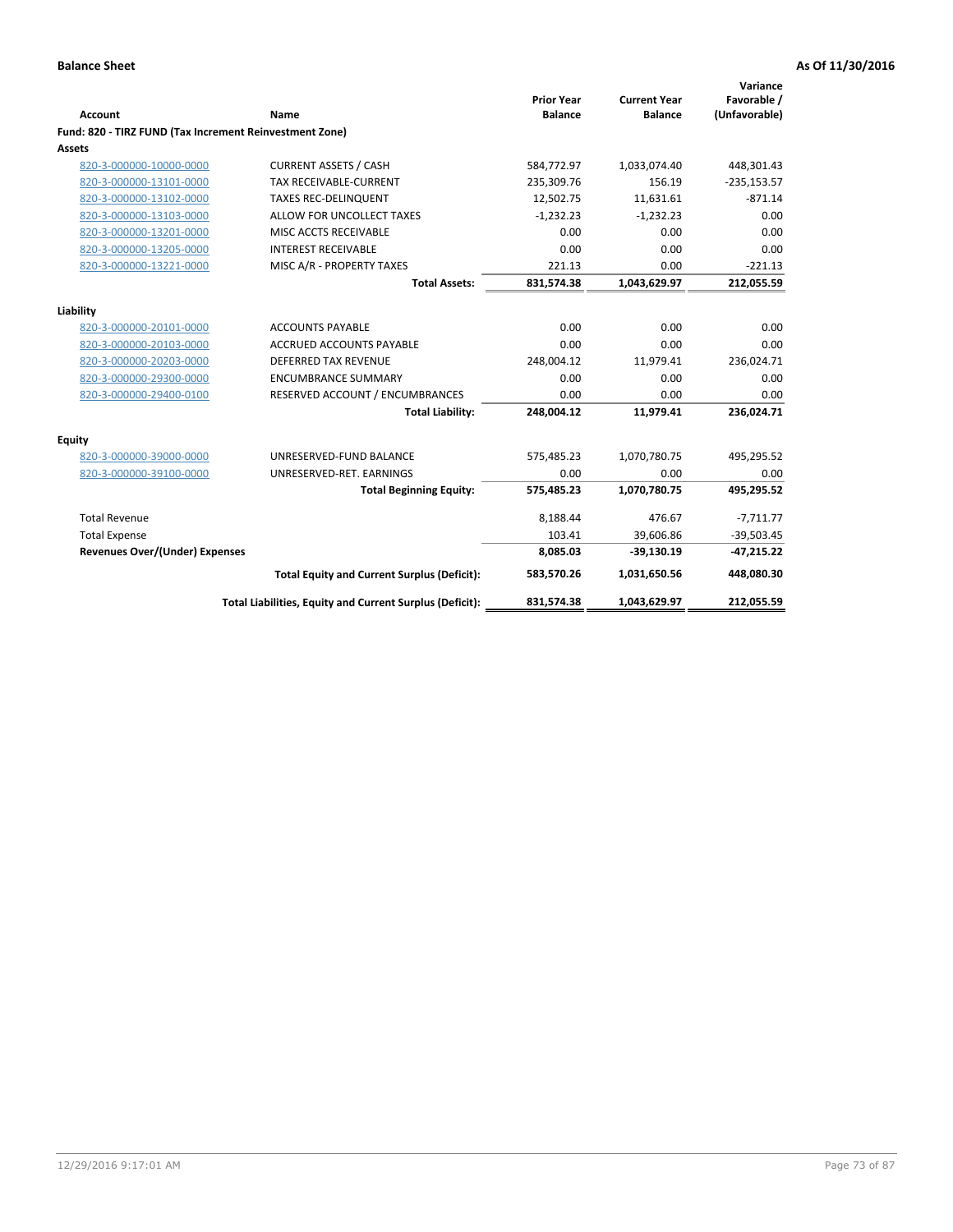**Balance Sheet** **As Of 11/30/2016**

| Account | Name | Prior Year Balance | Current Year Balance | Variance Favorable / (Unfavorable) |
|---|---|---|---|---|
| **Fund: 820 - TIRZ FUND (Tax Increment Reinvestment Zone)** | | | | |
| **Assets** | | | | |
| 820-3-000000-10000-0000 | CURRENT ASSETS / CASH | 584,772.97 | 1,033,074.40 | 448,301.43 |
| 820-3-000000-13101-0000 | TAX RECEIVABLE-CURRENT | 235,309.76 | 156.19 | -235,153.57 |
| 820-3-000000-13102-0000 | TAXES REC-DELINQUENT | 12,502.75 | 11,631.61 | -871.14 |
| 820-3-000000-13103-0000 | ALLOW FOR UNCOLLECT TAXES | -1,232.23 | -1,232.23 | 0.00 |
| 820-3-000000-13201-0000 | MISC ACCTS RECEIVABLE | 0.00 | 0.00 | 0.00 |
| 820-3-000000-13205-0000 | INTEREST RECEIVABLE | 0.00 | 0.00 | 0.00 |
| 820-3-000000-13221-0000 | MISC A/R - PROPERTY TAXES | 221.13 | 0.00 | -221.13 |
| | **Total Assets:** | **831,574.38** | **1,043,629.97** | **212,055.59** |
| **Liability** | | | | |
| 820-3-000000-20101-0000 | ACCOUNTS PAYABLE | 0.00 | 0.00 | 0.00 |
| 820-3-000000-20103-0000 | ACCRUED ACCOUNTS PAYABLE | 0.00 | 0.00 | 0.00 |
| 820-3-000000-20203-0000 | DEFERRED TAX REVENUE | 248,004.12 | 11,979.41 | 236,024.71 |
| 820-3-000000-29300-0000 | ENCUMBRANCE SUMMARY | 0.00 | 0.00 | 0.00 |
| 820-3-000000-29400-0100 | RESERVED ACCOUNT / ENCUMBRANCES | 0.00 | 0.00 | 0.00 |
| | **Total Liability:** | **248,004.12** | **11,979.41** | **236,024.71** |
| **Equity** | | | | |
| 820-3-000000-39000-0000 | UNRESERVED-FUND BALANCE | 575,485.23 | 1,070,780.75 | 495,295.52 |
| 820-3-000000-39100-0000 | UNRESERVED-RET. EARNINGS | 0.00 | 0.00 | 0.00 |
| | **Total Beginning Equity:** | **575,485.23** | **1,070,780.75** | **495,295.52** |
| Total Revenue | | 8,188.44 | 476.67 | -7,711.77 |
| Total Expense | | 103.41 | 39,606.86 | -39,503.45 |
| **Revenues Over/(Under) Expenses** | | **8,085.03** | **-39,130.19** | **-47,215.22** |
| | **Total Equity and Current Surplus (Deficit):** | **583,570.26** | **1,031,650.56** | **448,080.30** |
| | **Total Liabilities, Equity and Current Surplus (Deficit):** | **831,574.38** | **1,043,629.97** | **212,055.59** |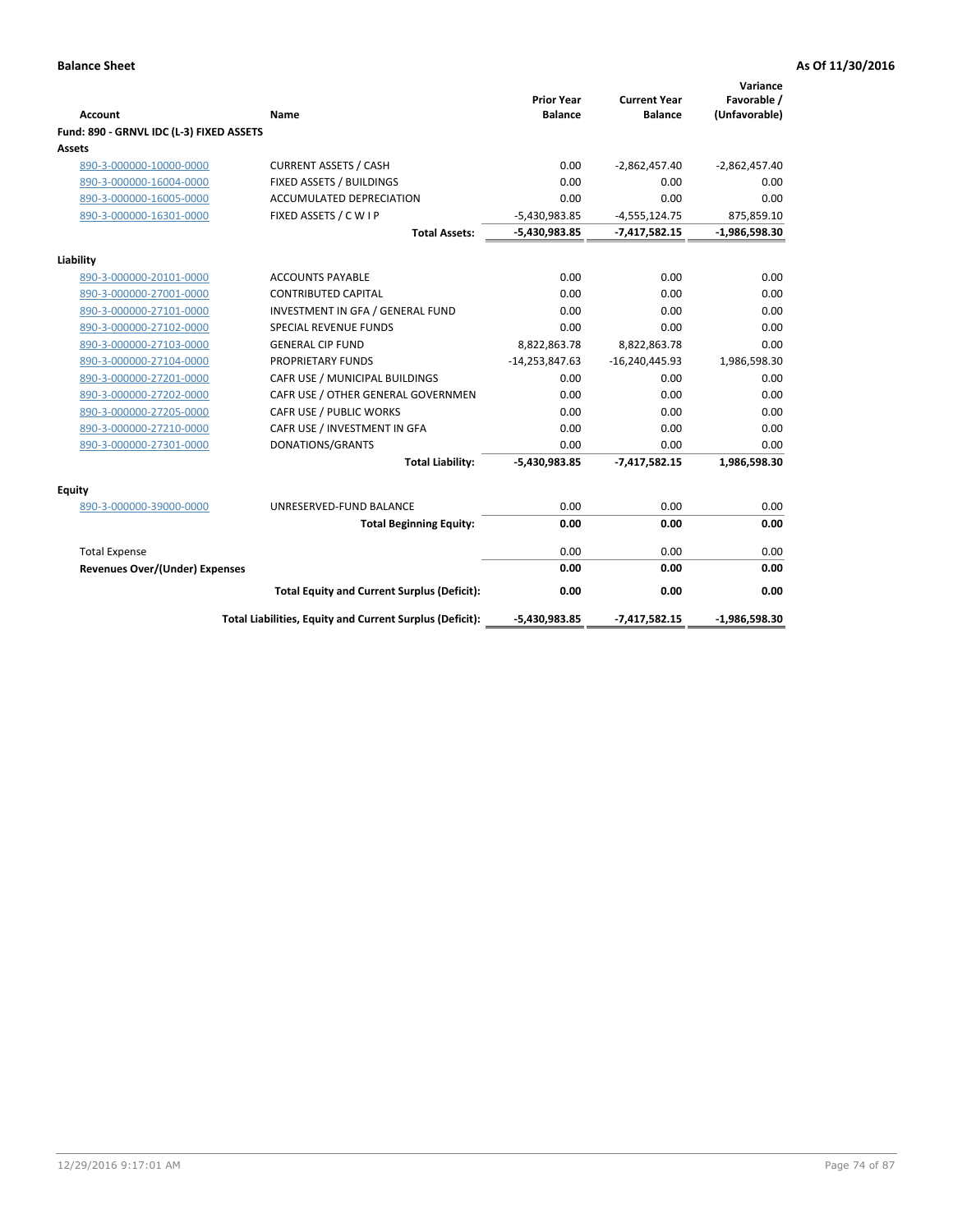**Balance Sheet** **As Of 11/30/2016**

| Account | Name | Prior Year Balance | Current Year Balance | Variance Favorable / (Unfavorable) |
|---|---|---|---|---|
| **Fund: 890 - GRNVL IDC (L-3) FIXED ASSETS** | | | | |
| **Assets** | | | | |
| 890-3-000000-10000-0000 | CURRENT ASSETS / CASH | 0.00 | -2,862,457.40 | -2,862,457.40 |
| 890-3-000000-16004-0000 | FIXED ASSETS / BUILDINGS | 0.00 | 0.00 | 0.00 |
| 890-3-000000-16005-0000 | ACCUMULATED DEPRECIATION | 0.00 | 0.00 | 0.00 |
| 890-3-000000-16301-0000 | FIXED ASSETS / C W I P | -5,430,983.85 | -4,555,124.75 | 875,859.10 |
| | **Total Assets:** | **-5,430,983.85** | **-7,417,582.15** | **-1,986,598.30** |
| **Liability** | | | | |
| 890-3-000000-20101-0000 | ACCOUNTS PAYABLE | 0.00 | 0.00 | 0.00 |
| 890-3-000000-27001-0000 | CONTRIBUTED CAPITAL | 0.00 | 0.00 | 0.00 |
| 890-3-000000-27101-0000 | INVESTMENT IN GFA / GENERAL FUND | 0.00 | 0.00 | 0.00 |
| 890-3-000000-27102-0000 | SPECIAL REVENUE FUNDS | 0.00 | 0.00 | 0.00 |
| 890-3-000000-27103-0000 | GENERAL CIP FUND | 8,822,863.78 | 8,822,863.78 | 0.00 |
| 890-3-000000-27104-0000 | PROPRIETARY FUNDS | -14,253,847.63 | -16,240,445.93 | 1,986,598.30 |
| 890-3-000000-27201-0000 | CAFR USE / MUNICIPAL BUILDINGS | 0.00 | 0.00 | 0.00 |
| 890-3-000000-27202-0000 | CAFR USE / OTHER GENERAL GOVERNMEN | 0.00 | 0.00 | 0.00 |
| 890-3-000000-27205-0000 | CAFR USE / PUBLIC WORKS | 0.00 | 0.00 | 0.00 |
| 890-3-000000-27210-0000 | CAFR USE / INVESTMENT IN GFA | 0.00 | 0.00 | 0.00 |
| 890-3-000000-27301-0000 | DONATIONS/GRANTS | 0.00 | 0.00 | 0.00 |
| | **Total Liability:** | **-5,430,983.85** | **-7,417,582.15** | **1,986,598.30** |
| **Equity** | | | | |
| 890-3-000000-39000-0000 | UNRESERVED-FUND BALANCE | 0.00 | 0.00 | 0.00 |
| | **Total Beginning Equity:** | **0.00** | **0.00** | **0.00** |
| Total Expense | | 0.00 | 0.00 | 0.00 |
| **Revenues Over/(Under) Expenses** | | **0.00** | **0.00** | **0.00** |
| | **Total Equity and Current Surplus (Deficit):** | **0.00** | **0.00** | **0.00** |
| | **Total Liabilities, Equity and Current Surplus (Deficit):** | **-5,430,983.85** | **-7,417,582.15** | **-1,986,598.30** |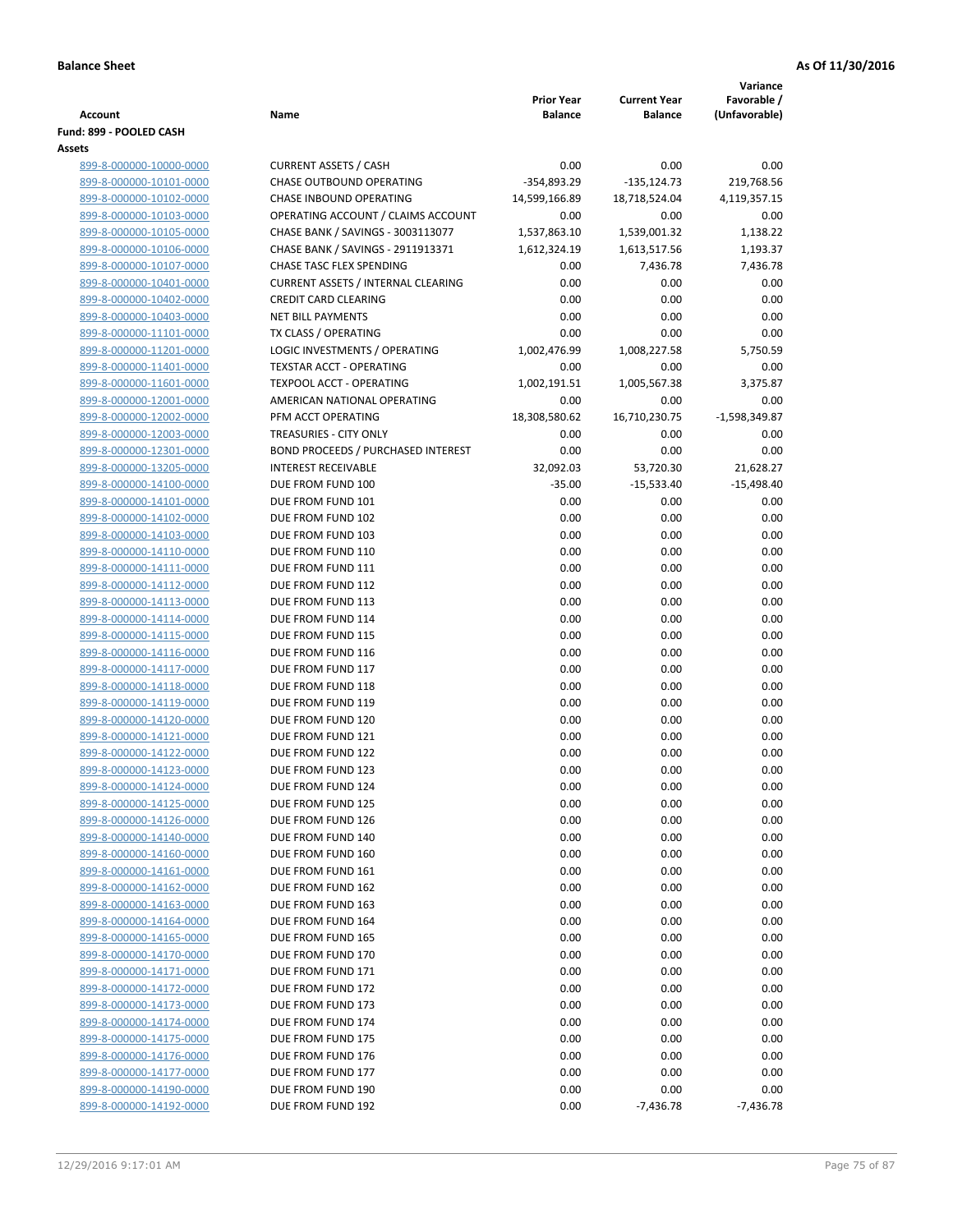**Balance Sheet** **As Of 11/30/2016**

| Account | Name | Prior Year Balance | Current Year Balance | Variance Favorable / (Unfavorable) |
|---|---|---|---|---|
| **Fund: 899 - POOLED CASH** | | | | |
| **Assets** | | | | |
| 899-8-000000-10000-0000 | CURRENT ASSETS / CASH | 0.00 | 0.00 | 0.00 |
| 899-8-000000-10101-0000 | CHASE OUTBOUND OPERATING | -354,893.29 | -135,124.73 | 219,768.56 |
| 899-8-000000-10102-0000 | CHASE INBOUND OPERATING | 14,599,166.89 | 18,718,524.04 | 4,119,357.15 |
| 899-8-000000-10103-0000 | OPERATING ACCOUNT / CLAIMS ACCOUNT | 0.00 | 0.00 | 0.00 |
| 899-8-000000-10105-0000 | CHASE BANK / SAVINGS - 3003113077 | 1,537,863.10 | 1,539,001.32 | 1,138.22 |
| 899-8-000000-10106-0000 | CHASE BANK / SAVINGS - 2911913371 | 1,612,324.19 | 1,613,517.56 | 1,193.37 |
| 899-8-000000-10107-0000 | CHASE TASC FLEX SPENDING | 0.00 | 7,436.78 | 7,436.78 |
| 899-8-000000-10401-0000 | CURRENT ASSETS / INTERNAL CLEARING | 0.00 | 0.00 | 0.00 |
| 899-8-000000-10402-0000 | CREDIT CARD CLEARING | 0.00 | 0.00 | 0.00 |
| 899-8-000000-10403-0000 | NET BILL PAYMENTS | 0.00 | 0.00 | 0.00 |
| 899-8-000000-11101-0000 | TX CLASS / OPERATING | 0.00 | 0.00 | 0.00 |
| 899-8-000000-11201-0000 | LOGIC INVESTMENTS / OPERATING | 1,002,476.99 | 1,008,227.58 | 5,750.59 |
| 899-8-000000-11401-0000 | TEXSTAR ACCT - OPERATING | 0.00 | 0.00 | 0.00 |
| 899-8-000000-11601-0000 | TEXPOOL ACCT - OPERATING | 1,002,191.51 | 1,005,567.38 | 3,375.87 |
| 899-8-000000-12001-0000 | AMERICAN NATIONAL OPERATING | 0.00 | 0.00 | 0.00 |
| 899-8-000000-12002-0000 | PFM ACCT OPERATING | 18,308,580.62 | 16,710,230.75 | -1,598,349.87 |
| 899-8-000000-12003-0000 | TREASURIES - CITY ONLY | 0.00 | 0.00 | 0.00 |
| 899-8-000000-12301-0000 | BOND PROCEEDS / PURCHASED INTEREST | 0.00 | 0.00 | 0.00 |
| 899-8-000000-13205-0000 | INTEREST RECEIVABLE | 32,092.03 | 53,720.30 | 21,628.27 |
| 899-8-000000-14100-0000 | DUE FROM FUND 100 | -35.00 | -15,533.40 | -15,498.40 |
| 899-8-000000-14101-0000 | DUE FROM FUND 101 | 0.00 | 0.00 | 0.00 |
| 899-8-000000-14102-0000 | DUE FROM FUND 102 | 0.00 | 0.00 | 0.00 |
| 899-8-000000-14103-0000 | DUE FROM FUND 103 | 0.00 | 0.00 | 0.00 |
| 899-8-000000-14110-0000 | DUE FROM FUND 110 | 0.00 | 0.00 | 0.00 |
| 899-8-000000-14111-0000 | DUE FROM FUND 111 | 0.00 | 0.00 | 0.00 |
| 899-8-000000-14112-0000 | DUE FROM FUND 112 | 0.00 | 0.00 | 0.00 |
| 899-8-000000-14113-0000 | DUE FROM FUND 113 | 0.00 | 0.00 | 0.00 |
| 899-8-000000-14114-0000 | DUE FROM FUND 114 | 0.00 | 0.00 | 0.00 |
| 899-8-000000-14115-0000 | DUE FROM FUND 115 | 0.00 | 0.00 | 0.00 |
| 899-8-000000-14116-0000 | DUE FROM FUND 116 | 0.00 | 0.00 | 0.00 |
| 899-8-000000-14117-0000 | DUE FROM FUND 117 | 0.00 | 0.00 | 0.00 |
| 899-8-000000-14118-0000 | DUE FROM FUND 118 | 0.00 | 0.00 | 0.00 |
| 899-8-000000-14119-0000 | DUE FROM FUND 119 | 0.00 | 0.00 | 0.00 |
| 899-8-000000-14120-0000 | DUE FROM FUND 120 | 0.00 | 0.00 | 0.00 |
| 899-8-000000-14121-0000 | DUE FROM FUND 121 | 0.00 | 0.00 | 0.00 |
| 899-8-000000-14122-0000 | DUE FROM FUND 122 | 0.00 | 0.00 | 0.00 |
| 899-8-000000-14123-0000 | DUE FROM FUND 123 | 0.00 | 0.00 | 0.00 |
| 899-8-000000-14124-0000 | DUE FROM FUND 124 | 0.00 | 0.00 | 0.00 |
| 899-8-000000-14125-0000 | DUE FROM FUND 125 | 0.00 | 0.00 | 0.00 |
| 899-8-000000-14126-0000 | DUE FROM FUND 126 | 0.00 | 0.00 | 0.00 |
| 899-8-000000-14140-0000 | DUE FROM FUND 140 | 0.00 | 0.00 | 0.00 |
| 899-8-000000-14160-0000 | DUE FROM FUND 160 | 0.00 | 0.00 | 0.00 |
| 899-8-000000-14161-0000 | DUE FROM FUND 161 | 0.00 | 0.00 | 0.00 |
| 899-8-000000-14162-0000 | DUE FROM FUND 162 | 0.00 | 0.00 | 0.00 |
| 899-8-000000-14163-0000 | DUE FROM FUND 163 | 0.00 | 0.00 | 0.00 |
| 899-8-000000-14164-0000 | DUE FROM FUND 164 | 0.00 | 0.00 | 0.00 |
| 899-8-000000-14165-0000 | DUE FROM FUND 165 | 0.00 | 0.00 | 0.00 |
| 899-8-000000-14170-0000 | DUE FROM FUND 170 | 0.00 | 0.00 | 0.00 |
| 899-8-000000-14171-0000 | DUE FROM FUND 171 | 0.00 | 0.00 | 0.00 |
| 899-8-000000-14172-0000 | DUE FROM FUND 172 | 0.00 | 0.00 | 0.00 |
| 899-8-000000-14173-0000 | DUE FROM FUND 173 | 0.00 | 0.00 | 0.00 |
| 899-8-000000-14174-0000 | DUE FROM FUND 174 | 0.00 | 0.00 | 0.00 |
| 899-8-000000-14175-0000 | DUE FROM FUND 175 | 0.00 | 0.00 | 0.00 |
| 899-8-000000-14176-0000 | DUE FROM FUND 176 | 0.00 | 0.00 | 0.00 |
| 899-8-000000-14177-0000 | DUE FROM FUND 177 | 0.00 | 0.00 | 0.00 |
| 899-8-000000-14190-0000 | DUE FROM FUND 190 | 0.00 | 0.00 | 0.00 |
| 899-8-000000-14192-0000 | DUE FROM FUND 192 | 0.00 | -7,436.78 | -7,436.78 |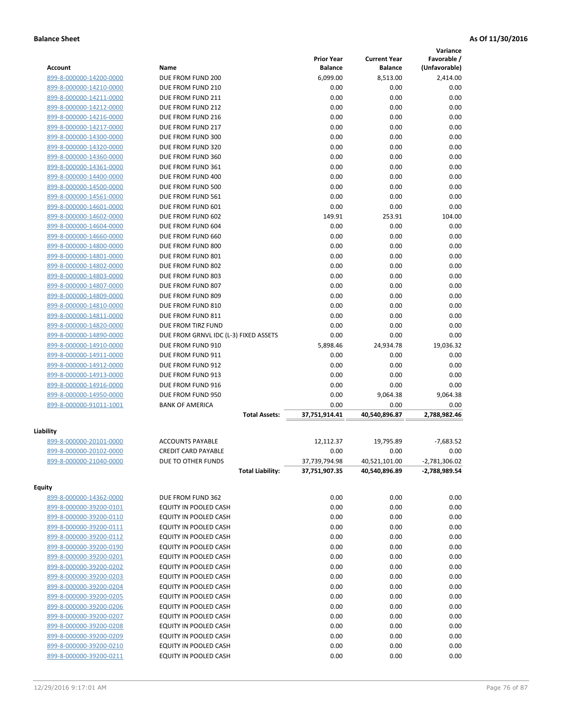**Balance Sheet** **As Of 11/30/2016**

| Account | Name | Prior Year Balance | Current Year Balance | Variance Favorable / (Unfavorable) |
|---|---|---|---|---|
| 899-8-000000-14200-0000 | DUE FROM FUND 200 | 6,099.00 | 8,513.00 | 2,414.00 |
| 899-8-000000-14210-0000 | DUE FROM FUND 210 | 0.00 | 0.00 | 0.00 |
| 899-8-000000-14211-0000 | DUE FROM FUND 211 | 0.00 | 0.00 | 0.00 |
| 899-8-000000-14212-0000 | DUE FROM FUND 212 | 0.00 | 0.00 | 0.00 |
| 899-8-000000-14216-0000 | DUE FROM FUND 216 | 0.00 | 0.00 | 0.00 |
| 899-8-000000-14217-0000 | DUE FROM FUND 217 | 0.00 | 0.00 | 0.00 |
| 899-8-000000-14300-0000 | DUE FROM FUND 300 | 0.00 | 0.00 | 0.00 |
| 899-8-000000-14320-0000 | DUE FROM FUND 320 | 0.00 | 0.00 | 0.00 |
| 899-8-000000-14360-0000 | DUE FROM FUND 360 | 0.00 | 0.00 | 0.00 |
| 899-8-000000-14361-0000 | DUE FROM FUND 361 | 0.00 | 0.00 | 0.00 |
| 899-8-000000-14400-0000 | DUE FROM FUND 400 | 0.00 | 0.00 | 0.00 |
| 899-8-000000-14500-0000 | DUE FROM FUND 500 | 0.00 | 0.00 | 0.00 |
| 899-8-000000-14561-0000 | DUE FROM FUND 561 | 0.00 | 0.00 | 0.00 |
| 899-8-000000-14601-0000 | DUE FROM FUND 601 | 0.00 | 0.00 | 0.00 |
| 899-8-000000-14602-0000 | DUE FROM FUND 602 | 149.91 | 253.91 | 104.00 |
| 899-8-000000-14604-0000 | DUE FROM FUND 604 | 0.00 | 0.00 | 0.00 |
| 899-8-000000-14660-0000 | DUE FROM FUND 660 | 0.00 | 0.00 | 0.00 |
| 899-8-000000-14800-0000 | DUE FROM FUND 800 | 0.00 | 0.00 | 0.00 |
| 899-8-000000-14801-0000 | DUE FROM FUND 801 | 0.00 | 0.00 | 0.00 |
| 899-8-000000-14802-0000 | DUE FROM FUND 802 | 0.00 | 0.00 | 0.00 |
| 899-8-000000-14803-0000 | DUE FROM FUND 803 | 0.00 | 0.00 | 0.00 |
| 899-8-000000-14807-0000 | DUE FROM FUND 807 | 0.00 | 0.00 | 0.00 |
| 899-8-000000-14809-0000 | DUE FROM FUND 809 | 0.00 | 0.00 | 0.00 |
| 899-8-000000-14810-0000 | DUE FROM FUND 810 | 0.00 | 0.00 | 0.00 |
| 899-8-000000-14811-0000 | DUE FROM FUND 811 | 0.00 | 0.00 | 0.00 |
| 899-8-000000-14820-0000 | DUE FROM TIRZ FUND | 0.00 | 0.00 | 0.00 |
| 899-8-000000-14890-0000 | DUE FROM GRNVL IDC (L-3) FIXED ASSETS | 0.00 | 0.00 | 0.00 |
| 899-8-000000-14910-0000 | DUE FROM FUND 910 | 5,898.46 | 24,934.78 | 19,036.32 |
| 899-8-000000-14911-0000 | DUE FROM FUND 911 | 0.00 | 0.00 | 0.00 |
| 899-8-000000-14912-0000 | DUE FROM FUND 912 | 0.00 | 0.00 | 0.00 |
| 899-8-000000-14913-0000 | DUE FROM FUND 913 | 0.00 | 0.00 | 0.00 |
| 899-8-000000-14916-0000 | DUE FROM FUND 916 | 0.00 | 0.00 | 0.00 |
| 899-8-000000-14950-0000 | DUE FROM FUND 950 | 0.00 | 9,064.38 | 9,064.38 |
| 899-8-000000-91011-1001 | BANK OF AMERICA | 0.00 | 0.00 | 0.00 |
| | **Total Assets:** | **37,751,914.41** | **40,540,896.87** | **2,788,982.46** |

**Liability**

| Account | Name | Prior Year Balance | Current Year Balance | Variance Favorable / (Unfavorable) |
|---|---|---|---|---|
| 899-8-000000-20101-0000 | ACCOUNTS PAYABLE | 12,112.37 | 19,795.89 | -7,683.52 |
| 899-8-000000-20102-0000 | CREDIT CARD PAYABLE | 0.00 | 0.00 | 0.00 |
| 899-8-000000-21040-0000 | DUE TO OTHER FUNDS | 37,739,794.98 | 40,521,101.00 | -2,781,306.02 |
| | **Total Liability:** | **37,751,907.35** | **40,540,896.89** | **-2,788,989.54** |

**Equity**

| Account | Name | Prior Year Balance | Current Year Balance | Variance Favorable / (Unfavorable) |
|---|---|---|---|---|
| 899-8-000000-14362-0000 | DUE FROM FUND 362 | 0.00 | 0.00 | 0.00 |
| 899-8-000000-39200-0101 | EQUITY IN POOLED CASH | 0.00 | 0.00 | 0.00 |
| 899-8-000000-39200-0110 | EQUITY IN POOLED CASH | 0.00 | 0.00 | 0.00 |
| 899-8-000000-39200-0111 | EQUITY IN POOLED CASH | 0.00 | 0.00 | 0.00 |
| 899-8-000000-39200-0112 | EQUITY IN POOLED CASH | 0.00 | 0.00 | 0.00 |
| 899-8-000000-39200-0190 | EQUITY IN POOLED CASH | 0.00 | 0.00 | 0.00 |
| 899-8-000000-39200-0201 | EQUITY IN POOLED CASH | 0.00 | 0.00 | 0.00 |
| 899-8-000000-39200-0202 | EQUITY IN POOLED CASH | 0.00 | 0.00 | 0.00 |
| 899-8-000000-39200-0203 | EQUITY IN POOLED CASH | 0.00 | 0.00 | 0.00 |
| 899-8-000000-39200-0204 | EQUITY IN POOLED CASH | 0.00 | 0.00 | 0.00 |
| 899-8-000000-39200-0205 | EQUITY IN POOLED CASH | 0.00 | 0.00 | 0.00 |
| 899-8-000000-39200-0206 | EQUITY IN POOLED CASH | 0.00 | 0.00 | 0.00 |
| 899-8-000000-39200-0207 | EQUITY IN POOLED CASH | 0.00 | 0.00 | 0.00 |
| 899-8-000000-39200-0208 | EQUITY IN POOLED CASH | 0.00 | 0.00 | 0.00 |
| 899-8-000000-39200-0209 | EQUITY IN POOLED CASH | 0.00 | 0.00 | 0.00 |
| 899-8-000000-39200-0210 | EQUITY IN POOLED CASH | 0.00 | 0.00 | 0.00 |
| 899-8-000000-39200-0211 | EQUITY IN POOLED CASH | 0.00 | 0.00 | 0.00 |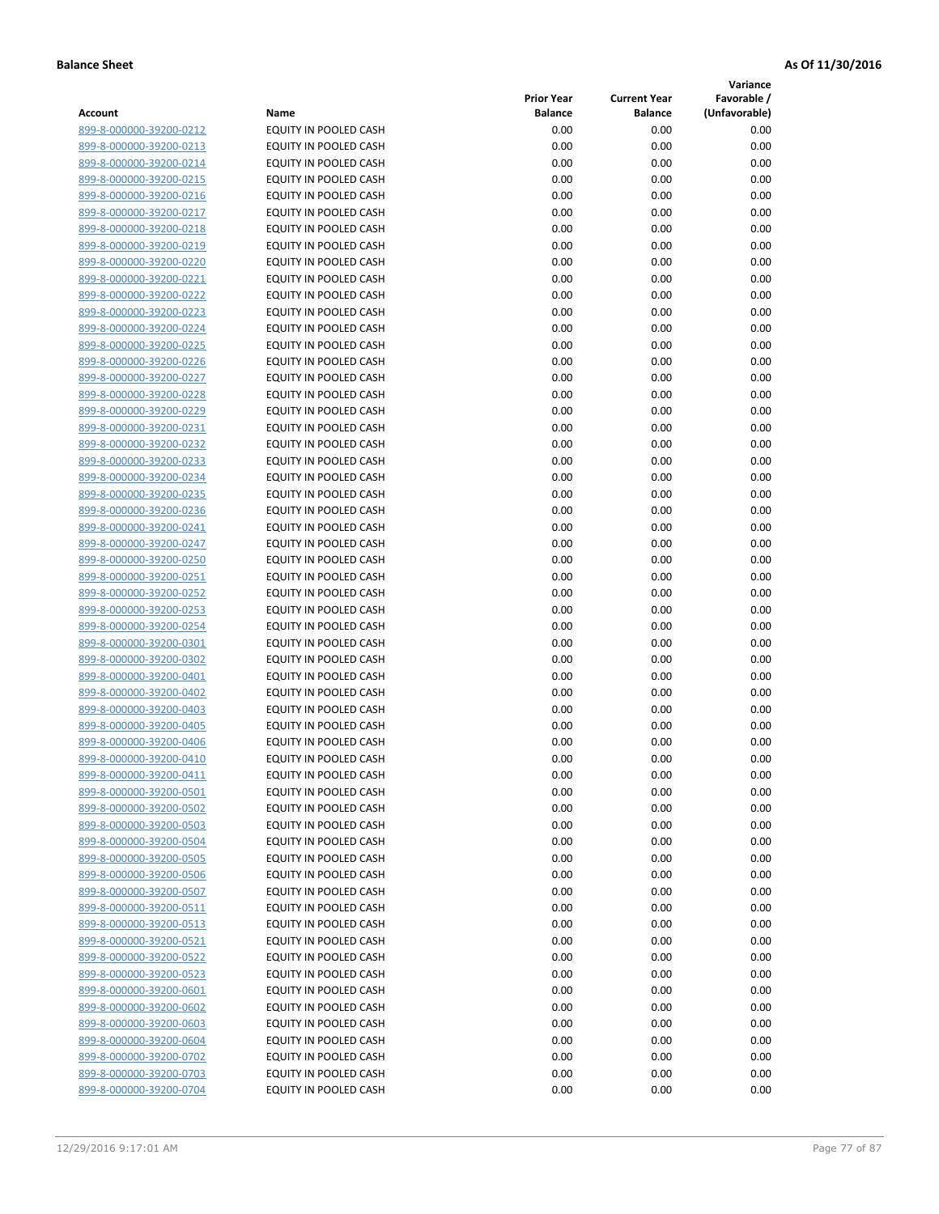**Balance Sheet** **As Of 11/30/2016**

| Account | Name | Prior Year Balance | Current Year Balance | Variance Favorable / (Unfavorable) |
|---|---|---|---|---|
| 899-8-000000-39200-0212 | EQUITY IN POOLED CASH | 0.00 | 0.00 | 0.00 |
| 899-8-000000-39200-0213 | EQUITY IN POOLED CASH | 0.00 | 0.00 | 0.00 |
| 899-8-000000-39200-0214 | EQUITY IN POOLED CASH | 0.00 | 0.00 | 0.00 |
| 899-8-000000-39200-0215 | EQUITY IN POOLED CASH | 0.00 | 0.00 | 0.00 |
| 899-8-000000-39200-0216 | EQUITY IN POOLED CASH | 0.00 | 0.00 | 0.00 |
| 899-8-000000-39200-0217 | EQUITY IN POOLED CASH | 0.00 | 0.00 | 0.00 |
| 899-8-000000-39200-0218 | EQUITY IN POOLED CASH | 0.00 | 0.00 | 0.00 |
| 899-8-000000-39200-0219 | EQUITY IN POOLED CASH | 0.00 | 0.00 | 0.00 |
| 899-8-000000-39200-0220 | EQUITY IN POOLED CASH | 0.00 | 0.00 | 0.00 |
| 899-8-000000-39200-0221 | EQUITY IN POOLED CASH | 0.00 | 0.00 | 0.00 |
| 899-8-000000-39200-0222 | EQUITY IN POOLED CASH | 0.00 | 0.00 | 0.00 |
| 899-8-000000-39200-0223 | EQUITY IN POOLED CASH | 0.00 | 0.00 | 0.00 |
| 899-8-000000-39200-0224 | EQUITY IN POOLED CASH | 0.00 | 0.00 | 0.00 |
| 899-8-000000-39200-0225 | EQUITY IN POOLED CASH | 0.00 | 0.00 | 0.00 |
| 899-8-000000-39200-0226 | EQUITY IN POOLED CASH | 0.00 | 0.00 | 0.00 |
| 899-8-000000-39200-0227 | EQUITY IN POOLED CASH | 0.00 | 0.00 | 0.00 |
| 899-8-000000-39200-0228 | EQUITY IN POOLED CASH | 0.00 | 0.00 | 0.00 |
| 899-8-000000-39200-0229 | EQUITY IN POOLED CASH | 0.00 | 0.00 | 0.00 |
| 899-8-000000-39200-0231 | EQUITY IN POOLED CASH | 0.00 | 0.00 | 0.00 |
| 899-8-000000-39200-0232 | EQUITY IN POOLED CASH | 0.00 | 0.00 | 0.00 |
| 899-8-000000-39200-0233 | EQUITY IN POOLED CASH | 0.00 | 0.00 | 0.00 |
| 899-8-000000-39200-0234 | EQUITY IN POOLED CASH | 0.00 | 0.00 | 0.00 |
| 899-8-000000-39200-0235 | EQUITY IN POOLED CASH | 0.00 | 0.00 | 0.00 |
| 899-8-000000-39200-0236 | EQUITY IN POOLED CASH | 0.00 | 0.00 | 0.00 |
| 899-8-000000-39200-0241 | EQUITY IN POOLED CASH | 0.00 | 0.00 | 0.00 |
| 899-8-000000-39200-0247 | EQUITY IN POOLED CASH | 0.00 | 0.00 | 0.00 |
| 899-8-000000-39200-0250 | EQUITY IN POOLED CASH | 0.00 | 0.00 | 0.00 |
| 899-8-000000-39200-0251 | EQUITY IN POOLED CASH | 0.00 | 0.00 | 0.00 |
| 899-8-000000-39200-0252 | EQUITY IN POOLED CASH | 0.00 | 0.00 | 0.00 |
| 899-8-000000-39200-0253 | EQUITY IN POOLED CASH | 0.00 | 0.00 | 0.00 |
| 899-8-000000-39200-0254 | EQUITY IN POOLED CASH | 0.00 | 0.00 | 0.00 |
| 899-8-000000-39200-0301 | EQUITY IN POOLED CASH | 0.00 | 0.00 | 0.00 |
| 899-8-000000-39200-0302 | EQUITY IN POOLED CASH | 0.00 | 0.00 | 0.00 |
| 899-8-000000-39200-0401 | EQUITY IN POOLED CASH | 0.00 | 0.00 | 0.00 |
| 899-8-000000-39200-0402 | EQUITY IN POOLED CASH | 0.00 | 0.00 | 0.00 |
| 899-8-000000-39200-0403 | EQUITY IN POOLED CASH | 0.00 | 0.00 | 0.00 |
| 899-8-000000-39200-0405 | EQUITY IN POOLED CASH | 0.00 | 0.00 | 0.00 |
| 899-8-000000-39200-0406 | EQUITY IN POOLED CASH | 0.00 | 0.00 | 0.00 |
| 899-8-000000-39200-0410 | EQUITY IN POOLED CASH | 0.00 | 0.00 | 0.00 |
| 899-8-000000-39200-0411 | EQUITY IN POOLED CASH | 0.00 | 0.00 | 0.00 |
| 899-8-000000-39200-0501 | EQUITY IN POOLED CASH | 0.00 | 0.00 | 0.00 |
| 899-8-000000-39200-0502 | EQUITY IN POOLED CASH | 0.00 | 0.00 | 0.00 |
| 899-8-000000-39200-0503 | EQUITY IN POOLED CASH | 0.00 | 0.00 | 0.00 |
| 899-8-000000-39200-0504 | EQUITY IN POOLED CASH | 0.00 | 0.00 | 0.00 |
| 899-8-000000-39200-0505 | EQUITY IN POOLED CASH | 0.00 | 0.00 | 0.00 |
| 899-8-000000-39200-0506 | EQUITY IN POOLED CASH | 0.00 | 0.00 | 0.00 |
| 899-8-000000-39200-0507 | EQUITY IN POOLED CASH | 0.00 | 0.00 | 0.00 |
| 899-8-000000-39200-0511 | EQUITY IN POOLED CASH | 0.00 | 0.00 | 0.00 |
| 899-8-000000-39200-0513 | EQUITY IN POOLED CASH | 0.00 | 0.00 | 0.00 |
| 899-8-000000-39200-0521 | EQUITY IN POOLED CASH | 0.00 | 0.00 | 0.00 |
| 899-8-000000-39200-0522 | EQUITY IN POOLED CASH | 0.00 | 0.00 | 0.00 |
| 899-8-000000-39200-0523 | EQUITY IN POOLED CASH | 0.00 | 0.00 | 0.00 |
| 899-8-000000-39200-0601 | EQUITY IN POOLED CASH | 0.00 | 0.00 | 0.00 |
| 899-8-000000-39200-0602 | EQUITY IN POOLED CASH | 0.00 | 0.00 | 0.00 |
| 899-8-000000-39200-0603 | EQUITY IN POOLED CASH | 0.00 | 0.00 | 0.00 |
| 899-8-000000-39200-0604 | EQUITY IN POOLED CASH | 0.00 | 0.00 | 0.00 |
| 899-8-000000-39200-0702 | EQUITY IN POOLED CASH | 0.00 | 0.00 | 0.00 |
| 899-8-000000-39200-0703 | EQUITY IN POOLED CASH | 0.00 | 0.00 | 0.00 |
| 899-8-000000-39200-0704 | EQUITY IN POOLED CASH | 0.00 | 0.00 | 0.00 |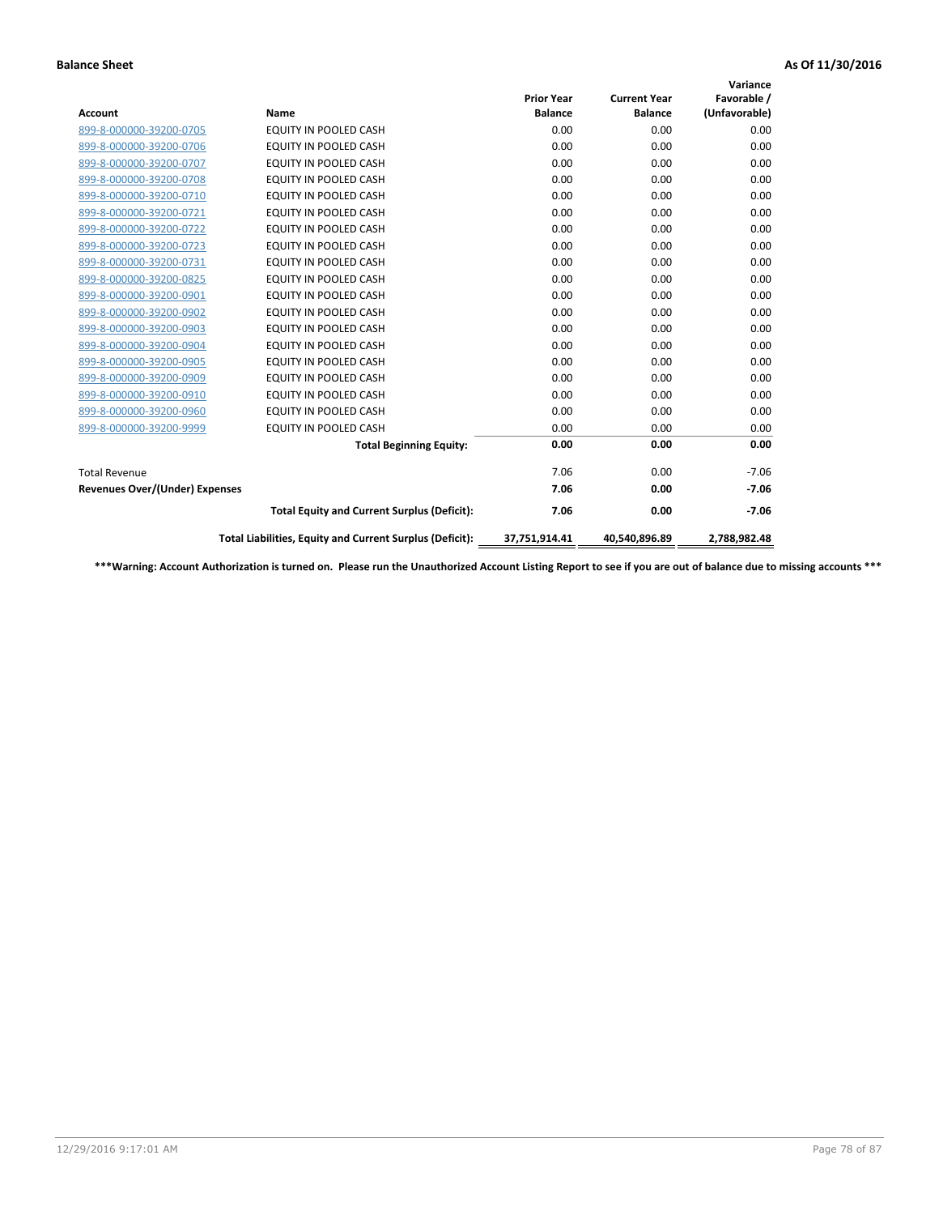**Balance Sheet** **As Of 11/30/2016**

| Account | Name | Prior Year Balance | Current Year Balance | Variance Favorable / (Unfavorable) |
|---|---|---|---|---|
| 899-8-000000-39200-0705 | EQUITY IN POOLED CASH | 0.00 | 0.00 | 0.00 |
| 899-8-000000-39200-0706 | EQUITY IN POOLED CASH | 0.00 | 0.00 | 0.00 |
| 899-8-000000-39200-0707 | EQUITY IN POOLED CASH | 0.00 | 0.00 | 0.00 |
| 899-8-000000-39200-0708 | EQUITY IN POOLED CASH | 0.00 | 0.00 | 0.00 |
| 899-8-000000-39200-0710 | EQUITY IN POOLED CASH | 0.00 | 0.00 | 0.00 |
| 899-8-000000-39200-0721 | EQUITY IN POOLED CASH | 0.00 | 0.00 | 0.00 |
| 899-8-000000-39200-0722 | EQUITY IN POOLED CASH | 0.00 | 0.00 | 0.00 |
| 899-8-000000-39200-0723 | EQUITY IN POOLED CASH | 0.00 | 0.00 | 0.00 |
| 899-8-000000-39200-0731 | EQUITY IN POOLED CASH | 0.00 | 0.00 | 0.00 |
| 899-8-000000-39200-0825 | EQUITY IN POOLED CASH | 0.00 | 0.00 | 0.00 |
| 899-8-000000-39200-0901 | EQUITY IN POOLED CASH | 0.00 | 0.00 | 0.00 |
| 899-8-000000-39200-0902 | EQUITY IN POOLED CASH | 0.00 | 0.00 | 0.00 |
| 899-8-000000-39200-0903 | EQUITY IN POOLED CASH | 0.00 | 0.00 | 0.00 |
| 899-8-000000-39200-0904 | EQUITY IN POOLED CASH | 0.00 | 0.00 | 0.00 |
| 899-8-000000-39200-0905 | EQUITY IN POOLED CASH | 0.00 | 0.00 | 0.00 |
| 899-8-000000-39200-0909 | EQUITY IN POOLED CASH | 0.00 | 0.00 | 0.00 |
| 899-8-000000-39200-0910 | EQUITY IN POOLED CASH | 0.00 | 0.00 | 0.00 |
| 899-8-000000-39200-0960 | EQUITY IN POOLED CASH | 0.00 | 0.00 | 0.00 |
| 899-8-000000-39200-9999 | EQUITY IN POOLED CASH | 0.00 | 0.00 | 0.00 |
| | **Total Beginning Equity:** | **0.00** | **0.00** | **0.00** |
| Total Revenue | | 7.06 | 0.00 | -7.06 |
| **Revenues Over/(Under) Expenses** | | **7.06** | **0.00** | **-7.06** |
| | **Total Equity and Current Surplus (Deficit):** | **7.06** | **0.00** | **-7.06** |
| | **Total Liabilities, Equity and Current Surplus (Deficit):** | **37,751,914.41** | **40,540,896.89** | **2,788,982.48** |

**\*\*\*Warning: Account Authorization is turned on. Please run the Unauthorized Account Listing Report to see if you are out of balance due to missing accounts \*\*\***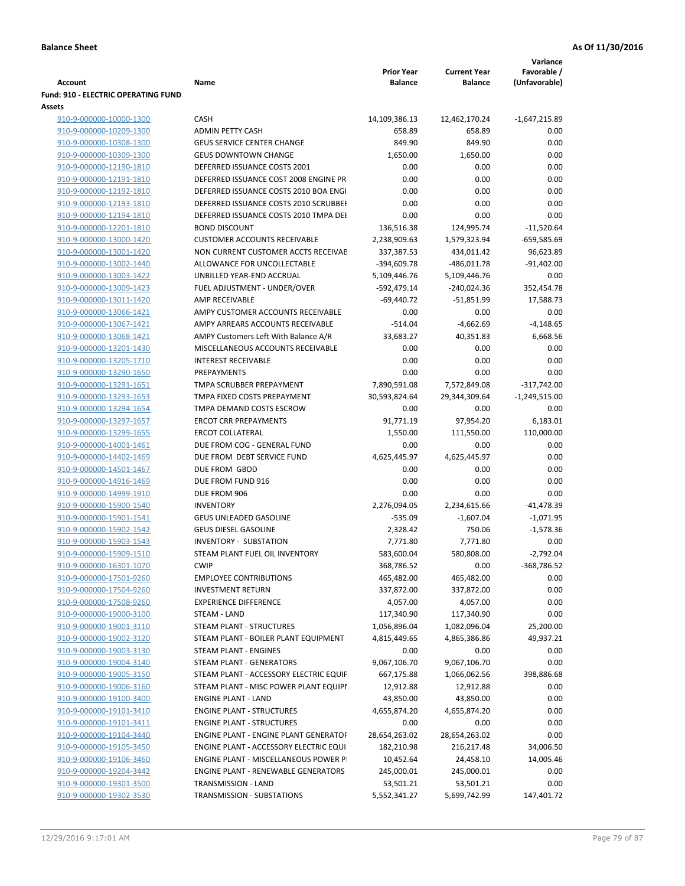**Balance Sheet** **As Of 11/30/2016**

| Account | Name | Prior Year Balance | Current Year Balance | Variance Favorable / (Unfavorable) |
|---|---|---|---|---|
| **Fund: 910 - ELECTRIC OPERATING FUND** | | | | |
| **Assets** | | | | |
| 910-9-000000-10000-1300 | CASH | 14,109,386.13 | 12,462,170.24 | -1,647,215.89 |
| 910-9-000000-10209-1300 | ADMIN PETTY CASH | 658.89 | 658.89 | 0.00 |
| 910-9-000000-10308-1300 | GEUS SERVICE CENTER CHANGE | 849.90 | 849.90 | 0.00 |
| 910-9-000000-10309-1300 | GEUS DOWNTOWN CHANGE | 1,650.00 | 1,650.00 | 0.00 |
| 910-9-000000-12190-1810 | DEFERRED ISSUANCE COSTS 2001 | 0.00 | 0.00 | 0.00 |
| 910-9-000000-12191-1810 | DEFERRED ISSUANCE COST 2008 ENGINE PR | 0.00 | 0.00 | 0.00 |
| 910-9-000000-12192-1810 | DEFERRED ISSUANCE COSTS 2010 BOA ENGI | 0.00 | 0.00 | 0.00 |
| 910-9-000000-12193-1810 | DEFERRED ISSUANCE COSTS 2010 SCRUBBEI | 0.00 | 0.00 | 0.00 |
| 910-9-000000-12194-1810 | DEFERRED ISSUANCE COSTS 2010 TMPA DEI | 0.00 | 0.00 | 0.00 |
| 910-9-000000-12201-1810 | BOND DISCOUNT | 136,516.38 | 124,995.74 | -11,520.64 |
| 910-9-000000-13000-1420 | CUSTOMER ACCOUNTS RECEIVABLE | 2,238,909.63 | 1,579,323.94 | -659,585.69 |
| 910-9-000000-13001-1420 | NON CURRENT CUSTOMER ACCTS RECEIVAE | 337,387.53 | 434,011.42 | 96,623.89 |
| 910-9-000000-13002-1440 | ALLOWANCE FOR UNCOLLECTABLE | -394,609.78 | -486,011.78 | -91,402.00 |
| 910-9-000000-13003-1422 | UNBILLED YEAR-END ACCRUAL | 5,109,446.76 | 5,109,446.76 | 0.00 |
| 910-9-000000-13009-1423 | FUEL ADJUSTMENT - UNDER/OVER | -592,479.14 | -240,024.36 | 352,454.78 |
| 910-9-000000-13011-1420 | AMP RECEIVABLE | -69,440.72 | -51,851.99 | 17,588.73 |
| 910-9-000000-13066-1421 | AMPY CUSTOMER ACCOUNTS RECEIVABLE | 0.00 | 0.00 | 0.00 |
| 910-9-000000-13067-1421 | AMPY ARREARS ACCOUNTS RECEIVABLE | -514.04 | -4,662.69 | -4,148.65 |
| 910-9-000000-13068-1421 | AMPY Customers Left With Balance A/R | 33,683.27 | 40,351.83 | 6,668.56 |
| 910-9-000000-13201-1430 | MISCELLANEOUS ACCOUNTS RECEIVABLE | 0.00 | 0.00 | 0.00 |
| 910-9-000000-13205-1710 | INTEREST RECEIVABLE | 0.00 | 0.00 | 0.00 |
| 910-9-000000-13290-1650 | PREPAYMENTS | 0.00 | 0.00 | 0.00 |
| 910-9-000000-13291-1651 | TMPA SCRUBBER PREPAYMENT | 7,890,591.08 | 7,572,849.08 | -317,742.00 |
| 910-9-000000-13293-1653 | TMPA FIXED COSTS PREPAYMENT | 30,593,824.64 | 29,344,309.64 | -1,249,515.00 |
| 910-9-000000-13294-1654 | TMPA DEMAND COSTS ESCROW | 0.00 | 0.00 | 0.00 |
| 910-9-000000-13297-1657 | ERCOT CRR PREPAYMENTS | 91,771.19 | 97,954.20 | 6,183.01 |
| 910-9-000000-13299-1655 | ERCOT COLLATERAL | 1,550.00 | 111,550.00 | 110,000.00 |
| 910-9-000000-14001-1461 | DUE FROM COG - GENERAL FUND | 0.00 | 0.00 | 0.00 |
| 910-9-000000-14402-1469 | DUE FROM DEBT SERVICE FUND | 4,625,445.97 | 4,625,445.97 | 0.00 |
| 910-9-000000-14501-1467 | DUE FROM GBOD | 0.00 | 0.00 | 0.00 |
| 910-9-000000-14916-1469 | DUE FROM FUND 916 | 0.00 | 0.00 | 0.00 |
| 910-9-000000-14999-1910 | DUE FROM 906 | 0.00 | 0.00 | 0.00 |
| 910-9-000000-15900-1540 | INVENTORY | 2,276,094.05 | 2,234,615.66 | -41,478.39 |
| 910-9-000000-15901-1541 | GEUS UNLEADED GASOLINE | -535.09 | -1,607.04 | -1,071.95 |
| 910-9-000000-15902-1542 | GEUS DIESEL GASOLINE | 2,328.42 | 750.06 | -1,578.36 |
| 910-9-000000-15903-1543 | INVENTORY - SUBSTATION | 7,771.80 | 7,771.80 | 0.00 |
| 910-9-000000-15909-1510 | STEAM PLANT FUEL OIL INVENTORY | 583,600.04 | 580,808.00 | -2,792.04 |
| 910-9-000000-16301-1070 | CWIP | 368,786.52 | 0.00 | -368,786.52 |
| 910-9-000000-17501-9260 | EMPLOYEE CONTRIBUTIONS | 465,482.00 | 465,482.00 | 0.00 |
| 910-9-000000-17504-9260 | INVESTMENT RETURN | 337,872.00 | 337,872.00 | 0.00 |
| 910-9-000000-17508-9260 | EXPERIENCE DIFFERENCE | 4,057.00 | 4,057.00 | 0.00 |
| 910-9-000000-19000-3100 | STEAM - LAND | 117,340.90 | 117,340.90 | 0.00 |
| 910-9-000000-19001-3110 | STEAM PLANT - STRUCTURES | 1,056,896.04 | 1,082,096.04 | 25,200.00 |
| 910-9-000000-19002-3120 | STEAM PLANT - BOILER PLANT EQUIPMENT | 4,815,449.65 | 4,865,386.86 | 49,937.21 |
| 910-9-000000-19003-3130 | STEAM PLANT - ENGINES | 0.00 | 0.00 | 0.00 |
| 910-9-000000-19004-3140 | STEAM PLANT - GENERATORS | 9,067,106.70 | 9,067,106.70 | 0.00 |
| 910-9-000000-19005-3150 | STEAM PLANT - ACCESSORY ELECTRIC EQUIF | 667,175.88 | 1,066,062.56 | 398,886.68 |
| 910-9-000000-19006-3160 | STEAM PLANT - MISC POWER PLANT EQUIPI | 12,912.88 | 12,912.88 | 0.00 |
| 910-9-000000-19100-3400 | ENGINE PLANT - LAND | 43,850.00 | 43,850.00 | 0.00 |
| 910-9-000000-19101-3410 | ENGINE PLANT - STRUCTURES | 4,655,874.20 | 4,655,874.20 | 0.00 |
| 910-9-000000-19101-3411 | ENGINE PLANT - STRUCTURES | 0.00 | 0.00 | 0.00 |
| 910-9-000000-19104-3440 | ENGINE PLANT - ENGINE PLANT GENERATOF | 28,654,263.02 | 28,654,263.02 | 0.00 |
| 910-9-000000-19105-3450 | ENGINE PLANT - ACCESSORY ELECTRIC EQUI | 182,210.98 | 216,217.48 | 34,006.50 |
| 910-9-000000-19106-3460 | ENGINE PLANT - MISCELLANEOUS POWER P | 10,452.64 | 24,458.10 | 14,005.46 |
| 910-9-000000-19204-3442 | ENGINE PLANT - RENEWABLE GENERATORS | 245,000.01 | 245,000.01 | 0.00 |
| 910-9-000000-19301-3500 | TRANSMISSION - LAND | 53,501.21 | 53,501.21 | 0.00 |
| 910-9-000000-19302-3530 | TRANSMISSION - SUBSTATIONS | 5,552,341.27 | 5,699,742.99 | 147,401.72 |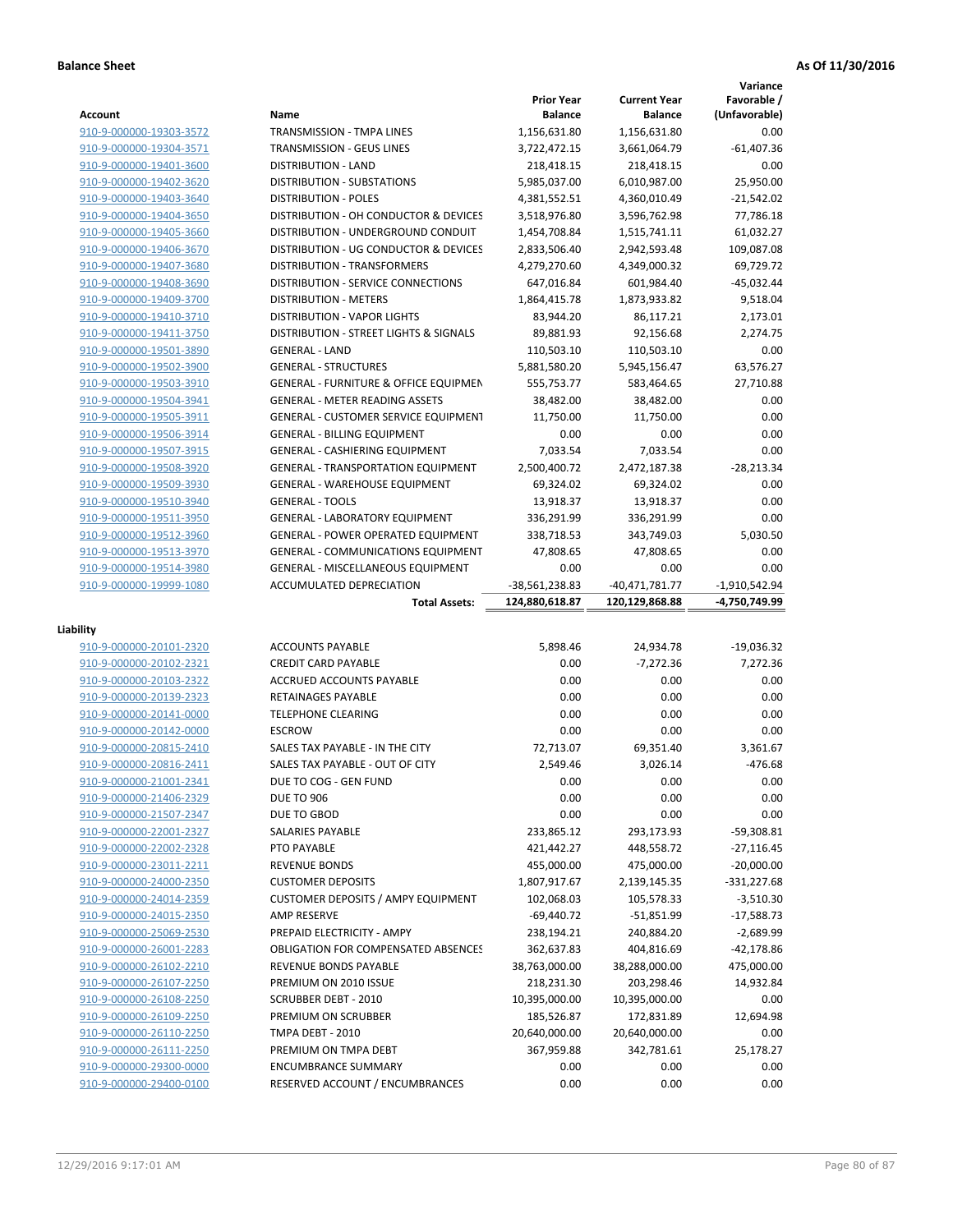**Balance Sheet** **As Of 11/30/2016**

| Account | Name | Prior Year Balance | Current Year Balance | Variance Favorable / (Unfavorable) |
|---|---|---|---|---|
| 910-9-000000-19303-3572 | TRANSMISSION - TMPA LINES | 1,156,631.80 | 1,156,631.80 | 0.00 |
| 910-9-000000-19304-3571 | TRANSMISSION - GEUS LINES | 3,722,472.15 | 3,661,064.79 | -61,407.36 |
| 910-9-000000-19401-3600 | DISTRIBUTION - LAND | 218,418.15 | 218,418.15 | 0.00 |
| 910-9-000000-19402-3620 | DISTRIBUTION - SUBSTATIONS | 5,985,037.00 | 6,010,987.00 | 25,950.00 |
| 910-9-000000-19403-3640 | DISTRIBUTION - POLES | 4,381,552.51 | 4,360,010.49 | -21,542.02 |
| 910-9-000000-19404-3650 | DISTRIBUTION - OH CONDUCTOR & DEVICES | 3,518,976.80 | 3,596,762.98 | 77,786.18 |
| 910-9-000000-19405-3660 | DISTRIBUTION - UNDERGROUND CONDUIT | 1,454,708.84 | 1,515,741.11 | 61,032.27 |
| 910-9-000000-19406-3670 | DISTRIBUTION - UG CONDUCTOR & DEVICES | 2,833,506.40 | 2,942,593.48 | 109,087.08 |
| 910-9-000000-19407-3680 | DISTRIBUTION - TRANSFORMERS | 4,279,270.60 | 4,349,000.32 | 69,729.72 |
| 910-9-000000-19408-3690 | DISTRIBUTION - SERVICE CONNECTIONS | 647,016.84 | 601,984.40 | -45,032.44 |
| 910-9-000000-19409-3700 | DISTRIBUTION - METERS | 1,864,415.78 | 1,873,933.82 | 9,518.04 |
| 910-9-000000-19410-3710 | DISTRIBUTION - VAPOR LIGHTS | 83,944.20 | 86,117.21 | 2,173.01 |
| 910-9-000000-19411-3750 | DISTRIBUTION - STREET LIGHTS & SIGNALS | 89,881.93 | 92,156.68 | 2,274.75 |
| 910-9-000000-19501-3890 | GENERAL - LAND | 110,503.10 | 110,503.10 | 0.00 |
| 910-9-000000-19502-3900 | GENERAL - STRUCTURES | 5,881,580.20 | 5,945,156.47 | 63,576.27 |
| 910-9-000000-19503-3910 | GENERAL - FURNITURE & OFFICE EQUIPMEN | 555,753.77 | 583,464.65 | 27,710.88 |
| 910-9-000000-19504-3941 | GENERAL - METER READING ASSETS | 38,482.00 | 38,482.00 | 0.00 |
| 910-9-000000-19505-3911 | GENERAL - CUSTOMER SERVICE EQUIPMENT | 11,750.00 | 11,750.00 | 0.00 |
| 910-9-000000-19506-3914 | GENERAL - BILLING EQUIPMENT | 0.00 | 0.00 | 0.00 |
| 910-9-000000-19507-3915 | GENERAL - CASHIERING EQUIPMENT | 7,033.54 | 7,033.54 | 0.00 |
| 910-9-000000-19508-3920 | GENERAL - TRANSPORTATION EQUIPMENT | 2,500,400.72 | 2,472,187.38 | -28,213.34 |
| 910-9-000000-19509-3930 | GENERAL - WAREHOUSE EQUIPMENT | 69,324.02 | 69,324.02 | 0.00 |
| 910-9-000000-19510-3940 | GENERAL - TOOLS | 13,918.37 | 13,918.37 | 0.00 |
| 910-9-000000-19511-3950 | GENERAL - LABORATORY EQUIPMENT | 336,291.99 | 336,291.99 | 0.00 |
| 910-9-000000-19512-3960 | GENERAL - POWER OPERATED EQUIPMENT | 338,718.53 | 343,749.03 | 5,030.50 |
| 910-9-000000-19513-3970 | GENERAL - COMMUNICATIONS EQUIPMENT | 47,808.65 | 47,808.65 | 0.00 |
| 910-9-000000-19514-3980 | GENERAL - MISCELLANEOUS EQUIPMENT | 0.00 | 0.00 | 0.00 |
| 910-9-000000-19999-1080 | ACCUMULATED DEPRECIATION | -38,561,238.83 | -40,471,781.77 | -1,910,542.94 |
| | **Total Assets:** | **124,880,618.87** | **120,129,868.88** | **-4,750,749.99** |

**Liability**

| Account | Name | Prior Year Balance | Current Year Balance | Variance Favorable / (Unfavorable) |
|---|---|---|---|---|
| 910-9-000000-20101-2320 | ACCOUNTS PAYABLE | 5,898.46 | 24,934.78 | -19,036.32 |
| 910-9-000000-20102-2321 | CREDIT CARD PAYABLE | 0.00 | -7,272.36 | 7,272.36 |
| 910-9-000000-20103-2322 | ACCRUED ACCOUNTS PAYABLE | 0.00 | 0.00 | 0.00 |
| 910-9-000000-20139-2323 | RETAINAGES PAYABLE | 0.00 | 0.00 | 0.00 |
| 910-9-000000-20141-0000 | TELEPHONE CLEARING | 0.00 | 0.00 | 0.00 |
| 910-9-000000-20142-0000 | ESCROW | 0.00 | 0.00 | 0.00 |
| 910-9-000000-20815-2410 | SALES TAX PAYABLE - IN THE CITY | 72,713.07 | 69,351.40 | 3,361.67 |
| 910-9-000000-20816-2411 | SALES TAX PAYABLE - OUT OF CITY | 2,549.46 | 3,026.14 | -476.68 |
| 910-9-000000-21001-2341 | DUE TO COG - GEN FUND | 0.00 | 0.00 | 0.00 |
| 910-9-000000-21406-2329 | DUE TO 906 | 0.00 | 0.00 | 0.00 |
| 910-9-000000-21507-2347 | DUE TO GBOD | 0.00 | 0.00 | 0.00 |
| 910-9-000000-22001-2327 | SALARIES PAYABLE | 233,865.12 | 293,173.93 | -59,308.81 |
| 910-9-000000-22002-2328 | PTO PAYABLE | 421,442.27 | 448,558.72 | -27,116.45 |
| 910-9-000000-23011-2211 | REVENUE BONDS | 455,000.00 | 475,000.00 | -20,000.00 |
| 910-9-000000-24000-2350 | CUSTOMER DEPOSITS | 1,807,917.67 | 2,139,145.35 | -331,227.68 |
| 910-9-000000-24014-2359 | CUSTOMER DEPOSITS / AMPY EQUIPMENT | 102,068.03 | 105,578.33 | -3,510.30 |
| 910-9-000000-24015-2350 | AMP RESERVE | -69,440.72 | -51,851.99 | -17,588.73 |
| 910-9-000000-25069-2530 | PREPAID ELECTRICITY - AMPY | 238,194.21 | 240,884.20 | -2,689.99 |
| 910-9-000000-26001-2283 | OBLIGATION FOR COMPENSATED ABSENCES | 362,637.83 | 404,816.69 | -42,178.86 |
| 910-9-000000-26102-2210 | REVENUE BONDS PAYABLE | 38,763,000.00 | 38,288,000.00 | 475,000.00 |
| 910-9-000000-26107-2250 | PREMIUM ON 2010 ISSUE | 218,231.30 | 203,298.46 | 14,932.84 |
| 910-9-000000-26108-2250 | SCRUBBER DEBT - 2010 | 10,395,000.00 | 10,395,000.00 | 0.00 |
| 910-9-000000-26109-2250 | PREMIUM ON SCRUBBER | 185,526.87 | 172,831.89 | 12,694.98 |
| 910-9-000000-26110-2250 | TMPA DEBT - 2010 | 20,640,000.00 | 20,640,000.00 | 0.00 |
| 910-9-000000-26111-2250 | PREMIUM ON TMPA DEBT | 367,959.88 | 342,781.61 | 25,178.27 |
| 910-9-000000-29300-0000 | ENCUMBRANCE SUMMARY | 0.00 | 0.00 | 0.00 |
| 910-9-000000-29400-0100 | RESERVED ACCOUNT / ENCUMBRANCES | 0.00 | 0.00 | 0.00 |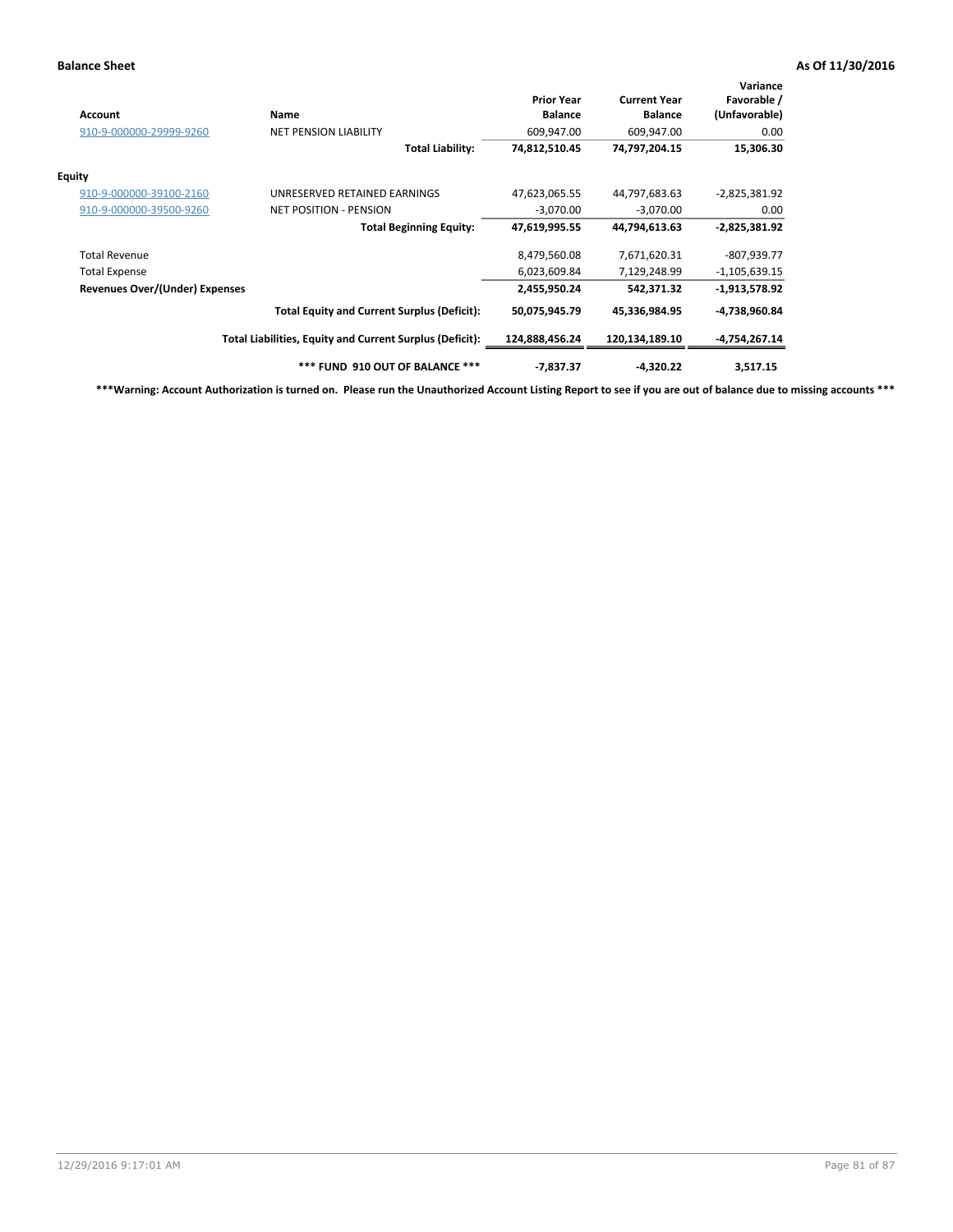**Balance Sheet** **As Of 11/30/2016**

| Account | Name | Prior Year Balance | Current Year Balance | Variance Favorable / (Unfavorable) |
|---|---|---|---|---|
| 910-9-000000-29999-9260 | NET PENSION LIABILITY | 609,947.00 | 609,947.00 | 0.00 |
| | **Total Liability:** | **74,812,510.45** | **74,797,204.15** | **15,306.30** |
| **Equity** | | | | |
| 910-9-000000-39100-2160 | UNRESERVED RETAINED EARNINGS | 47,623,065.55 | 44,797,683.63 | -2,825,381.92 |
| 910-9-000000-39500-9260 | NET POSITION - PENSION | -3,070.00 | -3,070.00 | 0.00 |
| | **Total Beginning Equity:** | **47,619,995.55** | **44,794,613.63** | **-2,825,381.92** |
| Total Revenue | | 8,479,560.08 | 7,671,620.31 | -807,939.77 |
| Total Expense | | 6,023,609.84 | 7,129,248.99 | -1,105,639.15 |
| **Revenues Over/(Under) Expenses** | | **2,455,950.24** | **542,371.32** | **-1,913,578.92** |
| | **Total Equity and Current Surplus (Deficit):** | **50,075,945.79** | **45,336,984.95** | **-4,738,960.84** |
| | **Total Liabilities, Equity and Current Surplus (Deficit):** | **124,888,456.24** | **120,134,189.10** | **-4,754,267.14** |
| | **\*\*\* FUND 910 OUT OF BALANCE \*\*\*** | **-7,837.37** | **-4,320.22** | **3,517.15** |

**\*\*\*Warning: Account Authorization is turned on. Please run the Unauthorized Account Listing Report to see if you are out of balance due to missing accounts \*\*\***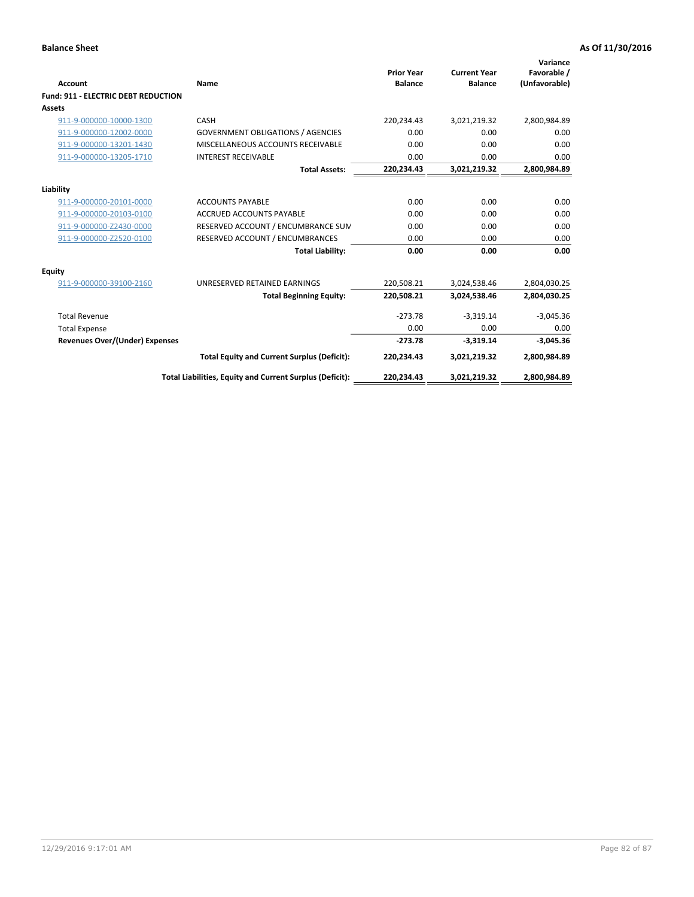**Balance Sheet** **As Of 11/30/2016**

| Account | Name | Prior Year Balance | Current Year Balance | Variance Favorable / (Unfavorable) |
|---|---|---|---|---|
| **Fund: 911 - ELECTRIC DEBT REDUCTION** | | | | |
| **Assets** | | | | |
| 911-9-000000-10000-1300 | CASH | 220,234.43 | 3,021,219.32 | 2,800,984.89 |
| 911-9-000000-12002-0000 | GOVERNMENT OBLIGATIONS / AGENCIES | 0.00 | 0.00 | 0.00 |
| 911-9-000000-13201-1430 | MISCELLANEOUS ACCOUNTS RECEIVABLE | 0.00 | 0.00 | 0.00 |
| 911-9-000000-13205-1710 | INTEREST RECEIVABLE | 0.00 | 0.00 | 0.00 |
| | **Total Assets:** | **220,234.43** | **3,021,219.32** | **2,800,984.89** |
| **Liability** | | | | |
| 911-9-000000-20101-0000 | ACCOUNTS PAYABLE | 0.00 | 0.00 | 0.00 |
| 911-9-000000-20103-0100 | ACCRUED ACCOUNTS PAYABLE | 0.00 | 0.00 | 0.00 |
| 911-9-000000-Z2430-0000 | RESERVED ACCOUNT / ENCUMBRANCE SUM | 0.00 | 0.00 | 0.00 |
| 911-9-000000-Z2520-0100 | RESERVED ACCOUNT / ENCUMBRANCES | 0.00 | 0.00 | 0.00 |
| | **Total Liability:** | **0.00** | **0.00** | **0.00** |
| **Equity** | | | | |
| 911-9-000000-39100-2160 | UNRESERVED RETAINED EARNINGS | 220,508.21 | 3,024,538.46 | 2,804,030.25 |
| | **Total Beginning Equity:** | **220,508.21** | **3,024,538.46** | **2,804,030.25** |
| Total Revenue | | -273.78 | -3,319.14 | -3,045.36 |
| Total Expense | | 0.00 | 0.00 | 0.00 |
| **Revenues Over/(Under) Expenses** | | **-273.78** | **-3,319.14** | **-3,045.36** |
| | **Total Equity and Current Surplus (Deficit):** | **220,234.43** | **3,021,219.32** | **2,800,984.89** |
| | **Total Liabilities, Equity and Current Surplus (Deficit):** | **220,234.43** | **3,021,219.32** | **2,800,984.89** |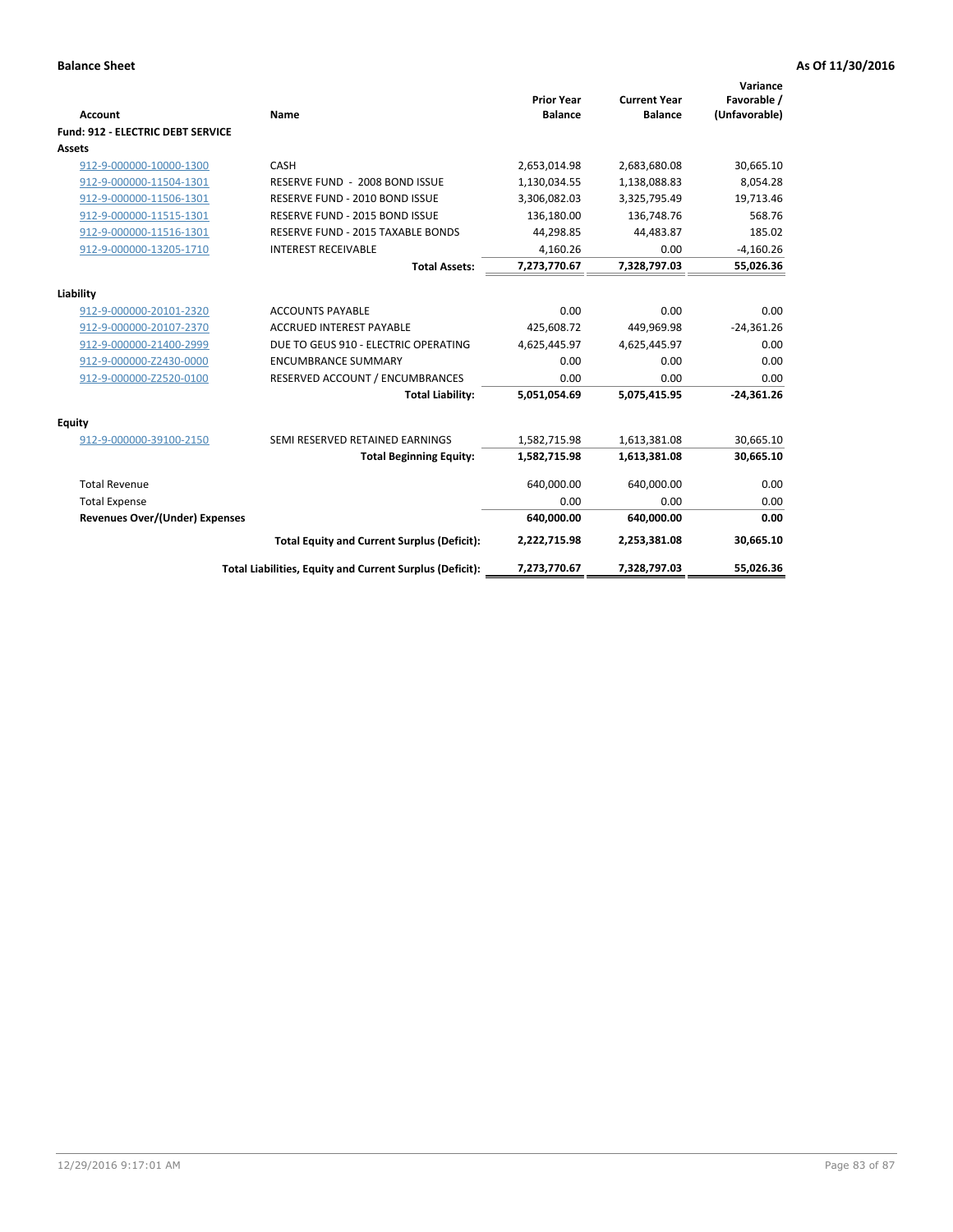**Balance Sheet** **As Of 11/30/2016**

| Account | Name | Prior Year Balance | Current Year Balance | Variance Favorable / (Unfavorable) |
|---|---|---|---|---|
| **Fund: 912 - ELECTRIC DEBT SERVICE** | | | | |
| **Assets** | | | | |
| 912-9-000000-10000-1300 | CASH | 2,653,014.98 | 2,683,680.08 | 30,665.10 |
| 912-9-000000-11504-1301 | RESERVE FUND - 2008 BOND ISSUE | 1,130,034.55 | 1,138,088.83 | 8,054.28 |
| 912-9-000000-11506-1301 | RESERVE FUND - 2010 BOND ISSUE | 3,306,082.03 | 3,325,795.49 | 19,713.46 |
| 912-9-000000-11515-1301 | RESERVE FUND - 2015 BOND ISSUE | 136,180.00 | 136,748.76 | 568.76 |
| 912-9-000000-11516-1301 | RESERVE FUND - 2015 TAXABLE BONDS | 44,298.85 | 44,483.87 | 185.02 |
| 912-9-000000-13205-1710 | INTEREST RECEIVABLE | 4,160.26 | 0.00 | -4,160.26 |
| | **Total Assets:** | **7,273,770.67** | **7,328,797.03** | **55,026.36** |
| **Liability** | | | | |
| 912-9-000000-20101-2320 | ACCOUNTS PAYABLE | 0.00 | 0.00 | 0.00 |
| 912-9-000000-20107-2370 | ACCRUED INTEREST PAYABLE | 425,608.72 | 449,969.98 | -24,361.26 |
| 912-9-000000-21400-2999 | DUE TO GEUS 910 - ELECTRIC OPERATING | 4,625,445.97 | 4,625,445.97 | 0.00 |
| 912-9-000000-Z2430-0000 | ENCUMBRANCE SUMMARY | 0.00 | 0.00 | 0.00 |
| 912-9-000000-Z2520-0100 | RESERVED ACCOUNT / ENCUMBRANCES | 0.00 | 0.00 | 0.00 |
| | **Total Liability:** | **5,051,054.69** | **5,075,415.95** | **-24,361.26** |
| **Equity** | | | | |
| 912-9-000000-39100-2150 | SEMI RESERVED RETAINED EARNINGS | 1,582,715.98 | 1,613,381.08 | 30,665.10 |
| | **Total Beginning Equity:** | **1,582,715.98** | **1,613,381.08** | **30,665.10** |
| Total Revenue | | 640,000.00 | 640,000.00 | 0.00 |
| Total Expense | | 0.00 | 0.00 | 0.00 |
| **Revenues Over/(Under) Expenses** | | **640,000.00** | **640,000.00** | **0.00** |
| | **Total Equity and Current Surplus (Deficit):** | **2,222,715.98** | **2,253,381.08** | **30,665.10** |
| | **Total Liabilities, Equity and Current Surplus (Deficit):** | **7,273,770.67** | **7,328,797.03** | **55,026.36** |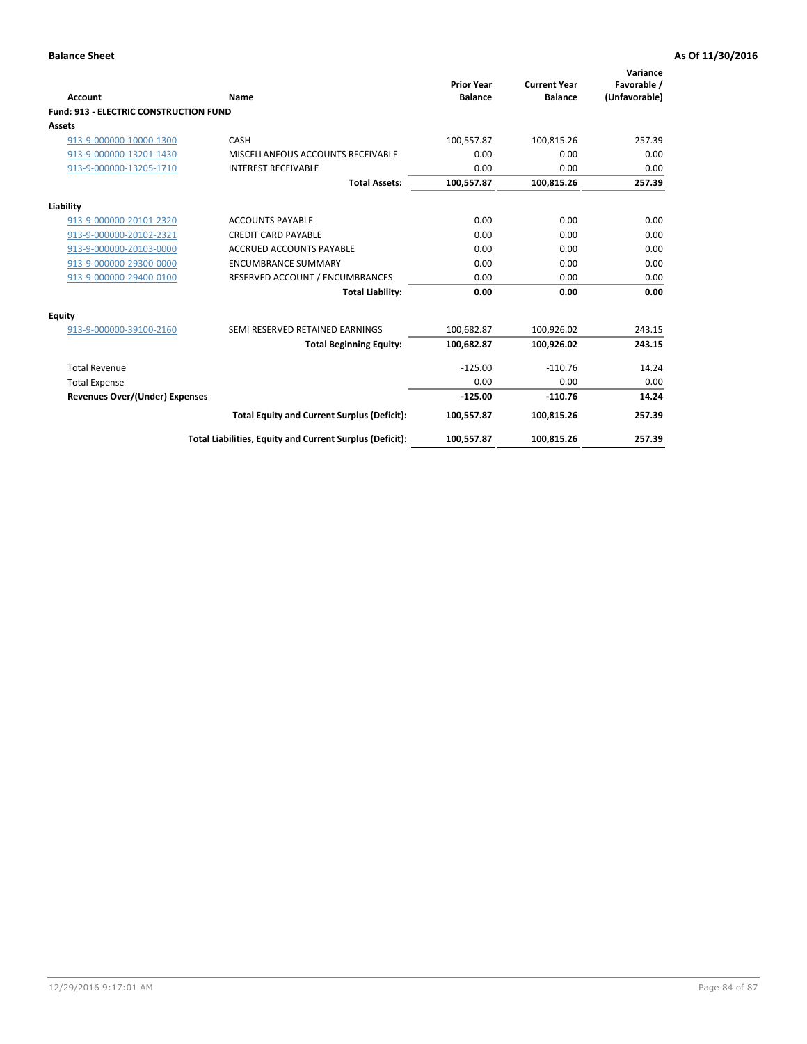**Balance Sheet** **As Of 11/30/2016**

| Account | Name | Prior Year Balance | Current Year Balance | Variance Favorable / (Unfavorable) |
|---|---|---|---|---|
| **Fund: 913 - ELECTRIC CONSTRUCTION FUND** | | | | |
| **Assets** | | | | |
| 913-9-000000-10000-1300 | CASH | 100,557.87 | 100,815.26 | 257.39 |
| 913-9-000000-13201-1430 | MISCELLANEOUS ACCOUNTS RECEIVABLE | 0.00 | 0.00 | 0.00 |
| 913-9-000000-13205-1710 | INTEREST RECEIVABLE | 0.00 | 0.00 | 0.00 |
| | **Total Assets:** | **100,557.87** | **100,815.26** | **257.39** |
| **Liability** | | | | |
| 913-9-000000-20101-2320 | ACCOUNTS PAYABLE | 0.00 | 0.00 | 0.00 |
| 913-9-000000-20102-2321 | CREDIT CARD PAYABLE | 0.00 | 0.00 | 0.00 |
| 913-9-000000-20103-0000 | ACCRUED ACCOUNTS PAYABLE | 0.00 | 0.00 | 0.00 |
| 913-9-000000-29300-0000 | ENCUMBRANCE SUMMARY | 0.00 | 0.00 | 0.00 |
| 913-9-000000-29400-0100 | RESERVED ACCOUNT / ENCUMBRANCES | 0.00 | 0.00 | 0.00 |
| | **Total Liability:** | **0.00** | **0.00** | **0.00** |
| **Equity** | | | | |
| 913-9-000000-39100-2160 | SEMI RESERVED RETAINED EARNINGS | 100,682.87 | 100,926.02 | 243.15 |
| | **Total Beginning Equity:** | **100,682.87** | **100,926.02** | **243.15** |
| Total Revenue | | -125.00 | -110.76 | 14.24 |
| Total Expense | | 0.00 | 0.00 | 0.00 |
| **Revenues Over/(Under) Expenses** | | **-125.00** | **-110.76** | **14.24** |
| | **Total Equity and Current Surplus (Deficit):** | **100,557.87** | **100,815.26** | **257.39** |
| | **Total Liabilities, Equity and Current Surplus (Deficit):** | **100,557.87** | **100,815.26** | **257.39** |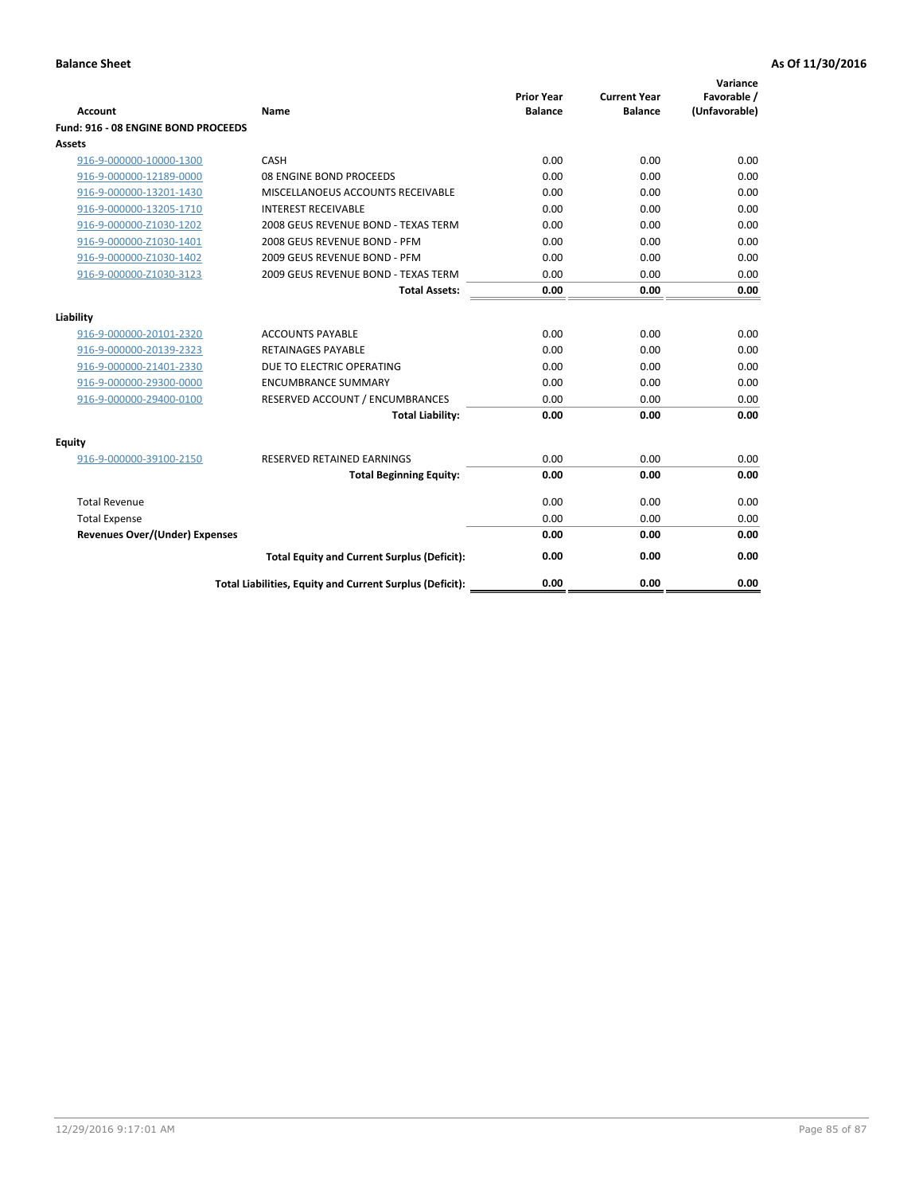**Balance Sheet** **As Of 11/30/2016**

| Account | Name | Prior Year Balance | Current Year Balance | Variance Favorable / (Unfavorable) |
|---|---|---|---|---|
| **Fund: 916 - 08 ENGINE BOND PROCEEDS** | | | | |
| **Assets** | | | | |
| 916-9-000000-10000-1300 | CASH | 0.00 | 0.00 | 0.00 |
| 916-9-000000-12189-0000 | 08 ENGINE BOND PROCEEDS | 0.00 | 0.00 | 0.00 |
| 916-9-000000-13201-1430 | MISCELLANOEUS ACCOUNTS RECEIVABLE | 0.00 | 0.00 | 0.00 |
| 916-9-000000-13205-1710 | INTEREST RECEIVABLE | 0.00 | 0.00 | 0.00 |
| 916-9-000000-Z1030-1202 | 2008 GEUS REVENUE BOND - TEXAS TERM | 0.00 | 0.00 | 0.00 |
| 916-9-000000-Z1030-1401 | 2008 GEUS REVENUE BOND - PFM | 0.00 | 0.00 | 0.00 |
| 916-9-000000-Z1030-1402 | 2009 GEUS REVENUE BOND - PFM | 0.00 | 0.00 | 0.00 |
| 916-9-000000-Z1030-3123 | 2009 GEUS REVENUE BOND - TEXAS TERM | 0.00 | 0.00 | 0.00 |
| | **Total Assets:** | **0.00** | **0.00** | **0.00** |
| **Liability** | | | | |
| 916-9-000000-20101-2320 | ACCOUNTS PAYABLE | 0.00 | 0.00 | 0.00 |
| 916-9-000000-20139-2323 | RETAINAGES PAYABLE | 0.00 | 0.00 | 0.00 |
| 916-9-000000-21401-2330 | DUE TO ELECTRIC OPERATING | 0.00 | 0.00 | 0.00 |
| 916-9-000000-29300-0000 | ENCUMBRANCE SUMMARY | 0.00 | 0.00 | 0.00 |
| 916-9-000000-29400-0100 | RESERVED ACCOUNT / ENCUMBRANCES | 0.00 | 0.00 | 0.00 |
| | **Total Liability:** | **0.00** | **0.00** | **0.00** |
| **Equity** | | | | |
| 916-9-000000-39100-2150 | RESERVED RETAINED EARNINGS | 0.00 | 0.00 | 0.00 |
| | **Total Beginning Equity:** | **0.00** | **0.00** | **0.00** |
| Total Revenue | | 0.00 | 0.00 | 0.00 |
| Total Expense | | 0.00 | 0.00 | 0.00 |
| **Revenues Over/(Under) Expenses** | | **0.00** | **0.00** | **0.00** |
| | **Total Equity and Current Surplus (Deficit):** | **0.00** | **0.00** | **0.00** |
| | **Total Liabilities, Equity and Current Surplus (Deficit):** | **0.00** | **0.00** | **0.00** |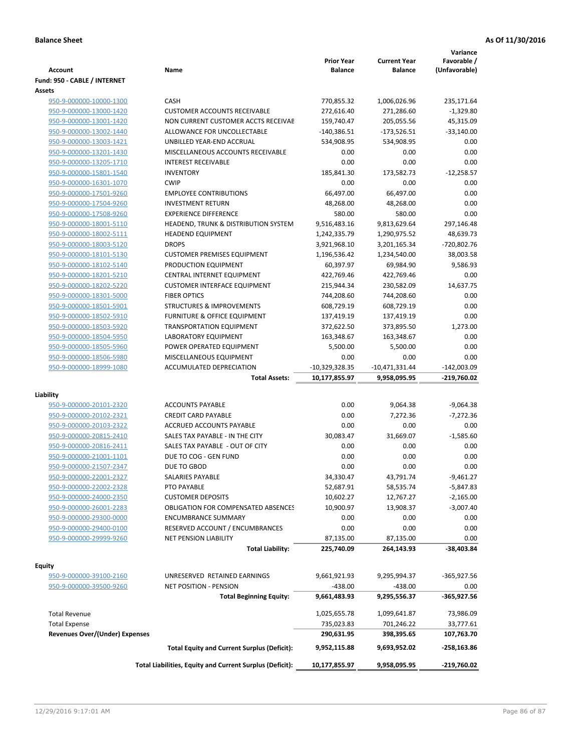**Balance Sheet** — As Of 11/30/2016

| Account | Name | Prior Year Balance | Current Year Balance | Variance Favorable / (Unfavorable) |
|---|---|---|---|---|
| **Fund: 950 - CABLE / INTERNET** | | | | |
| **Assets** | | | | |
| 950-9-000000-10000-1300 | CASH | 770,855.32 | 1,006,026.96 | 235,171.64 |
| 950-9-000000-13000-1420 | CUSTOMER ACCOUNTS RECEIVABLE | 272,616.40 | 271,286.60 | -1,329.80 |
| 950-9-000000-13001-1420 | NON CURRENT CUSTOMER ACCTS RECEIVAE | 159,740.47 | 205,055.56 | 45,315.09 |
| 950-9-000000-13002-1440 | ALLOWANCE FOR UNCOLLECTABLE | -140,386.51 | -173,526.51 | -33,140.00 |
| 950-9-000000-13003-1421 | UNBILLED YEAR-END ACCRUAL | 534,908.95 | 534,908.95 | 0.00 |
| 950-9-000000-13201-1430 | MISCELLANEOUS ACCOUNTS RECEIVABLE | 0.00 | 0.00 | 0.00 |
| 950-9-000000-13205-1710 | INTEREST RECEIVABLE | 0.00 | 0.00 | 0.00 |
| 950-9-000000-15801-1540 | INVENTORY | 185,841.30 | 173,582.73 | -12,258.57 |
| 950-9-000000-16301-1070 | CWIP | 0.00 | 0.00 | 0.00 |
| 950-9-000000-17501-9260 | EMPLOYEE CONTRIBUTIONS | 66,497.00 | 66,497.00 | 0.00 |
| 950-9-000000-17504-9260 | INVESTMENT RETURN | 48,268.00 | 48,268.00 | 0.00 |
| 950-9-000000-17508-9260 | EXPERIENCE DIFFERENCE | 580.00 | 580.00 | 0.00 |
| 950-9-000000-18001-5110 | HEADEND, TRUNK & DISTRIBUTION SYSTEM | 9,516,483.16 | 9,813,629.64 | 297,146.48 |
| 950-9-000000-18002-5111 | HEADEND EQUIPMENT | 1,242,335.79 | 1,290,975.52 | 48,639.73 |
| 950-9-000000-18003-5120 | DROPS | 3,921,968.10 | 3,201,165.34 | -720,802.76 |
| 950-9-000000-18101-5130 | CUSTOMER PREMISES EQUIPMENT | 1,196,536.42 | 1,234,540.00 | 38,003.58 |
| 950-9-000000-18102-5140 | PRODUCTION EQUIPMENT | 60,397.97 | 69,984.90 | 9,586.93 |
| 950-9-000000-18201-5210 | CENTRAL INTERNET EQUIPMENT | 422,769.46 | 422,769.46 | 0.00 |
| 950-9-000000-18202-5220 | CUSTOMER INTERFACE EQUIPMENT | 215,944.34 | 230,582.09 | 14,637.75 |
| 950-9-000000-18301-5000 | FIBER OPTICS | 744,208.60 | 744,208.60 | 0.00 |
| 950-9-000000-18501-5901 | STRUCTURES & IMPROVEMENTS | 608,729.19 | 608,729.19 | 0.00 |
| 950-9-000000-18502-5910 | FURNITURE & OFFICE EQUIPMENT | 137,419.19 | 137,419.19 | 0.00 |
| 950-9-000000-18503-5920 | TRANSPORTATION EQUIPMENT | 372,622.50 | 373,895.50 | 1,273.00 |
| 950-9-000000-18504-5950 | LABORATORY EQUIPMENT | 163,348.67 | 163,348.67 | 0.00 |
| 950-9-000000-18505-5960 | POWER OPERATED EQUIPMENT | 5,500.00 | 5,500.00 | 0.00 |
| 950-9-000000-18506-5980 | MISCELLANEOUS EQUIPMENT | 0.00 | 0.00 | 0.00 |
| 950-9-000000-18999-1080 | ACCUMULATED DEPRECIATION | -10,329,328.35 | -10,471,331.44 | -142,003.09 |
| | **Total Assets:** | **10,177,855.97** | **9,958,095.95** | **-219,760.02** |
| **Liability** | | | | |
| 950-9-000000-20101-2320 | ACCOUNTS PAYABLE | 0.00 | 9,064.38 | -9,064.38 |
| 950-9-000000-20102-2321 | CREDIT CARD PAYABLE | 0.00 | 7,272.36 | -7,272.36 |
| 950-9-000000-20103-2322 | ACCRUED ACCOUNTS PAYABLE | 0.00 | 0.00 | 0.00 |
| 950-9-000000-20815-2410 | SALES TAX PAYABLE - IN THE CITY | 30,083.47 | 31,669.07 | -1,585.60 |
| 950-9-000000-20816-2411 | SALES TAX PAYABLE - OUT OF CITY | 0.00 | 0.00 | 0.00 |
| 950-9-000000-21001-1101 | DUE TO COG - GEN FUND | 0.00 | 0.00 | 0.00 |
| 950-9-000000-21507-2347 | DUE TO GBOD | 0.00 | 0.00 | 0.00 |
| 950-9-000000-22001-2327 | SALARIES PAYABLE | 34,330.47 | 43,791.74 | -9,461.27 |
| 950-9-000000-22002-2328 | PTO PAYABLE | 52,687.91 | 58,535.74 | -5,847.83 |
| 950-9-000000-24000-2350 | CUSTOMER DEPOSITS | 10,602.27 | 12,767.27 | -2,165.00 |
| 950-9-000000-26001-2283 | OBLIGATION FOR COMPENSATED ABSENCES | 10,900.97 | 13,908.37 | -3,007.40 |
| 950-9-000000-29300-0000 | ENCUMBRANCE SUMMARY | 0.00 | 0.00 | 0.00 |
| 950-9-000000-29400-0100 | RESERVED ACCOUNT / ENCUMBRANCES | 0.00 | 0.00 | 0.00 |
| 950-9-000000-29999-9260 | NET PENSION LIABILITY | 87,135.00 | 87,135.00 | 0.00 |
| | **Total Liability:** | **225,740.09** | **264,143.93** | **-38,403.84** |
| **Equity** | | | | |
| 950-9-000000-39100-2160 | UNRESERVED RETAINED EARNINGS | 9,661,921.93 | 9,295,994.37 | -365,927.56 |
| 950-9-000000-39500-9260 | NET POSITION - PENSION | -438.00 | -438.00 | 0.00 |
| | **Total Beginning Equity:** | **9,661,483.93** | **9,295,556.37** | **-365,927.56** |
| Total Revenue | | 1,025,655.78 | 1,099,641.87 | 73,986.09 |
| Total Expense | | 735,023.83 | 701,246.22 | 33,777.61 |
| **Revenues Over/(Under) Expenses** | | **290,631.95** | **398,395.65** | **107,763.70** |
| | **Total Equity and Current Surplus (Deficit):** | **9,952,115.88** | **9,693,952.02** | **-258,163.86** |
| | **Total Liabilities, Equity and Current Surplus (Deficit):** | **10,177,855.97** | **9,958,095.95** | **-219,760.02** |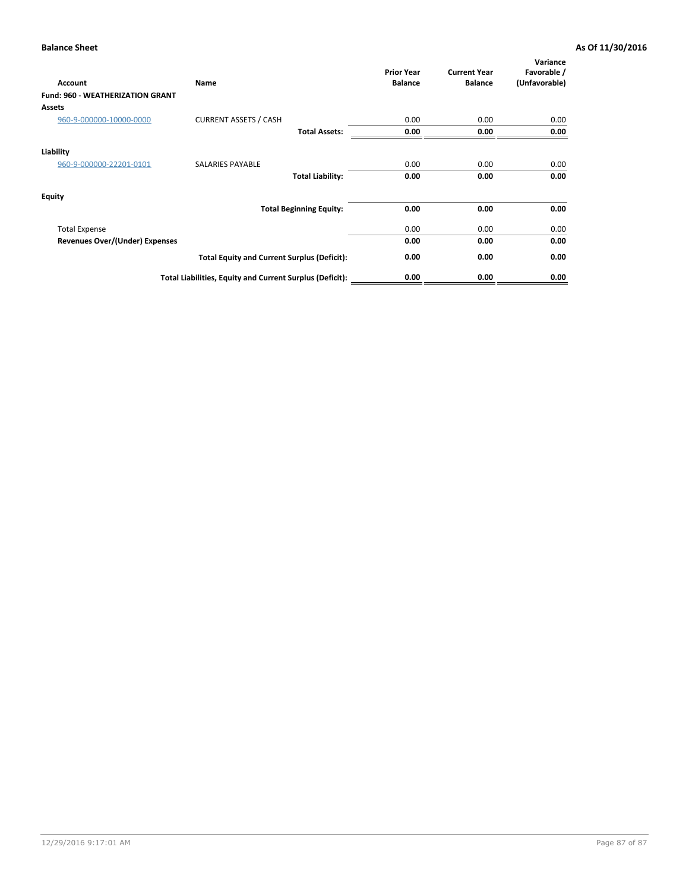| Account | Name | Prior Year Balance | Current Year Balance | Variance Favorable / (Unfavorable) |
|---|---|---|---|---|
| **Fund: 960 - WEATHERIZATION GRANT** | | | | |
| **Assets** | | | | |
| 960-9-000000-10000-0000 | CURRENT ASSETS / CASH | 0.00 | 0.00 | 0.00 |
| | **Total Assets:** | **0.00** | **0.00** | **0.00** |
| **Liability** | | | | |
| 960-9-000000-22201-0101 | SALARIES PAYABLE | 0.00 | 0.00 | 0.00 |
| | **Total Liability:** | **0.00** | **0.00** | **0.00** |
| **Equity** | | | | |
| | **Total Beginning Equity:** | **0.00** | **0.00** | **0.00** |
| Total Expense | | 0.00 | 0.00 | 0.00 |
| **Revenues Over/(Under) Expenses** | | **0.00** | **0.00** | **0.00** |
| | **Total Equity and Current Surplus (Deficit):** | **0.00** | **0.00** | **0.00** |
| | **Total Liabilities, Equity and Current Surplus (Deficit):** | **0.00** | **0.00** | **0.00** |